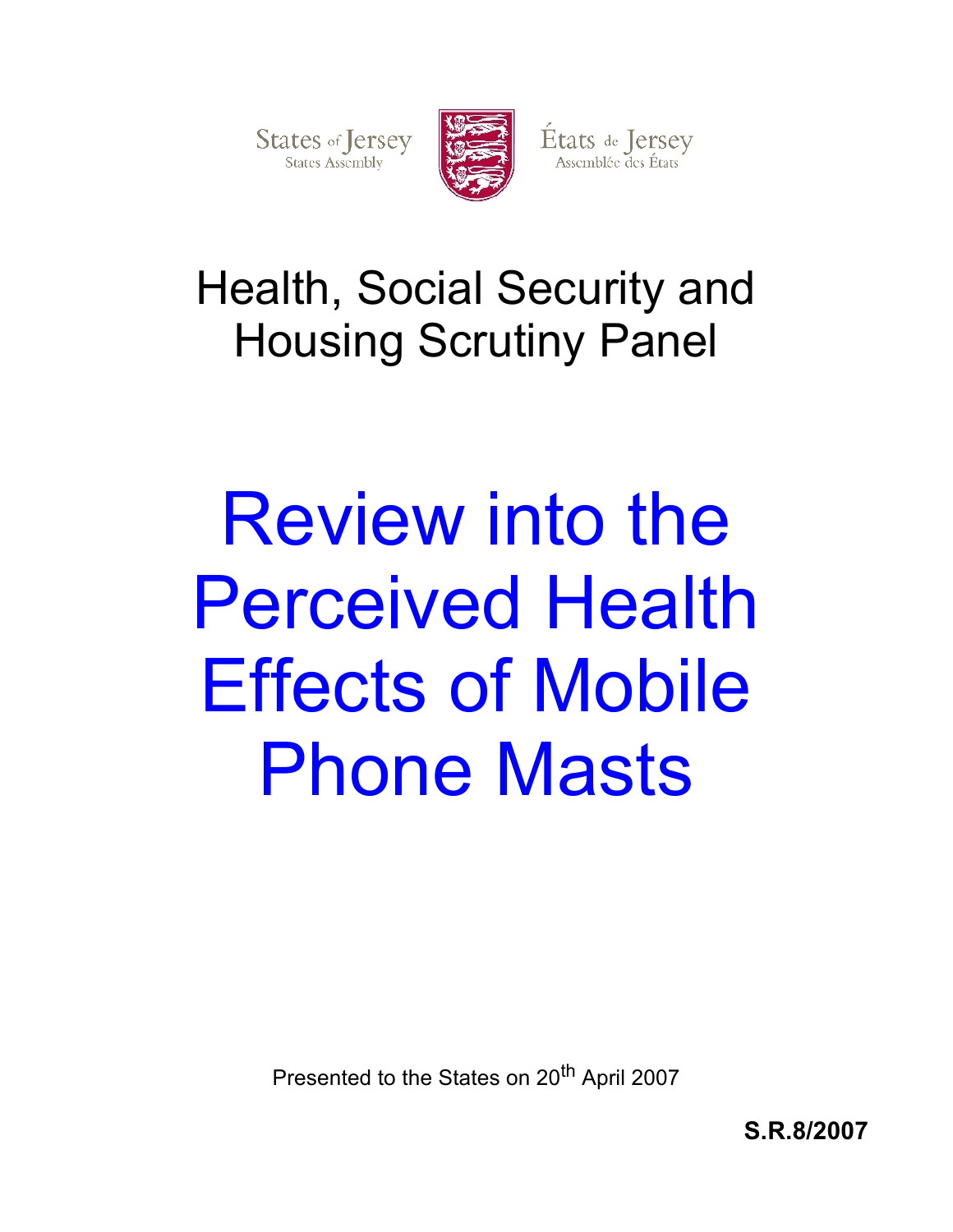States of Jersey
States Assembly

États de Jersey
Assemblée des États

# Health, Social Security and Housing Scrutiny Panel

# Review into the Perceived Health Effects of Mobile Phone Masts

Presented to the States on 20th April 2007

**S.R.8/2007**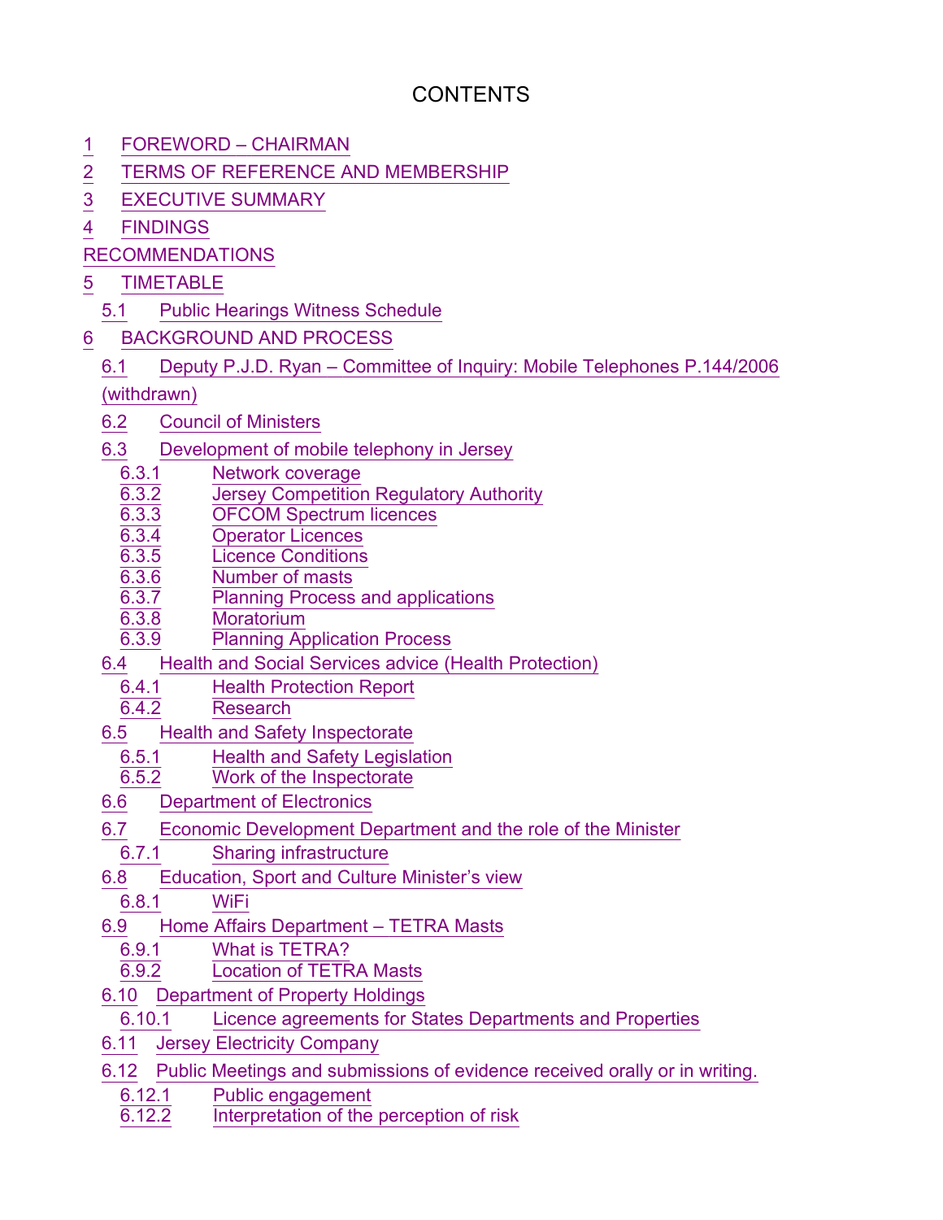# CONTENTS

- 1 FOREWORD – CHAIRMAN
- 2 TERMS OF REFERENCE AND MEMBERSHIP
- 3 EXECUTIVE SUMMARY
- 4 FINDINGS
- RECOMMENDATIONS
- 5 TIMETABLE
  - 5.1 Public Hearings Witness Schedule
- 6 BACKGROUND AND PROCESS
  - 6.1 Deputy P.J.D. Ryan – Committee of Inquiry: Mobile Telephones P.144/2006 (withdrawn)
  - 6.2 Council of Ministers
  - 6.3 Development of mobile telephony in Jersey
    - 6.3.1 Network coverage
    - 6.3.2 Jersey Competition Regulatory Authority
    - 6.3.3 OFCOM Spectrum licences
    - 6.3.4 Operator Licences
    - 6.3.5 Licence Conditions
    - 6.3.6 Number of masts
    - 6.3.7 Planning Process and applications
    - 6.3.8 Moratorium
    - 6.3.9 Planning Application Process
  - 6.4 Health and Social Services advice (Health Protection)
    - 6.4.1 Health Protection Report
    - 6.4.2 Research
  - 6.5 Health and Safety Inspectorate
    - 6.5.1 Health and Safety Legislation
    - 6.5.2 Work of the Inspectorate
  - 6.6 Department of Electronics
  - 6.7 Economic Development Department and the role of the Minister
    - 6.7.1 Sharing infrastructure
  - 6.8 Education, Sport and Culture Minister's view
    - 6.8.1 WiFi
  - 6.9 Home Affairs Department – TETRA Masts
    - 6.9.1 What is TETRA?
    - 6.9.2 Location of TETRA Masts
  - 6.10 Department of Property Holdings
    - 6.10.1 Licence agreements for States Departments and Properties
  - 6.11 Jersey Electricity Company
  - 6.12 Public Meetings and submissions of evidence received orally or in writing.
    - 6.12.1 Public engagement
    - 6.12.2 Interpretation of the perception of risk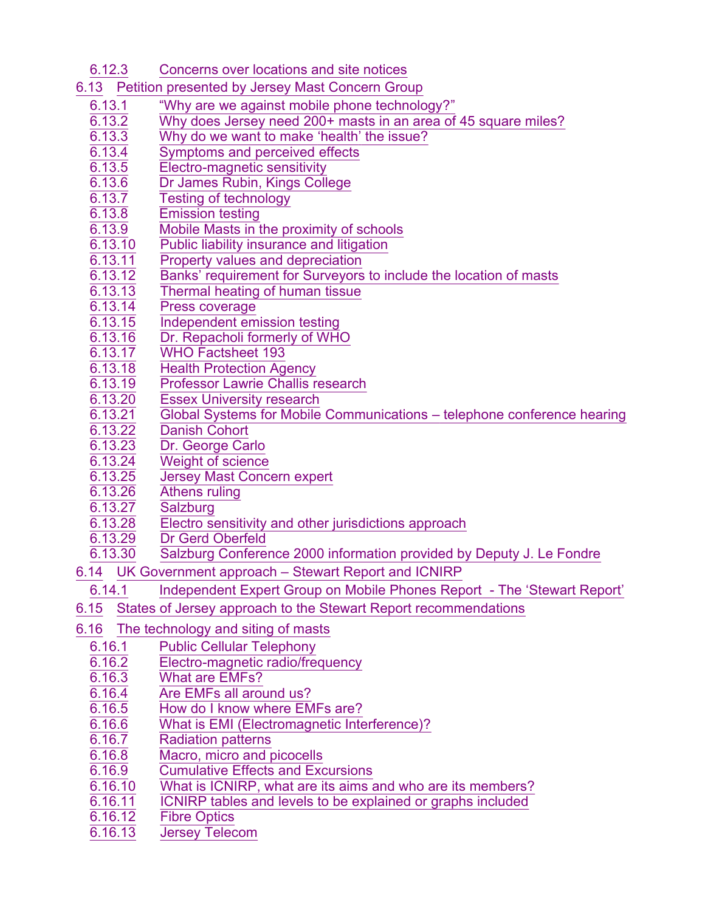- 6.12.3 Concerns over locations and site notices
- 6.13 Petition presented by Jersey Mast Concern Group
  - 6.13.1 "Why are we against mobile phone technology?"
  - 6.13.2 Why does Jersey need 200+ masts in an area of 45 square miles?
  - 6.13.3 Why do we want to make 'health' the issue?
  - 6.13.4 Symptoms and perceived effects
  - 6.13.5 Electro-magnetic sensitivity
  - 6.13.6 Dr James Rubin, Kings College
  - 6.13.7 Testing of technology
  - 6.13.8 Emission testing
  - 6.13.9 Mobile Masts in the proximity of schools
  - 6.13.10 Public liability insurance and litigation
  - 6.13.11 Property values and depreciation
  - 6.13.12 Banks' requirement for Surveyors to include the location of masts
  - 6.13.13 Thermal heating of human tissue
  - 6.13.14 Press coverage
  - 6.13.15 Independent emission testing
  - 6.13.16 Dr. Repacholi formerly of WHO
  - 6.13.17 WHO Factsheet 193
  - 6.13.18 Health Protection Agency
  - 6.13.19 Professor Lawrie Challis research
  - 6.13.20 Essex University research
  - 6.13.21 Global Systems for Mobile Communications – telephone conference hearing
  - 6.13.22 Danish Cohort
  - 6.13.23 Dr. George Carlo
  - 6.13.24 Weight of science
  - 6.13.25 Jersey Mast Concern expert
  - 6.13.26 Athens ruling
  - 6.13.27 Salzburg
  - 6.13.28 Electro sensitivity and other jurisdictions approach
  - 6.13.29 Dr Gerd Oberfeld
  - 6.13.30 Salzburg Conference 2000 information provided by Deputy J. Le Fondre
- 6.14 UK Government approach – Stewart Report and ICNIRP
  - 6.14.1 Independent Expert Group on Mobile Phones Report - The 'Stewart Report'
- 6.15 States of Jersey approach to the Stewart Report recommendations
- 6.16 The technology and siting of masts
  - 6.16.1 Public Cellular Telephony
  - 6.16.2 Electro-magnetic radio/frequency
  - 6.16.3 What are EMFs?
  - 6.16.4 Are EMFs all around us?
  - 6.16.5 How do I know where EMFs are?
  - 6.16.6 What is EMI (Electromagnetic Interference)?
  - 6.16.7 Radiation patterns
  - 6.16.8 Macro, micro and picocells
  - 6.16.9 Cumulative Effects and Excursions
  - 6.16.10 What is ICNIRP, what are its aims and who are its members?
  - 6.16.11 ICNIRP tables and levels to be explained or graphs included
  - 6.16.12 Fibre Optics
  - 6.16.13 Jersey Telecom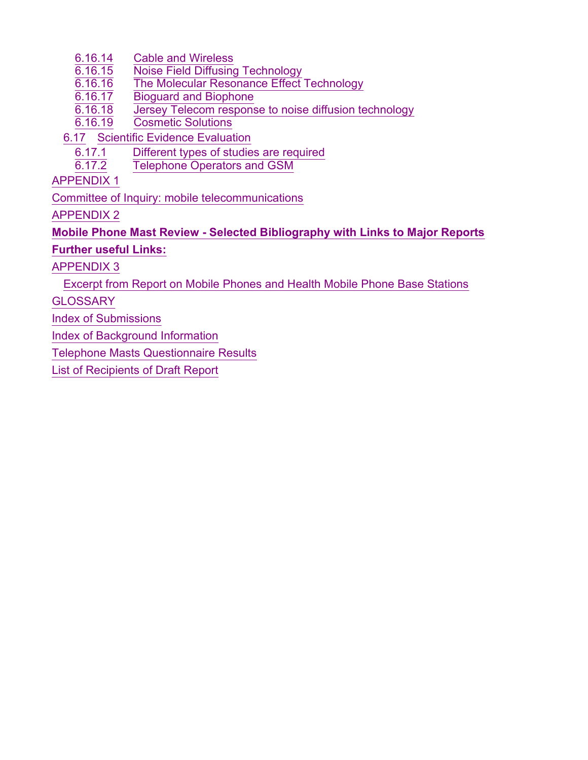- 6.16.14 Cable and Wireless
- 6.16.15 Noise Field Diffusing Technology
- 6.16.16 The Molecular Resonance Effect Technology
- 6.16.17 Bioguard and Biophone
- 6.16.18 Jersey Telecom response to noise diffusion technology
- 6.16.19 Cosmetic Solutions

6.17 Scientific Evidence Evaluation

- 6.17.1 Different types of studies are required
- 6.17.2 Telephone Operators and GSM

APPENDIX 1

Committee of Inquiry: mobile telecommunications

APPENDIX 2

**Mobile Phone Mast Review - Selected Bibliography with Links to Major Reports**

**Further useful Links:**

APPENDIX 3

Excerpt from Report on Mobile Phones and Health Mobile Phone Base Stations

GLOSSARY

Index of Submissions

Index of Background Information

Telephone Masts Questionnaire Results

List of Recipients of Draft Report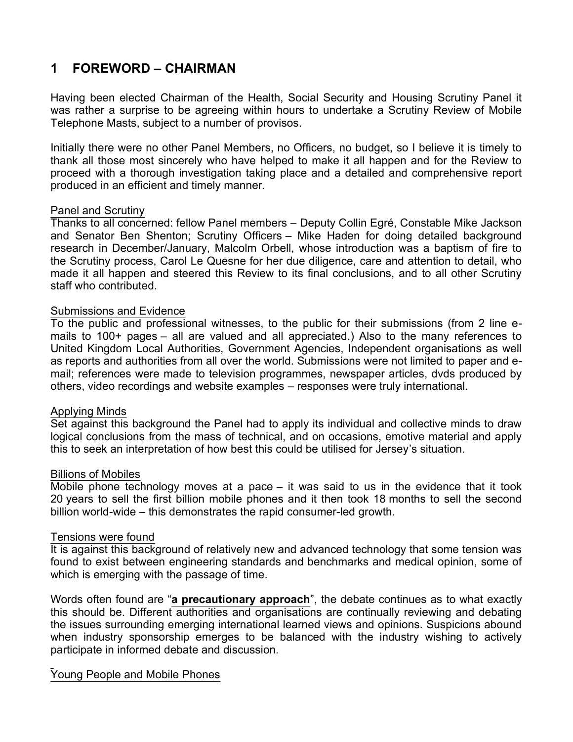# 1 FOREWORD – CHAIRMAN

Having been elected Chairman of the Health, Social Security and Housing Scrutiny Panel it was rather a surprise to be agreeing within hours to undertake a Scrutiny Review of Mobile Telephone Masts, subject to a number of provisos.

Initially there were no other Panel Members, no Officers, no budget, so I believe it is timely to thank all those most sincerely who have helped to make it all happen and for the Review to proceed with a thorough investigation taking place and a detailed and comprehensive report produced in an efficient and timely manner.

Panel and Scrutiny

Thanks to all concerned: fellow Panel members – Deputy Collin Egré, Constable Mike Jackson and Senator Ben Shenton; Scrutiny Officers – Mike Haden for doing detailed background research in December/January, Malcolm Orbell, whose introduction was a baptism of fire to the Scrutiny process, Carol Le Quesne for her due diligence, care and attention to detail, who made it all happen and steered this Review to its final conclusions, and to all other Scrutiny staff who contributed.

Submissions and Evidence

To the public and professional witnesses, to the public for their submissions (from 2 line e-mails to 100+ pages – all are valued and all appreciated.) Also to the many references to United Kingdom Local Authorities, Government Agencies, Independent organisations as well as reports and authorities from all over the world. Submissions were not limited to paper and e-mail; references were made to television programmes, newspaper articles, dvds produced by others, video recordings and website examples – responses were truly international.

Applying Minds

Set against this background the Panel had to apply its individual and collective minds to draw logical conclusions from the mass of technical, and on occasions, emotive material and apply this to seek an interpretation of how best this could be utilised for Jersey's situation.

Billions of Mobiles

Mobile phone technology moves at a pace – it was said to us in the evidence that it took 20 years to sell the first billion mobile phones and it then took 18 months to sell the second billion world-wide – this demonstrates the rapid consumer-led growth.

Tensions were found

It is against this background of relatively new and advanced technology that some tension was found to exist between engineering standards and benchmarks and medical opinion, some of which is emerging with the passage of time.

Words often found are "**a precautionary approach**", the debate continues as to what exactly this should be. Different authorities and organisations are continually reviewing and debating the issues surrounding emerging international learned views and opinions. Suspicions abound when industry sponsorship emerges to be balanced with the industry wishing to actively participate in informed debate and discussion.

Young People and Mobile Phones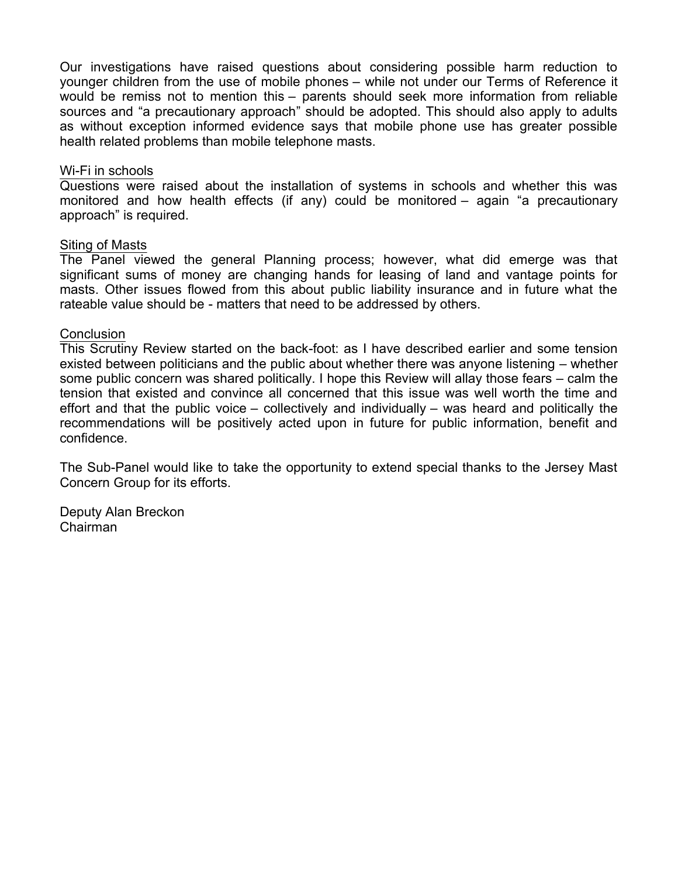Our investigations have raised questions about considering possible harm reduction to younger children from the use of mobile phones – while not under our Terms of Reference it would be remiss not to mention this – parents should seek more information from reliable sources and "a precautionary approach" should be adopted. This should also apply to adults as without exception informed evidence says that mobile phone use has greater possible health related problems than mobile telephone masts.

<u>Wi-Fi in schools</u>

Questions were raised about the installation of systems in schools and whether this was monitored and how health effects (if any) could be monitored – again "a precautionary approach" is required.

<u>Siting of Masts</u>

The Panel viewed the general Planning process; however, what did emerge was that significant sums of money are changing hands for leasing of land and vantage points for masts. Other issues flowed from this about public liability insurance and in future what the rateable value should be - matters that need to be addressed by others.

<u>Conclusion</u>

This Scrutiny Review started on the back-foot: as I have described earlier and some tension existed between politicians and the public about whether there was anyone listening – whether some public concern was shared politically. I hope this Review will allay those fears – calm the tension that existed and convince all concerned that this issue was well worth the time and effort and that the public voice – collectively and individually – was heard and politically the recommendations will be positively acted upon in future for public information, benefit and confidence.

The Sub-Panel would like to take the opportunity to extend special thanks to the Jersey Mast Concern Group for its efforts.

Deputy Alan Breckon
Chairman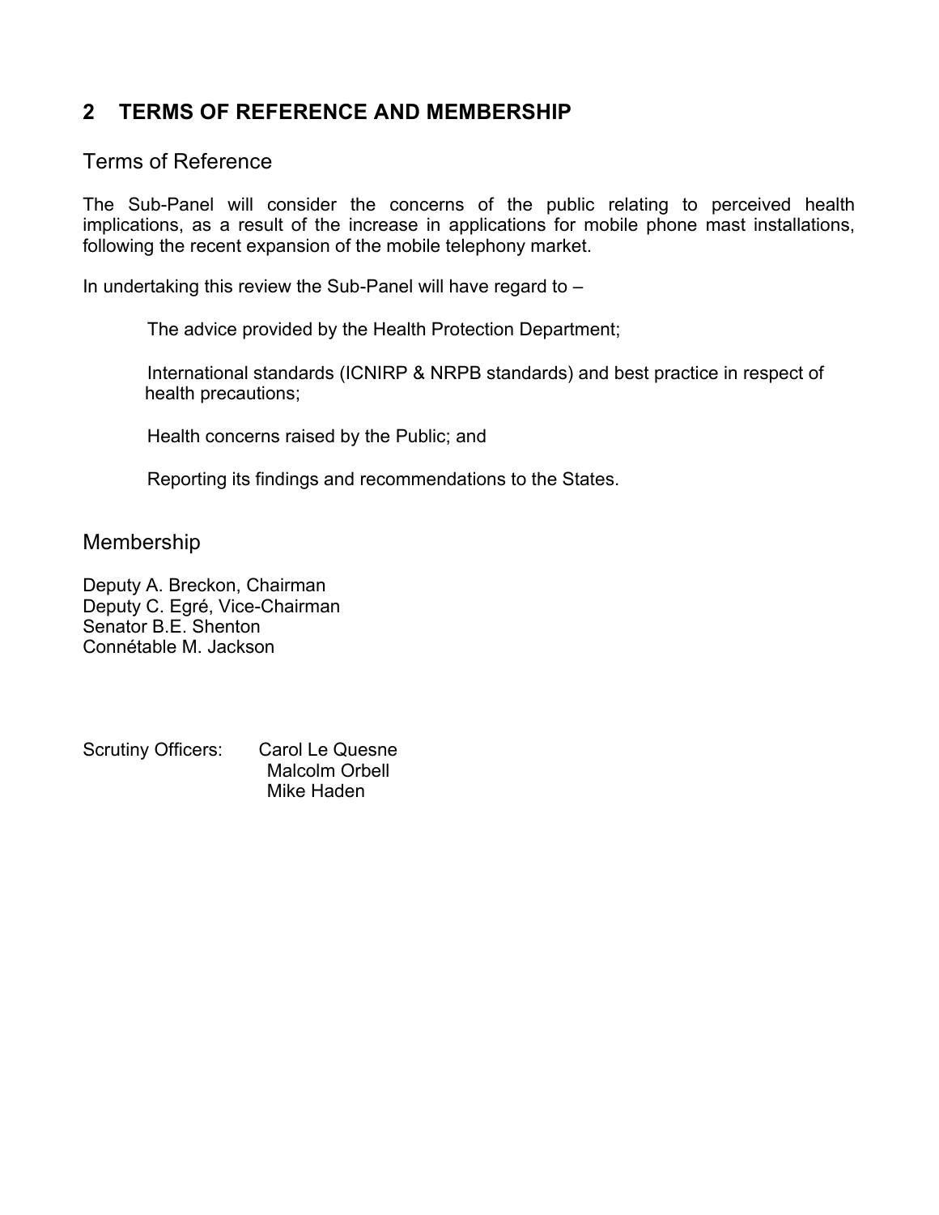## 2 TERMS OF REFERENCE AND MEMBERSHIP

### Terms of Reference

The Sub-Panel will consider the concerns of the public relating to perceived health implications, as a result of the increase in applications for mobile phone mast installations, following the recent expansion of the mobile telephony market.

In undertaking this review the Sub-Panel will have regard to –

The advice provided by the Health Protection Department;

International standards (ICNIRP & NRPB standards) and best practice in respect of health precautions;

Health concerns raised by the Public; and

Reporting its findings and recommendations to the States.

### Membership

Deputy A. Breckon, Chairman
Deputy C. Egré, Vice-Chairman
Senator B.E. Shenton
Connétable M. Jackson

Scrutiny Officers: Carol Le Quesne
Malcolm Orbell
Mike Haden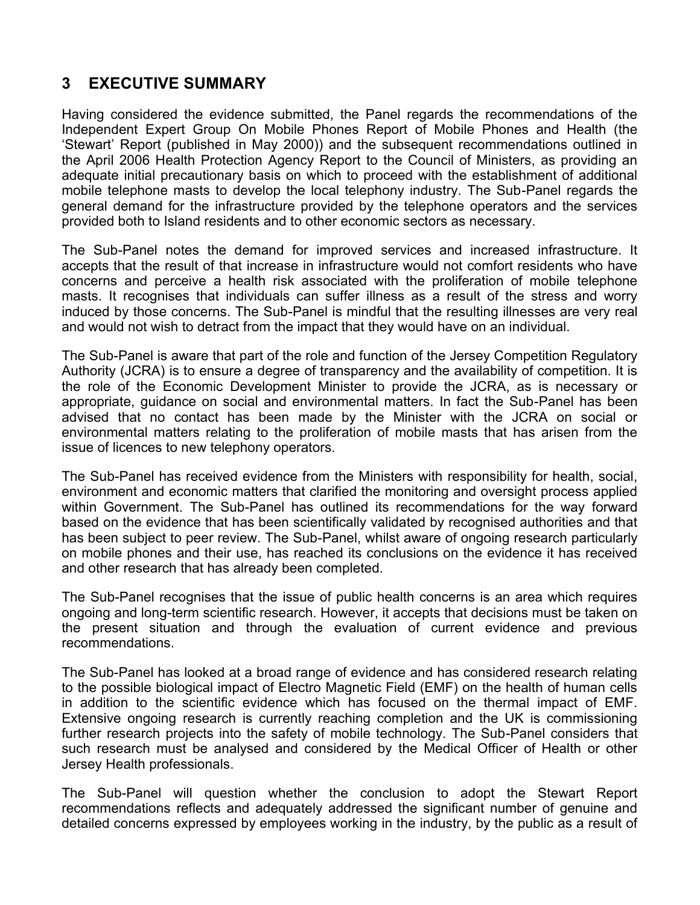## 3 EXECUTIVE SUMMARY

Having considered the evidence submitted, the Panel regards the recommendations of the Independent Expert Group On Mobile Phones Report of Mobile Phones and Health (the 'Stewart' Report (published in May 2000)) and the subsequent recommendations outlined in the April 2006 Health Protection Agency Report to the Council of Ministers, as providing an adequate initial precautionary basis on which to proceed with the establishment of additional mobile telephone masts to develop the local telephony industry. The Sub-Panel regards the general demand for the infrastructure provided by the telephone operators and the services provided both to Island residents and to other economic sectors as necessary.

The Sub-Panel notes the demand for improved services and increased infrastructure. It accepts that the result of that increase in infrastructure would not comfort residents who have concerns and perceive a health risk associated with the proliferation of mobile telephone masts. It recognises that individuals can suffer illness as a result of the stress and worry induced by those concerns. The Sub-Panel is mindful that the resulting illnesses are very real and would not wish to detract from the impact that they would have on an individual.

The Sub-Panel is aware that part of the role and function of the Jersey Competition Regulatory Authority (JCRA) is to ensure a degree of transparency and the availability of competition. It is the role of the Economic Development Minister to provide the JCRA, as is necessary or appropriate, guidance on social and environmental matters. In fact the Sub-Panel has been advised that no contact has been made by the Minister with the JCRA on social or environmental matters relating to the proliferation of mobile masts that has arisen from the issue of licences to new telephony operators.

The Sub-Panel has received evidence from the Ministers with responsibility for health, social, environment and economic matters that clarified the monitoring and oversight process applied within Government. The Sub-Panel has outlined its recommendations for the way forward based on the evidence that has been scientifically validated by recognised authorities and that has been subject to peer review. The Sub-Panel, whilst aware of ongoing research particularly on mobile phones and their use, has reached its conclusions on the evidence it has received and other research that has already been completed.

The Sub-Panel recognises that the issue of public health concerns is an area which requires ongoing and long-term scientific research. However, it accepts that decisions must be taken on the present situation and through the evaluation of current evidence and previous recommendations.

The Sub-Panel has looked at a broad range of evidence and has considered research relating to the possible biological impact of Electro Magnetic Field (EMF) on the health of human cells in addition to the scientific evidence which has focused on the thermal impact of EMF. Extensive ongoing research is currently reaching completion and the UK is commissioning further research projects into the safety of mobile technology. The Sub-Panel considers that such research must be analysed and considered by the Medical Officer of Health or other Jersey Health professionals.

The Sub-Panel will question whether the conclusion to adopt the Stewart Report recommendations reflects and adequately addressed the significant number of genuine and detailed concerns expressed by employees working in the industry, by the public as a result of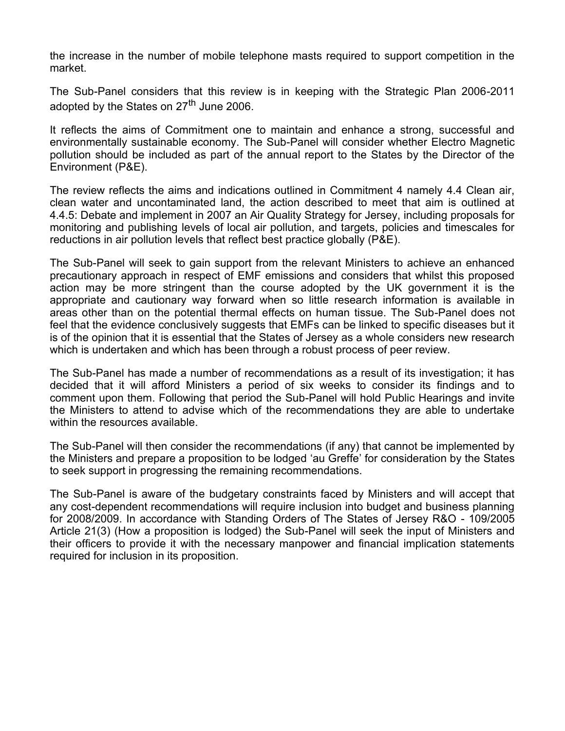the increase in the number of mobile telephone masts required to support competition in the market.

The Sub-Panel considers that this review is in keeping with the Strategic Plan 2006-2011 adopted by the States on 27th June 2006.

It reflects the aims of Commitment one to maintain and enhance a strong, successful and environmentally sustainable economy. The Sub-Panel will consider whether Electro Magnetic pollution should be included as part of the annual report to the States by the Director of the Environment (P&E).

The review reflects the aims and indications outlined in Commitment 4 namely 4.4 Clean air, clean water and uncontaminated land, the action described to meet that aim is outlined at 4.4.5: Debate and implement in 2007 an Air Quality Strategy for Jersey, including proposals for monitoring and publishing levels of local air pollution, and targets, policies and timescales for reductions in air pollution levels that reflect best practice globally (P&E).

The Sub-Panel will seek to gain support from the relevant Ministers to achieve an enhanced precautionary approach in respect of EMF emissions and considers that whilst this proposed action may be more stringent than the course adopted by the UK government it is the appropriate and cautionary way forward when so little research information is available in areas other than on the potential thermal effects on human tissue. The Sub-Panel does not feel that the evidence conclusively suggests that EMFs can be linked to specific diseases but it is of the opinion that it is essential that the States of Jersey as a whole considers new research which is undertaken and which has been through a robust process of peer review.

The Sub-Panel has made a number of recommendations as a result of its investigation; it has decided that it will afford Ministers a period of six weeks to consider its findings and to comment upon them. Following that period the Sub-Panel will hold Public Hearings and invite the Ministers to attend to advise which of the recommendations they are able to undertake within the resources available.

The Sub-Panel will then consider the recommendations (if any) that cannot be implemented by the Ministers and prepare a proposition to be lodged 'au Greffe' for consideration by the States to seek support in progressing the remaining recommendations.

The Sub-Panel is aware of the budgetary constraints faced by Ministers and will accept that any cost-dependent recommendations will require inclusion into budget and business planning for 2008/2009. In accordance with Standing Orders of The States of Jersey R&O - 109/2005 Article 21(3) (How a proposition is lodged) the Sub-Panel will seek the input of Ministers and their officers to provide it with the necessary manpower and financial implication statements required for inclusion in its proposition.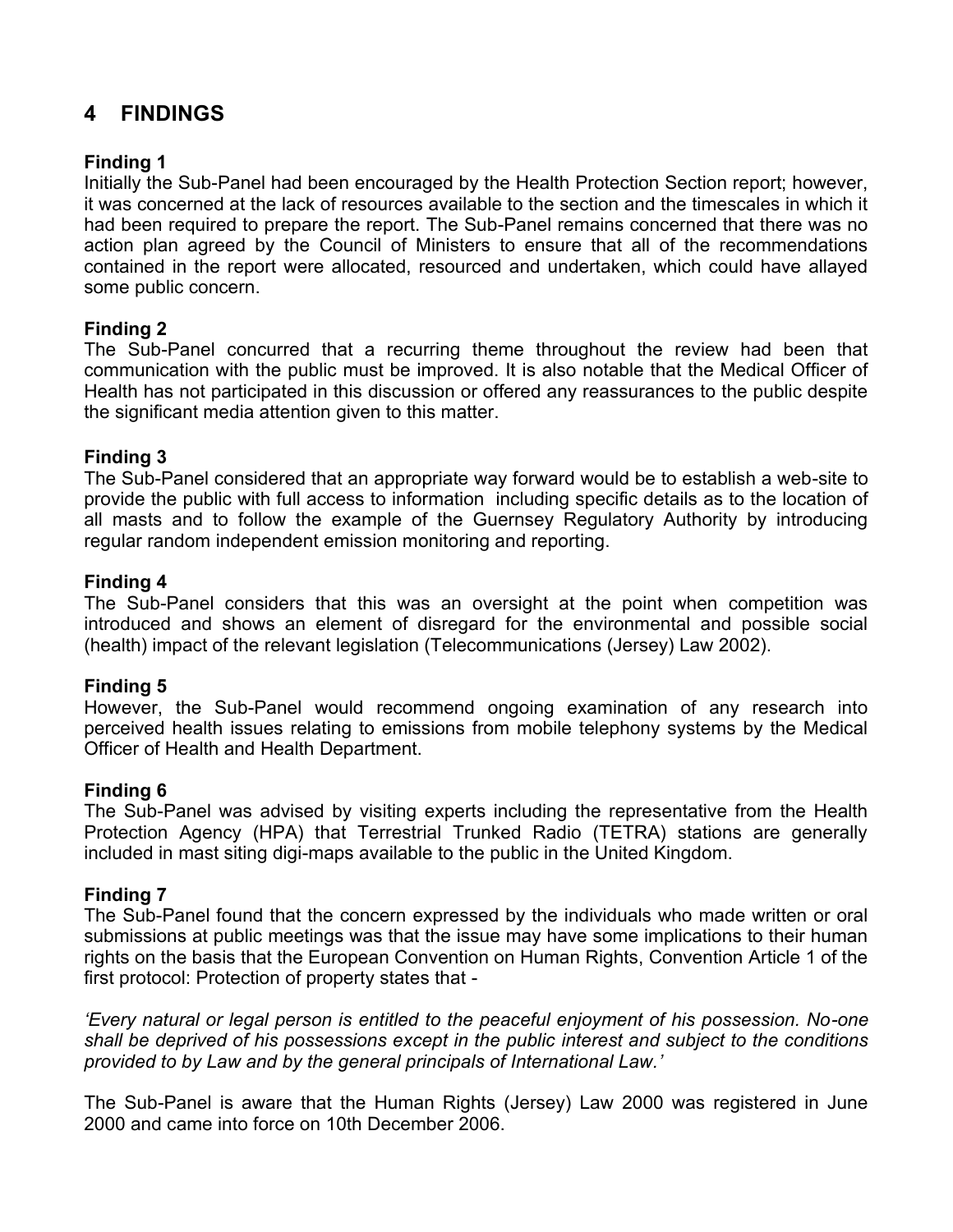## 4 FINDINGS

**Finding 1**
Initially the Sub-Panel had been encouraged by the Health Protection Section report; however, it was concerned at the lack of resources available to the section and the timescales in which it had been required to prepare the report. The Sub-Panel remains concerned that there was no action plan agreed by the Council of Ministers to ensure that all of the recommendations contained in the report were allocated, resourced and undertaken, which could have allayed some public concern.

**Finding 2**
The Sub-Panel concurred that a recurring theme throughout the review had been that communication with the public must be improved. It is also notable that the Medical Officer of Health has not participated in this discussion or offered any reassurances to the public despite the significant media attention given to this matter.

**Finding 3**
The Sub-Panel considered that an appropriate way forward would be to establish a web-site to provide the public with full access to information including specific details as to the location of all masts and to follow the example of the Guernsey Regulatory Authority by introducing regular random independent emission monitoring and reporting.

**Finding 4**
The Sub-Panel considers that this was an oversight at the point when competition was introduced and shows an element of disregard for the environmental and possible social (health) impact of the relevant legislation (Telecommunications (Jersey) Law 2002).

**Finding 5**
However, the Sub-Panel would recommend ongoing examination of any research into perceived health issues relating to emissions from mobile telephony systems by the Medical Officer of Health and Health Department.

**Finding 6**
The Sub-Panel was advised by visiting experts including the representative from the Health Protection Agency (HPA) that Terrestrial Trunked Radio (TETRA) stations are generally included in mast siting digi-maps available to the public in the United Kingdom.

**Finding 7**
The Sub-Panel found that the concern expressed by the individuals who made written or oral submissions at public meetings was that the issue may have some implications to their human rights on the basis that the European Convention on Human Rights, Convention Article 1 of the first protocol: Protection of property states that -

*'Every natural or legal person is entitled to the peaceful enjoyment of his possession. No-one shall be deprived of his possessions except in the public interest and subject to the conditions provided to by Law and by the general principals of International Law.'*

The Sub-Panel is aware that the Human Rights (Jersey) Law 2000 was registered in June 2000 and came into force on 10th December 2006.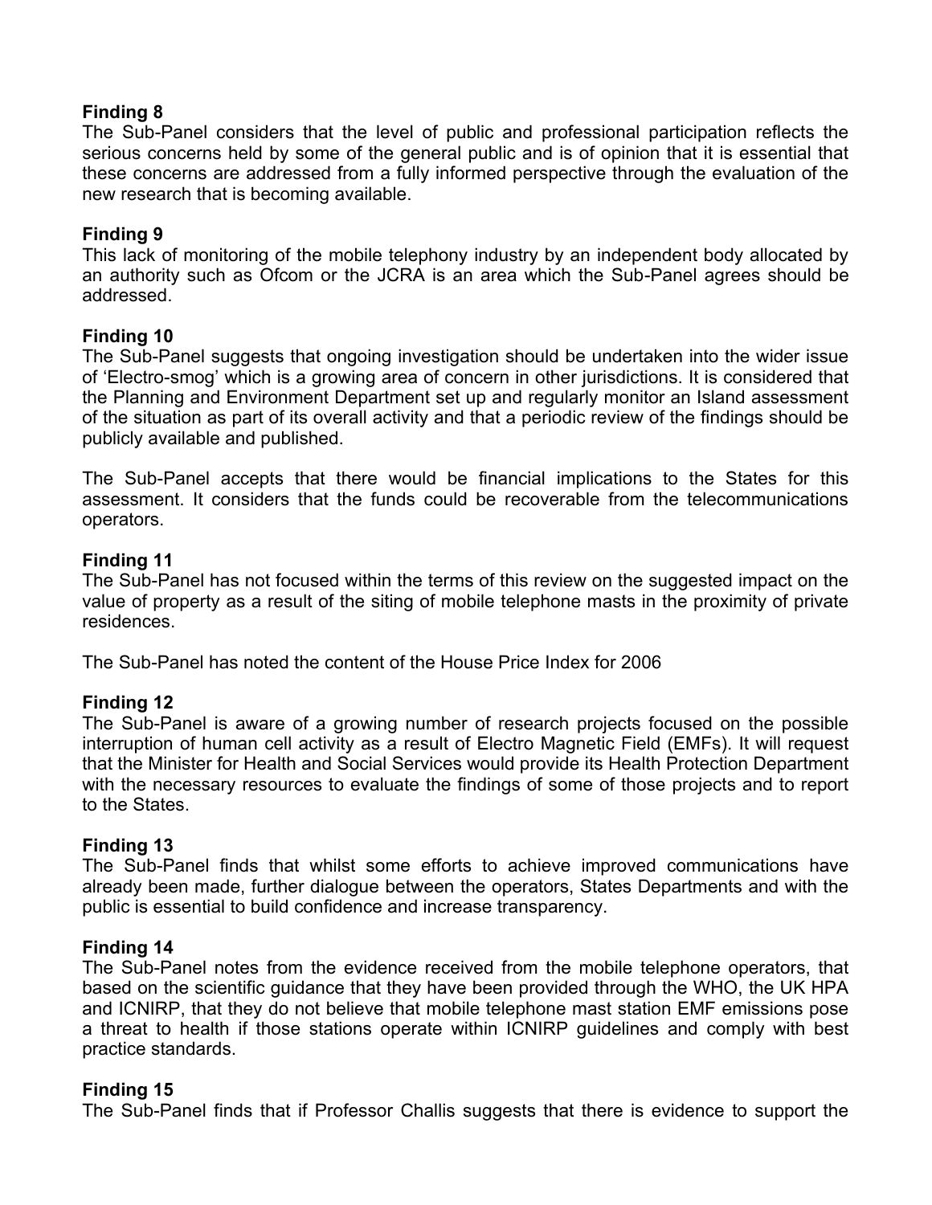**Finding 8**

The Sub-Panel considers that the level of public and professional participation reflects the serious concerns held by some of the general public and is of opinion that it is essential that these concerns are addressed from a fully informed perspective through the evaluation of the new research that is becoming available.

**Finding 9**

This lack of monitoring of the mobile telephony industry by an independent body allocated by an authority such as Ofcom or the JCRA is an area which the Sub-Panel agrees should be addressed.

**Finding 10**

The Sub-Panel suggests that ongoing investigation should be undertaken into the wider issue of 'Electro-smog' which is a growing area of concern in other jurisdictions. It is considered that the Planning and Environment Department set up and regularly monitor an Island assessment of the situation as part of its overall activity and that a periodic review of the findings should be publicly available and published.

The Sub-Panel accepts that there would be financial implications to the States for this assessment. It considers that the funds could be recoverable from the telecommunications operators.

**Finding 11**

The Sub-Panel has not focused within the terms of this review on the suggested impact on the value of property as a result of the siting of mobile telephone masts in the proximity of private residences.

The Sub-Panel has noted the content of the House Price Index for 2006

**Finding 12**

The Sub-Panel is aware of a growing number of research projects focused on the possible interruption of human cell activity as a result of Electro Magnetic Field (EMFs). It will request that the Minister for Health and Social Services would provide its Health Protection Department with the necessary resources to evaluate the findings of some of those projects and to report to the States.

**Finding 13**

The Sub-Panel finds that whilst some efforts to achieve improved communications have already been made, further dialogue between the operators, States Departments and with the public is essential to build confidence and increase transparency.

**Finding 14**

The Sub-Panel notes from the evidence received from the mobile telephone operators, that based on the scientific guidance that they have been provided through the WHO, the UK HPA and ICNIRP, that they do not believe that mobile telephone mast station EMF emissions pose a threat to health if those stations operate within ICNIRP guidelines and comply with best practice standards.

**Finding 15**

The Sub-Panel finds that if Professor Challis suggests that there is evidence to support the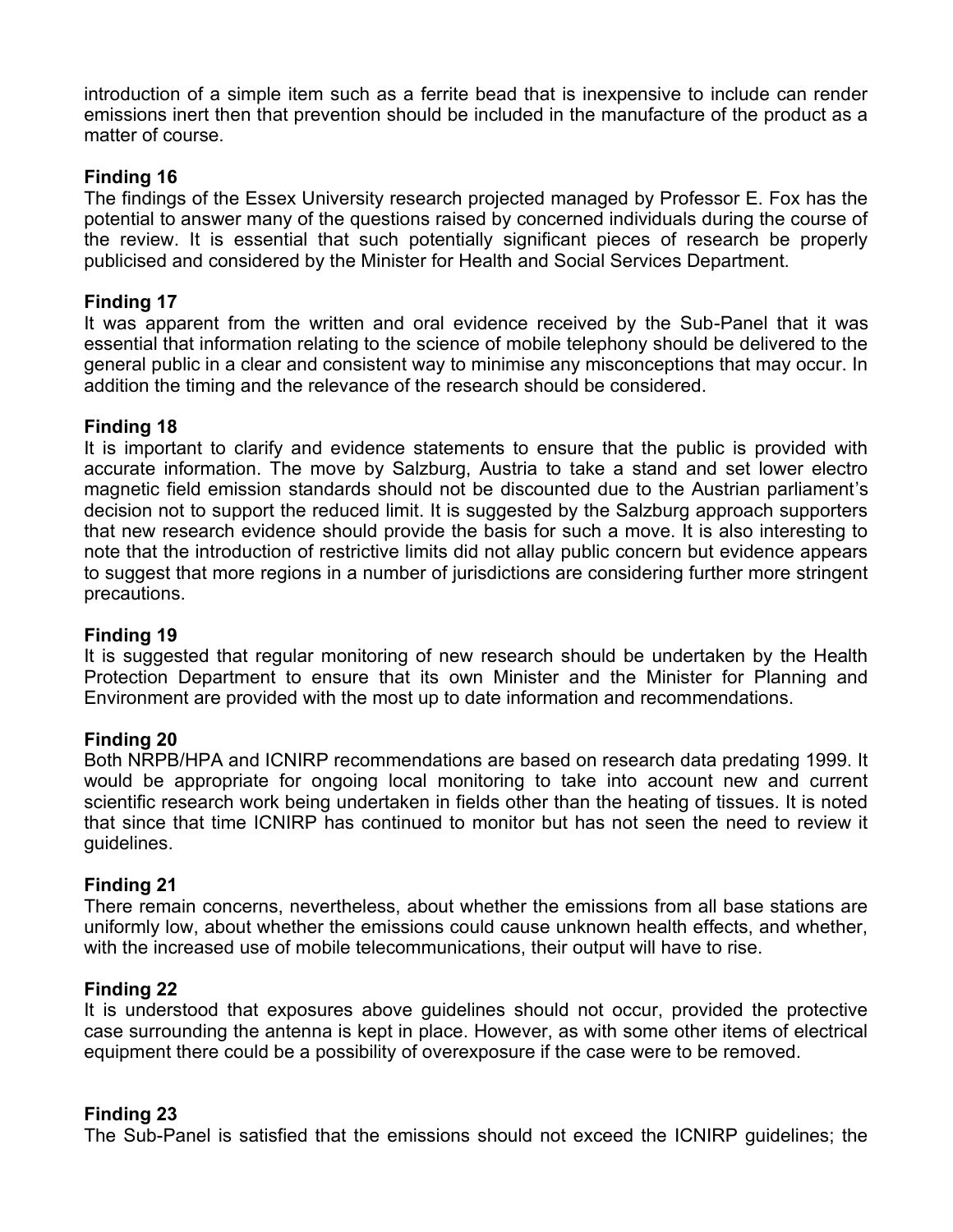introduction of a simple item such as a ferrite bead that is inexpensive to include can render emissions inert then that prevention should be included in the manufacture of the product as a matter of course.

**Finding 16**

The findings of the Essex University research projected managed by Professor E. Fox has the potential to answer many of the questions raised by concerned individuals during the course of the review. It is essential that such potentially significant pieces of research be properly publicised and considered by the Minister for Health and Social Services Department.

**Finding 17**

It was apparent from the written and oral evidence received by the Sub-Panel that it was essential that information relating to the science of mobile telephony should be delivered to the general public in a clear and consistent way to minimise any misconceptions that may occur. In addition the timing and the relevance of the research should be considered.

**Finding 18**

It is important to clarify and evidence statements to ensure that the public is provided with accurate information. The move by Salzburg, Austria to take a stand and set lower electro magnetic field emission standards should not be discounted due to the Austrian parliament's decision not to support the reduced limit. It is suggested by the Salzburg approach supporters that new research evidence should provide the basis for such a move. It is also interesting to note that the introduction of restrictive limits did not allay public concern but evidence appears to suggest that more regions in a number of jurisdictions are considering further more stringent precautions.

**Finding 19**

It is suggested that regular monitoring of new research should be undertaken by the Health Protection Department to ensure that its own Minister and the Minister for Planning and Environment are provided with the most up to date information and recommendations.

**Finding 20**

Both NRPB/HPA and ICNIRP recommendations are based on research data predating 1999. It would be appropriate for ongoing local monitoring to take into account new and current scientific research work being undertaken in fields other than the heating of tissues. It is noted that since that time ICNIRP has continued to monitor but has not seen the need to review it guidelines.

**Finding 21**

There remain concerns, nevertheless, about whether the emissions from all base stations are uniformly low, about whether the emissions could cause unknown health effects, and whether, with the increased use of mobile telecommunications, their output will have to rise.

**Finding 22**

It is understood that exposures above guidelines should not occur, provided the protective case surrounding the antenna is kept in place. However, as with some other items of electrical equipment there could be a possibility of overexposure if the case were to be removed.

**Finding 23**

The Sub-Panel is satisfied that the emissions should not exceed the ICNIRP guidelines; the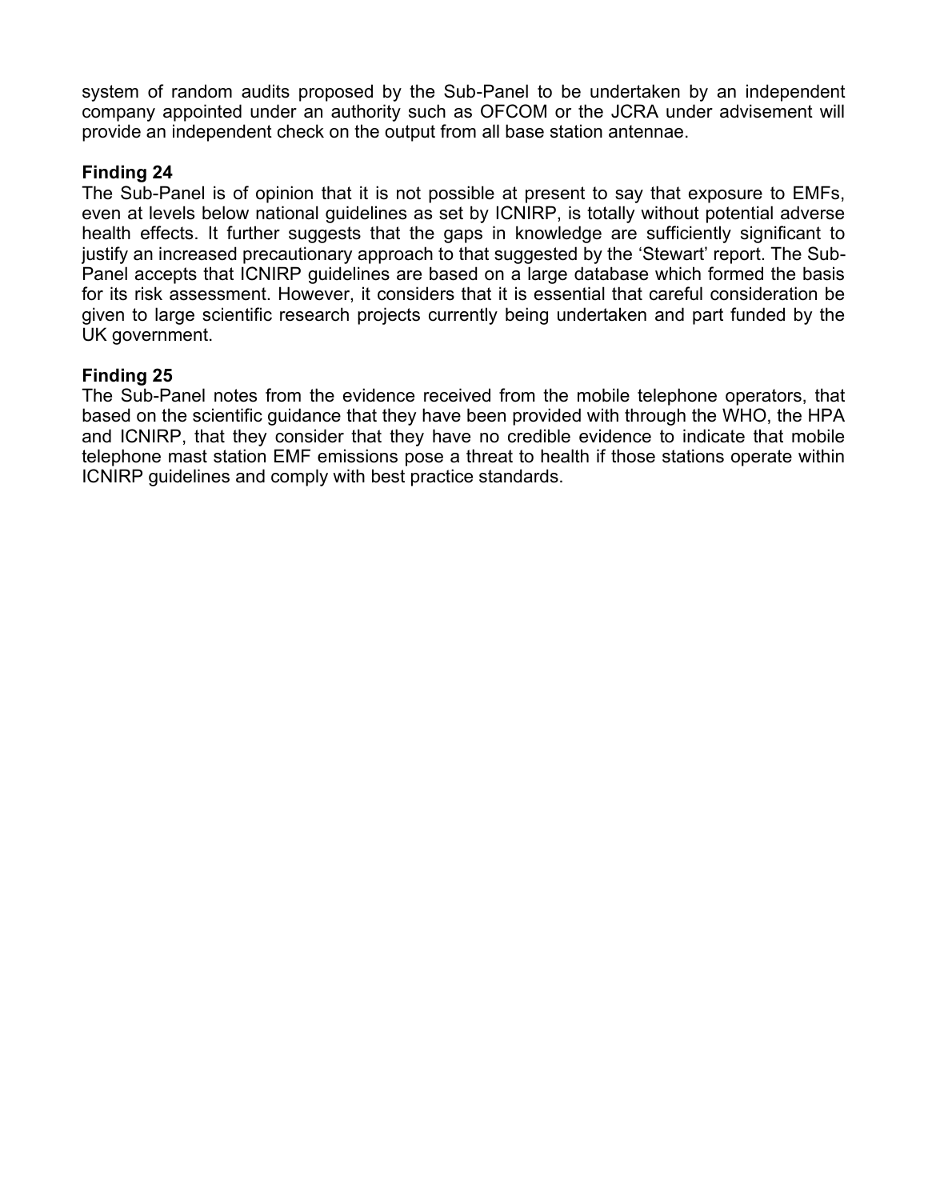system of random audits proposed by the Sub-Panel to be undertaken by an independent company appointed under an authority such as OFCOM or the JCRA under advisement will provide an independent check on the output from all base station antennae.

**Finding 24**

The Sub-Panel is of opinion that it is not possible at present to say that exposure to EMFs, even at levels below national guidelines as set by ICNIRP, is totally without potential adverse health effects. It further suggests that the gaps in knowledge are sufficiently significant to justify an increased precautionary approach to that suggested by the 'Stewart' report. The Sub-Panel accepts that ICNIRP guidelines are based on a large database which formed the basis for its risk assessment. However, it considers that it is essential that careful consideration be given to large scientific research projects currently being undertaken and part funded by the UK government.

**Finding 25**

The Sub-Panel notes from the evidence received from the mobile telephone operators, that based on the scientific guidance that they have been provided with through the WHO, the HPA and ICNIRP, that they consider that they have no credible evidence to indicate that mobile telephone mast station EMF emissions pose a threat to health if those stations operate within ICNIRP guidelines and comply with best practice standards.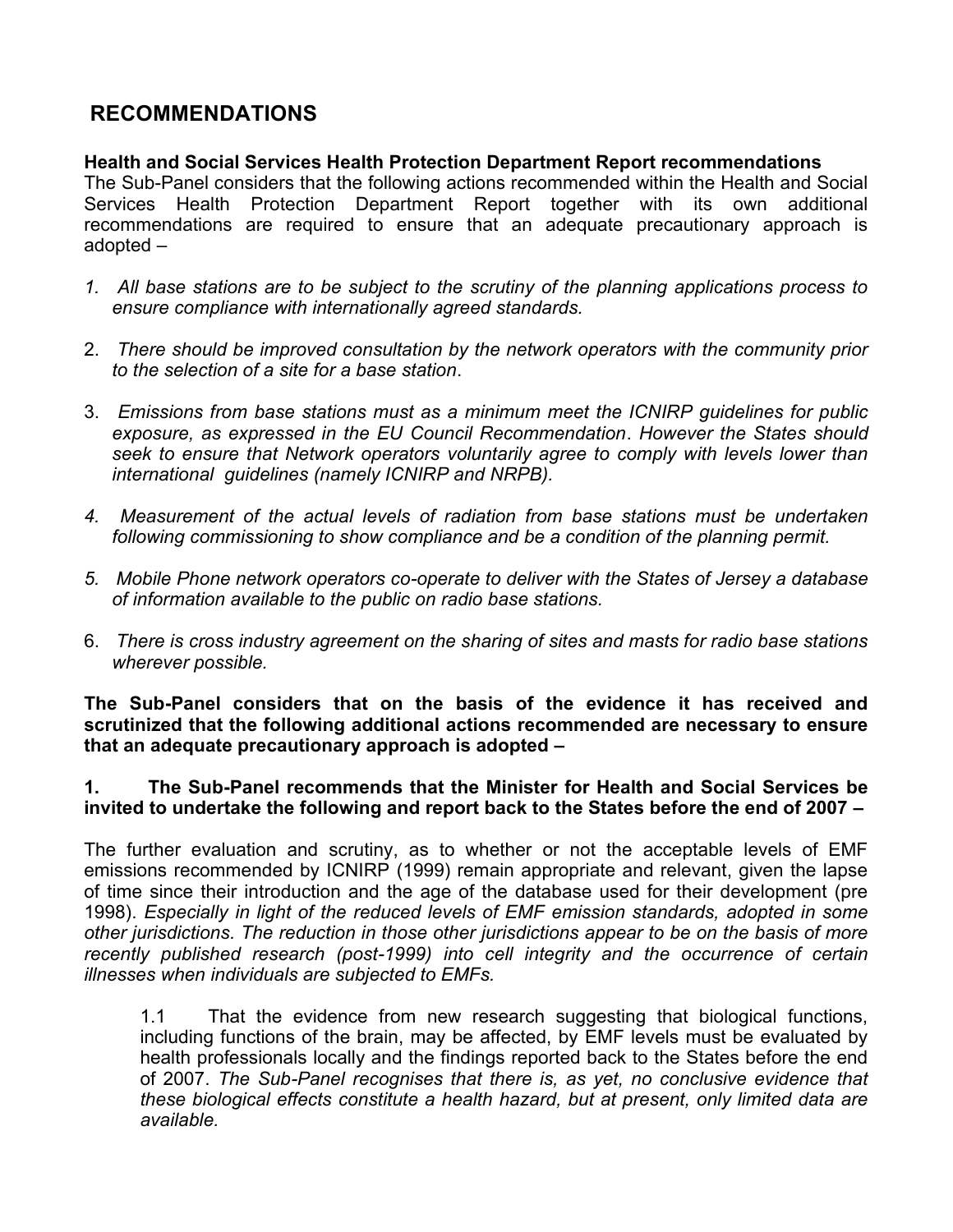## RECOMMENDATIONS

**Health and Social Services Health Protection Department Report recommendations**
The Sub-Panel considers that the following actions recommended within the Health and Social Services Health Protection Department Report together with its own additional recommendations are required to ensure that an adequate precautionary approach is adopted –

1. *All base stations are to be subject to the scrutiny of the planning applications process to ensure compliance with internationally agreed standards.*

2. *There should be improved consultation by the network operators with the community prior to the selection of a site for a base station*.

3. *Emissions from base stations must as a minimum meet the ICNIRP guidelines for public exposure, as expressed in the EU Council Recommendation*. *However the States should seek to ensure that Network operators voluntarily agree to comply with levels lower than international guidelines (namely ICNIRP and NRPB).*

4. *Measurement of the actual levels of radiation from base stations must be undertaken following commissioning to show compliance and be a condition of the planning permit.*

5. *Mobile Phone network operators co-operate to deliver with the States of Jersey a database of information available to the public on radio base stations.*

6. *There is cross industry agreement on the sharing of sites and masts for radio base stations wherever possible.*

**The Sub-Panel considers that on the basis of the evidence it has received and scrutinized that the following additional actions recommended are necessary to ensure that an adequate precautionary approach is adopted –**

**1. The Sub-Panel recommends that the Minister for Health and Social Services be invited to undertake the following and report back to the States before the end of 2007 –**

The further evaluation and scrutiny, as to whether or not the acceptable levels of EMF emissions recommended by ICNIRP (1999) remain appropriate and relevant, given the lapse of time since their introduction and the age of the database used for their development (pre 1998). *Especially in light of the reduced levels of EMF emission standards, adopted in some other jurisdictions. The reduction in those other jurisdictions appear to be on the basis of more recently published research (post-1999) into cell integrity and the occurrence of certain illnesses when individuals are subjected to EMFs.*

> 1.1 That the evidence from new research suggesting that biological functions, including functions of the brain, may be affected, by EMF levels must be evaluated by health professionals locally and the findings reported back to the States before the end of 2007. *The Sub-Panel recognises that there is, as yet, no conclusive evidence that these biological effects constitute a health hazard, but at present, only limited data are available.*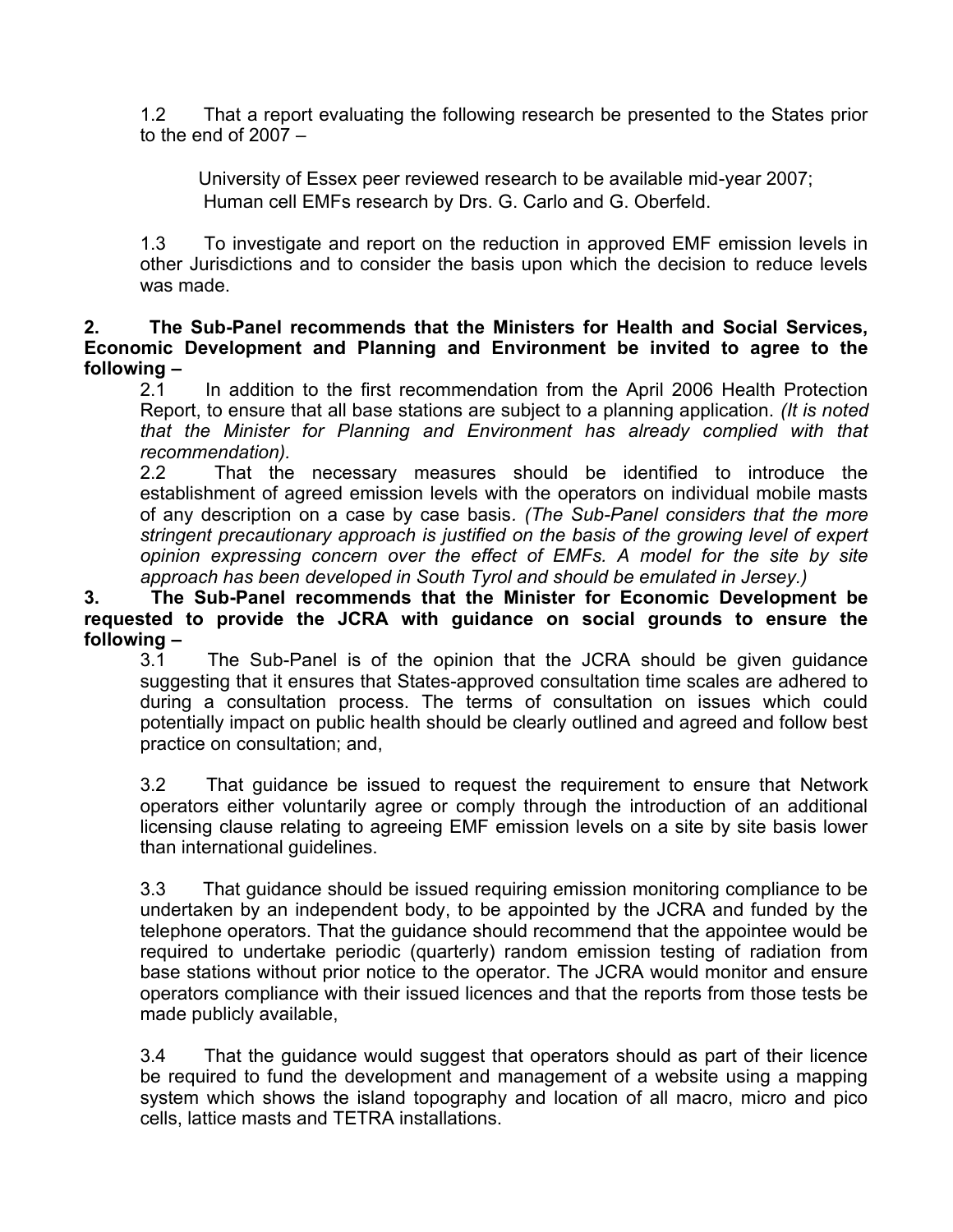1.2 That a report evaluating the following research be presented to the States prior to the end of 2007 –

University of Essex peer reviewed research to be available mid-year 2007;
Human cell EMFs research by Drs. G. Carlo and G. Oberfeld.

1.3 To investigate and report on the reduction in approved EMF emission levels in other Jurisdictions and to consider the basis upon which the decision to reduce levels was made.

**2. The Sub-Panel recommends that the Ministers for Health and Social Services, Economic Development and Planning and Environment be invited to agree to the following –**

2.1 In addition to the first recommendation from the April 2006 Health Protection Report, to ensure that all base stations are subject to a planning application. *(It is noted that the Minister for Planning and Environment has already complied with that recommendation).*

2.2 That the necessary measures should be identified to introduce the establishment of agreed emission levels with the operators on individual mobile masts of any description on a case by case basis. *(The Sub-Panel considers that the more stringent precautionary approach is justified on the basis of the growing level of expert opinion expressing concern over the effect of EMFs. A model for the site by site approach has been developed in South Tyrol and should be emulated in Jersey.)*

**3. The Sub-Panel recommends that the Minister for Economic Development be requested to provide the JCRA with guidance on social grounds to ensure the following –**

3.1 The Sub-Panel is of the opinion that the JCRA should be given guidance suggesting that it ensures that States-approved consultation time scales are adhered to during a consultation process. The terms of consultation on issues which could potentially impact on public health should be clearly outlined and agreed and follow best practice on consultation; and,

3.2 That guidance be issued to request the requirement to ensure that Network operators either voluntarily agree or comply through the introduction of an additional licensing clause relating to agreeing EMF emission levels on a site by site basis lower than international guidelines.

3.3 That guidance should be issued requiring emission monitoring compliance to be undertaken by an independent body, to be appointed by the JCRA and funded by the telephone operators. That the guidance should recommend that the appointee would be required to undertake periodic (quarterly) random emission testing of radiation from base stations without prior notice to the operator. The JCRA would monitor and ensure operators compliance with their issued licences and that the reports from those tests be made publicly available,

3.4 That the guidance would suggest that operators should as part of their licence be required to fund the development and management of a website using a mapping system which shows the island topography and location of all macro, micro and pico cells, lattice masts and TETRA installations.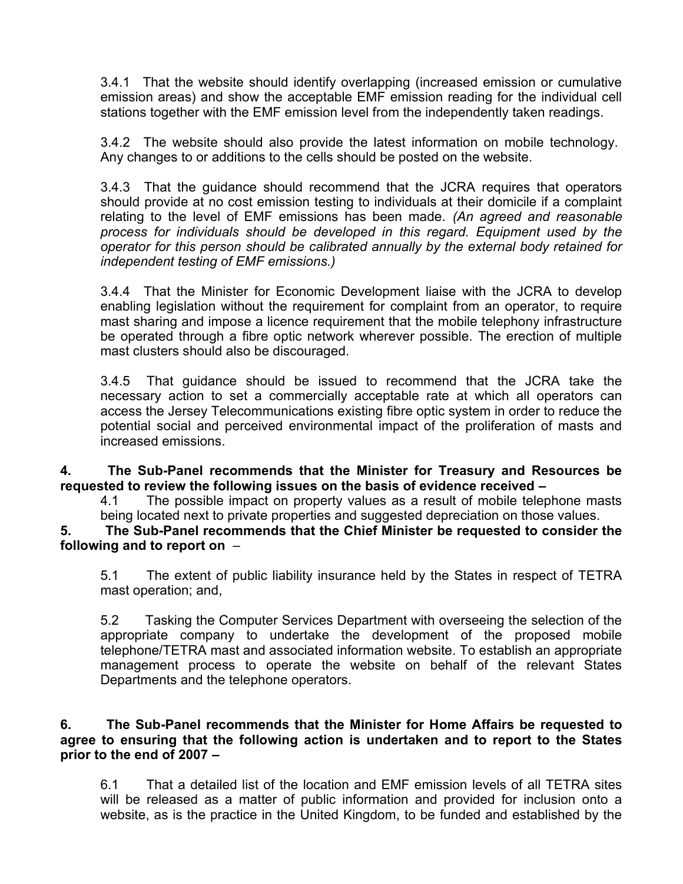3.4.1 That the website should identify overlapping (increased emission or cumulative emission areas) and show the acceptable EMF emission reading for the individual cell stations together with the EMF emission level from the independently taken readings.

3.4.2 The website should also provide the latest information on mobile technology. Any changes to or additions to the cells should be posted on the website.

3.4.3 That the guidance should recommend that the JCRA requires that operators should provide at no cost emission testing to individuals at their domicile if a complaint relating to the level of EMF emissions has been made. *(An agreed and reasonable process for individuals should be developed in this regard. Equipment used by the operator for this person should be calibrated annually by the external body retained for independent testing of EMF emissions.)*

3.4.4 That the Minister for Economic Development liaise with the JCRA to develop enabling legislation without the requirement for complaint from an operator, to require mast sharing and impose a licence requirement that the mobile telephony infrastructure be operated through a fibre optic network wherever possible. The erection of multiple mast clusters should also be discouraged.

3.4.5 That guidance should be issued to recommend that the JCRA take the necessary action to set a commercially acceptable rate at which all operators can access the Jersey Telecommunications existing fibre optic system in order to reduce the potential social and perceived environmental impact of the proliferation of masts and increased emissions.

**4. The Sub-Panel recommends that the Minister for Treasury and Resources be requested to review the following issues on the basis of evidence received –**

4.1 The possible impact on property values as a result of mobile telephone masts being located next to private properties and suggested depreciation on those values.

**5. The Sub-Panel recommends that the Chief Minister be requested to consider the following and to report on** –

5.1 The extent of public liability insurance held by the States in respect of TETRA mast operation; and,

5.2 Tasking the Computer Services Department with overseeing the selection of the appropriate company to undertake the development of the proposed mobile telephone/TETRA mast and associated information website. To establish an appropriate management process to operate the website on behalf of the relevant States Departments and the telephone operators.

**6. The Sub-Panel recommends that the Minister for Home Affairs be requested to agree to ensuring that the following action is undertaken and to report to the States prior to the end of 2007 –**

6.1 That a detailed list of the location and EMF emission levels of all TETRA sites will be released as a matter of public information and provided for inclusion onto a website, as is the practice in the United Kingdom, to be funded and established by the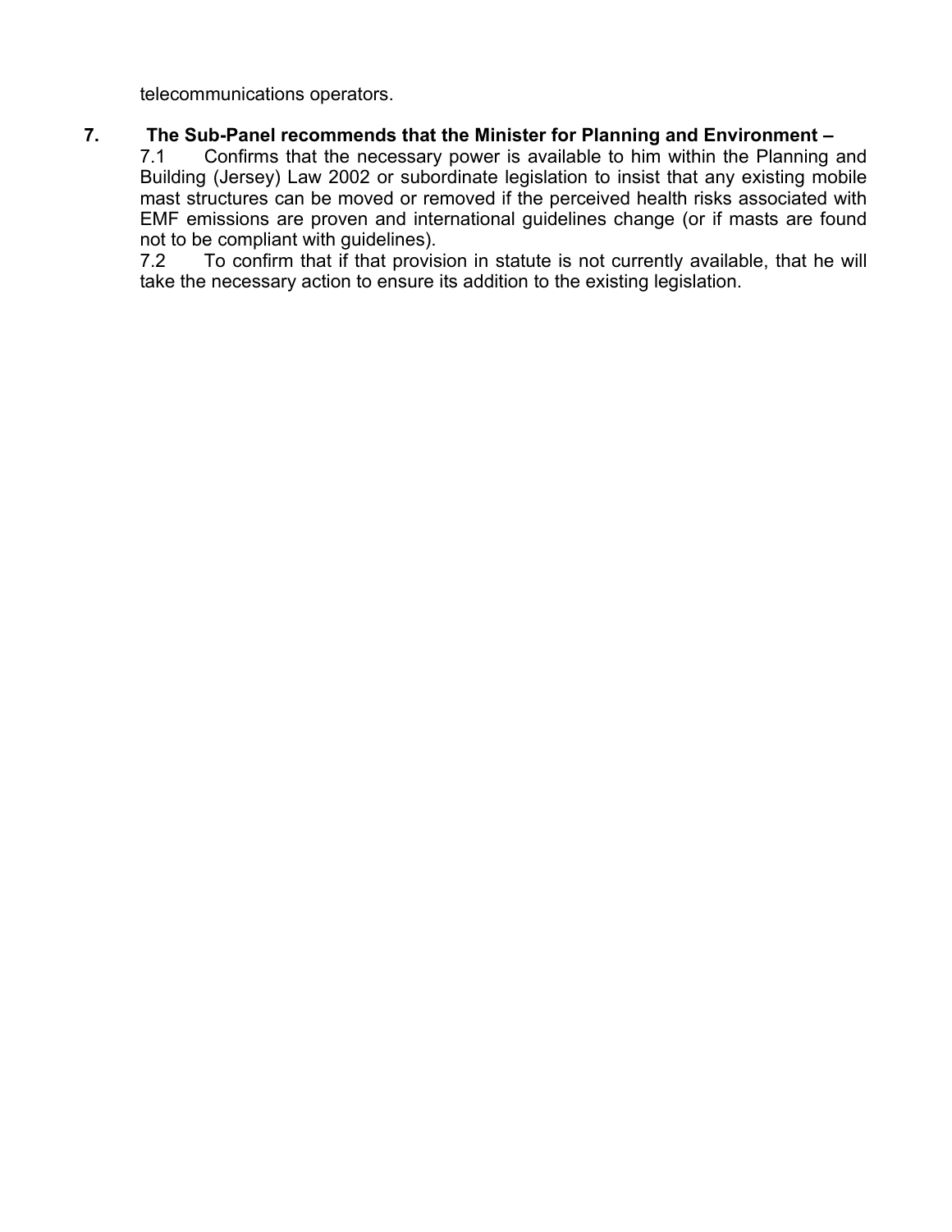telecommunications operators.

**7. The Sub-Panel recommends that the Minister for Planning and Environment –**

7.1 Confirms that the necessary power is available to him within the Planning and Building (Jersey) Law 2002 or subordinate legislation to insist that any existing mobile mast structures can be moved or removed if the perceived health risks associated with EMF emissions are proven and international guidelines change (or if masts are found not to be compliant with guidelines).

7.2 To confirm that if that provision in statute is not currently available, that he will take the necessary action to ensure its addition to the existing legislation.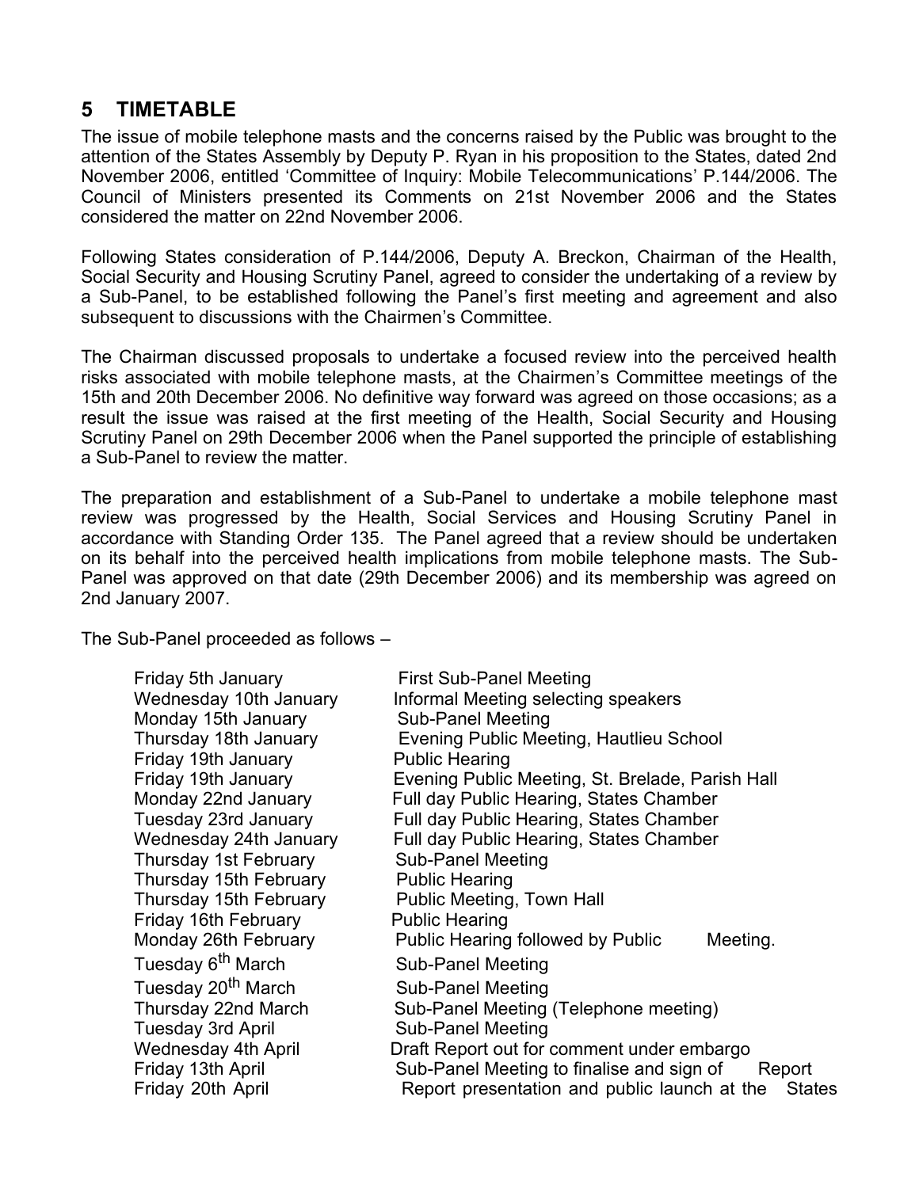## 5 TIMETABLE

The issue of mobile telephone masts and the concerns raised by the Public was brought to the attention of the States Assembly by Deputy P. Ryan in his proposition to the States, dated 2nd November 2006, entitled 'Committee of Inquiry: Mobile Telecommunications' P.144/2006. The Council of Ministers presented its Comments on 21st November 2006 and the States considered the matter on 22nd November 2006.

Following States consideration of P.144/2006, Deputy A. Breckon, Chairman of the Health, Social Security and Housing Scrutiny Panel, agreed to consider the undertaking of a review by a Sub-Panel, to be established following the Panel's first meeting and agreement and also subsequent to discussions with the Chairmen's Committee.

The Chairman discussed proposals to undertake a focused review into the perceived health risks associated with mobile telephone masts, at the Chairmen's Committee meetings of the 15th and 20th December 2006. No definitive way forward was agreed on those occasions; as a result the issue was raised at the first meeting of the Health, Social Security and Housing Scrutiny Panel on 29th December 2006 when the Panel supported the principle of establishing a Sub-Panel to review the matter.

The preparation and establishment of a Sub-Panel to undertake a mobile telephone mast review was progressed by the Health, Social Services and Housing Scrutiny Panel in accordance with Standing Order 135. The Panel agreed that a review should be undertaken on its behalf into the perceived health implications from mobile telephone masts. The Sub-Panel was approved on that date (29th December 2006) and its membership was agreed on 2nd January 2007.

The Sub-Panel proceeded as follows –

| | |
|---|---|
| Friday 5th January | First Sub-Panel Meeting |
| Wednesday 10th January | Informal Meeting selecting speakers |
| Monday 15th January | Sub-Panel Meeting |
| Thursday 18th January | Evening Public Meeting, Hautlieu School |
| Friday 19th January | Public Hearing |
| Friday 19th January | Evening Public Meeting, St. Brelade, Parish Hall |
| Monday 22nd January | Full day Public Hearing, States Chamber |
| Tuesday 23rd January | Full day Public Hearing, States Chamber |
| Wednesday 24th January | Full day Public Hearing, States Chamber |
| Thursday 1st February | Sub-Panel Meeting |
| Thursday 15th February | Public Hearing |
| Thursday 15th February | Public Meeting, Town Hall |
| Friday 16th February | Public Hearing |
| Monday 26th February | Public Hearing followed by Public Meeting. |
| Tuesday 6th March | Sub-Panel Meeting |
| Tuesday 20th March | Sub-Panel Meeting |
| Thursday 22nd March | Sub-Panel Meeting (Telephone meeting) |
| Tuesday 3rd April | Sub-Panel Meeting |
| Wednesday 4th April | Draft Report out for comment under embargo |
| Friday 13th April | Sub-Panel Meeting to finalise and sign of Report |
| Friday 20th April | Report presentation and public launch at the States |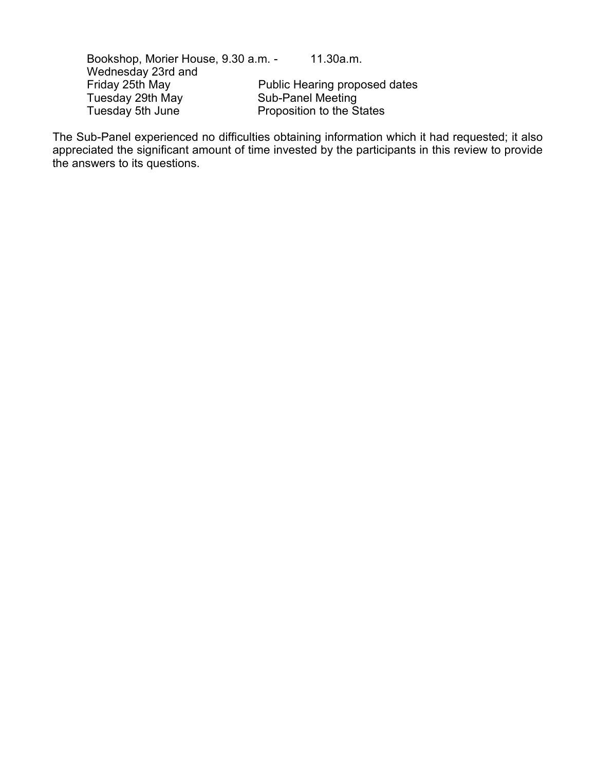| | |
|---|---|
| Bookshop, Morier House, 9.30 a.m. - | 11.30a.m. |
| Wednesday 23rd and Friday 25th May | Public Hearing proposed dates |
| Tuesday 29th May | Sub-Panel Meeting |
| Tuesday 5th June | Proposition to the States |

The Sub-Panel experienced no difficulties obtaining information which it had requested; it also appreciated the significant amount of time invested by the participants in this review to provide the answers to its questions.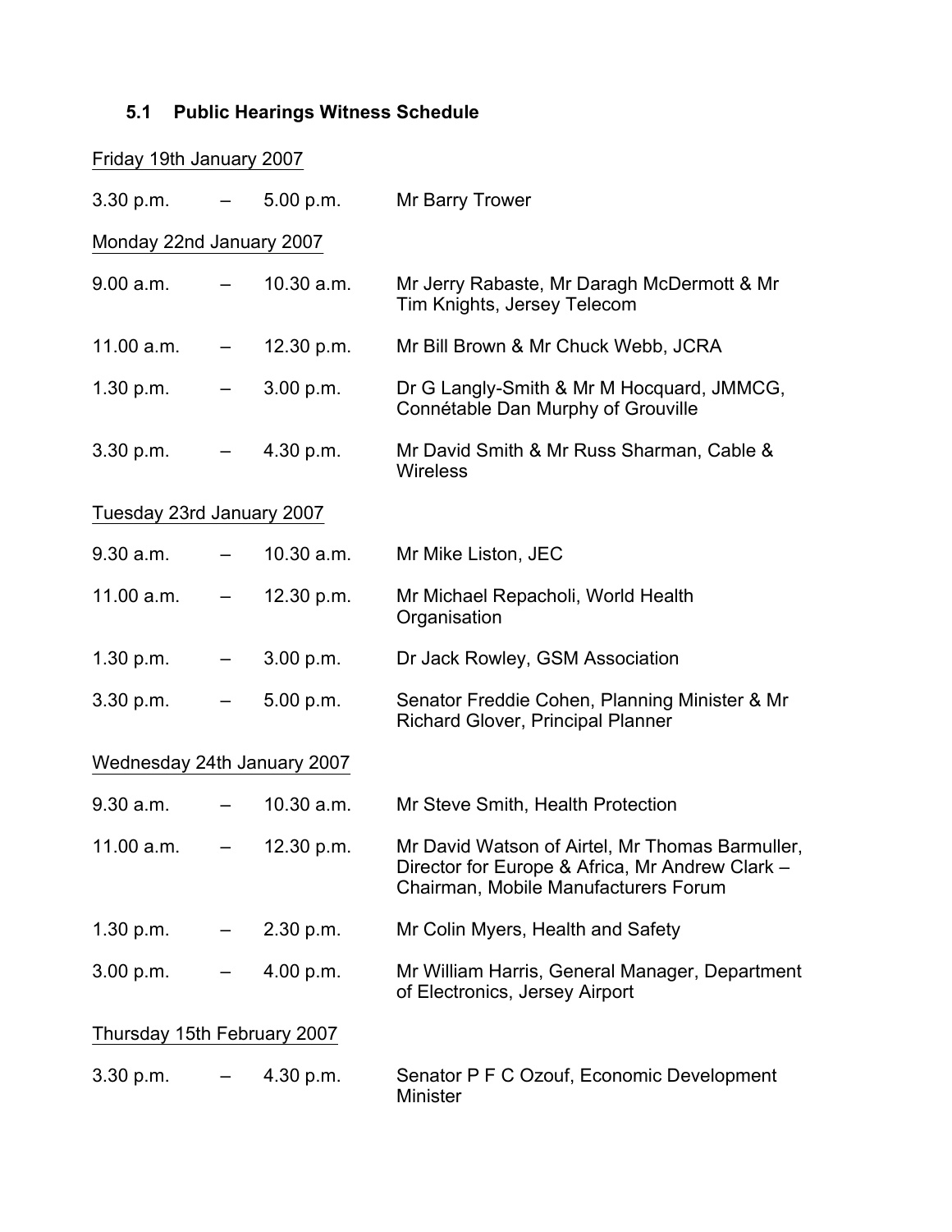### 5.1 Public Hearings Witness Schedule

Friday 19th January 2007

| | | | |
|---|---|---|---|
| 3.30 p.m. | – | 5.00 p.m. | Mr Barry Trower |

Monday 22nd January 2007

| | | | |
|---|---|---|---|
| 9.00 a.m. | – | 10.30 a.m. | Mr Jerry Rabaste, Mr Daragh McDermott & Mr Tim Knights, Jersey Telecom |
| 11.00 a.m. | – | 12.30 p.m. | Mr Bill Brown & Mr Chuck Webb, JCRA |
| 1.30 p.m. | – | 3.00 p.m. | Dr G Langly-Smith & Mr M Hocquard, JMMCG, Connétable Dan Murphy of Grouville |
| 3.30 p.m. | – | 4.30 p.m. | Mr David Smith & Mr Russ Sharman, Cable & Wireless |

Tuesday 23rd January 2007

| | | | |
|---|---|---|---|
| 9.30 a.m. | – | 10.30 a.m. | Mr Mike Liston, JEC |
| 11.00 a.m. | – | 12.30 p.m. | Mr Michael Repacholi, World Health Organisation |
| 1.30 p.m. | – | 3.00 p.m. | Dr Jack Rowley, GSM Association |
| 3.30 p.m. | – | 5.00 p.m. | Senator Freddie Cohen, Planning Minister & Mr Richard Glover, Principal Planner |

Wednesday 24th January 2007

| | | | |
|---|---|---|---|
| 9.30 a.m. | – | 10.30 a.m. | Mr Steve Smith, Health Protection |
| 11.00 a.m. | – | 12.30 p.m. | Mr David Watson of Airtel, Mr Thomas Barmuller, Director for Europe & Africa, Mr Andrew Clark – Chairman, Mobile Manufacturers Forum |
| 1.30 p.m. | – | 2.30 p.m. | Mr Colin Myers, Health and Safety |
| 3.00 p.m. | – | 4.00 p.m. | Mr William Harris, General Manager, Department of Electronics, Jersey Airport |

Thursday 15th February 2007

| | | | |
|---|---|---|---|
| 3.30 p.m. | – | 4.30 p.m. | Senator P F C Ozouf, Economic Development Minister |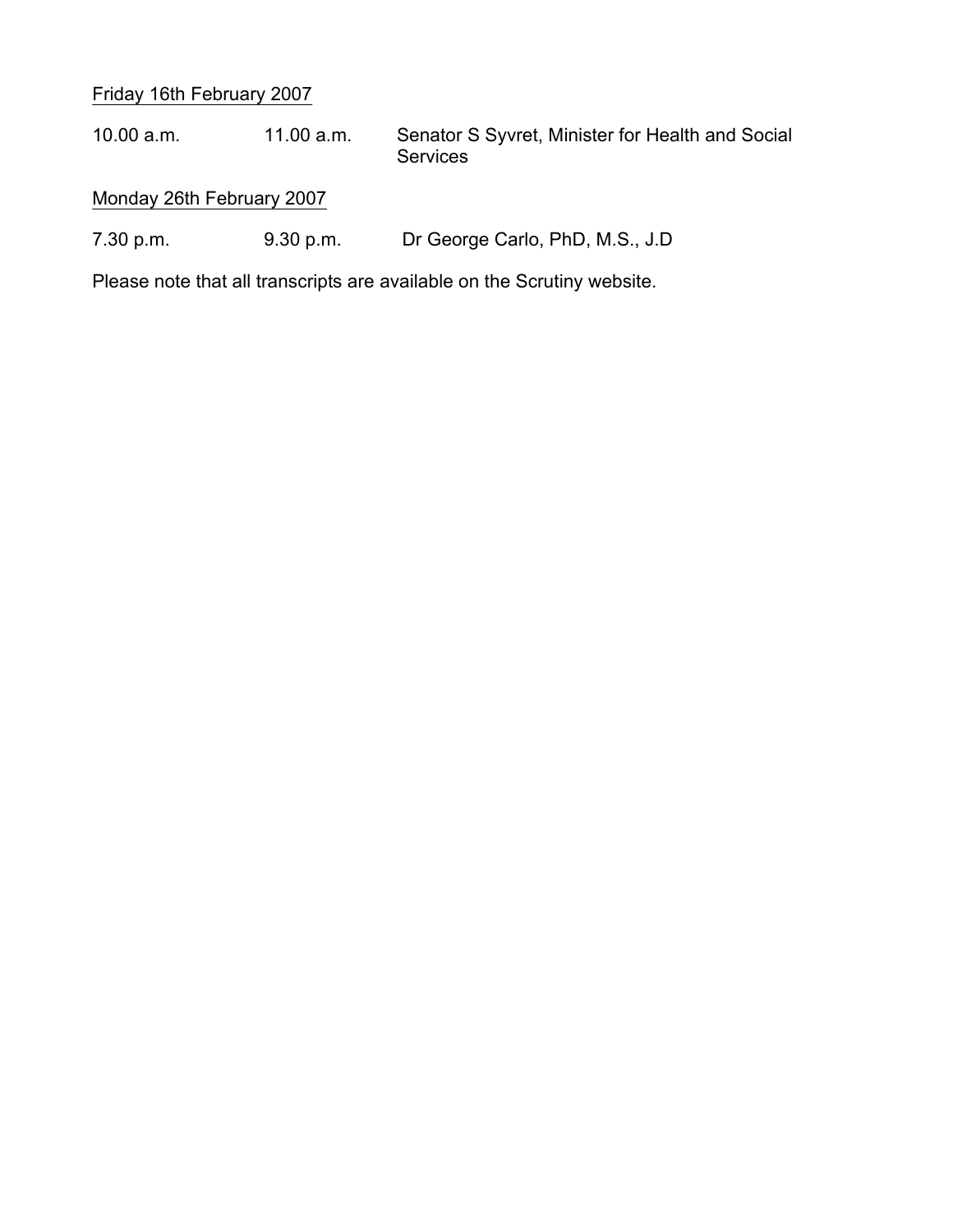<u>Friday 16th February 2007</u>

| | | |
|---|---|---|
| 10.00 a.m. | 11.00 a.m. | Senator S Syvret, Minister for Health and Social Services |

<u>Monday 26th February 2007</u>

| | | |
|---|---|---|
| 7.30 p.m. | 9.30 p.m. | Dr George Carlo, PhD, M.S., J.D |

Please note that all transcripts are available on the Scrutiny website.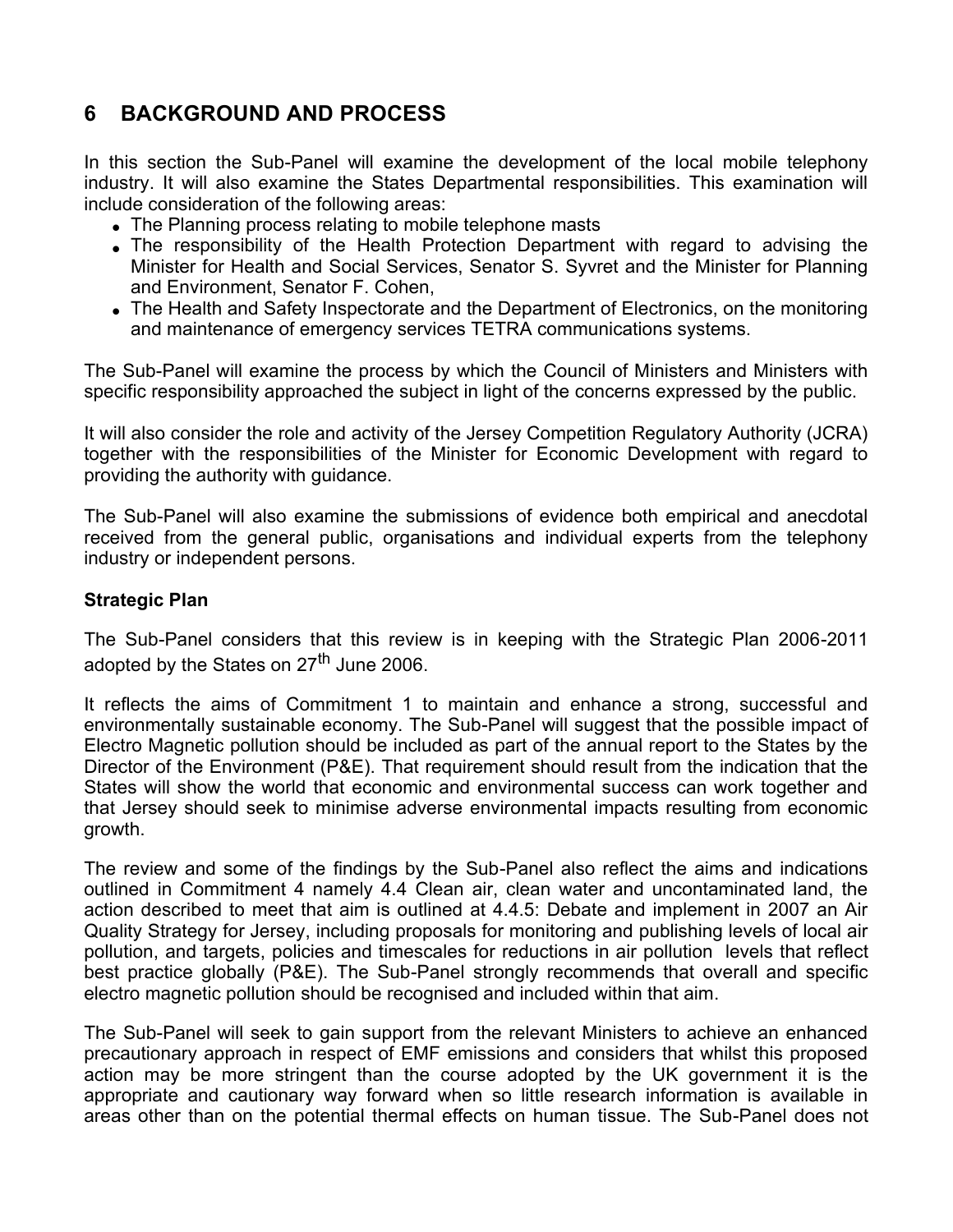## 6 BACKGROUND AND PROCESS

In this section the Sub-Panel will examine the development of the local mobile telephony industry. It will also examine the States Departmental responsibilities. This examination will include consideration of the following areas:

- The Planning process relating to mobile telephone masts
- The responsibility of the Health Protection Department with regard to advising the Minister for Health and Social Services, Senator S. Syvret and the Minister for Planning and Environment, Senator F. Cohen,
- The Health and Safety Inspectorate and the Department of Electronics, on the monitoring and maintenance of emergency services TETRA communications systems.

The Sub-Panel will examine the process by which the Council of Ministers and Ministers with specific responsibility approached the subject in light of the concerns expressed by the public.

It will also consider the role and activity of the Jersey Competition Regulatory Authority (JCRA) together with the responsibilities of the Minister for Economic Development with regard to providing the authority with guidance.

The Sub-Panel will also examine the submissions of evidence both empirical and anecdotal received from the general public, organisations and individual experts from the telephony industry or independent persons.

**Strategic Plan**

The Sub-Panel considers that this review is in keeping with the Strategic Plan 2006-2011 adopted by the States on 27th June 2006.

It reflects the aims of Commitment 1 to maintain and enhance a strong, successful and environmentally sustainable economy. The Sub-Panel will suggest that the possible impact of Electro Magnetic pollution should be included as part of the annual report to the States by the Director of the Environment (P&E). That requirement should result from the indication that the States will show the world that economic and environmental success can work together and that Jersey should seek to minimise adverse environmental impacts resulting from economic growth.

The review and some of the findings by the Sub-Panel also reflect the aims and indications outlined in Commitment 4 namely 4.4 Clean air, clean water and uncontaminated land, the action described to meet that aim is outlined at 4.4.5: Debate and implement in 2007 an Air Quality Strategy for Jersey, including proposals for monitoring and publishing levels of local air pollution, and targets, policies and timescales for reductions in air pollution levels that reflect best practice globally (P&E). The Sub-Panel strongly recommends that overall and specific electro magnetic pollution should be recognised and included within that aim.

The Sub-Panel will seek to gain support from the relevant Ministers to achieve an enhanced precautionary approach in respect of EMF emissions and considers that whilst this proposed action may be more stringent than the course adopted by the UK government it is the appropriate and cautionary way forward when so little research information is available in areas other than on the potential thermal effects on human tissue. The Sub-Panel does not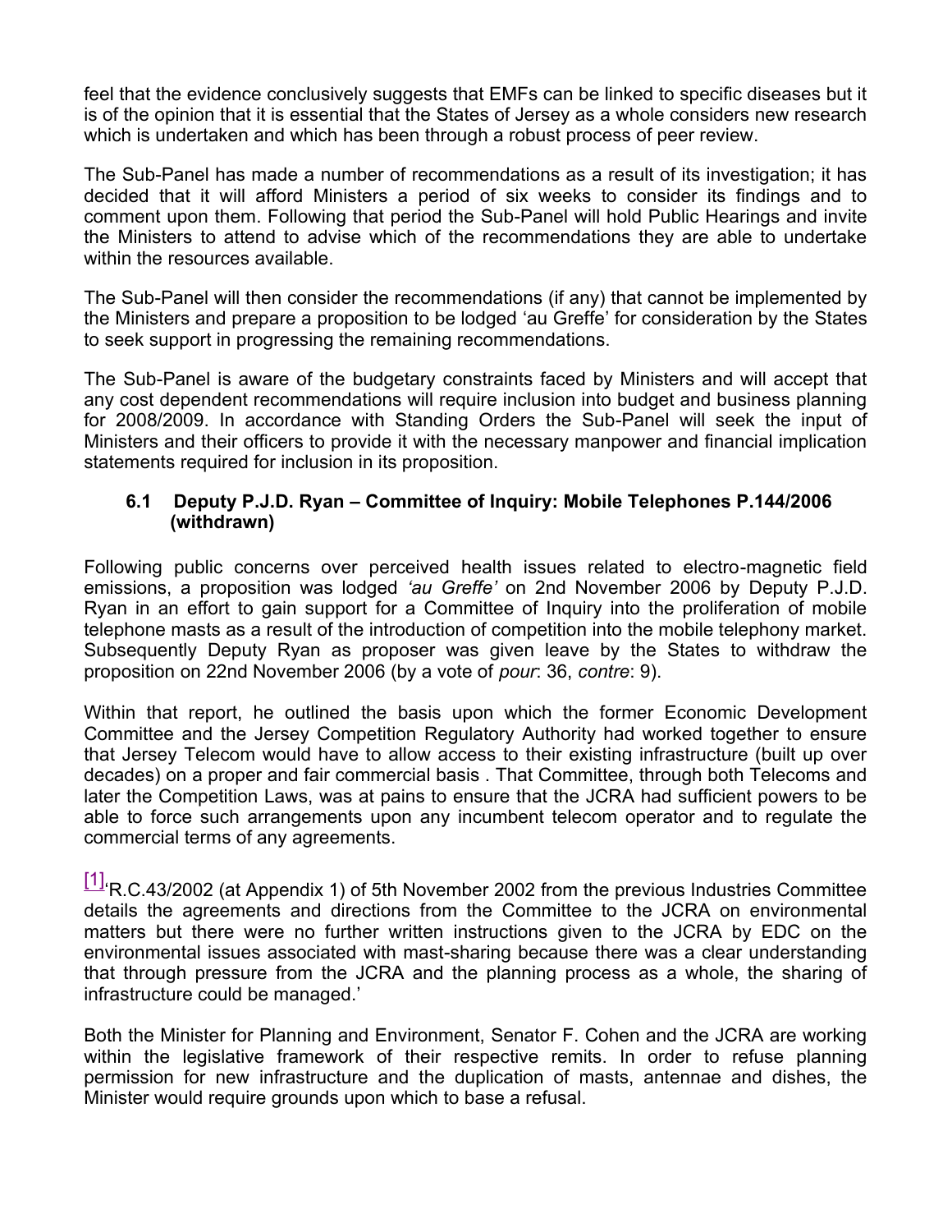feel that the evidence conclusively suggests that EMFs can be linked to specific diseases but it is of the opinion that it is essential that the States of Jersey as a whole considers new research which is undertaken and which has been through a robust process of peer review.

The Sub-Panel has made a number of recommendations as a result of its investigation; it has decided that it will afford Ministers a period of six weeks to consider its findings and to comment upon them. Following that period the Sub-Panel will hold Public Hearings and invite the Ministers to attend to advise which of the recommendations they are able to undertake within the resources available.

The Sub-Panel will then consider the recommendations (if any) that cannot be implemented by the Ministers and prepare a proposition to be lodged 'au Greffe' for consideration by the States to seek support in progressing the remaining recommendations.

The Sub-Panel is aware of the budgetary constraints faced by Ministers and will accept that any cost dependent recommendations will require inclusion into budget and business planning for 2008/2009. In accordance with Standing Orders the Sub-Panel will seek the input of Ministers and their officers to provide it with the necessary manpower and financial implication statements required for inclusion in its proposition.

### 6.1 Deputy P.J.D. Ryan – Committee of Inquiry: Mobile Telephones P.144/2006 (withdrawn)

Following public concerns over perceived health issues related to electro-magnetic field emissions, a proposition was lodged *'au Greffe'* on 2nd November 2006 by Deputy P.J.D. Ryan in an effort to gain support for a Committee of Inquiry into the proliferation of mobile telephone masts as a result of the introduction of competition into the mobile telephony market. Subsequently Deputy Ryan as proposer was given leave by the States to withdraw the proposition on 22nd November 2006 (by a vote of *pour*: 36, *contre*: 9).

Within that report, he outlined the basis upon which the former Economic Development Committee and the Jersey Competition Regulatory Authority had worked together to ensure that Jersey Telecom would have to allow access to their existing infrastructure (built up over decades) on a proper and fair commercial basis . That Committee, through both Telecoms and later the Competition Laws, was at pains to ensure that the JCRA had sufficient powers to be able to force such arrangements upon any incumbent telecom operator and to regulate the commercial terms of any agreements.

[1]'R.C.43/2002 (at Appendix 1) of 5th November 2002 from the previous Industries Committee details the agreements and directions from the Committee to the JCRA on environmental matters but there were no further written instructions given to the JCRA by EDC on the environmental issues associated with mast-sharing because there was a clear understanding that through pressure from the JCRA and the planning process as a whole, the sharing of infrastructure could be managed.'

Both the Minister for Planning and Environment, Senator F. Cohen and the JCRA are working within the legislative framework of their respective remits. In order to refuse planning permission for new infrastructure and the duplication of masts, antennae and dishes, the Minister would require grounds upon which to base a refusal.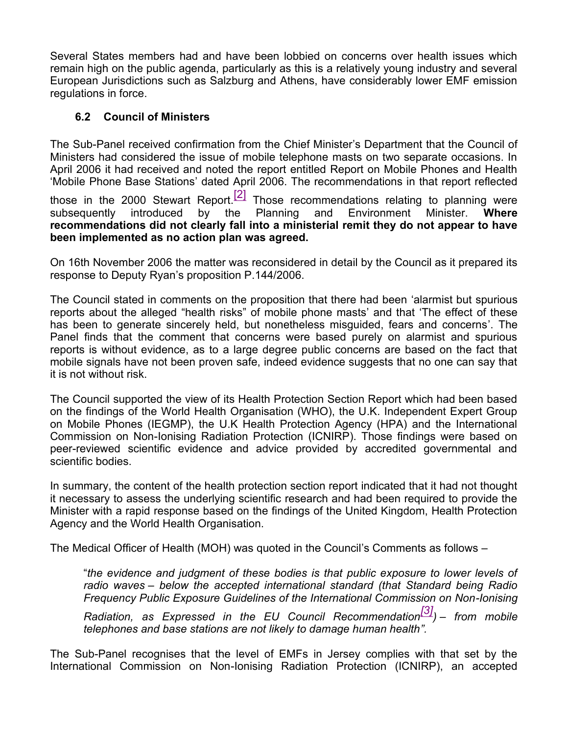Several States members had and have been lobbied on concerns over health issues which remain high on the public agenda, particularly as this is a relatively young industry and several European Jurisdictions such as Salzburg and Athens, have considerably lower EMF emission regulations in force.

### 6.2 Council of Ministers

The Sub-Panel received confirmation from the Chief Minister's Department that the Council of Ministers had considered the issue of mobile telephone masts on two separate occasions. In April 2006 it had received and noted the report entitled Report on Mobile Phones and Health 'Mobile Phone Base Stations' dated April 2006. The recommendations in that report reflected those in the 2000 Stewart Report.[2] Those recommendations relating to planning were subsequently introduced by the Planning and Environment Minister. **Where recommendations did not clearly fall into a ministerial remit they do not appear to have been implemented as no action plan was agreed.**

On 16th November 2006 the matter was reconsidered in detail by the Council as it prepared its response to Deputy Ryan's proposition P.144/2006.

The Council stated in comments on the proposition that there had been 'alarmist but spurious reports about the alleged "health risks" of mobile phone masts' and that 'The effect of these has been to generate sincerely held, but nonetheless misguided, fears and concerns'. The Panel finds that the comment that concerns were based purely on alarmist and spurious reports is without evidence, as to a large degree public concerns are based on the fact that mobile signals have not been proven safe, indeed evidence suggests that no one can say that it is not without risk.

The Council supported the view of its Health Protection Section Report which had been based on the findings of the World Health Organisation (WHO), the U.K. Independent Expert Group on Mobile Phones (IEGMP), the U.K Health Protection Agency (HPA) and the International Commission on Non-Ionising Radiation Protection (ICNIRP). Those findings were based on peer-reviewed scientific evidence and advice provided by accredited governmental and scientific bodies.

In summary, the content of the health protection section report indicated that it had not thought it necessary to assess the underlying scientific research and had been required to provide the Minister with a rapid response based on the findings of the United Kingdom, Health Protection Agency and the World Health Organisation.

The Medical Officer of Health (MOH) was quoted in the Council's Comments as follows –

> "*the evidence and judgment of these bodies is that public exposure to lower levels of radio waves – below the accepted international standard (that Standard being Radio Frequency Public Exposure Guidelines of the International Commission on Non-Ionising Radiation, as Expressed in the EU Council Recommendation[3]) – from mobile telephones and base stations are not likely to damage human health".*

The Sub-Panel recognises that the level of EMFs in Jersey complies with that set by the International Commission on Non-Ionising Radiation Protection (ICNIRP), an accepted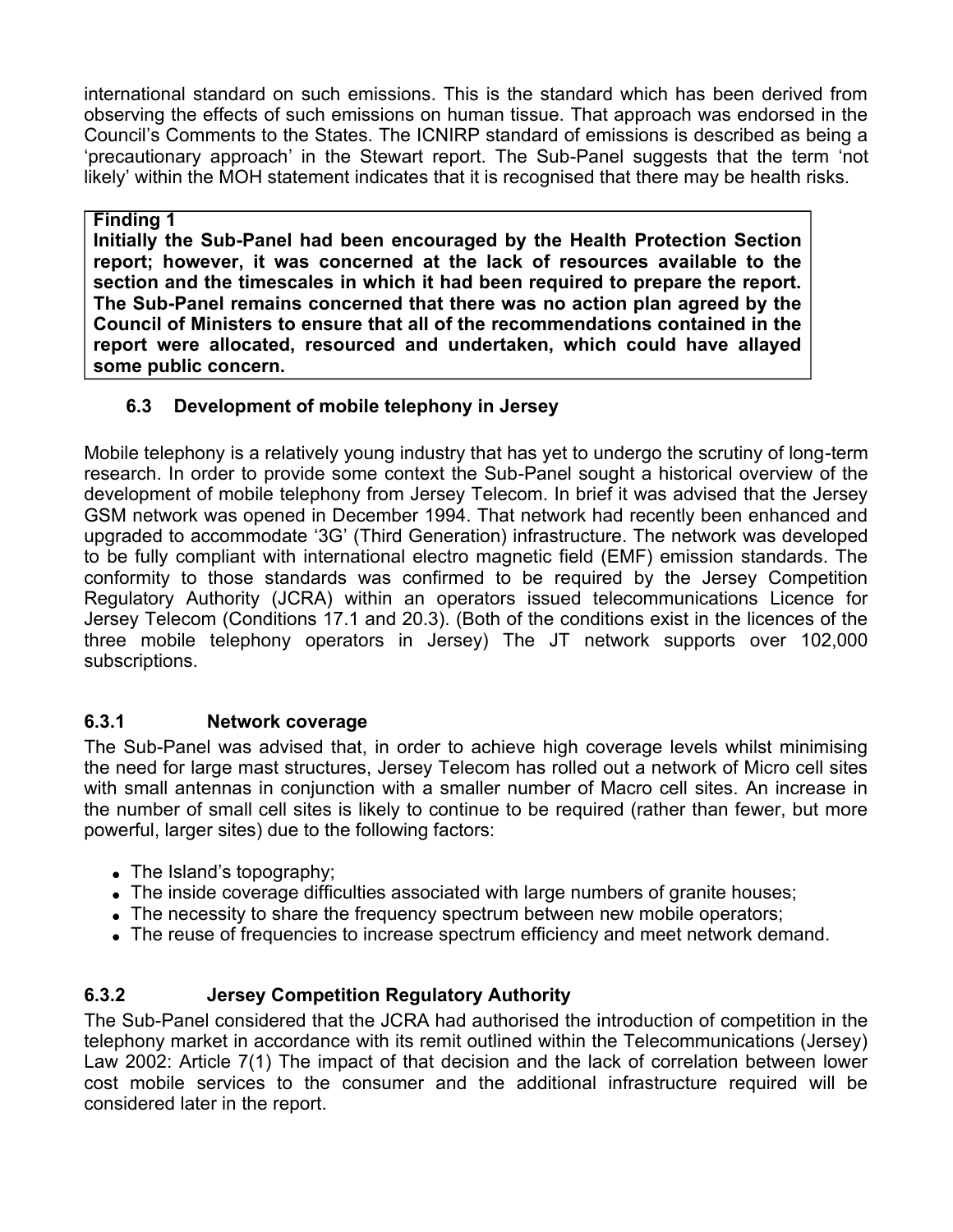international standard on such emissions. This is the standard which has been derived from observing the effects of such emissions on human tissue. That approach was endorsed in the Council's Comments to the States. The ICNIRP standard of emissions is described as being a 'precautionary approach' in the Stewart report. The Sub-Panel suggests that the term 'not likely' within the MOH statement indicates that it is recognised that there may be health risks.

**Finding 1**
**Initially the Sub-Panel had been encouraged by the Health Protection Section report; however, it was concerned at the lack of resources available to the section and the timescales in which it had been required to prepare the report. The Sub-Panel remains concerned that there was no action plan agreed by the Council of Ministers to ensure that all of the recommendations contained in the report were allocated, resourced and undertaken, which could have allayed some public concern.**

### 6.3 Development of mobile telephony in Jersey

Mobile telephony is a relatively young industry that has yet to undergo the scrutiny of long-term research. In order to provide some context the Sub-Panel sought a historical overview of the development of mobile telephony from Jersey Telecom. In brief it was advised that the Jersey GSM network was opened in December 1994. That network had recently been enhanced and upgraded to accommodate '3G' (Third Generation) infrastructure. The network was developed to be fully compliant with international electro magnetic field (EMF) emission standards. The conformity to those standards was confirmed to be required by the Jersey Competition Regulatory Authority (JCRA) within an operators issued telecommunications Licence for Jersey Telecom (Conditions 17.1 and 20.3). (Both of the conditions exist in the licences of the three mobile telephony operators in Jersey) The JT network supports over 102,000 subscriptions.

#### 6.3.1 Network coverage

The Sub-Panel was advised that, in order to achieve high coverage levels whilst minimising the need for large mast structures, Jersey Telecom has rolled out a network of Micro cell sites with small antennas in conjunction with a smaller number of Macro cell sites. An increase in the number of small cell sites is likely to continue to be required (rather than fewer, but more powerful, larger sites) due to the following factors:

- The Island's topography;
- The inside coverage difficulties associated with large numbers of granite houses;
- The necessity to share the frequency spectrum between new mobile operators;
- The reuse of frequencies to increase spectrum efficiency and meet network demand.

#### 6.3.2 Jersey Competition Regulatory Authority

The Sub-Panel considered that the JCRA had authorised the introduction of competition in the telephony market in accordance with its remit outlined within the Telecommunications (Jersey) Law 2002: Article 7(1) The impact of that decision and the lack of correlation between lower cost mobile services to the consumer and the additional infrastructure required will be considered later in the report.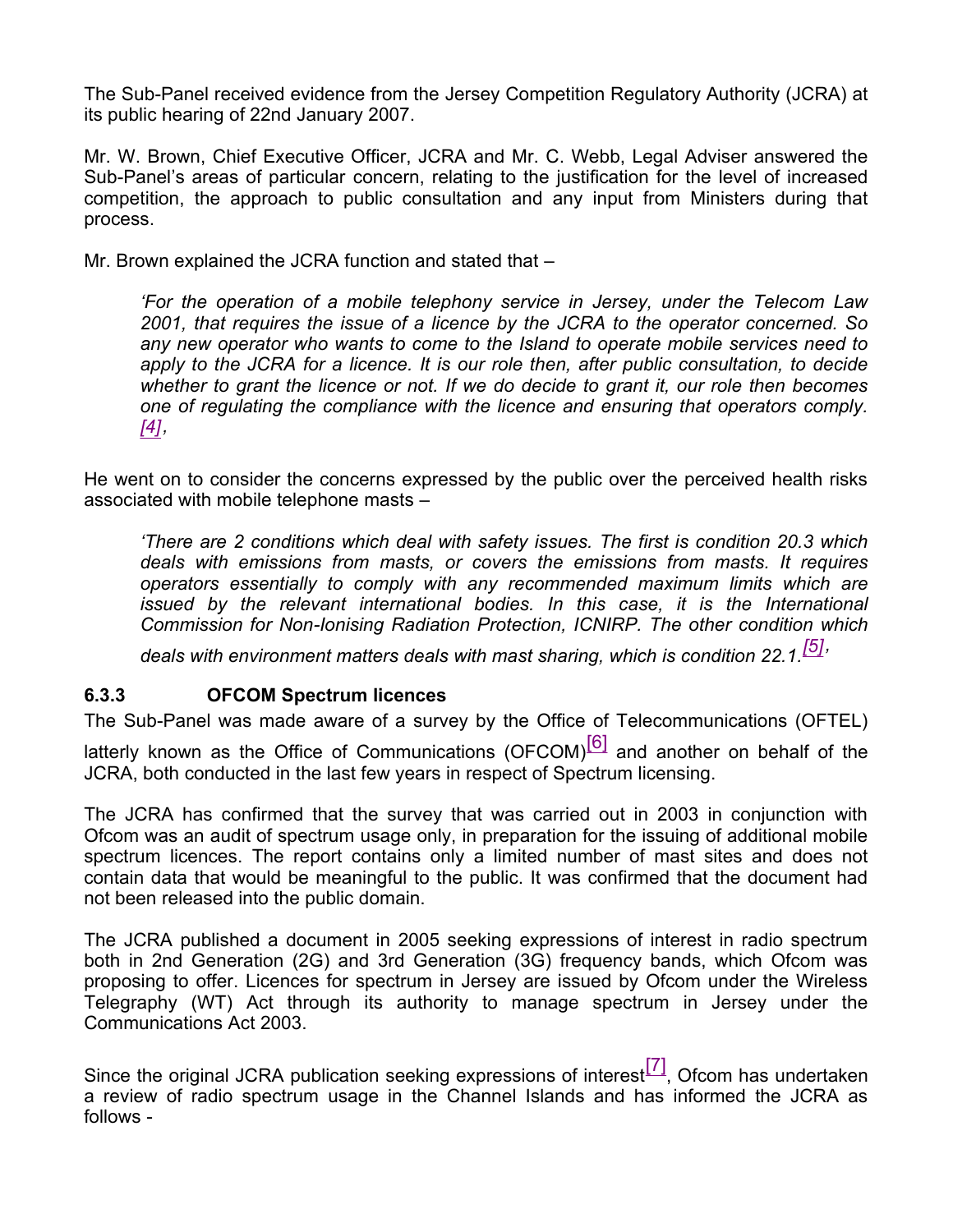The Sub-Panel received evidence from the Jersey Competition Regulatory Authority (JCRA) at its public hearing of 22nd January 2007.

Mr. W. Brown, Chief Executive Officer, JCRA and Mr. C. Webb, Legal Adviser answered the Sub-Panel's areas of particular concern, relating to the justification for the level of increased competition, the approach to public consultation and any input from Ministers during that process.

Mr. Brown explained the JCRA function and stated that –

> *'For the operation of a mobile telephony service in Jersey, under the Telecom Law 2001, that requires the issue of a licence by the JCRA to the operator concerned. So any new operator who wants to come to the Island to operate mobile services need to apply to the JCRA for a licence. It is our role then, after public consultation, to decide whether to grant the licence or not. If we do decide to grant it, our role then becomes one of regulating the compliance with the licence and ensuring that operators comply. [4],*

He went on to consider the concerns expressed by the public over the perceived health risks associated with mobile telephone masts –

> *'There are 2 conditions which deal with safety issues. The first is condition 20.3 which deals with emissions from masts, or covers the emissions from masts. It requires operators essentially to comply with any recommended maximum limits which are issued by the relevant international bodies. In this case, it is the International Commission for Non-Ionising Radiation Protection, ICNIRP. The other condition which deals with environment matters deals with mast sharing, which is condition 22.1.[5]'*

### 6.3.3 OFCOM Spectrum licences

The Sub-Panel was made aware of a survey by the Office of Telecommunications (OFTEL) latterly known as the Office of Communications (OFCOM)[6] and another on behalf of the JCRA, both conducted in the last few years in respect of Spectrum licensing.

The JCRA has confirmed that the survey that was carried out in 2003 in conjunction with Ofcom was an audit of spectrum usage only, in preparation for the issuing of additional mobile spectrum licences. The report contains only a limited number of mast sites and does not contain data that would be meaningful to the public. It was confirmed that the document had not been released into the public domain.

The JCRA published a document in 2005 seeking expressions of interest in radio spectrum both in 2nd Generation (2G) and 3rd Generation (3G) frequency bands, which Ofcom was proposing to offer. Licences for spectrum in Jersey are issued by Ofcom under the Wireless Telegraphy (WT) Act through its authority to manage spectrum in Jersey under the Communications Act 2003.

Since the original JCRA publication seeking expressions of interest[7], Ofcom has undertaken a review of radio spectrum usage in the Channel Islands and has informed the JCRA as follows -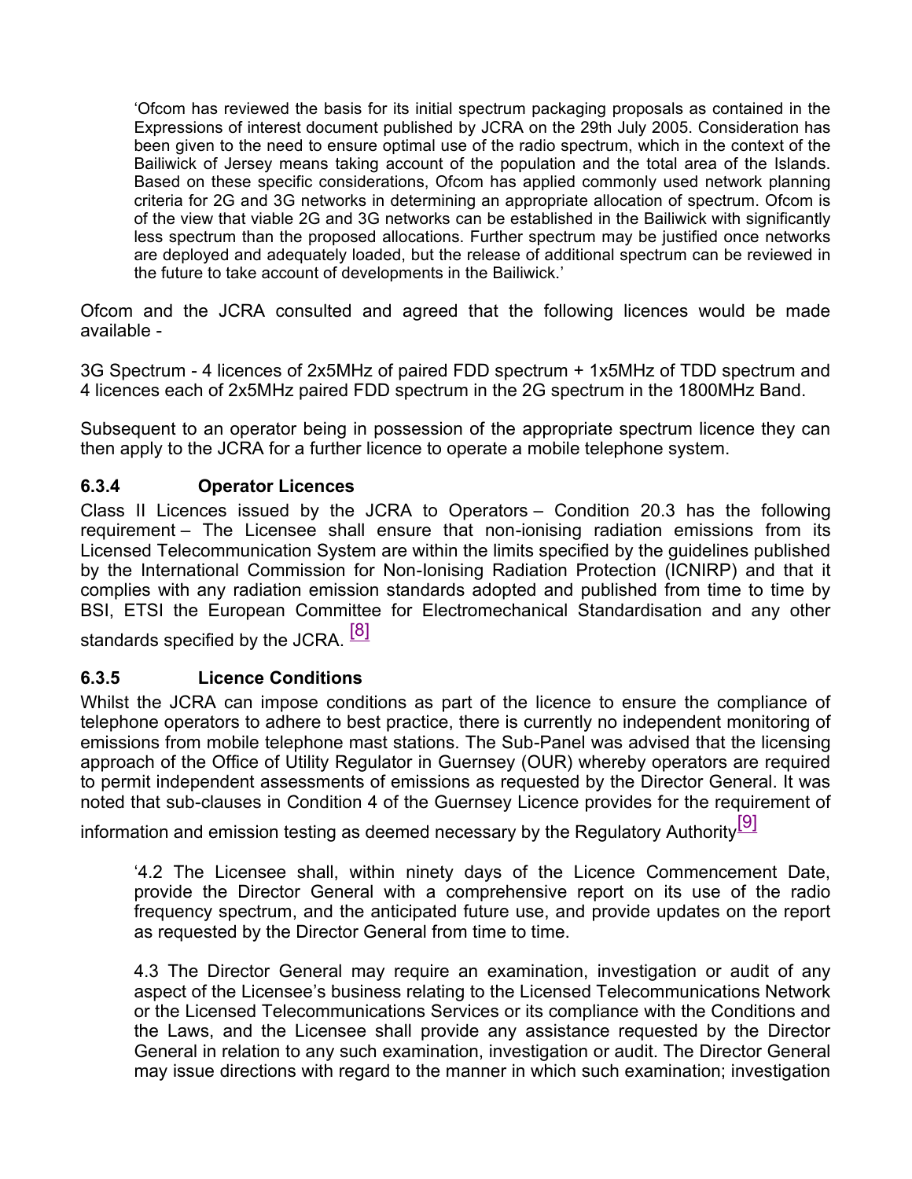> ‘Ofcom has reviewed the basis for its initial spectrum packaging proposals as contained in the Expressions of interest document published by JCRA on the 29th July 2005. Consideration has been given to the need to ensure optimal use of the radio spectrum, which in the context of the Bailiwick of Jersey means taking account of the population and the total area of the Islands. Based on these specific considerations, Ofcom has applied commonly used network planning criteria for 2G and 3G networks in determining an appropriate allocation of spectrum. Ofcom is of the view that viable 2G and 3G networks can be established in the Bailiwick with significantly less spectrum than the proposed allocations. Further spectrum may be justified once networks are deployed and adequately loaded, but the release of additional spectrum can be reviewed in the future to take account of developments in the Bailiwick.’

Ofcom and the JCRA consulted and agreed that the following licences would be made available -

3G Spectrum - 4 licences of 2x5MHz of paired FDD spectrum + 1x5MHz of TDD spectrum and 4 licences each of 2x5MHz paired FDD spectrum in the 2G spectrum in the 1800MHz Band.

Subsequent to an operator being in possession of the appropriate spectrum licence they can then apply to the JCRA for a further licence to operate a mobile telephone system.

### 6.3.4 Operator Licences

Class II Licences issued by the JCRA to Operators – Condition 20.3 has the following requirement – The Licensee shall ensure that non-ionising radiation emissions from its Licensed Telecommunication System are within the limits specified by the guidelines published by the International Commission for Non-Ionising Radiation Protection (ICNIRP) and that it complies with any radiation emission standards adopted and published from time to time by BSI, ETSI the European Committee for Electromechanical Standardisation and any other standards specified by the JCRA. [8]

### 6.3.5 Licence Conditions

Whilst the JCRA can impose conditions as part of the licence to ensure the compliance of telephone operators to adhere to best practice, there is currently no independent monitoring of emissions from mobile telephone mast stations. The Sub-Panel was advised that the licensing approach of the Office of Utility Regulator in Guernsey (OUR) whereby operators are required to permit independent assessments of emissions as requested by the Director General. It was noted that sub-clauses in Condition 4 of the Guernsey Licence provides for the requirement of information and emission testing as deemed necessary by the Regulatory Authority[9]

> ‘4.2 The Licensee shall, within ninety days of the Licence Commencement Date, provide the Director General with a comprehensive report on its use of the radio frequency spectrum, and the anticipated future use, and provide updates on the report as requested by the Director General from time to time.
>
> 4.3 The Director General may require an examination, investigation or audit of any aspect of the Licensee’s business relating to the Licensed Telecommunications Network or the Licensed Telecommunications Services or its compliance with the Conditions and the Laws, and the Licensee shall provide any assistance requested by the Director General in relation to any such examination, investigation or audit. The Director General may issue directions with regard to the manner in which such examination; investigation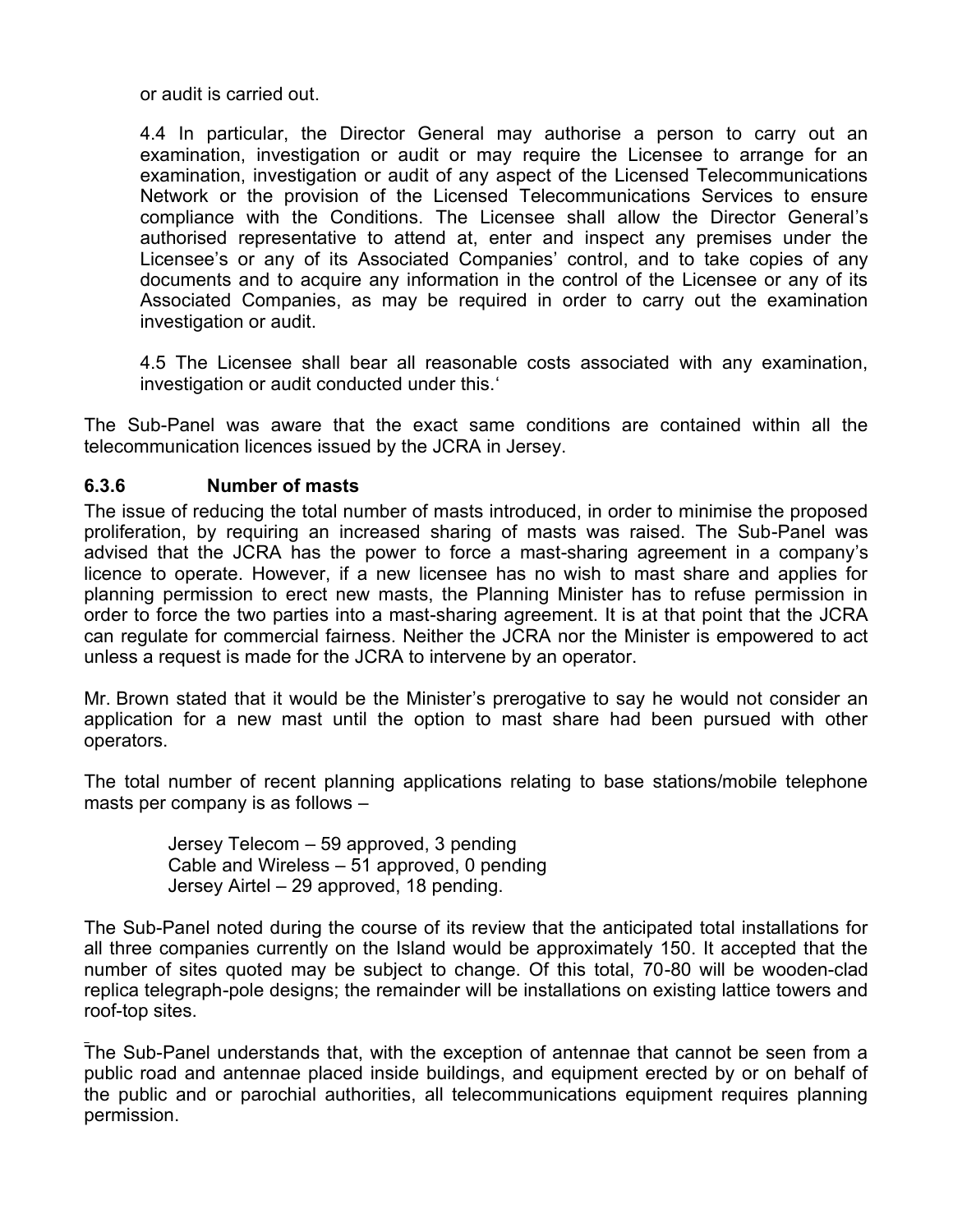or audit is carried out.

4.4 In particular, the Director General may authorise a person to carry out an examination, investigation or audit or may require the Licensee to arrange for an examination, investigation or audit of any aspect of the Licensed Telecommunications Network or the provision of the Licensed Telecommunications Services to ensure compliance with the Conditions. The Licensee shall allow the Director General's authorised representative to attend at, enter and inspect any premises under the Licensee's or any of its Associated Companies' control, and to take copies of any documents and to acquire any information in the control of the Licensee or any of its Associated Companies, as may be required in order to carry out the examination investigation or audit.

4.5 The Licensee shall bear all reasonable costs associated with any examination, investigation or audit conducted under this.'

The Sub-Panel was aware that the exact same conditions are contained within all the telecommunication licences issued by the JCRA in Jersey.

### 6.3.6 Number of masts

The issue of reducing the total number of masts introduced, in order to minimise the proposed proliferation, by requiring an increased sharing of masts was raised. The Sub-Panel was advised that the JCRA has the power to force a mast-sharing agreement in a company's licence to operate. However, if a new licensee has no wish to mast share and applies for planning permission to erect new masts, the Planning Minister has to refuse permission in order to force the two parties into a mast-sharing agreement. It is at that point that the JCRA can regulate for commercial fairness. Neither the JCRA nor the Minister is empowered to act unless a request is made for the JCRA to intervene by an operator.

Mr. Brown stated that it would be the Minister's prerogative to say he would not consider an application for a new mast until the option to mast share had been pursued with other operators.

The total number of recent planning applications relating to base stations/mobile telephone masts per company is as follows –

Jersey Telecom – 59 approved, 3 pending
Cable and Wireless – 51 approved, 0 pending
Jersey Airtel – 29 approved, 18 pending.

The Sub-Panel noted during the course of its review that the anticipated total installations for all three companies currently on the Island would be approximately 150. It accepted that the number of sites quoted may be subject to change. Of this total, 70-80 will be wooden-clad replica telegraph-pole designs; the remainder will be installations on existing lattice towers and roof-top sites.

The Sub-Panel understands that, with the exception of antennae that cannot be seen from a public road and antennae placed inside buildings, and equipment erected by or on behalf of the public and or parochial authorities, all telecommunications equipment requires planning permission.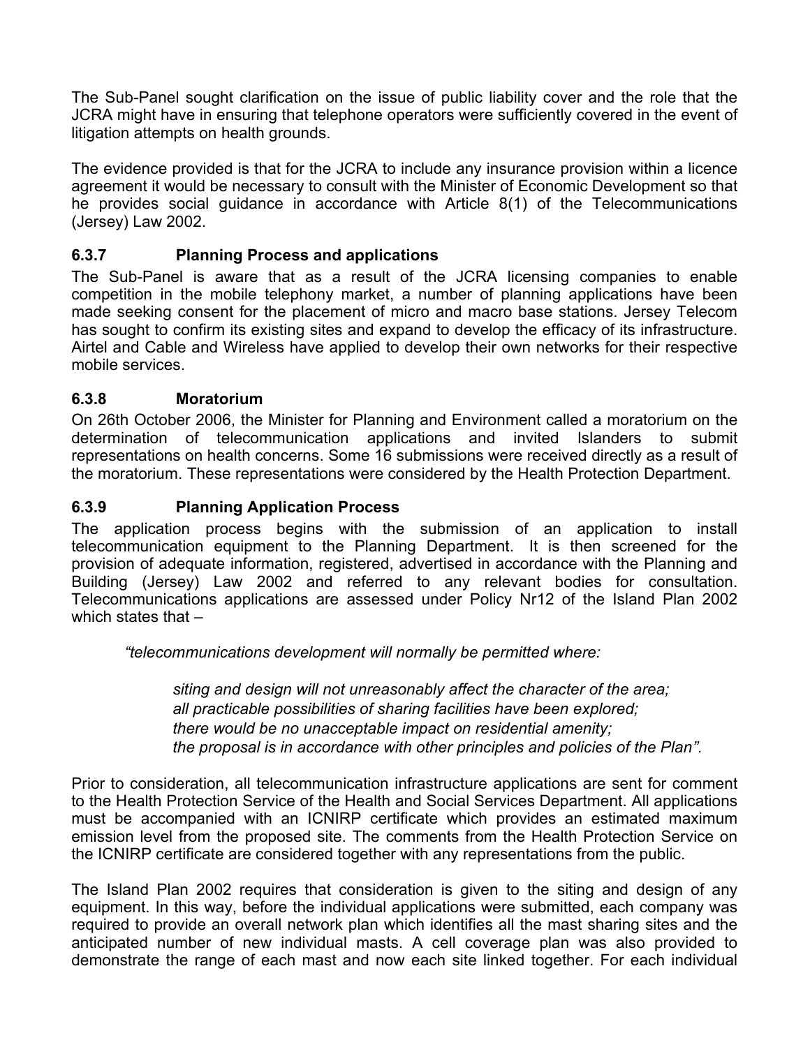The Sub-Panel sought clarification on the issue of public liability cover and the role that the JCRA might have in ensuring that telephone operators were sufficiently covered in the event of litigation attempts on health grounds.

The evidence provided is that for the JCRA to include any insurance provision within a licence agreement it would be necessary to consult with the Minister of Economic Development so that he provides social guidance in accordance with Article 8(1) of the Telecommunications (Jersey) Law 2002.

### 6.3.7 Planning Process and applications

The Sub-Panel is aware that as a result of the JCRA licensing companies to enable competition in the mobile telephony market, a number of planning applications have been made seeking consent for the placement of micro and macro base stations. Jersey Telecom has sought to confirm its existing sites and expand to develop the efficacy of its infrastructure. Airtel and Cable and Wireless have applied to develop their own networks for their respective mobile services.

### 6.3.8 Moratorium

On 26th October 2006, the Minister for Planning and Environment called a moratorium on the determination of telecommunication applications and invited Islanders to submit representations on health concerns. Some 16 submissions were received directly as a result of the moratorium. These representations were considered by the Health Protection Department.

### 6.3.9 Planning Application Process

The application process begins with the submission of an application to install telecommunication equipment to the Planning Department. It is then screened for the provision of adequate information, registered, advertised in accordance with the Planning and Building (Jersey) Law 2002 and referred to any relevant bodies for consultation. Telecommunications applications are assessed under Policy Nr12 of the Island Plan 2002 which states that –

> *"telecommunications development will normally be permitted where:*
>
> > *siting and design will not unreasonably affect the character of the area;*
> > *all practicable possibilities of sharing facilities have been explored;*
> > *there would be no unacceptable impact on residential amenity;*
> > *the proposal is in accordance with other principles and policies of the Plan".*

Prior to consideration, all telecommunication infrastructure applications are sent for comment to the Health Protection Service of the Health and Social Services Department. All applications must be accompanied with an ICNIRP certificate which provides an estimated maximum emission level from the proposed site. The comments from the Health Protection Service on the ICNIRP certificate are considered together with any representations from the public.

The Island Plan 2002 requires that consideration is given to the siting and design of any equipment. In this way, before the individual applications were submitted, each company was required to provide an overall network plan which identifies all the mast sharing sites and the anticipated number of new individual masts. A cell coverage plan was also provided to demonstrate the range of each mast and now each site linked together. For each individual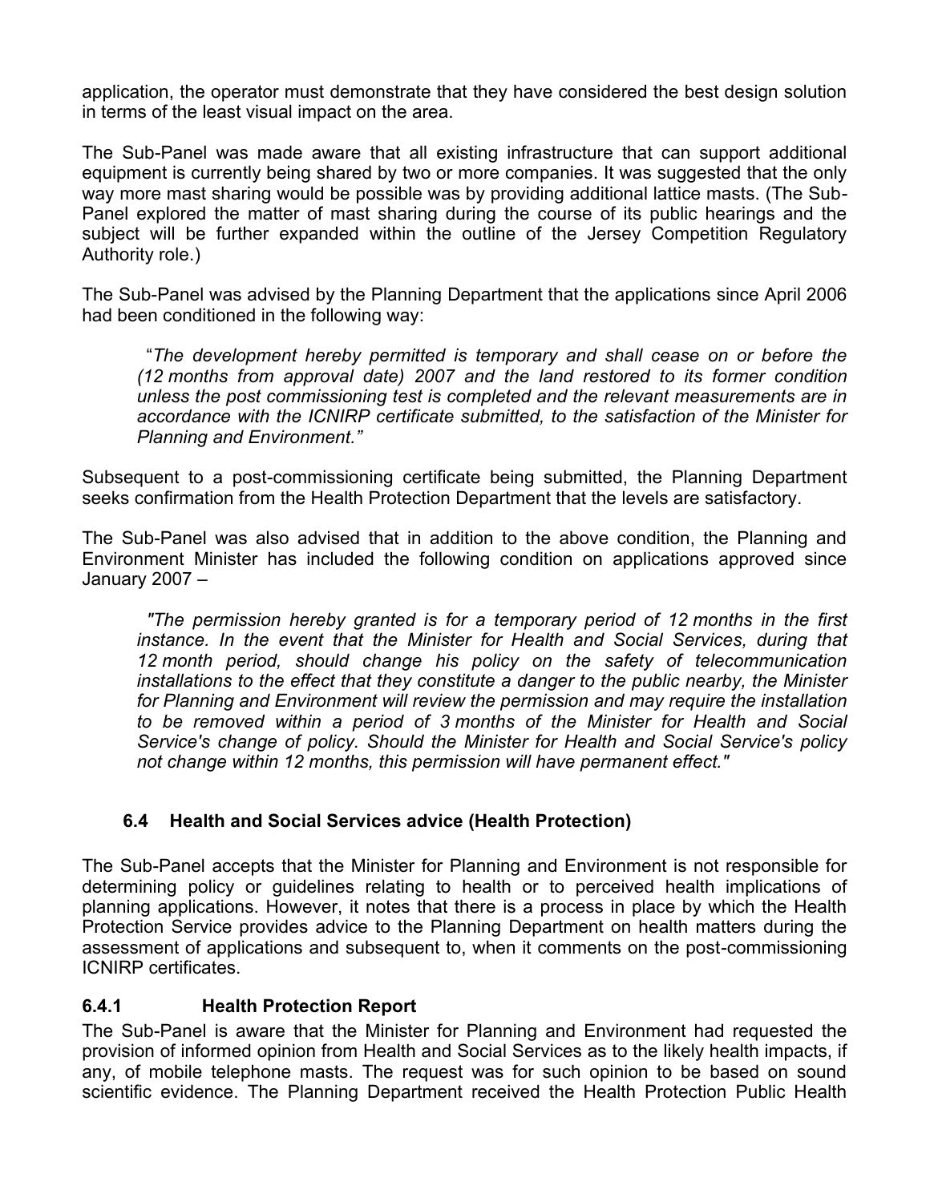application, the operator must demonstrate that they have considered the best design solution in terms of the least visual impact on the area.

The Sub-Panel was made aware that all existing infrastructure that can support additional equipment is currently being shared by two or more companies. It was suggested that the only way more mast sharing would be possible was by providing additional lattice masts. (The Sub-Panel explored the matter of mast sharing during the course of its public hearings and the subject will be further expanded within the outline of the Jersey Competition Regulatory Authority role.)

The Sub-Panel was advised by the Planning Department that the applications since April 2006 had been conditioned in the following way:

> "*The development hereby permitted is temporary and shall cease on or before the (12 months from approval date) 2007 and the land restored to its former condition unless the post commissioning test is completed and the relevant measurements are in accordance with the ICNIRP certificate submitted, to the satisfaction of the Minister for Planning and Environment.*"

Subsequent to a post-commissioning certificate being submitted, the Planning Department seeks confirmation from the Health Protection Department that the levels are satisfactory.

The Sub-Panel was also advised that in addition to the above condition, the Planning and Environment Minister has included the following condition on applications approved since January 2007 –

> *"The permission hereby granted is for a temporary period of 12 months in the first instance. In the event that the Minister for Health and Social Services, during that 12 month period, should change his policy on the safety of telecommunication installations to the effect that they constitute a danger to the public nearby, the Minister for Planning and Environment will review the permission and may require the installation to be removed within a period of 3 months of the Minister for Health and Social Service's change of policy. Should the Minister for Health and Social Service's policy not change within 12 months, this permission will have permanent effect."*

### 6.4 Health and Social Services advice (Health Protection)

The Sub-Panel accepts that the Minister for Planning and Environment is not responsible for determining policy or guidelines relating to health or to perceived health implications of planning applications. However, it notes that there is a process in place by which the Health Protection Service provides advice to the Planning Department on health matters during the assessment of applications and subsequent to, when it comments on the post-commissioning ICNIRP certificates.

#### 6.4.1 Health Protection Report

The Sub-Panel is aware that the Minister for Planning and Environment had requested the provision of informed opinion from Health and Social Services as to the likely health impacts, if any, of mobile telephone masts. The request was for such opinion to be based on sound scientific evidence. The Planning Department received the Health Protection Public Health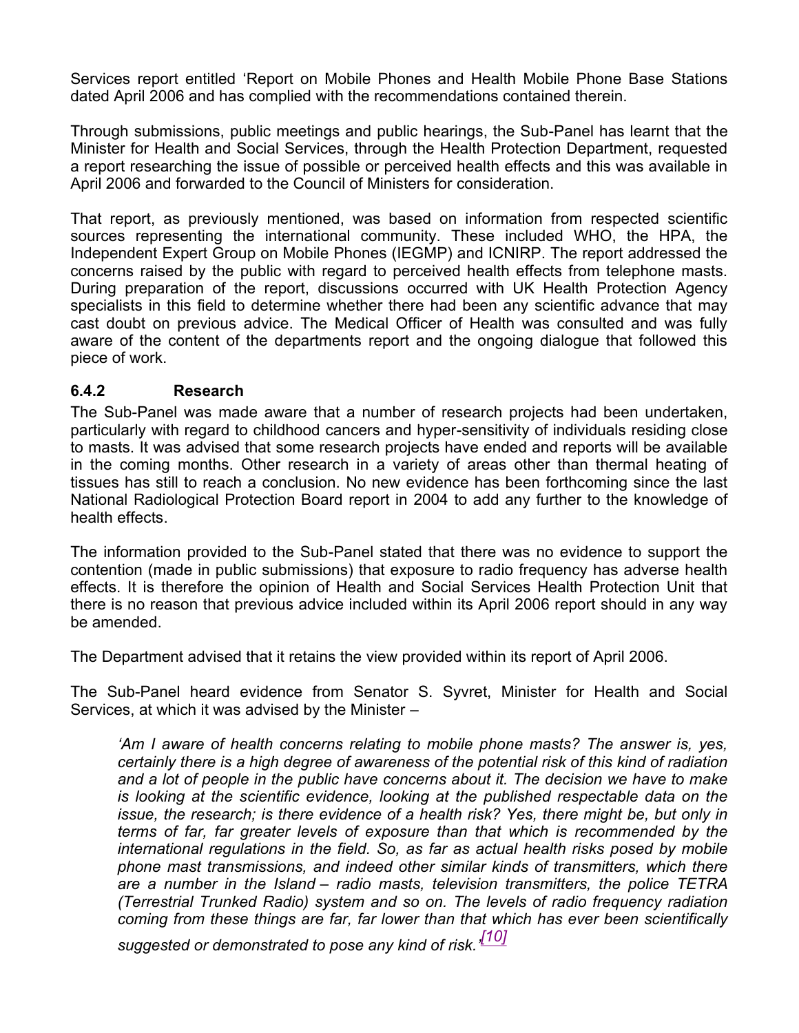Services report entitled 'Report on Mobile Phones and Health Mobile Phone Base Stations dated April 2006 and has complied with the recommendations contained therein.

Through submissions, public meetings and public hearings, the Sub-Panel has learnt that the Minister for Health and Social Services, through the Health Protection Department, requested a report researching the issue of possible or perceived health effects and this was available in April 2006 and forwarded to the Council of Ministers for consideration.

That report, as previously mentioned, was based on information from respected scientific sources representing the international community. These included WHO, the HPA, the Independent Expert Group on Mobile Phones (IEGMP) and ICNIRP. The report addressed the concerns raised by the public with regard to perceived health effects from telephone masts. During preparation of the report, discussions occurred with UK Health Protection Agency specialists in this field to determine whether there had been any scientific advance that may cast doubt on previous advice. The Medical Officer of Health was consulted and was fully aware of the content of the departments report and the ongoing dialogue that followed this piece of work.

### 6.4.2 Research

The Sub-Panel was made aware that a number of research projects had been undertaken, particularly with regard to childhood cancers and hyper-sensitivity of individuals residing close to masts. It was advised that some research projects have ended and reports will be available in the coming months. Other research in a variety of areas other than thermal heating of tissues has still to reach a conclusion. No new evidence has been forthcoming since the last National Radiological Protection Board report in 2004 to add any further to the knowledge of health effects.

The information provided to the Sub-Panel stated that there was no evidence to support the contention (made in public submissions) that exposure to radio frequency has adverse health effects. It is therefore the opinion of Health and Social Services Health Protection Unit that there is no reason that previous advice included within its April 2006 report should in any way be amended.

The Department advised that it retains the view provided within its report of April 2006.

The Sub-Panel heard evidence from Senator S. Syvret, Minister for Health and Social Services, at which it was advised by the Minister –

> *'Am I aware of health concerns relating to mobile phone masts? The answer is, yes, certainly there is a high degree of awareness of the potential risk of this kind of radiation and a lot of people in the public have concerns about it. The decision we have to make is looking at the scientific evidence, looking at the published respectable data on the issue, the research; is there evidence of a health risk? Yes, there might be, but only in terms of far, far greater levels of exposure than that which is recommended by the international regulations in the field. So, as far as actual health risks posed by mobile phone mast transmissions, and indeed other similar kinds of transmitters, which there are a number in the Island – radio masts, television transmitters, the police TETRA (Terrestrial Trunked Radio) system and so on. The levels of radio frequency radiation coming from these things are far, far lower than that which has ever been scientifically suggested or demonstrated to pose any kind of risk.'* [10]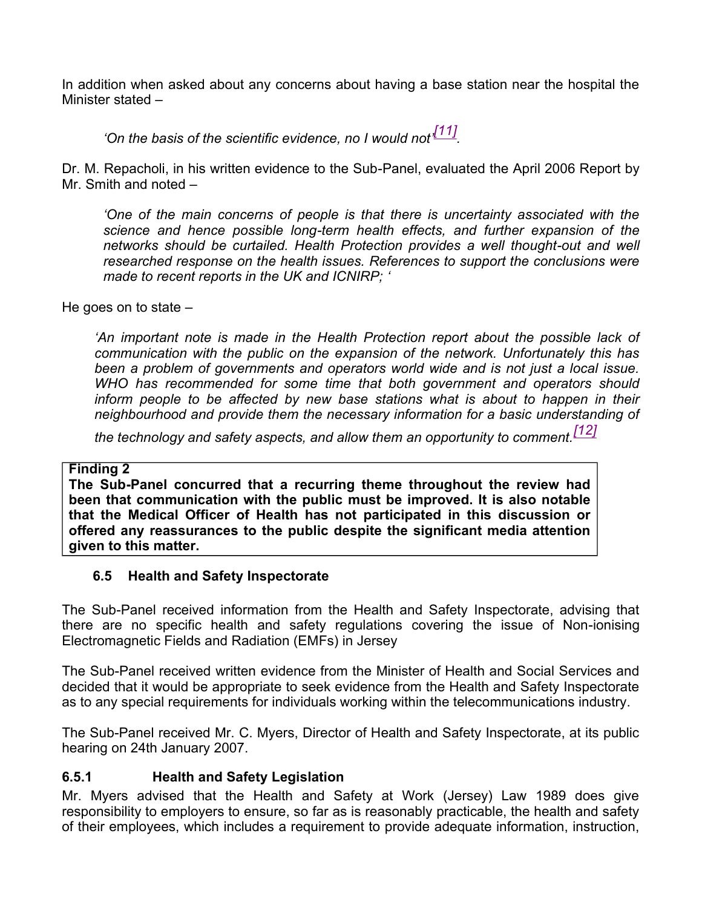In addition when asked about any concerns about having a base station near the hospital the Minister stated –

> *'On the basis of the scientific evidence, no I would not'[11].*

Dr. M. Repacholi, in his written evidence to the Sub-Panel, evaluated the April 2006 Report by Mr. Smith and noted –

> *'One of the main concerns of people is that there is uncertainty associated with the science and hence possible long-term health effects, and further expansion of the networks should be curtailed. Health Protection provides a well thought-out and well researched response on the health issues. References to support the conclusions were made to recent reports in the UK and ICNIRP; '*

He goes on to state –

> *'An important note is made in the Health Protection report about the possible lack of communication with the public on the expansion of the network. Unfortunately this has been a problem of governments and operators world wide and is not just a local issue. WHO has recommended for some time that both government and operators should inform people to be affected by new base stations what is about to happen in their neighbourhood and provide them the necessary information for a basic understanding of the technology and safety aspects, and allow them an opportunity to comment.[12]*

**Finding 2**
**The Sub-Panel concurred that a recurring theme throughout the review had been that communication with the public must be improved. It is also notable that the Medical Officer of Health has not participated in this discussion or offered any reassurances to the public despite the significant media attention given to this matter.**

### 6.5 Health and Safety Inspectorate

The Sub-Panel received information from the Health and Safety Inspectorate, advising that there are no specific health and safety regulations covering the issue of Non-ionising Electromagnetic Fields and Radiation (EMFs) in Jersey

The Sub-Panel received written evidence from the Minister of Health and Social Services and decided that it would be appropriate to seek evidence from the Health and Safety Inspectorate as to any special requirements for individuals working within the telecommunications industry.

The Sub-Panel received Mr. C. Myers, Director of Health and Safety Inspectorate, at its public hearing on 24th January 2007.

#### 6.5.1 Health and Safety Legislation

Mr. Myers advised that the Health and Safety at Work (Jersey) Law 1989 does give responsibility to employers to ensure, so far as is reasonably practicable, the health and safety of their employees, which includes a requirement to provide adequate information, instruction,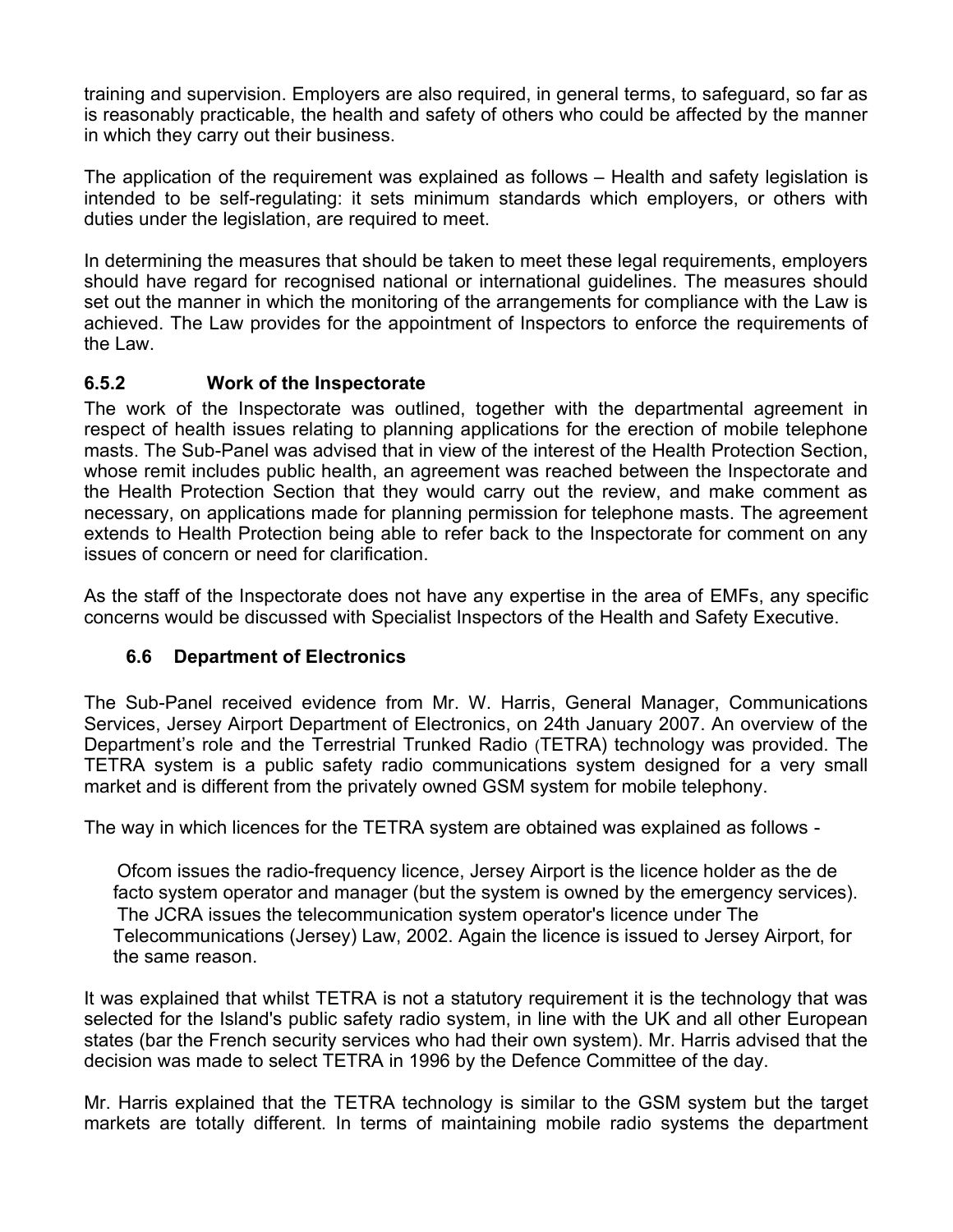training and supervision. Employers are also required, in general terms, to safeguard, so far as is reasonably practicable, the health and safety of others who could be affected by the manner in which they carry out their business.

The application of the requirement was explained as follows – Health and safety legislation is intended to be self-regulating: it sets minimum standards which employers, or others with duties under the legislation, are required to meet.

In determining the measures that should be taken to meet these legal requirements, employers should have regard for recognised national or international guidelines. The measures should set out the manner in which the monitoring of the arrangements for compliance with the Law is achieved. The Law provides for the appointment of Inspectors to enforce the requirements of the Law.

#### 6.5.2 Work of the Inspectorate

The work of the Inspectorate was outlined, together with the departmental agreement in respect of health issues relating to planning applications for the erection of mobile telephone masts. The Sub-Panel was advised that in view of the interest of the Health Protection Section, whose remit includes public health, an agreement was reached between the Inspectorate and the Health Protection Section that they would carry out the review, and make comment as necessary, on applications made for planning permission for telephone masts. The agreement extends to Health Protection being able to refer back to the Inspectorate for comment on any issues of concern or need for clarification.

As the staff of the Inspectorate does not have any expertise in the area of EMFs, any specific concerns would be discussed with Specialist Inspectors of the Health and Safety Executive.

### 6.6 Department of Electronics

The Sub-Panel received evidence from Mr. W. Harris, General Manager, Communications Services, Jersey Airport Department of Electronics, on 24th January 2007. An overview of the Department's role and the Terrestrial Trunked Radio (TETRA) technology was provided. The TETRA system is a public safety radio communications system designed for a very small market and is different from the privately owned GSM system for mobile telephony.

The way in which licences for the TETRA system are obtained was explained as follows -

> Ofcom issues the radio-frequency licence, Jersey Airport is the licence holder as the de facto system operator and manager (but the system is owned by the emergency services). The JCRA issues the telecommunication system operator's licence under The Telecommunications (Jersey) Law, 2002. Again the licence is issued to Jersey Airport, for the same reason.

It was explained that whilst TETRA is not a statutory requirement it is the technology that was selected for the Island's public safety radio system, in line with the UK and all other European states (bar the French security services who had their own system). Mr. Harris advised that the decision was made to select TETRA in 1996 by the Defence Committee of the day.

Mr. Harris explained that the TETRA technology is similar to the GSM system but the target markets are totally different. In terms of maintaining mobile radio systems the department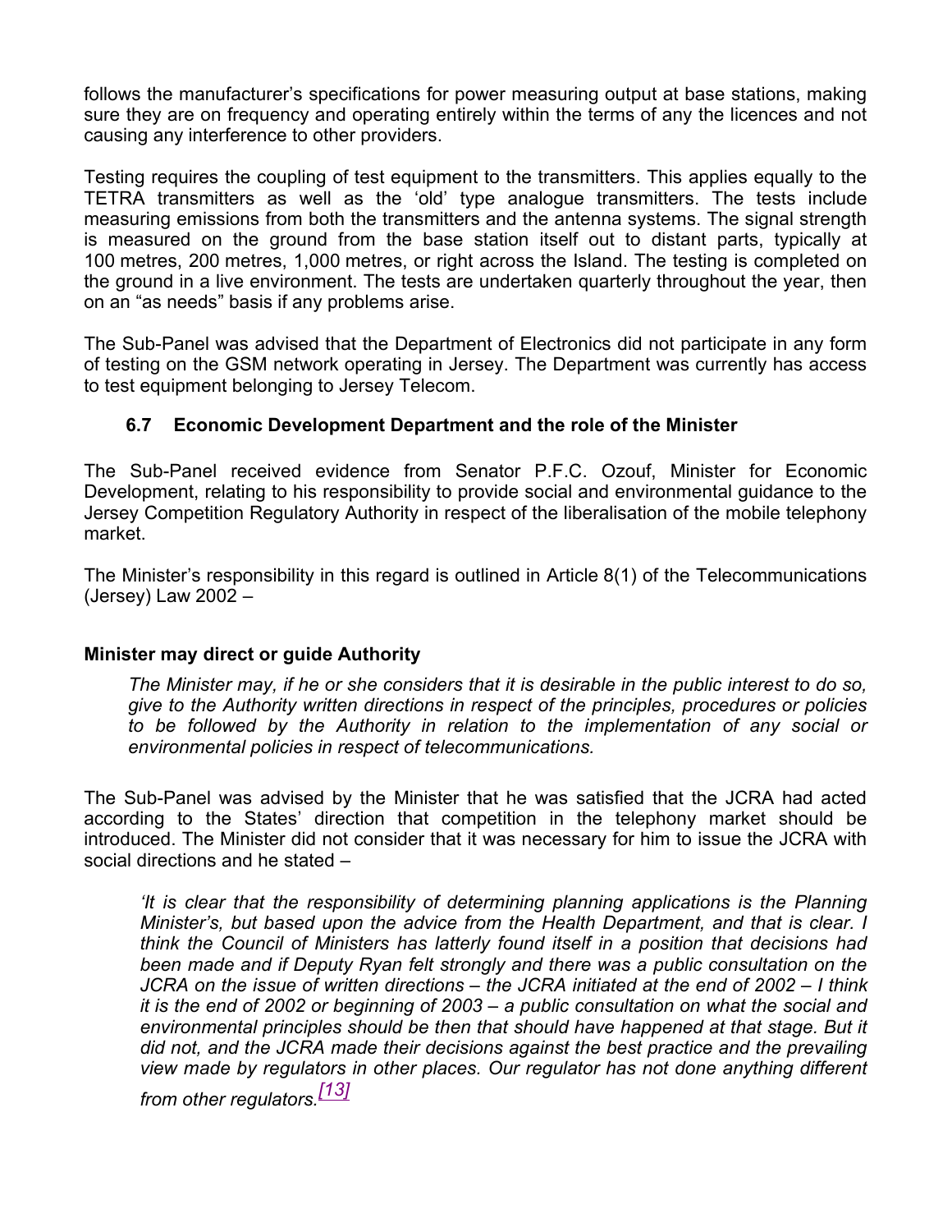follows the manufacturer's specifications for power measuring output at base stations, making sure they are on frequency and operating entirely within the terms of any the licences and not causing any interference to other providers.

Testing requires the coupling of test equipment to the transmitters. This applies equally to the TETRA transmitters as well as the 'old' type analogue transmitters. The tests include measuring emissions from both the transmitters and the antenna systems. The signal strength is measured on the ground from the base station itself out to distant parts, typically at 100 metres, 200 metres, 1,000 metres, or right across the Island. The testing is completed on the ground in a live environment. The tests are undertaken quarterly throughout the year, then on an "as needs" basis if any problems arise.

The Sub-Panel was advised that the Department of Electronics did not participate in any form of testing on the GSM network operating in Jersey. The Department was currently has access to test equipment belonging to Jersey Telecom.

### 6.7 Economic Development Department and the role of the Minister

The Sub-Panel received evidence from Senator P.F.C. Ozouf, Minister for Economic Development, relating to his responsibility to provide social and environmental guidance to the Jersey Competition Regulatory Authority in respect of the liberalisation of the mobile telephony market.

The Minister's responsibility in this regard is outlined in Article 8(1) of the Telecommunications (Jersey) Law 2002 –

**Minister may direct or guide Authority**

> *The Minister may, if he or she considers that it is desirable in the public interest to do so, give to the Authority written directions in respect of the principles, procedures or policies to be followed by the Authority in relation to the implementation of any social or environmental policies in respect of telecommunications.*

The Sub-Panel was advised by the Minister that he was satisfied that the JCRA had acted according to the States' direction that competition in the telephony market should be introduced. The Minister did not consider that it was necessary for him to issue the JCRA with social directions and he stated –

> *'It is clear that the responsibility of determining planning applications is the Planning Minister's, but based upon the advice from the Health Department, and that is clear. I think the Council of Ministers has latterly found itself in a position that decisions had been made and if Deputy Ryan felt strongly and there was a public consultation on the JCRA on the issue of written directions – the JCRA initiated at the end of 2002 – I think it is the end of 2002 or beginning of 2003 – a public consultation on what the social and environmental principles should be then that should have happened at that stage. But it did not, and the JCRA made their decisions against the best practice and the prevailing view made by regulators in other places. Our regulator has not done anything different from other regulators.*[13]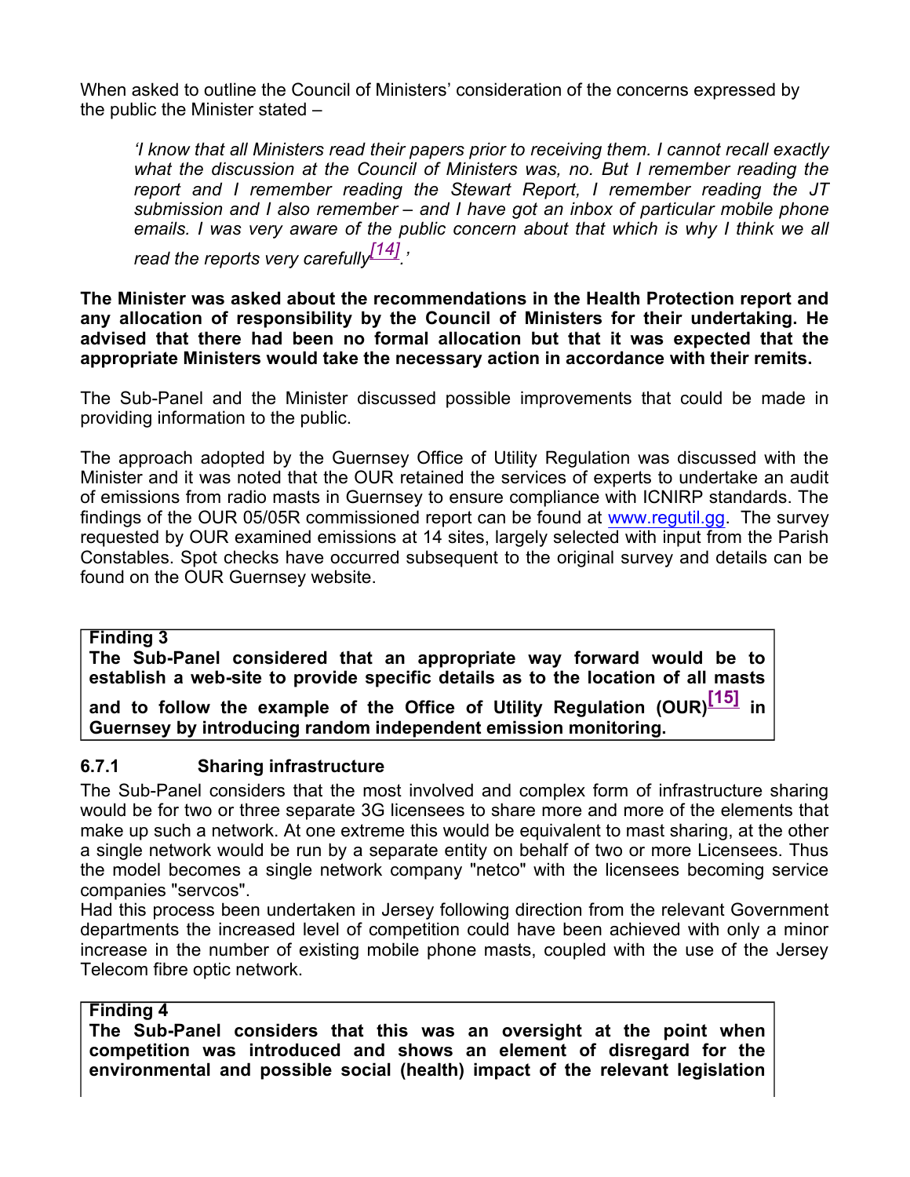When asked to outline the Council of Ministers' consideration of the concerns expressed by the public the Minister stated –

> *'I know that all Ministers read their papers prior to receiving them. I cannot recall exactly what the discussion at the Council of Ministers was, no. But I remember reading the report and I remember reading the Stewart Report, I remember reading the JT submission and I also remember – and I have got an inbox of particular mobile phone emails. I was very aware of the public concern about that which is why I think we all read the reports very carefully[14].'*

**The Minister was asked about the recommendations in the Health Protection report and any allocation of responsibility by the Council of Ministers for their undertaking. He advised that there had been no formal allocation but that it was expected that the appropriate Ministers would take the necessary action in accordance with their remits.**

The Sub-Panel and the Minister discussed possible improvements that could be made in providing information to the public.

The approach adopted by the Guernsey Office of Utility Regulation was discussed with the Minister and it was noted that the OUR retained the services of experts to undertake an audit of emissions from radio masts in Guernsey to ensure compliance with ICNIRP standards. The findings of the OUR 05/05R commissioned report can be found at www.regutil.gg. The survey requested by OUR examined emissions at 14 sites, largely selected with input from the Parish Constables. Spot checks have occurred subsequent to the original survey and details can be found on the OUR Guernsey website.

**Finding 3**
**The Sub-Panel considered that an appropriate way forward would be to establish a web-site to provide specific details as to the location of all masts and to follow the example of the Office of Utility Regulation (OUR)[15] in Guernsey by introducing random independent emission monitoring.**

### 6.7.1 Sharing infrastructure

The Sub-Panel considers that the most involved and complex form of infrastructure sharing would be for two or three separate 3G licensees to share more and more of the elements that make up such a network. At one extreme this would be equivalent to mast sharing, at the other a single network would be run by a separate entity on behalf of two or more Licensees. Thus the model becomes a single network company "netco" with the licensees becoming service companies "servcos".
Had this process been undertaken in Jersey following direction from the relevant Government departments the increased level of competition could have been achieved with only a minor increase in the number of existing mobile phone masts, coupled with the use of the Jersey Telecom fibre optic network.

**Finding 4**
**The Sub-Panel considers that this was an oversight at the point when competition was introduced and shows an element of disregard for the environmental and possible social (health) impact of the relevant legislation**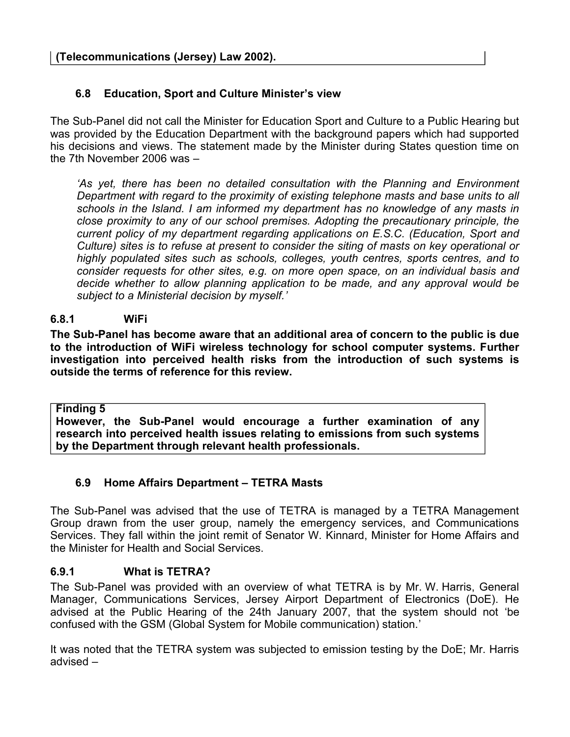**(Telecommunications (Jersey) Law 2002).**

### 6.8 Education, Sport and Culture Minister's view

The Sub-Panel did not call the Minister for Education Sport and Culture to a Public Hearing but was provided by the Education Department with the background papers which had supported his decisions and views. The statement made by the Minister during States question time on the 7th November 2006 was –

> *'As yet, there has been no detailed consultation with the Planning and Environment Department with regard to the proximity of existing telephone masts and base units to all schools in the Island. I am informed my department has no knowledge of any masts in close proximity to any of our school premises. Adopting the precautionary principle, the current policy of my department regarding applications on E.S.C. (Education, Sport and Culture) sites is to refuse at present to consider the siting of masts on key operational or highly populated sites such as schools, colleges, youth centres, sports centres, and to consider requests for other sites, e.g. on more open space, on an individual basis and decide whether to allow planning application to be made, and any approval would be subject to a Ministerial decision by myself.'*

#### 6.8.1 WiFi

**The Sub-Panel has become aware that an additional area of concern to the public is due to the introduction of WiFi wireless technology for school computer systems. Further investigation into perceived health risks from the introduction of such systems is outside the terms of reference for this review.**

**Finding 5**
**However, the Sub-Panel would encourage a further examination of any research into perceived health issues relating to emissions from such systems by the Department through relevant health professionals.**

### 6.9 Home Affairs Department – TETRA Masts

The Sub-Panel was advised that the use of TETRA is managed by a TETRA Management Group drawn from the user group, namely the emergency services, and Communications Services. They fall within the joint remit of Senator W. Kinnard, Minister for Home Affairs and the Minister for Health and Social Services.

#### 6.9.1 What is TETRA?

The Sub-Panel was provided with an overview of what TETRA is by Mr. W. Harris, General Manager, Communications Services, Jersey Airport Department of Electronics (DoE). He advised at the Public Hearing of the 24th January 2007, that the system should not 'be confused with the GSM (Global System for Mobile communication) station.'

It was noted that the TETRA system was subjected to emission testing by the DoE; Mr. Harris advised –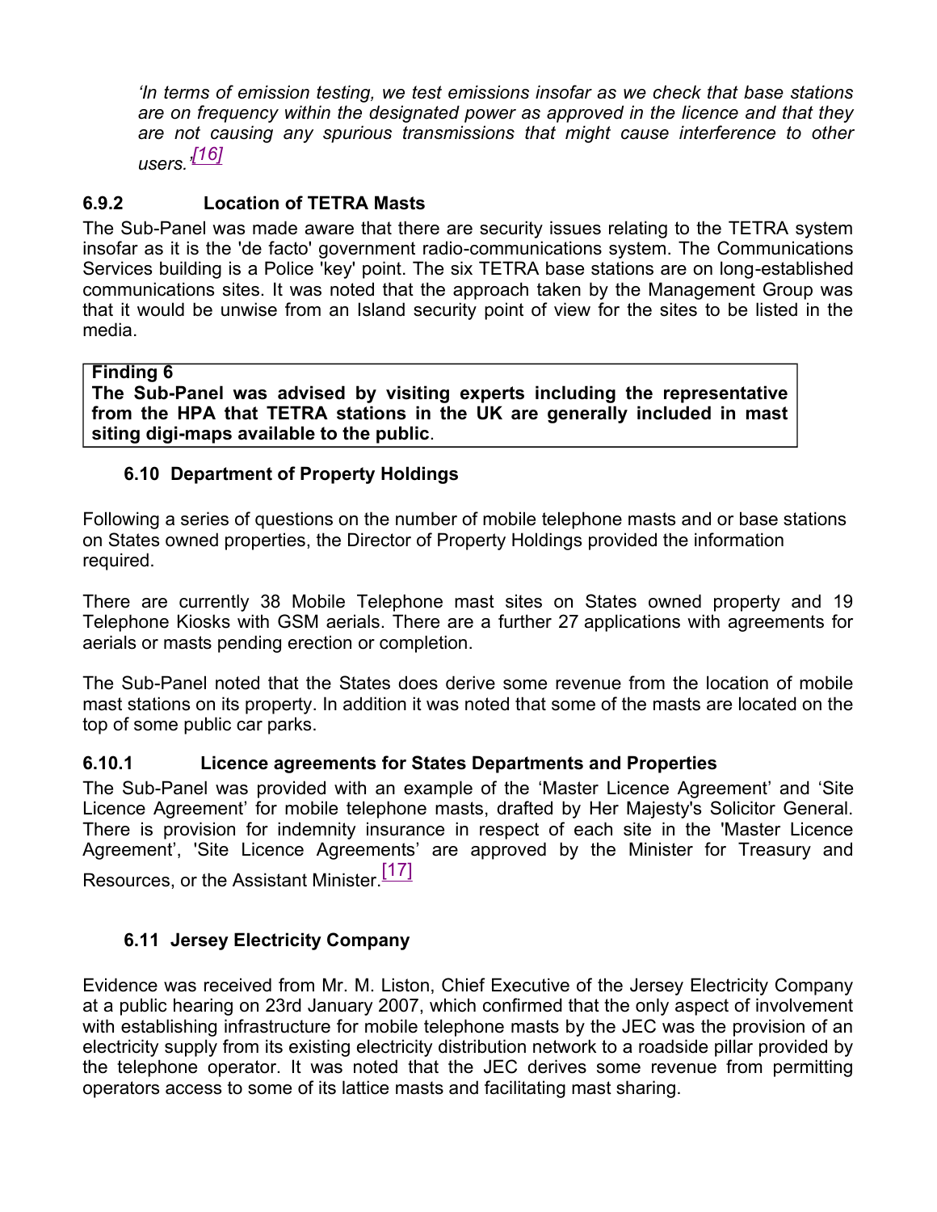*'In terms of emission testing, we test emissions insofar as we check that base stations are on frequency within the designated power as approved in the licence and that they are not causing any spurious transmissions that might cause interference to other users.'*[16]

### 6.9.2 Location of TETRA Masts

The Sub-Panel was made aware that there are security issues relating to the TETRA system insofar as it is the 'de facto' government radio-communications system. The Communications Services building is a Police 'key' point. The six TETRA base stations are on long-established communications sites. It was noted that the approach taken by the Management Group was that it would be unwise from an Island security point of view for the sites to be listed in the media.

**Finding 6**
**The Sub-Panel was advised by visiting experts including the representative from the HPA that TETRA stations in the UK are generally included in mast siting digi-maps available to the public**.

## 6.10 Department of Property Holdings

Following a series of questions on the number of mobile telephone masts and or base stations on States owned properties, the Director of Property Holdings provided the information required.

There are currently 38 Mobile Telephone mast sites on States owned property and 19 Telephone Kiosks with GSM aerials. There are a further 27 applications with agreements for aerials or masts pending erection or completion.

The Sub-Panel noted that the States does derive some revenue from the location of mobile mast stations on its property. In addition it was noted that some of the masts are located on the top of some public car parks.

### 6.10.1 Licence agreements for States Departments and Properties

The Sub-Panel was provided with an example of the 'Master Licence Agreement' and 'Site Licence Agreement' for mobile telephone masts, drafted by Her Majesty's Solicitor General. There is provision for indemnity insurance in respect of each site in the 'Master Licence Agreement', 'Site Licence Agreements' are approved by the Minister for Treasury and Resources, or the Assistant Minister.[17]

## 6.11 Jersey Electricity Company

Evidence was received from Mr. M. Liston, Chief Executive of the Jersey Electricity Company at a public hearing on 23rd January 2007, which confirmed that the only aspect of involvement with establishing infrastructure for mobile telephone masts by the JEC was the provision of an electricity supply from its existing electricity distribution network to a roadside pillar provided by the telephone operator. It was noted that the JEC derives some revenue from permitting operators access to some of its lattice masts and facilitating mast sharing.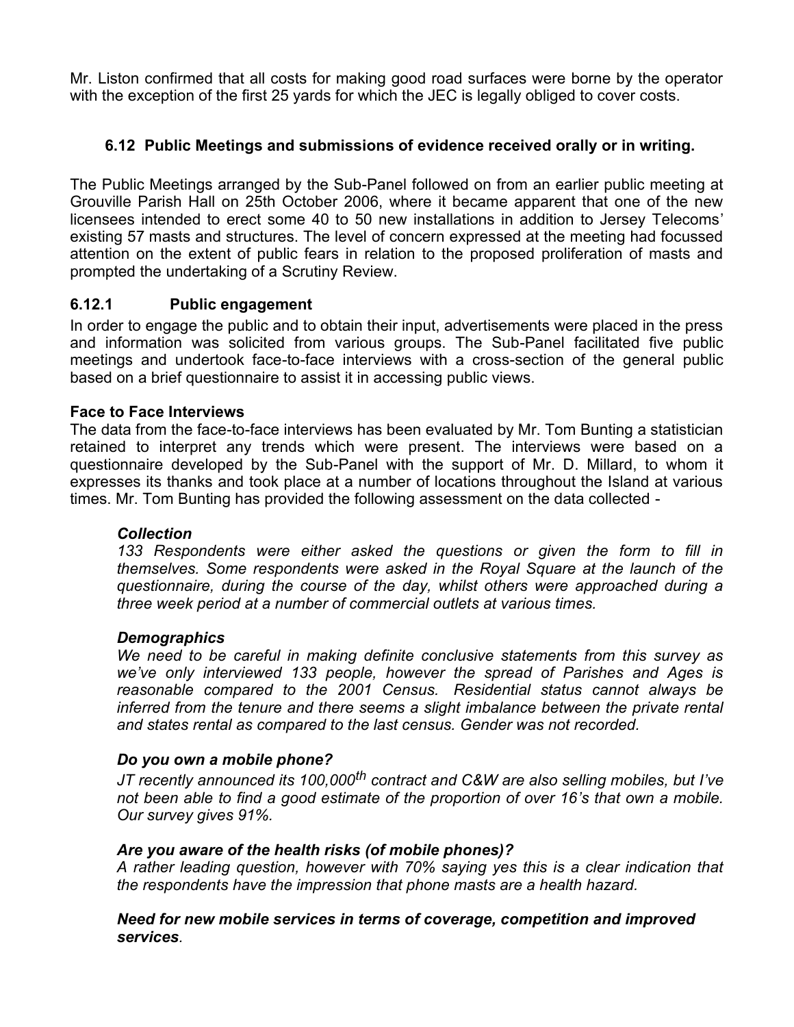Mr. Liston confirmed that all costs for making good road surfaces were borne by the operator with the exception of the first 25 yards for which the JEC is legally obliged to cover costs.

### 6.12 Public Meetings and submissions of evidence received orally or in writing.

The Public Meetings arranged by the Sub-Panel followed on from an earlier public meeting at Grouville Parish Hall on 25th October 2006, where it became apparent that one of the new licensees intended to erect some 40 to 50 new installations in addition to Jersey Telecoms' existing 57 masts and structures. The level of concern expressed at the meeting had focussed attention on the extent of public fears in relation to the proposed proliferation of masts and prompted the undertaking of a Scrutiny Review.

#### 6.12.1 Public engagement

In order to engage the public and to obtain their input, advertisements were placed in the press and information was solicited from various groups. The Sub-Panel facilitated five public meetings and undertook face-to-face interviews with a cross-section of the general public based on a brief questionnaire to assist it in accessing public views.

**Face to Face Interviews**

The data from the face-to-face interviews has been evaluated by Mr. Tom Bunting a statistician retained to interpret any trends which were present. The interviews were based on a questionnaire developed by the Sub-Panel with the support of Mr. D. Millard, to whom it expresses its thanks and took place at a number of locations throughout the Island at various times. Mr. Tom Bunting has provided the following assessment on the data collected -

> ***Collection***
>
> *133 Respondents were either asked the questions or given the form to fill in themselves. Some respondents were asked in the Royal Square at the launch of the questionnaire, during the course of the day, whilst others were approached during a three week period at a number of commercial outlets at various times.*
>
> ***Demographics***
>
> *We need to be careful in making definite conclusive statements from this survey as we've only interviewed 133 people, however the spread of Parishes and Ages is reasonable compared to the 2001 Census. Residential status cannot always be inferred from the tenure and there seems a slight imbalance between the private rental and states rental as compared to the last census. Gender was not recorded.*
>
> ***Do you own a mobile phone?***
>
> *JT recently announced its 100,000th contract and C&W are also selling mobiles, but I've not been able to find a good estimate of the proportion of over 16's that own a mobile. Our survey gives 91%.*
>
> ***Are you aware of the health risks (of mobile phones)?***
>
> *A rather leading question, however with 70% saying yes this is a clear indication that the respondents have the impression that phone masts are a health hazard.*
>
> ***Need for new mobile services in terms of coverage, competition and improved services.***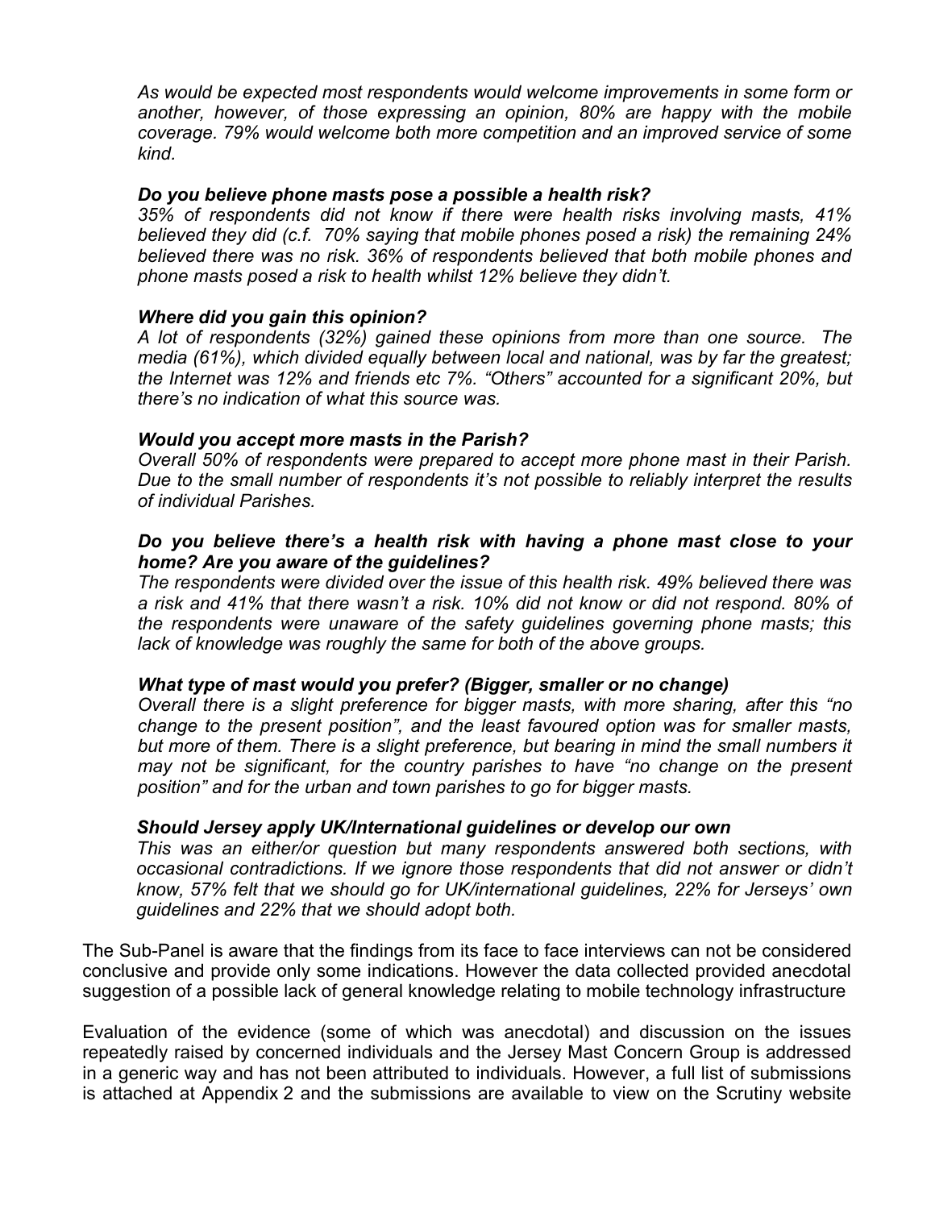*As would be expected most respondents would welcome improvements in some form or another, however, of those expressing an opinion, 80% are happy with the mobile coverage. 79% would welcome both more competition and an improved service of some kind.*

***Do you believe phone masts pose a possible a health risk?***

*35% of respondents did not know if there were health risks involving masts, 41% believed they did (c.f. 70% saying that mobile phones posed a risk) the remaining 24% believed there was no risk. 36% of respondents believed that both mobile phones and phone masts posed a risk to health whilst 12% believe they didn't.*

***Where did you gain this opinion?***

*A lot of respondents (32%) gained these opinions from more than one source. The media (61%), which divided equally between local and national, was by far the greatest; the Internet was 12% and friends etc 7%. "Others" accounted for a significant 20%, but there's no indication of what this source was.*

***Would you accept more masts in the Parish?***

*Overall 50% of respondents were prepared to accept more phone mast in their Parish. Due to the small number of respondents it's not possible to reliably interpret the results of individual Parishes.*

***Do you believe there's a health risk with having a phone mast close to your home? Are you aware of the guidelines?***

*The respondents were divided over the issue of this health risk. 49% believed there was a risk and 41% that there wasn't a risk. 10% did not know or did not respond. 80% of the respondents were unaware of the safety guidelines governing phone masts; this lack of knowledge was roughly the same for both of the above groups.*

***What type of mast would you prefer? (Bigger, smaller or no change)***

*Overall there is a slight preference for bigger masts, with more sharing, after this "no change to the present position", and the least favoured option was for smaller masts, but more of them. There is a slight preference, but bearing in mind the small numbers it may not be significant, for the country parishes to have "no change on the present position" and for the urban and town parishes to go for bigger masts.*

***Should Jersey apply UK/International guidelines or develop our own***

*This was an either/or question but many respondents answered both sections, with occasional contradictions. If we ignore those respondents that did not answer or didn't know, 57% felt that we should go for UK/international guidelines, 22% for Jerseys' own guidelines and 22% that we should adopt both.*

The Sub-Panel is aware that the findings from its face to face interviews can not be considered conclusive and provide only some indications. However the data collected provided anecdotal suggestion of a possible lack of general knowledge relating to mobile technology infrastructure

Evaluation of the evidence (some of which was anecdotal) and discussion on the issues repeatedly raised by concerned individuals and the Jersey Mast Concern Group is addressed in a generic way and has not been attributed to individuals. However, a full list of submissions is attached at Appendix 2 and the submissions are available to view on the Scrutiny website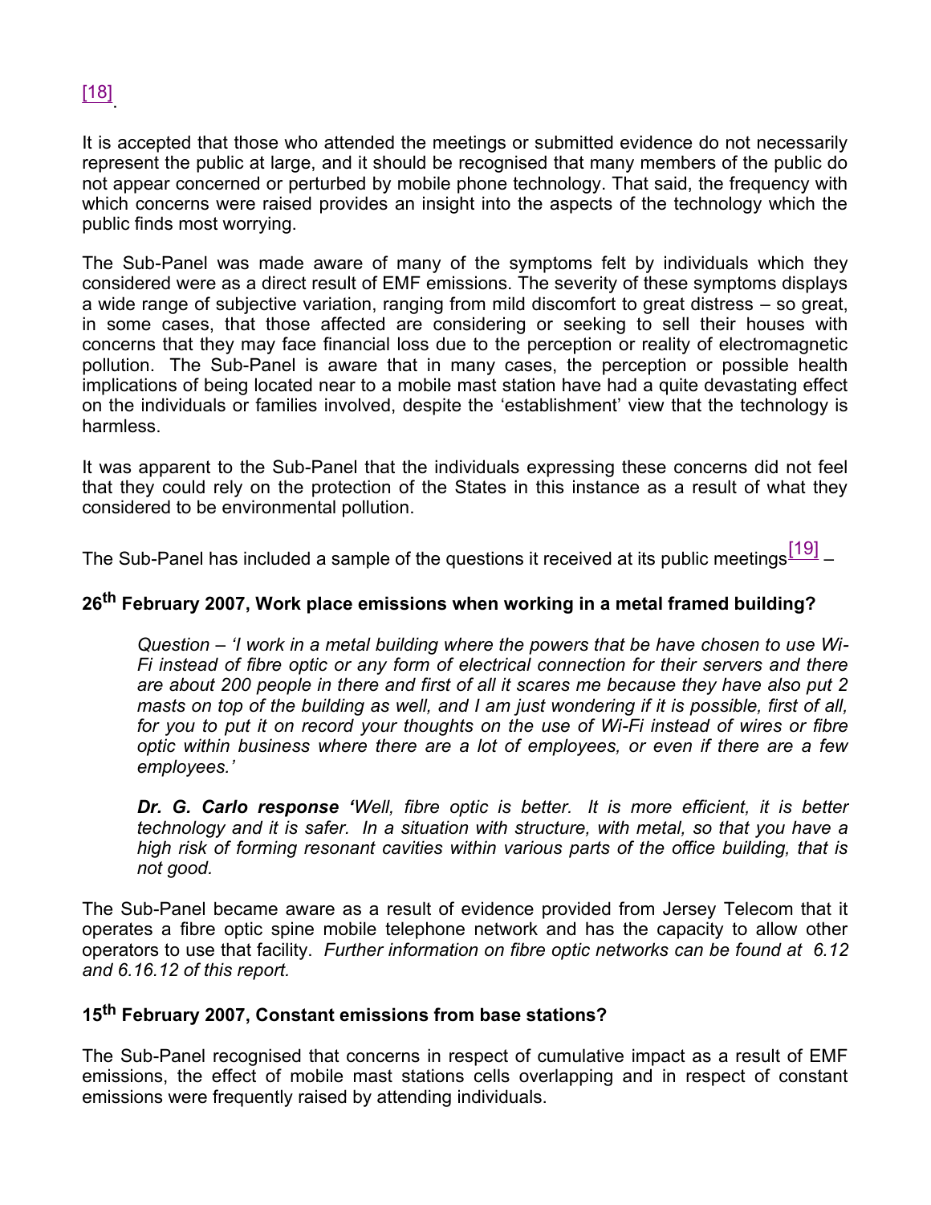[18].

It is accepted that those who attended the meetings or submitted evidence do not necessarily represent the public at large, and it should be recognised that many members of the public do not appear concerned or perturbed by mobile phone technology. That said, the frequency with which concerns were raised provides an insight into the aspects of the technology which the public finds most worrying.

The Sub-Panel was made aware of many of the symptoms felt by individuals which they considered were as a direct result of EMF emissions. The severity of these symptoms displays a wide range of subjective variation, ranging from mild discomfort to great distress – so great, in some cases, that those affected are considering or seeking to sell their houses with concerns that they may face financial loss due to the perception or reality of electromagnetic pollution. The Sub-Panel is aware that in many cases, the perception or possible health implications of being located near to a mobile mast station have had a quite devastating effect on the individuals or families involved, despite the 'establishment' view that the technology is harmless.

It was apparent to the Sub-Panel that the individuals expressing these concerns did not feel that they could rely on the protection of the States in this instance as a result of what they considered to be environmental pollution.

The Sub-Panel has included a sample of the questions it received at its public meetings[19] –

**26th February 2007, Work place emissions when working in a metal framed building?**

> *Question – 'I work in a metal building where the powers that be have chosen to use Wi-Fi instead of fibre optic or any form of electrical connection for their servers and there are about 200 people in there and first of all it scares me because they have also put 2 masts on top of the building as well, and I am just wondering if it is possible, first of all, for you to put it on record your thoughts on the use of Wi-Fi instead of wires or fibre optic within business where there are a lot of employees, or even if there are a few employees.'*
>
> ***Dr. G. Carlo response** 'Well, fibre optic is better. It is more efficient, it is better technology and it is safer. In a situation with structure, with metal, so that you have a high risk of forming resonant cavities within various parts of the office building, that is not good.*

The Sub-Panel became aware as a result of evidence provided from Jersey Telecom that it operates a fibre optic spine mobile telephone network and has the capacity to allow other operators to use that facility. *Further information on fibre optic networks can be found at 6.12 and 6.16.12 of this report.*

**15th February 2007, Constant emissions from base stations?**

The Sub-Panel recognised that concerns in respect of cumulative impact as a result of EMF emissions, the effect of mobile mast stations cells overlapping and in respect of constant emissions were frequently raised by attending individuals.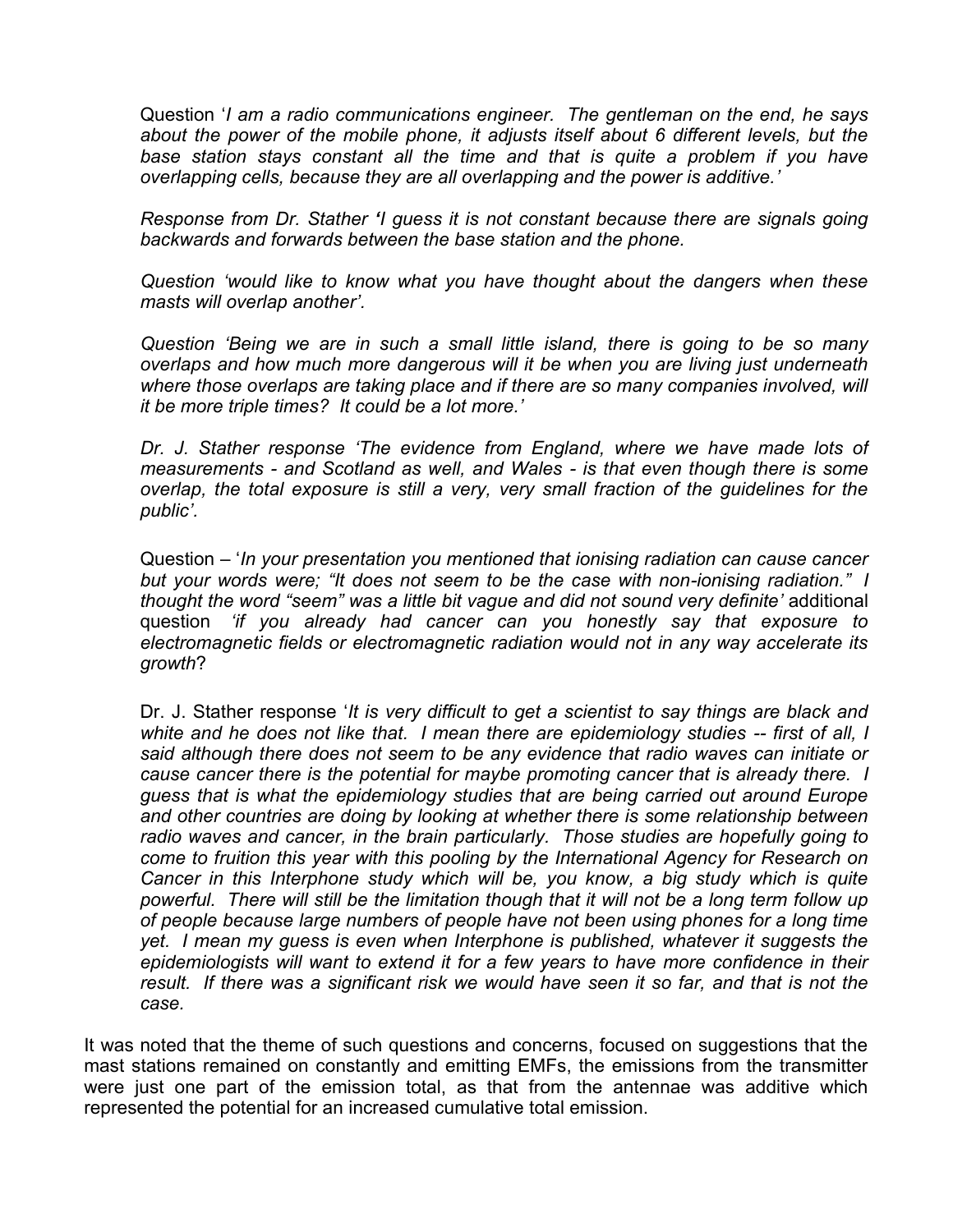Question '*I am a radio communications engineer. The gentleman on the end, he says about the power of the mobile phone, it adjusts itself about 6 different levels, but the base station stays constant all the time and that is quite a problem if you have overlapping cells, because they are all overlapping and the power is additive.'*

*Response from Dr. Stather* **'***I guess it is not constant because there are signals going backwards and forwards between the base station and the phone.*

*Question 'would like to know what you have thought about the dangers when these masts will overlap another'.*

*Question 'Being we are in such a small little island, there is going to be so many overlaps and how much more dangerous will it be when you are living just underneath where those overlaps are taking place and if there are so many companies involved, will it be more triple times? It could be a lot more.'*

*Dr. J. Stather response 'The evidence from England, where we have made lots of measurements - and Scotland as well, and Wales - is that even though there is some overlap, the total exposure is still a very, very small fraction of the guidelines for the public'.*

Question – '*In your presentation you mentioned that ionising radiation can cause cancer but your words were; "It does not seem to be the case with non-ionising radiation." I thought the word "seem" was a little bit vague and did not sound very definite'* additional question *'if you already had cancer can you honestly say that exposure to electromagnetic fields or electromagnetic radiation would not in any way accelerate its growth*?

Dr. J. Stather response '*It is very difficult to get a scientist to say things are black and white and he does not like that. I mean there are epidemiology studies -- first of all, I said although there does not seem to be any evidence that radio waves can initiate or cause cancer there is the potential for maybe promoting cancer that is already there. I guess that is what the epidemiology studies that are being carried out around Europe and other countries are doing by looking at whether there is some relationship between radio waves and cancer, in the brain particularly. Those studies are hopefully going to come to fruition this year with this pooling by the International Agency for Research on Cancer in this Interphone study which will be, you know, a big study which is quite powerful. There will still be the limitation though that it will not be a long term follow up of people because large numbers of people have not been using phones for a long time yet. I mean my guess is even when Interphone is published, whatever it suggests the epidemiologists will want to extend it for a few years to have more confidence in their result. If there was a significant risk we would have seen it so far, and that is not the case.*

It was noted that the theme of such questions and concerns, focused on suggestions that the mast stations remained on constantly and emitting EMFs, the emissions from the transmitter were just one part of the emission total, as that from the antennae was additive which represented the potential for an increased cumulative total emission.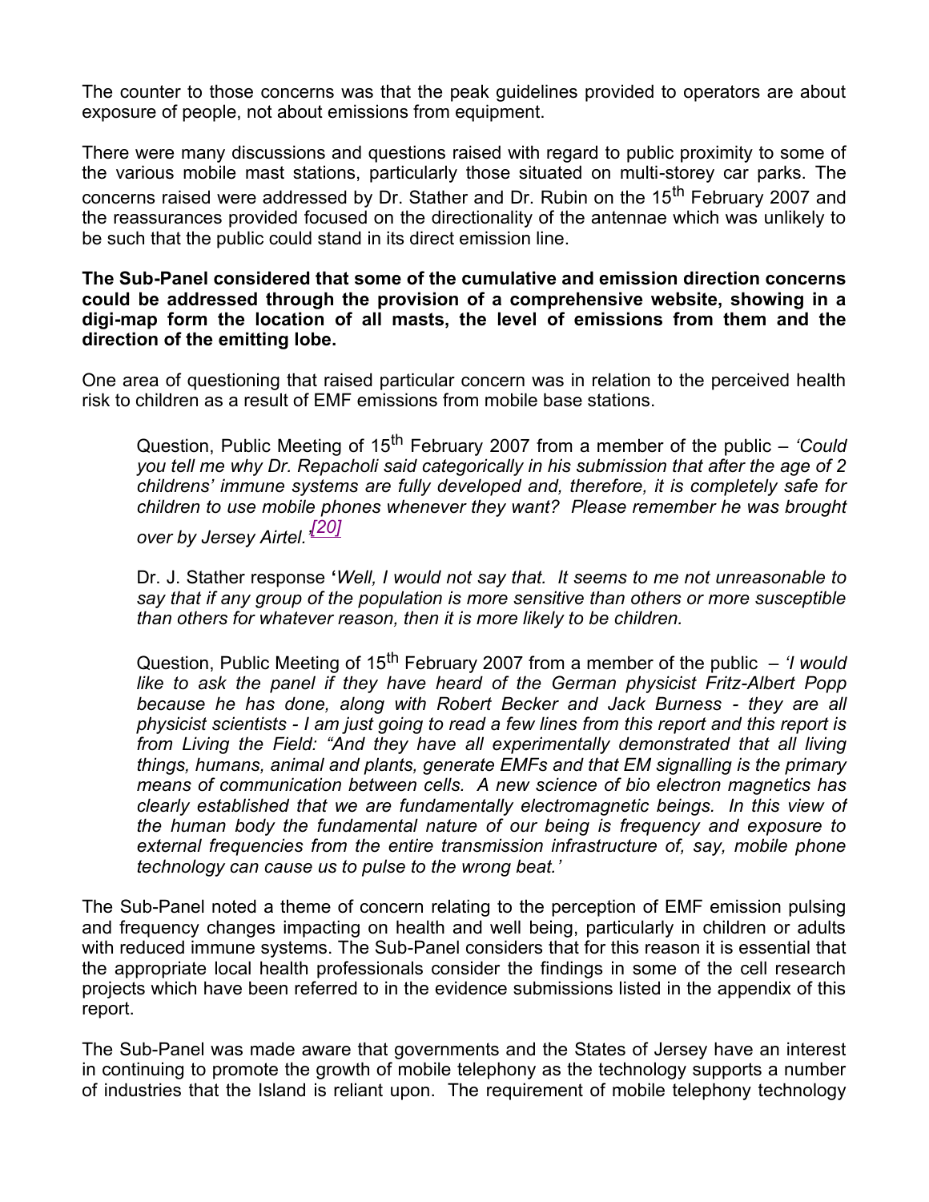The counter to those concerns was that the peak guidelines provided to operators are about exposure of people, not about emissions from equipment.

There were many discussions and questions raised with regard to public proximity to some of the various mobile mast stations, particularly those situated on multi-storey car parks. The concerns raised were addressed by Dr. Stather and Dr. Rubin on the 15th February 2007 and the reassurances provided focused on the directionality of the antennae which was unlikely to be such that the public could stand in its direct emission line.

**The Sub-Panel considered that some of the cumulative and emission direction concerns could be addressed through the provision of a comprehensive website, showing in a digi-map form the location of all masts, the level of emissions from them and the direction of the emitting lobe.**

One area of questioning that raised particular concern was in relation to the perceived health risk to children as a result of EMF emissions from mobile base stations.

> Question, Public Meeting of 15th February 2007 from a member of the public – *'Could you tell me why Dr. Repacholi said categorically in his submission that after the age of 2 childrens' immune systems are fully developed and, therefore, it is completely safe for children to use mobile phones whenever they want? Please remember he was brought over by Jersey Airtel.'* [20]
>
> Dr. J. Stather response **'***Well, I would not say that. It seems to me not unreasonable to say that if any group of the population is more sensitive than others or more susceptible than others for whatever reason, then it is more likely to be children.*
>
> Question, Public Meeting of 15th February 2007 from a member of the public – *'I would like to ask the panel if they have heard of the German physicist Fritz-Albert Popp because he has done, along with Robert Becker and Jack Burness - they are all physicist scientists - I am just going to read a few lines from this report and this report is from Living the Field: "And they have all experimentally demonstrated that all living things, humans, animal and plants, generate EMFs and that EM signalling is the primary means of communication between cells. A new science of bio electron magnetics has clearly established that we are fundamentally electromagnetic beings. In this view of the human body the fundamental nature of our being is frequency and exposure to external frequencies from the entire transmission infrastructure of, say, mobile phone technology can cause us to pulse to the wrong beat.'*

The Sub-Panel noted a theme of concern relating to the perception of EMF emission pulsing and frequency changes impacting on health and well being, particularly in children or adults with reduced immune systems. The Sub-Panel considers that for this reason it is essential that the appropriate local health professionals consider the findings in some of the cell research projects which have been referred to in the evidence submissions listed in the appendix of this report.

The Sub-Panel was made aware that governments and the States of Jersey have an interest in continuing to promote the growth of mobile telephony as the technology supports a number of industries that the Island is reliant upon. The requirement of mobile telephony technology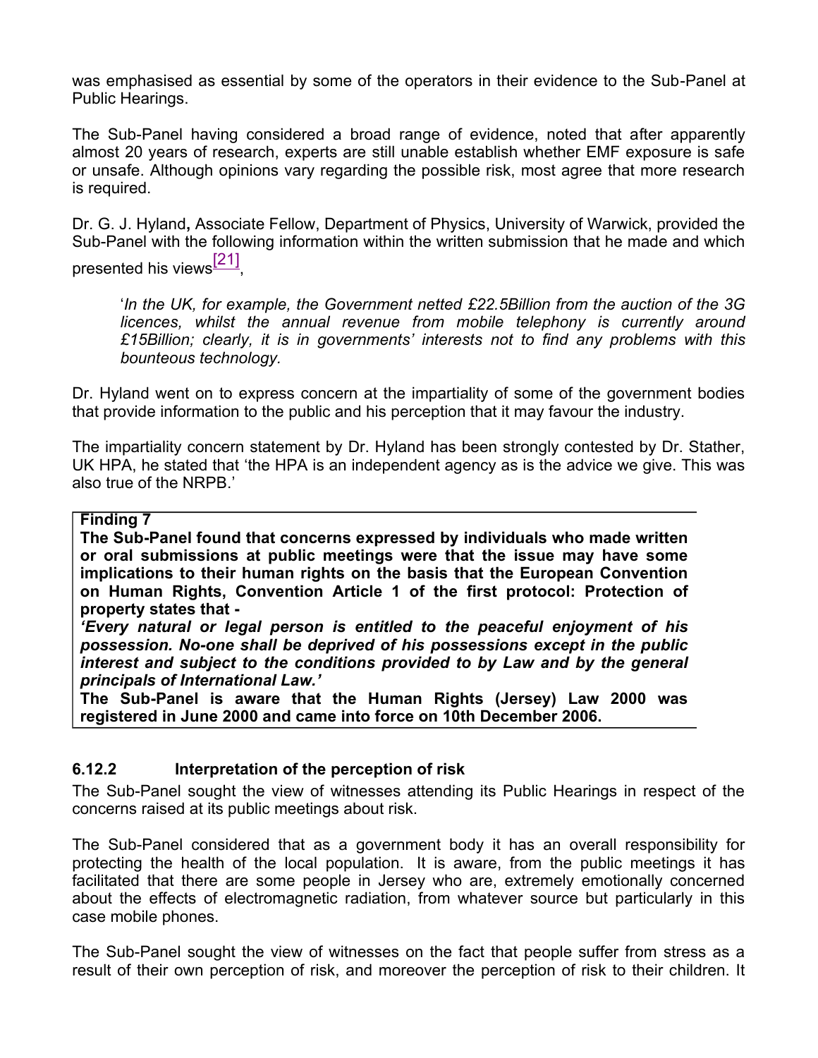was emphasised as essential by some of the operators in their evidence to the Sub-Panel at Public Hearings.

The Sub-Panel having considered a broad range of evidence, noted that after apparently almost 20 years of research, experts are still unable establish whether EMF exposure is safe or unsafe. Although opinions vary regarding the possible risk, most agree that more research is required.

Dr. G. J. Hyland**,** Associate Fellow, Department of Physics, University of Warwick, provided the Sub-Panel with the following information within the written submission that he made and which presented his views[21],

> '*In the UK, for example, the Government netted £22.5Billion from the auction of the 3G licences, whilst the annual revenue from mobile telephony is currently around £15Billion; clearly, it is in governments' interests not to find any problems with this bounteous technology.*

Dr. Hyland went on to express concern at the impartiality of some of the government bodies that provide information to the public and his perception that it may favour the industry.

The impartiality concern statement by Dr. Hyland has been strongly contested by Dr. Stather, UK HPA, he stated that 'the HPA is an independent agency as is the advice we give. This was also true of the NRPB.'

**Finding 7**

**The Sub-Panel found that concerns expressed by individuals who made written or oral submissions at public meetings were that the issue may have some implications to their human rights on the basis that the European Convention on Human Rights, Convention Article 1 of the first protocol: Protection of property states that -**

***'Every natural or legal person is entitled to the peaceful enjoyment of his possession. No-one shall be deprived of his possessions except in the public interest and subject to the conditions provided to by Law and by the general principals of International Law.'***

**The Sub-Panel is aware that the Human Rights (Jersey) Law 2000 was registered in June 2000 and came into force on 10th December 2006.**

### 6.12.2 Interpretation of the perception of risk

The Sub-Panel sought the view of witnesses attending its Public Hearings in respect of the concerns raised at its public meetings about risk.

The Sub-Panel considered that as a government body it has an overall responsibility for protecting the health of the local population. It is aware, from the public meetings it has facilitated that there are some people in Jersey who are, extremely emotionally concerned about the effects of electromagnetic radiation, from whatever source but particularly in this case mobile phones.

The Sub-Panel sought the view of witnesses on the fact that people suffer from stress as a result of their own perception of risk, and moreover the perception of risk to their children. It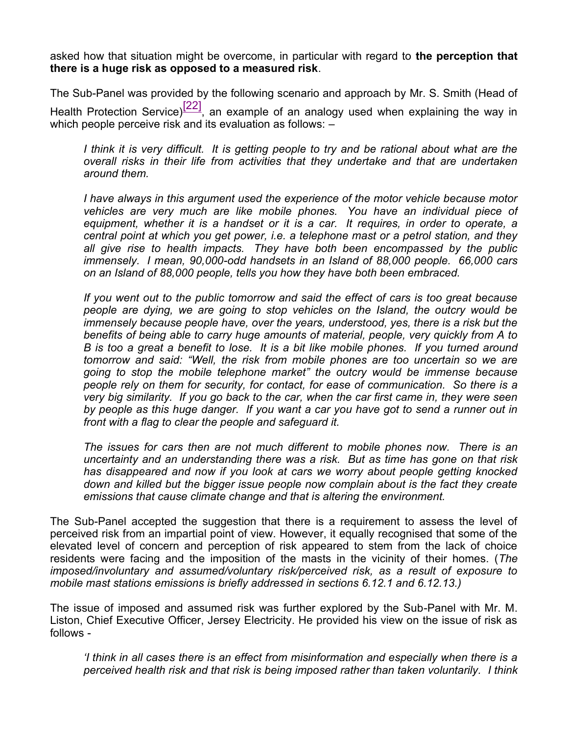asked how that situation might be overcome, in particular with regard to **the perception that there is a huge risk as opposed to a measured risk**.

The Sub-Panel was provided by the following scenario and approach by Mr. S. Smith (Head of Health Protection Service)[22], an example of an analogy used when explaining the way in which people perceive risk and its evaluation as follows: –

> *I think it is very difficult. It is getting people to try and be rational about what are the overall risks in their life from activities that they undertake and that are undertaken around them.*
>
> *I have always in this argument used the experience of the motor vehicle because motor vehicles are very much are like mobile phones. You have an individual piece of equipment, whether it is a handset or it is a car. It requires, in order to operate, a central point at which you get power, i.e. a telephone mast or a petrol station, and they all give rise to health impacts. They have both been encompassed by the public immensely. I mean, 90,000-odd handsets in an Island of 88,000 people. 66,000 cars on an Island of 88,000 people, tells you how they have both been embraced.*
>
> *If you went out to the public tomorrow and said the effect of cars is too great because people are dying, we are going to stop vehicles on the Island, the outcry would be immensely because people have, over the years, understood, yes, there is a risk but the benefits of being able to carry huge amounts of material, people, very quickly from A to B is too a great a benefit to lose. It is a bit like mobile phones. If you turned around tomorrow and said: "Well, the risk from mobile phones are too uncertain so we are going to stop the mobile telephone market" the outcry would be immense because people rely on them for security, for contact, for ease of communication. So there is a very big similarity. If you go back to the car, when the car first came in, they were seen by people as this huge danger. If you want a car you have got to send a runner out in front with a flag to clear the people and safeguard it.*
>
> *The issues for cars then are not much different to mobile phones now. There is an uncertainty and an understanding there was a risk. But as time has gone on that risk has disappeared and now if you look at cars we worry about people getting knocked down and killed but the bigger issue people now complain about is the fact they create emissions that cause climate change and that is altering the environment.*

The Sub-Panel accepted the suggestion that there is a requirement to assess the level of perceived risk from an impartial point of view. However, it equally recognised that some of the elevated level of concern and perception of risk appeared to stem from the lack of choice residents were facing and the imposition of the masts in the vicinity of their homes. (*The imposed/involuntary and assumed/voluntary risk/perceived risk, as a result of exposure to mobile mast stations emissions is briefly addressed in sections 6.12.1 and 6.12.13.)*

The issue of imposed and assumed risk was further explored by the Sub-Panel with Mr. M. Liston, Chief Executive Officer, Jersey Electricity. He provided his view on the issue of risk as follows -

> *'I think in all cases there is an effect from misinformation and especially when there is a perceived health risk and that risk is being imposed rather than taken voluntarily. I think*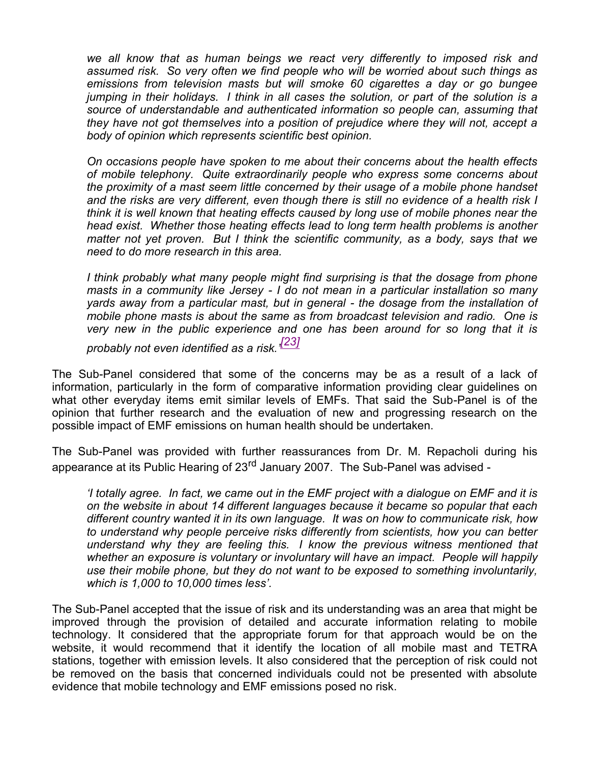*we all know that as human beings we react very differently to imposed risk and assumed risk. So very often we find people who will be worried about such things as emissions from television masts but will smoke 60 cigarettes a day or go bungee jumping in their holidays. I think in all cases the solution, or part of the solution is a source of understandable and authenticated information so people can, assuming that they have not got themselves into a position of prejudice where they will not, accept a body of opinion which represents scientific best opinion.*

*On occasions people have spoken to me about their concerns about the health effects of mobile telephony. Quite extraordinarily people who express some concerns about the proximity of a mast seem little concerned by their usage of a mobile phone handset and the risks are very different, even though there is still no evidence of a health risk I think it is well known that heating effects caused by long use of mobile phones near the head exist. Whether those heating effects lead to long term health problems is another matter not yet proven. But I think the scientific community, as a body, says that we need to do more research in this area.*

*I think probably what many people might find surprising is that the dosage from phone masts in a community like Jersey - I do not mean in a particular installation so many yards away from a particular mast, but in general - the dosage from the installation of mobile phone masts is about the same as from broadcast television and radio. One is very new in the public experience and one has been around for so long that it is probably not even identified as a risk.'* [23]

The Sub-Panel considered that some of the concerns may be as a result of a lack of information, particularly in the form of comparative information providing clear guidelines on what other everyday items emit similar levels of EMFs. That said the Sub-Panel is of the opinion that further research and the evaluation of new and progressing research on the possible impact of EMF emissions on human health should be undertaken.

The Sub-Panel was provided with further reassurances from Dr. M. Repacholi during his appearance at its Public Hearing of 23rd January 2007. The Sub-Panel was advised -

*'I totally agree. In fact, we came out in the EMF project with a dialogue on EMF and it is on the website in about 14 different languages because it became so popular that each different country wanted it in its own language. It was on how to communicate risk, how to understand why people perceive risks differently from scientists, how you can better understand why they are feeling this. I know the previous witness mentioned that whether an exposure is voluntary or involuntary will have an impact. People will happily use their mobile phone, but they do not want to be exposed to something involuntarily, which is 1,000 to 10,000 times less'.*

The Sub-Panel accepted that the issue of risk and its understanding was an area that might be improved through the provision of detailed and accurate information relating to mobile technology. It considered that the appropriate forum for that approach would be on the website, it would recommend that it identify the location of all mobile mast and TETRA stations, together with emission levels. It also considered that the perception of risk could not be removed on the basis that concerned individuals could not be presented with absolute evidence that mobile technology and EMF emissions posed no risk.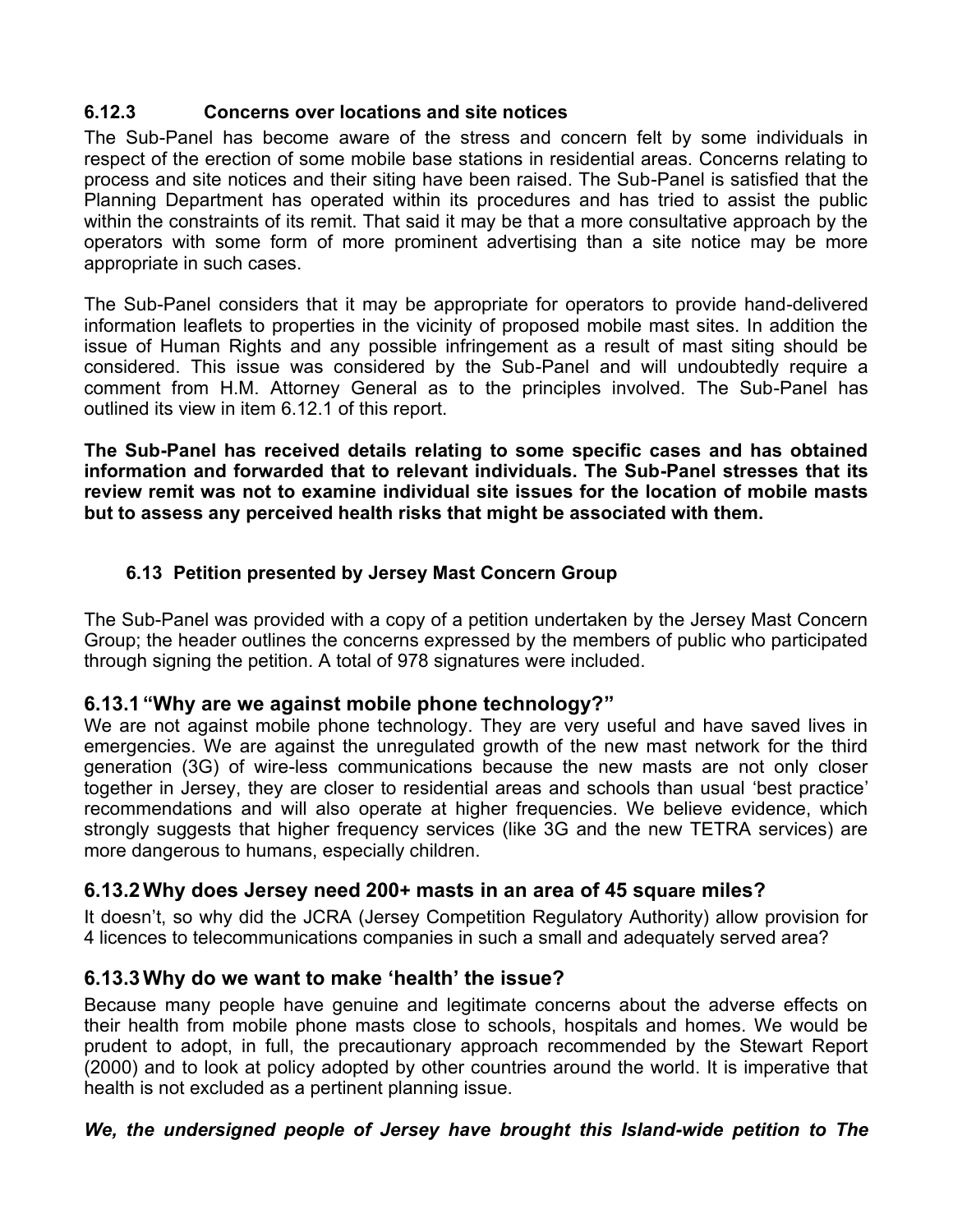### 6.12.3 Concerns over locations and site notices

The Sub-Panel has become aware of the stress and concern felt by some individuals in respect of the erection of some mobile base stations in residential areas. Concerns relating to process and site notices and their siting have been raised. The Sub-Panel is satisfied that the Planning Department has operated within its procedures and has tried to assist the public within the constraints of its remit. That said it may be that a more consultative approach by the operators with some form of more prominent advertising than a site notice may be more appropriate in such cases.

The Sub-Panel considers that it may be appropriate for operators to provide hand-delivered information leaflets to properties in the vicinity of proposed mobile mast sites. In addition the issue of Human Rights and any possible infringement as a result of mast siting should be considered. This issue was considered by the Sub-Panel and will undoubtedly require a comment from H.M. Attorney General as to the principles involved. The Sub-Panel has outlined its view in item 6.12.1 of this report.

**The Sub-Panel has received details relating to some specific cases and has obtained information and forwarded that to relevant individuals. The Sub-Panel stresses that its review remit was not to examine individual site issues for the location of mobile masts but to assess any perceived health risks that might be associated with them.**

## 6.13 Petition presented by Jersey Mast Concern Group

The Sub-Panel was provided with a copy of a petition undertaken by the Jersey Mast Concern Group; the header outlines the concerns expressed by the members of public who participated through signing the petition. A total of 978 signatures were included.

### 6.13.1 "Why are we against mobile phone technology?"

We are not against mobile phone technology. They are very useful and have saved lives in emergencies. We are against the unregulated growth of the new mast network for the third generation (3G) of wire-less communications because the new masts are not only closer together in Jersey, they are closer to residential areas and schools than usual 'best practice' recommendations and will also operate at higher frequencies. We believe evidence, which strongly suggests that higher frequency services (like 3G and the new TETRA services) are more dangerous to humans, especially children.

### 6.13.2 Why does Jersey need 200+ masts in an area of 45 square miles?

It doesn't, so why did the JCRA (Jersey Competition Regulatory Authority) allow provision for 4 licences to telecommunications companies in such a small and adequately served area?

### 6.13.3 Why do we want to make 'health' the issue?

Because many people have genuine and legitimate concerns about the adverse effects on their health from mobile phone masts close to schools, hospitals and homes. We would be prudent to adopt, in full, the precautionary approach recommended by the Stewart Report (2000) and to look at policy adopted by other countries around the world. It is imperative that health is not excluded as a pertinent planning issue.

***We, the undersigned people of Jersey have brought this Island-wide petition to The***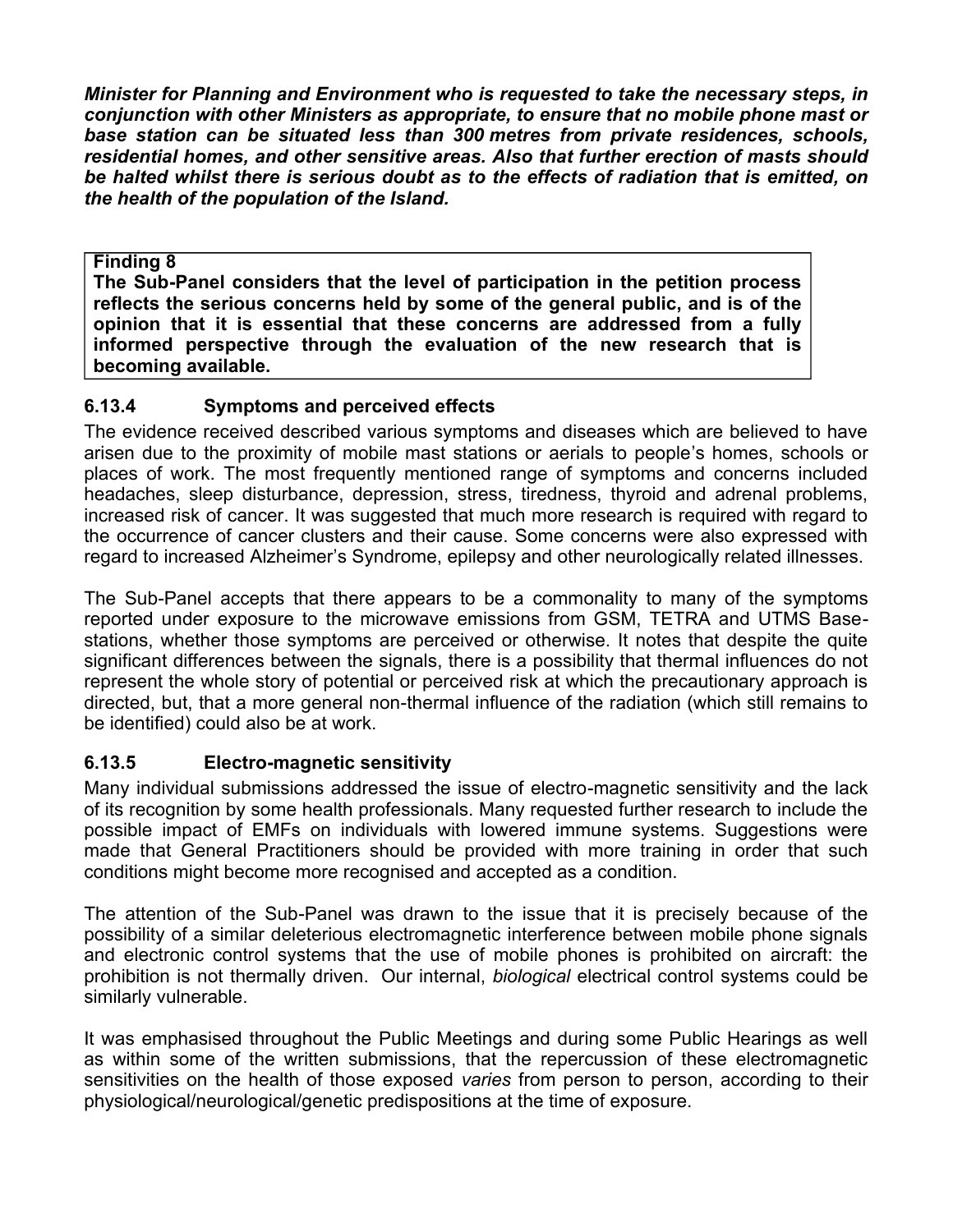***Minister for Planning and Environment who is requested to take the necessary steps, in conjunction with other Ministers as appropriate, to ensure that no mobile phone mast or base station can be situated less than 300 metres from private residences, schools, residential homes, and other sensitive areas. Also that further erection of masts should be halted whilst there is serious doubt as to the effects of radiation that is emitted, on the health of the population of the Island.***

> **Finding 8**
> **The Sub-Panel considers that the level of participation in the petition process reflects the serious concerns held by some of the general public, and is of the opinion that it is essential that these concerns are addressed from a fully informed perspective through the evaluation of the new research that is becoming available.**

### 6.13.4 Symptoms and perceived effects

The evidence received described various symptoms and diseases which are believed to have arisen due to the proximity of mobile mast stations or aerials to people's homes, schools or places of work. The most frequently mentioned range of symptoms and concerns included headaches, sleep disturbance, depression, stress, tiredness, thyroid and adrenal problems, increased risk of cancer. It was suggested that much more research is required with regard to the occurrence of cancer clusters and their cause. Some concerns were also expressed with regard to increased Alzheimer's Syndrome, epilepsy and other neurologically related illnesses.

The Sub-Panel accepts that there appears to be a commonality to many of the symptoms reported under exposure to the microwave emissions from GSM, TETRA and UTMS Base-stations, whether those symptoms are perceived or otherwise. It notes that despite the quite significant differences between the signals, there is a possibility that thermal influences do not represent the whole story of potential or perceived risk at which the precautionary approach is directed, but, that a more general non-thermal influence of the radiation (which still remains to be identified) could also be at work.

### 6.13.5 Electro-magnetic sensitivity

Many individual submissions addressed the issue of electro-magnetic sensitivity and the lack of its recognition by some health professionals. Many requested further research to include the possible impact of EMFs on individuals with lowered immune systems. Suggestions were made that General Practitioners should be provided with more training in order that such conditions might become more recognised and accepted as a condition.

The attention of the Sub-Panel was drawn to the issue that it is precisely because of the possibility of a similar deleterious electromagnetic interference between mobile phone signals and electronic control systems that the use of mobile phones is prohibited on aircraft: the prohibition is not thermally driven. Our internal, *biological* electrical control systems could be similarly vulnerable.

It was emphasised throughout the Public Meetings and during some Public Hearings as well as within some of the written submissions, that the repercussion of these electromagnetic sensitivities on the health of those exposed *varies* from person to person, according to their physiological/neurological/genetic predispositions at the time of exposure.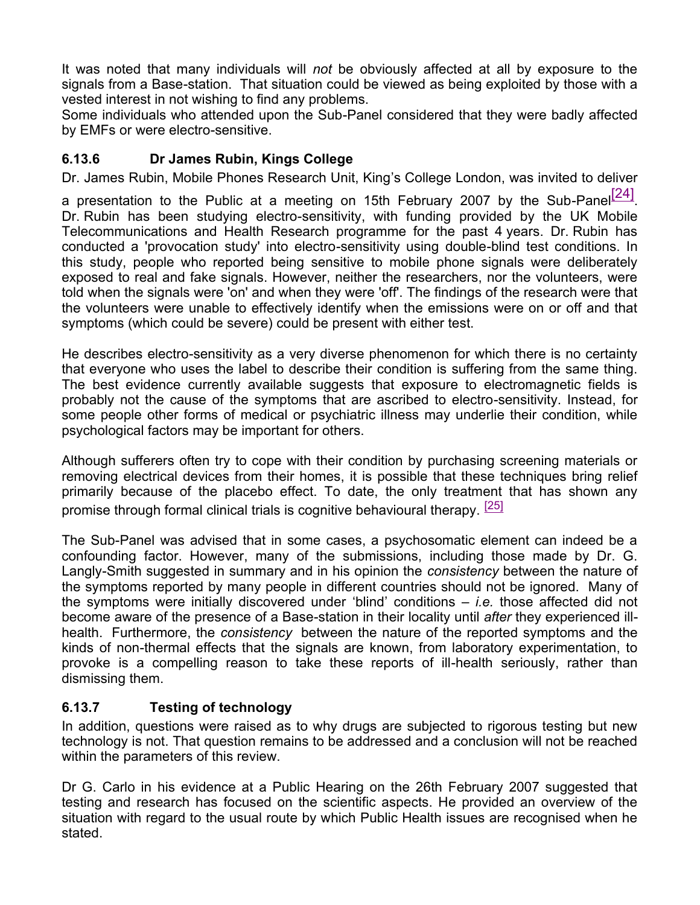It was noted that many individuals will *not* be obviously affected at all by exposure to the signals from a Base-station. That situation could be viewed as being exploited by those with a vested interest in not wishing to find any problems.
Some individuals who attended upon the Sub-Panel considered that they were badly affected by EMFs or were electro-sensitive.

### 6.13.6 Dr James Rubin, Kings College

Dr. James Rubin, Mobile Phones Research Unit, King's College London, was invited to deliver a presentation to the Public at a meeting on 15th February 2007 by the Sub-Panel[24]. Dr. Rubin has been studying electro-sensitivity, with funding provided by the UK Mobile Telecommunications and Health Research programme for the past 4 years. Dr. Rubin has conducted a 'provocation study' into electro-sensitivity using double-blind test conditions. In this study, people who reported being sensitive to mobile phone signals were deliberately exposed to real and fake signals. However, neither the researchers, nor the volunteers, were told when the signals were 'on' and when they were 'off'. The findings of the research were that the volunteers were unable to effectively identify when the emissions were on or off and that symptoms (which could be severe) could be present with either test.

He describes electro-sensitivity as a very diverse phenomenon for which there is no certainty that everyone who uses the label to describe their condition is suffering from the same thing. The best evidence currently available suggests that exposure to electromagnetic fields is probably not the cause of the symptoms that are ascribed to electro-sensitivity. Instead, for some people other forms of medical or psychiatric illness may underlie their condition, while psychological factors may be important for others.

Although sufferers often try to cope with their condition by purchasing screening materials or removing electrical devices from their homes, it is possible that these techniques bring relief primarily because of the placebo effect. To date, the only treatment that has shown any promise through formal clinical trials is cognitive behavioural therapy. [25]

The Sub-Panel was advised that in some cases, a psychosomatic element can indeed be a confounding factor. However, many of the submissions, including those made by Dr. G. Langly-Smith suggested in summary and in his opinion the *consistency* between the nature of the symptoms reported by many people in different countries should not be ignored. Many of the symptoms were initially discovered under 'blind' conditions – *i.e.* those affected did not become aware of the presence of a Base-station in their locality until *after* they experienced ill-health. Furthermore, the *consistency* between the nature of the reported symptoms and the kinds of non-thermal effects that the signals are known, from laboratory experimentation, to provoke is a compelling reason to take these reports of ill-health seriously, rather than dismissing them.

### 6.13.7 Testing of technology

In addition, questions were raised as to why drugs are subjected to rigorous testing but new technology is not. That question remains to be addressed and a conclusion will not be reached within the parameters of this review.

Dr G. Carlo in his evidence at a Public Hearing on the 26th February 2007 suggested that testing and research has focused on the scientific aspects. He provided an overview of the situation with regard to the usual route by which Public Health issues are recognised when he stated.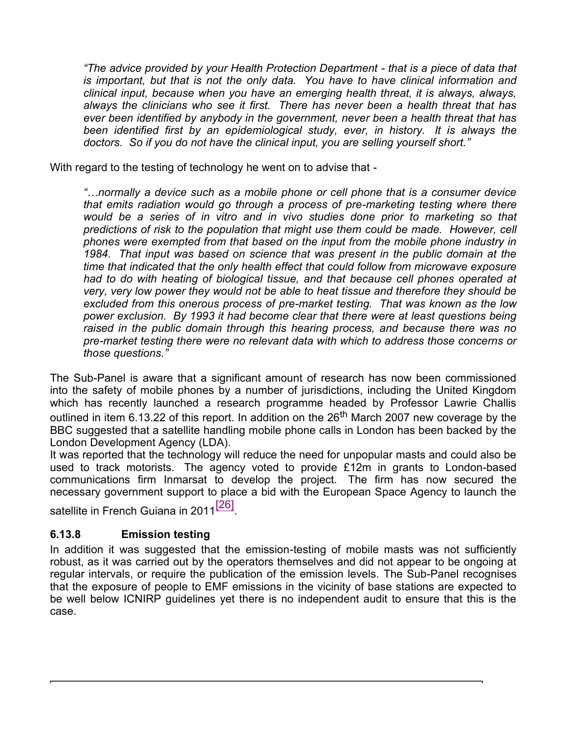*"The advice provided by your Health Protection Department - that is a piece of data that is important, but that is not the only data. You have to have clinical information and clinical input, because when you have an emerging health threat, it is always, always, always the clinicians who see it first. There has never been a health threat that has ever been identified by anybody in the government, never been a health threat that has been identified first by an epidemiological study, ever, in history. It is always the doctors. So if you do not have the clinical input, you are selling yourself short."*

With regard to the testing of technology he went on to advise that -

*"…normally a device such as a mobile phone or cell phone that is a consumer device that emits radiation would go through a process of pre-marketing testing where there would be a series of in vitro and in vivo studies done prior to marketing so that predictions of risk to the population that might use them could be made. However, cell phones were exempted from that based on the input from the mobile phone industry in 1984. That input was based on science that was present in the public domain at the time that indicated that the only health effect that could follow from microwave exposure had to do with heating of biological tissue, and that because cell phones operated at very, very low power they would not be able to heat tissue and therefore they should be excluded from this onerous process of pre-market testing. That was known as the low power exclusion. By 1993 it had become clear that there were at least questions being raised in the public domain through this hearing process, and because there was no pre-market testing there were no relevant data with which to address those concerns or those questions."*

The Sub-Panel is aware that a significant amount of research has now been commissioned into the safety of mobile phones by a number of jurisdictions, including the United Kingdom which has recently launched a research programme headed by Professor Lawrie Challis outlined in item 6.13.22 of this report. In addition on the 26th March 2007 new coverage by the BBC suggested that a satellite handling mobile phone calls in London has been backed by the London Development Agency (LDA).

It was reported that the technology will reduce the need for unpopular masts and could also be used to track motorists. The agency voted to provide £12m in grants to London-based communications firm Inmarsat to develop the project. The firm has now secured the necessary government support to place a bid with the European Space Agency to launch the satellite in French Guiana in 2011[26].

### 6.13.8 Emission testing

In addition it was suggested that the emission-testing of mobile masts was not sufficiently robust, as it was carried out by the operators themselves and did not appear to be ongoing at regular intervals, or require the publication of the emission levels. The Sub-Panel recognises that the exposure of people to EMF emissions in the vicinity of base stations are expected to be well below ICNIRP guidelines yet there is no independent audit to ensure that this is the case.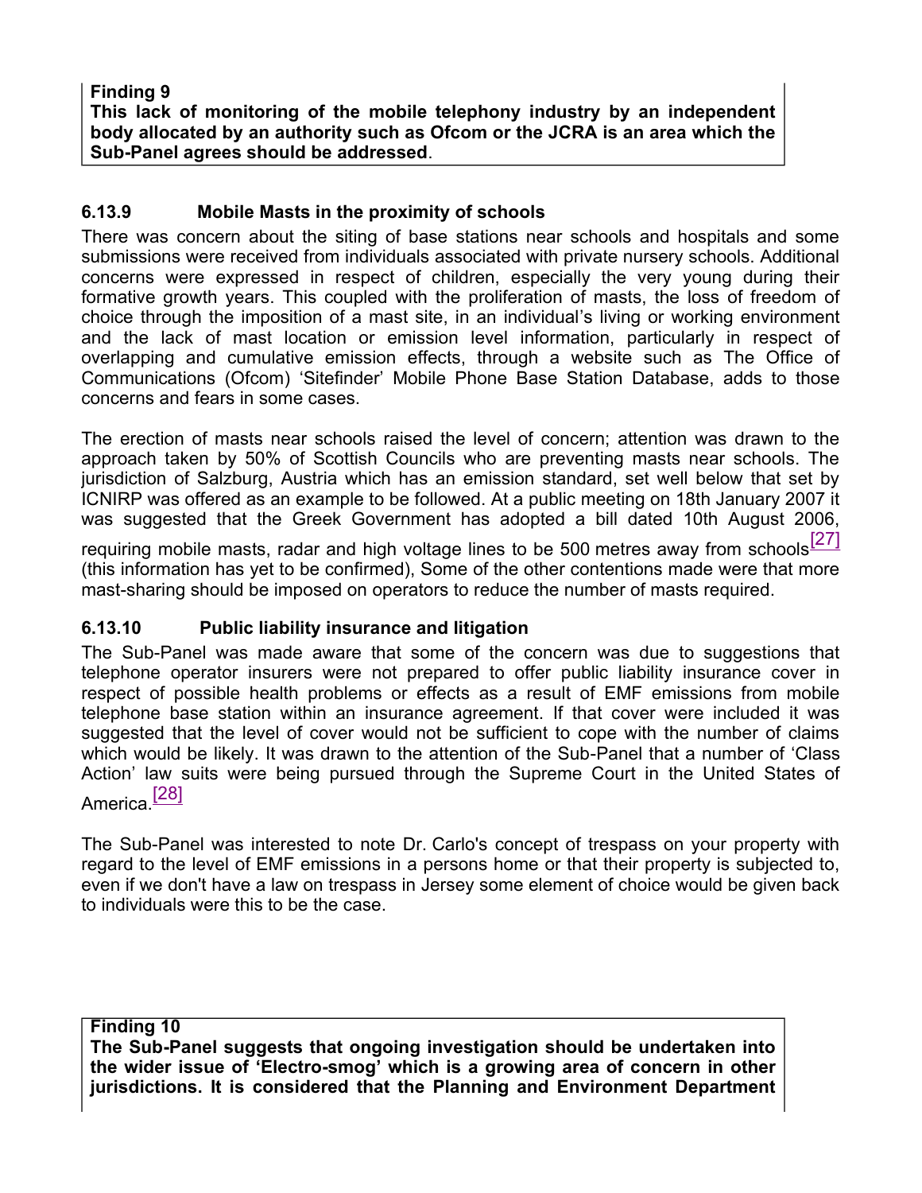**Finding 9**
**This lack of monitoring of the mobile telephony industry by an independent body allocated by an authority such as Ofcom or the JCRA is an area which the Sub-Panel agrees should be addressed**.

### 6.13.9 Mobile Masts in the proximity of schools

There was concern about the siting of base stations near schools and hospitals and some submissions were received from individuals associated with private nursery schools. Additional concerns were expressed in respect of children, especially the very young during their formative growth years. This coupled with the proliferation of masts, the loss of freedom of choice through the imposition of a mast site, in an individual's living or working environment and the lack of mast location or emission level information, particularly in respect of overlapping and cumulative emission effects, through a website such as The Office of Communications (Ofcom) 'Sitefinder' Mobile Phone Base Station Database, adds to those concerns and fears in some cases.

The erection of masts near schools raised the level of concern; attention was drawn to the approach taken by 50% of Scottish Councils who are preventing masts near schools. The jurisdiction of Salzburg, Austria which has an emission standard, set well below that set by ICNIRP was offered as an example to be followed. At a public meeting on 18th January 2007 it was suggested that the Greek Government has adopted a bill dated 10th August 2006, requiring mobile masts, radar and high voltage lines to be 500 metres away from schools[27] (this information has yet to be confirmed), Some of the other contentions made were that more mast-sharing should be imposed on operators to reduce the number of masts required.

### 6.13.10 Public liability insurance and litigation

The Sub-Panel was made aware that some of the concern was due to suggestions that telephone operator insurers were not prepared to offer public liability insurance cover in respect of possible health problems or effects as a result of EMF emissions from mobile telephone base station within an insurance agreement. If that cover were included it was suggested that the level of cover would not be sufficient to cope with the number of claims which would be likely. It was drawn to the attention of the Sub-Panel that a number of 'Class Action' law suits were being pursued through the Supreme Court in the United States of America.[28]

The Sub-Panel was interested to note Dr. Carlo's concept of trespass on your property with regard to the level of EMF emissions in a persons home or that their property is subjected to, even if we don't have a law on trespass in Jersey some element of choice would be given back to individuals were this to be the case.

**Finding 10**
**The Sub-Panel suggests that ongoing investigation should be undertaken into the wider issue of 'Electro-smog' which is a growing area of concern in other jurisdictions. It is considered that the Planning and Environment Department**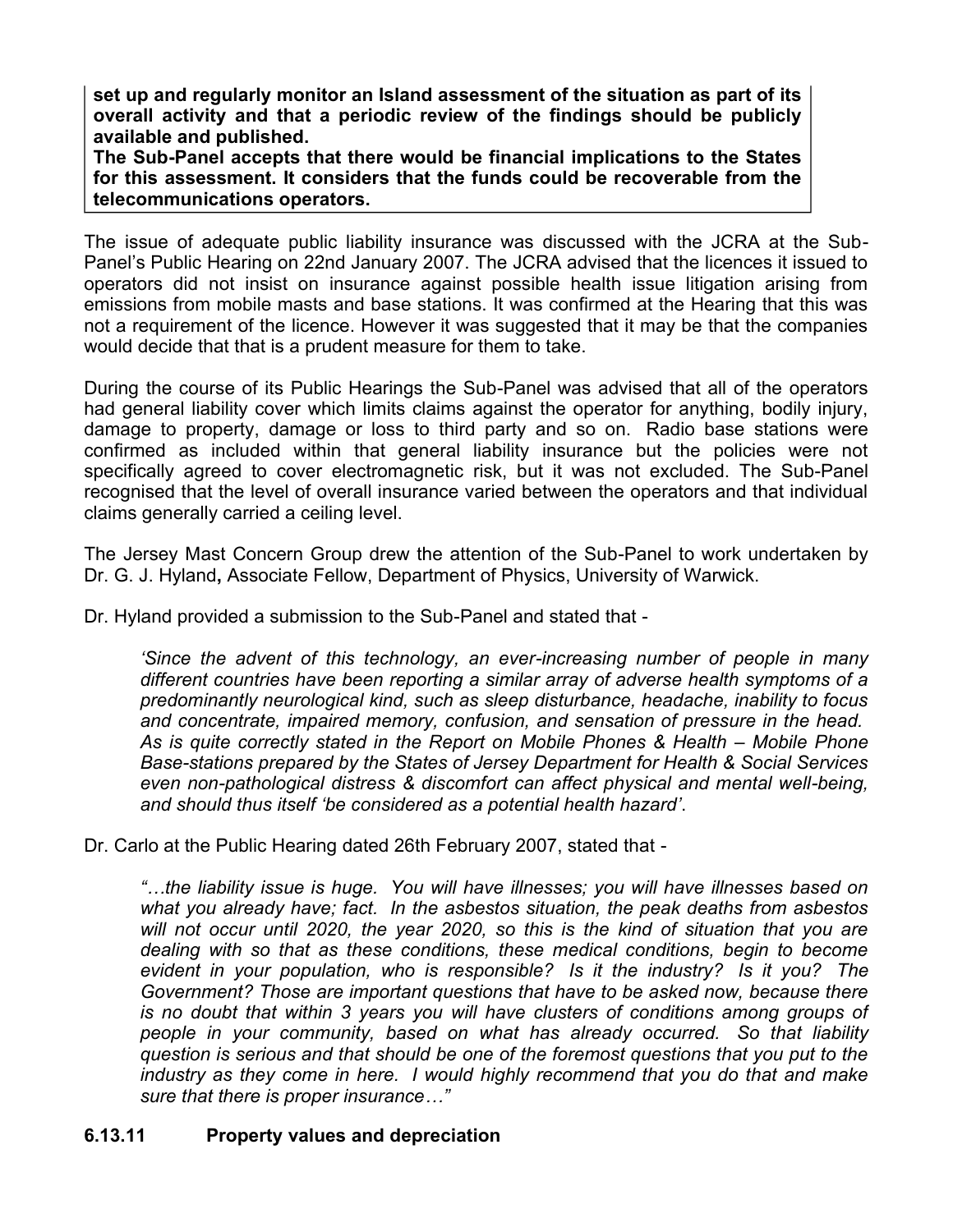**set up and regularly monitor an Island assessment of the situation as part of its overall activity and that a periodic review of the findings should be publicly available and published.**
**The Sub-Panel accepts that there would be financial implications to the States for this assessment. It considers that the funds could be recoverable from the telecommunications operators.**

The issue of adequate public liability insurance was discussed with the JCRA at the Sub-Panel's Public Hearing on 22nd January 2007. The JCRA advised that the licences it issued to operators did not insist on insurance against possible health issue litigation arising from emissions from mobile masts and base stations. It was confirmed at the Hearing that this was not a requirement of the licence. However it was suggested that it may be that the companies would decide that that is a prudent measure for them to take.

During the course of its Public Hearings the Sub-Panel was advised that all of the operators had general liability cover which limits claims against the operator for anything, bodily injury, damage to property, damage or loss to third party and so on. Radio base stations were confirmed as included within that general liability insurance but the policies were not specifically agreed to cover electromagnetic risk, but it was not excluded. The Sub-Panel recognised that the level of overall insurance varied between the operators and that individual claims generally carried a ceiling level.

The Jersey Mast Concern Group drew the attention of the Sub-Panel to work undertaken by Dr. G. J. Hyland**,** Associate Fellow, Department of Physics, University of Warwick.

Dr. Hyland provided a submission to the Sub-Panel and stated that -

> *'Since the advent of this technology, an ever-increasing number of people in many different countries have been reporting a similar array of adverse health symptoms of a predominantly neurological kind, such as sleep disturbance, headache, inability to focus and concentrate, impaired memory, confusion, and sensation of pressure in the head. As is quite correctly stated in the Report on Mobile Phones & Health – Mobile Phone Base-stations prepared by the States of Jersey Department for Health & Social Services even non-pathological distress & discomfort can affect physical and mental well-being, and should thus itself 'be considered as a potential health hazard'*.

Dr. Carlo at the Public Hearing dated 26th February 2007, stated that -

> *"…the liability issue is huge. You will have illnesses; you will have illnesses based on what you already have; fact. In the asbestos situation, the peak deaths from asbestos will not occur until 2020, the year 2020, so this is the kind of situation that you are dealing with so that as these conditions, these medical conditions, begin to become evident in your population, who is responsible? Is it the industry? Is it you? The Government? Those are important questions that have to be asked now, because there is no doubt that within 3 years you will have clusters of conditions among groups of people in your community, based on what has already occurred. So that liability question is serious and that should be one of the foremost questions that you put to the industry as they come in here. I would highly recommend that you do that and make sure that there is proper insurance…"*

### 6.13.11 Property values and depreciation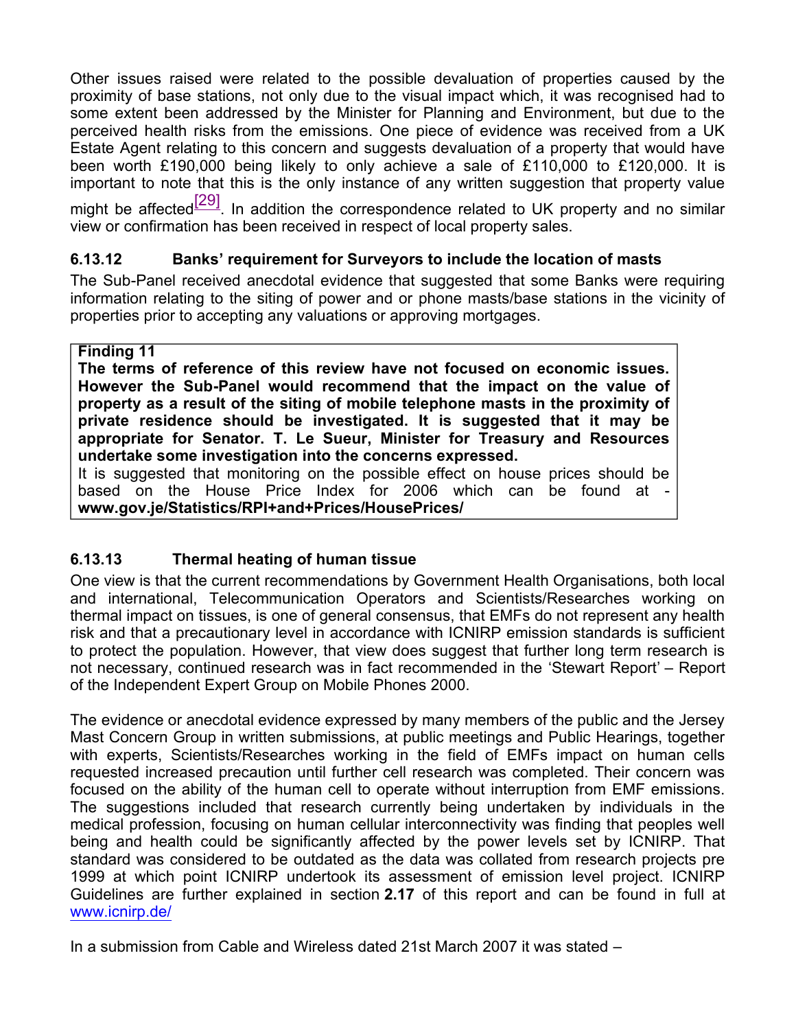Other issues raised were related to the possible devaluation of properties caused by the proximity of base stations, not only due to the visual impact which, it was recognised had to some extent been addressed by the Minister for Planning and Environment, but due to the perceived health risks from the emissions. One piece of evidence was received from a UK Estate Agent relating to this concern and suggests devaluation of a property that would have been worth £190,000 being likely to only achieve a sale of £110,000 to £120,000. It is important to note that this is the only instance of any written suggestion that property value might be affected[29]. In addition the correspondence related to UK property and no similar view or confirmation has been received in respect of local property sales.

### 6.13.12 Banks' requirement for Surveyors to include the location of masts

The Sub-Panel received anecdotal evidence that suggested that some Banks were requiring information relating to the siting of power and or phone masts/base stations in the vicinity of properties prior to accepting any valuations or approving mortgages.

> **Finding 11**
> **The terms of reference of this review have not focused on economic issues. However the Sub-Panel would recommend that the impact on the value of property as a result of the siting of mobile telephone masts in the proximity of private residence should be investigated. It is suggested that it may be appropriate for Senator. T. Le Sueur, Minister for Treasury and Resources undertake some investigation into the concerns expressed.**
> It is suggested that monitoring on the possible effect on house prices should be based on the House Price Index for 2006 which can be found at - **www.gov.je/Statistics/RPI+and+Prices/HousePrices/**

### 6.13.13 Thermal heating of human tissue

One view is that the current recommendations by Government Health Organisations, both local and international, Telecommunication Operators and Scientists/Researches working on thermal impact on tissues, is one of general consensus, that EMFs do not represent any health risk and that a precautionary level in accordance with ICNIRP emission standards is sufficient to protect the population. However, that view does suggest that further long term research is not necessary, continued research was in fact recommended in the 'Stewart Report' – Report of the Independent Expert Group on Mobile Phones 2000.

The evidence or anecdotal evidence expressed by many members of the public and the Jersey Mast Concern Group in written submissions, at public meetings and Public Hearings, together with experts, Scientists/Researches working in the field of EMFs impact on human cells requested increased precaution until further cell research was completed. Their concern was focused on the ability of the human cell to operate without interruption from EMF emissions. The suggestions included that research currently being undertaken by individuals in the medical profession, focusing on human cellular interconnectivity was finding that peoples well being and health could be significantly affected by the power levels set by ICNIRP. That standard was considered to be outdated as the data was collated from research projects pre 1999 at which point ICNIRP undertook its assessment of emission level project. ICNIRP Guidelines are further explained in section **2.17** of this report and can be found in full at www.icnirp.de/

In a submission from Cable and Wireless dated 21st March 2007 it was stated –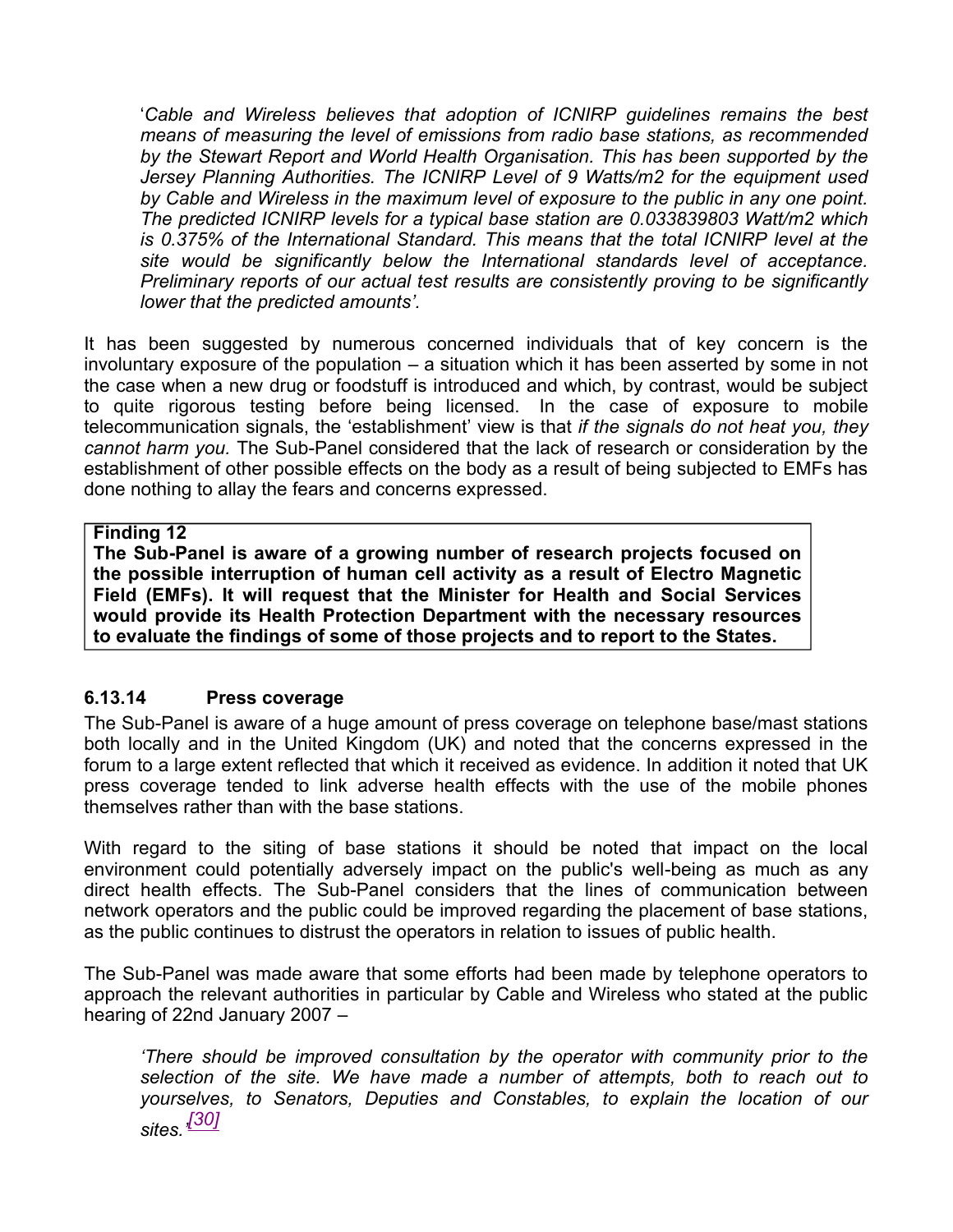'*Cable and Wireless believes that adoption of ICNIRP guidelines remains the best means of measuring the level of emissions from radio base stations, as recommended by the Stewart Report and World Health Organisation. This has been supported by the Jersey Planning Authorities. The ICNIRP Level of 9 Watts/m2 for the equipment used by Cable and Wireless in the maximum level of exposure to the public in any one point. The predicted ICNIRP levels for a typical base station are 0.033839803 Watt/m2 which is 0.375% of the International Standard. This means that the total ICNIRP level at the site would be significantly below the International standards level of acceptance. Preliminary reports of our actual test results are consistently proving to be significantly lower that the predicted amounts'.*

It has been suggested by numerous concerned individuals that of key concern is the involuntary exposure of the population – a situation which it has been asserted by some in not the case when a new drug or foodstuff is introduced and which, by contrast, would be subject to quite rigorous testing before being licensed. In the case of exposure to mobile telecommunication signals, the 'establishment' view is that *if the signals do not heat you, they cannot harm you.* The Sub-Panel considered that the lack of research or consideration by the establishment of other possible effects on the body as a result of being subjected to EMFs has done nothing to allay the fears and concerns expressed.

**Finding 12**
**The Sub-Panel is aware of a growing number of research projects focused on the possible interruption of human cell activity as a result of Electro Magnetic Field (EMFs). It will request that the Minister for Health and Social Services would provide its Health Protection Department with the necessary resources to evaluate the findings of some of those projects and to report to the States.**

### 6.13.14 Press coverage

The Sub-Panel is aware of a huge amount of press coverage on telephone base/mast stations both locally and in the United Kingdom (UK) and noted that the concerns expressed in the forum to a large extent reflected that which it received as evidence. In addition it noted that UK press coverage tended to link adverse health effects with the use of the mobile phones themselves rather than with the base stations.

With regard to the siting of base stations it should be noted that impact on the local environment could potentially adversely impact on the public's well-being as much as any direct health effects. The Sub-Panel considers that the lines of communication between network operators and the public could be improved regarding the placement of base stations, as the public continues to distrust the operators in relation to issues of public health.

The Sub-Panel was made aware that some efforts had been made by telephone operators to approach the relevant authorities in particular by Cable and Wireless who stated at the public hearing of 22nd January 2007 –

*'There should be improved consultation by the operator with community prior to the selection of the site. We have made a number of attempts, both to reach out to yourselves, to Senators, Deputies and Constables, to explain the location of our sites.'*[30]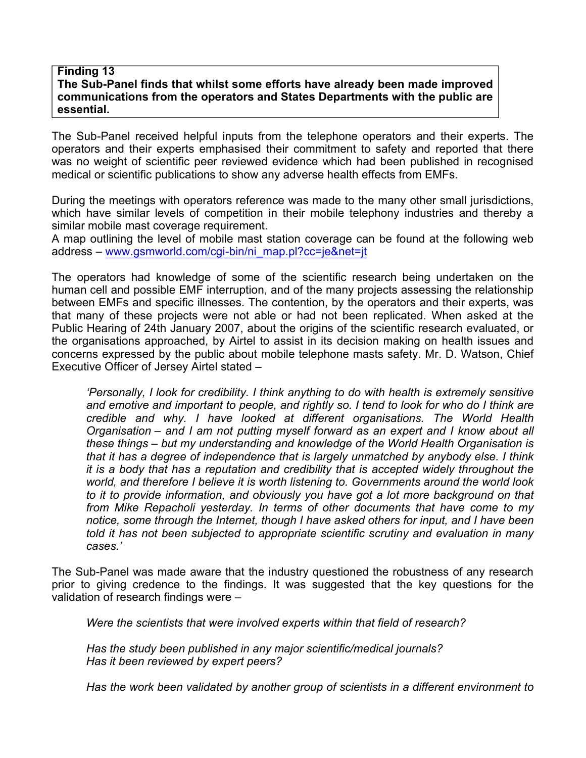**Finding 13**
**The Sub-Panel finds that whilst some efforts have already been made improved communications from the operators and States Departments with the public are essential.**

The Sub-Panel received helpful inputs from the telephone operators and their experts. The operators and their experts emphasised their commitment to safety and reported that there was no weight of scientific peer reviewed evidence which had been published in recognised medical or scientific publications to show any adverse health effects from EMFs.

During the meetings with operators reference was made to the many other small jurisdictions, which have similar levels of competition in their mobile telephony industries and thereby a similar mobile mast coverage requirement.
A map outlining the level of mobile mast station coverage can be found at the following web address – [www.gsmworld.com/cgi-bin/ni_map.pl?cc=je&net=jt](www.gsmworld.com/cgi-bin/ni_map.pl?cc=je&net=jt)

The operators had knowledge of some of the scientific research being undertaken on the human cell and possible EMF interruption, and of the many projects assessing the relationship between EMFs and specific illnesses. The contention, by the operators and their experts, was that many of these projects were not able or had not been replicated. When asked at the Public Hearing of 24th January 2007, about the origins of the scientific research evaluated, or the organisations approached, by Airtel to assist in its decision making on health issues and concerns expressed by the public about mobile telephone masts safety. Mr. D. Watson, Chief Executive Officer of Jersey Airtel stated –

> *'Personally, I look for credibility. I think anything to do with health is extremely sensitive and emotive and important to people, and rightly so. I tend to look for who do I think are credible and why. I have looked at different organisations. The World Health Organisation – and I am not putting myself forward as an expert and I know about all these things – but my understanding and knowledge of the World Health Organisation is that it has a degree of independence that is largely unmatched by anybody else. I think it is a body that has a reputation and credibility that is accepted widely throughout the world, and therefore I believe it is worth listening to. Governments around the world look to it to provide information, and obviously you have got a lot more background on that from Mike Repacholi yesterday. In terms of other documents that have come to my notice, some through the Internet, though I have asked others for input, and I have been told it has not been subjected to appropriate scientific scrutiny and evaluation in many cases.'*

The Sub-Panel was made aware that the industry questioned the robustness of any research prior to giving credence to the findings. It was suggested that the key questions for the validation of research findings were –

> *Were the scientists that were involved experts within that field of research?*
>
> *Has the study been published in any major scientific/medical journals?*
> *Has it been reviewed by expert peers?*
>
> *Has the work been validated by another group of scientists in a different environment to*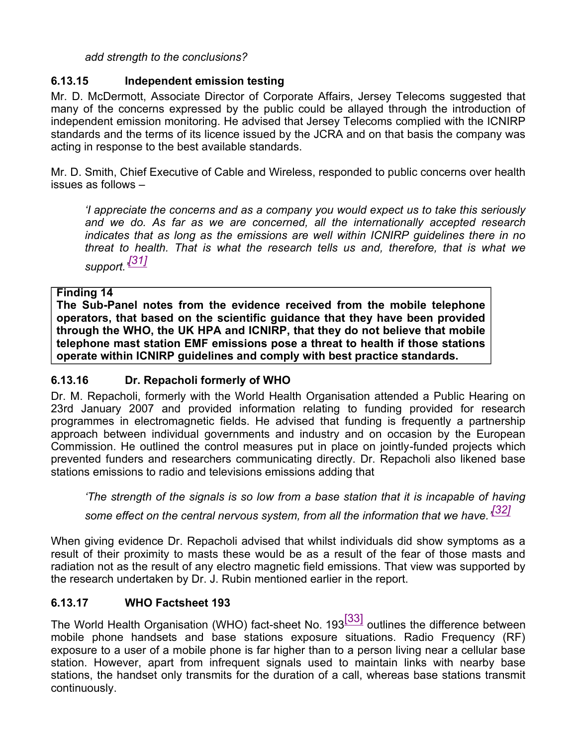*add strength to the conclusions?*

### 6.13.15 Independent emission testing

Mr. D. McDermott, Associate Director of Corporate Affairs, Jersey Telecoms suggested that many of the concerns expressed by the public could be allayed through the introduction of independent emission monitoring. He advised that Jersey Telecoms complied with the ICNIRP standards and the terms of its licence issued by the JCRA and on that basis the company was acting in response to the best available standards.

Mr. D. Smith, Chief Executive of Cable and Wireless, responded to public concerns over health issues as follows –

> *'I appreciate the concerns and as a company you would expect us to take this seriously and we do. As far as we are concerned, all the internationally accepted research indicates that as long as the emissions are well within ICNIRP guidelines there in no threat to health. That is what the research tells us and, therefore, that is what we support.'*[31]

> **Finding 14**
> **The Sub-Panel notes from the evidence received from the mobile telephone operators, that based on the scientific guidance that they have been provided through the WHO, the UK HPA and ICNIRP, that they do not believe that mobile telephone mast station EMF emissions pose a threat to health if those stations operate within ICNIRP guidelines and comply with best practice standards.**

### 6.13.16 Dr. Repacholi formerly of WHO

Dr. M. Repacholi, formerly with the World Health Organisation attended a Public Hearing on 23rd January 2007 and provided information relating to funding provided for research programmes in electromagnetic fields. He advised that funding is frequently a partnership approach between individual governments and industry and on occasion by the European Commission. He outlined the control measures put in place on jointly-funded projects which prevented funders and researchers communicating directly. Dr. Repacholi also likened base stations emissions to radio and televisions emissions adding that

> *'The strength of the signals is so low from a base station that it is incapable of having some effect on the central nervous system, from all the information that we have.'*[32]

When giving evidence Dr. Repacholi advised that whilst individuals did show symptoms as a result of their proximity to masts these would be as a result of the fear of those masts and radiation not as the result of any electro magnetic field emissions. That view was supported by the research undertaken by Dr. J. Rubin mentioned earlier in the report.

### 6.13.17 WHO Factsheet 193

The World Health Organisation (WHO) fact-sheet No. 193[33] outlines the difference between mobile phone handsets and base stations exposure situations. Radio Frequency (RF) exposure to a user of a mobile phone is far higher than to a person living near a cellular base station. However, apart from infrequent signals used to maintain links with nearby base stations, the handset only transmits for the duration of a call, whereas base stations transmit continuously.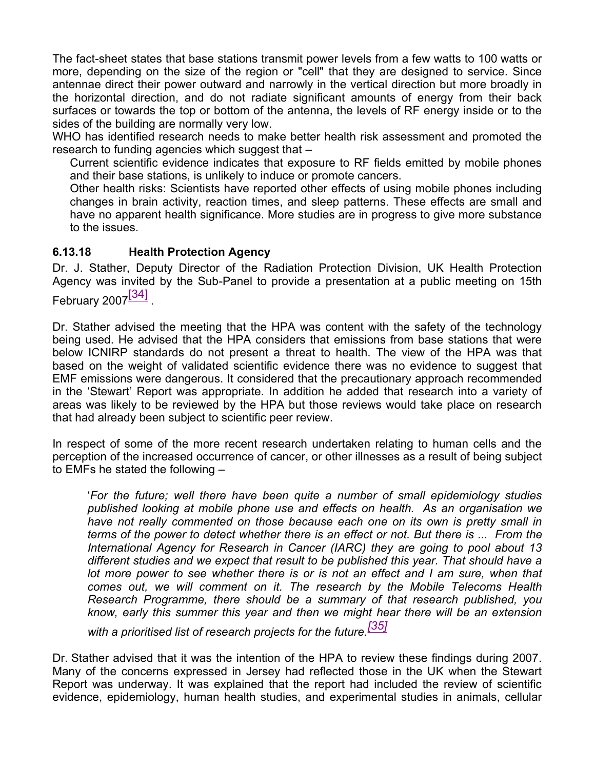The fact-sheet states that base stations transmit power levels from a few watts to 100 watts or more, depending on the size of the region or "cell" that they are designed to service. Since antennae direct their power outward and narrowly in the vertical direction but more broadly in the horizontal direction, and do not radiate significant amounts of energy from their back surfaces or towards the top or bottom of the antenna, the levels of RF energy inside or to the sides of the building are normally very low.

WHO has identified research needs to make better health risk assessment and promoted the research to funding agencies which suggest that –

> Current scientific evidence indicates that exposure to RF fields emitted by mobile phones and their base stations, is unlikely to induce or promote cancers.
>
> Other health risks: Scientists have reported other effects of using mobile phones including changes in brain activity, reaction times, and sleep patterns. These effects are small and have no apparent health significance. More studies are in progress to give more substance to the issues.

### 6.13.18 Health Protection Agency

Dr. J. Stather, Deputy Director of the Radiation Protection Division, UK Health Protection Agency was invited by the Sub-Panel to provide a presentation at a public meeting on 15th February 2007[34] .

Dr. Stather advised the meeting that the HPA was content with the safety of the technology being used. He advised that the HPA considers that emissions from base stations that were below ICNIRP standards do not present a threat to health. The view of the HPA was that based on the weight of validated scientific evidence there was no evidence to suggest that EMF emissions were dangerous. It considered that the precautionary approach recommended in the 'Stewart' Report was appropriate. In addition he added that research into a variety of areas was likely to be reviewed by the HPA but those reviews would take place on research that had already been subject to scientific peer review.

In respect of some of the more recent research undertaken relating to human cells and the perception of the increased occurrence of cancer, or other illnesses as a result of being subject to EMFs he stated the following –

> '*For the future; well there have been quite a number of small epidemiology studies published looking at mobile phone use and effects on health. As an organisation we have not really commented on those because each one on its own is pretty small in terms of the power to detect whether there is an effect or not. But there is ... From the International Agency for Research in Cancer (IARC) they are going to pool about 13 different studies and we expect that result to be published this year. That should have a lot more power to see whether there is or is not an effect and I am sure, when that comes out, we will comment on it. The research by the Mobile Telecoms Health Research Programme, there should be a summary of that research published, you know, early this summer this year and then we might hear there will be an extension with a prioritised list of research projects for the future.*[35]

Dr. Stather advised that it was the intention of the HPA to review these findings during 2007. Many of the concerns expressed in Jersey had reflected those in the UK when the Stewart Report was underway. It was explained that the report had included the review of scientific evidence, epidemiology, human health studies, and experimental studies in animals, cellular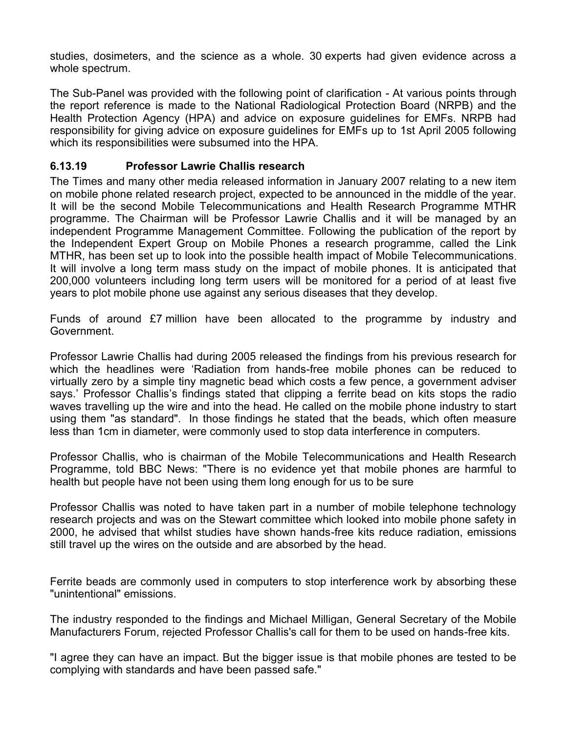studies, dosimeters, and the science as a whole. 30 experts had given evidence across a whole spectrum.

The Sub-Panel was provided with the following point of clarification - At various points through the report reference is made to the National Radiological Protection Board (NRPB) and the Health Protection Agency (HPA) and advice on exposure guidelines for EMFs. NRPB had responsibility for giving advice on exposure guidelines for EMFs up to 1st April 2005 following which its responsibilities were subsumed into the HPA.

### 6.13.19 Professor Lawrie Challis research

The Times and many other media released information in January 2007 relating to a new item on mobile phone related research project, expected to be announced in the middle of the year. It will be the second Mobile Telecommunications and Health Research Programme MTHR programme. The Chairman will be Professor Lawrie Challis and it will be managed by an independent Programme Management Committee. Following the publication of the report by the Independent Expert Group on Mobile Phones a research programme, called the Link MTHR, has been set up to look into the possible health impact of Mobile Telecommunications. It will involve a long term mass study on the impact of mobile phones. It is anticipated that 200,000 volunteers including long term users will be monitored for a period of at least five years to plot mobile phone use against any serious diseases that they develop.

Funds of around £7 million have been allocated to the programme by industry and Government.

Professor Lawrie Challis had during 2005 released the findings from his previous research for which the headlines were 'Radiation from hands-free mobile phones can be reduced to virtually zero by a simple tiny magnetic bead which costs a few pence, a government adviser says.' Professor Challis's findings stated that clipping a ferrite bead on kits stops the radio waves travelling up the wire and into the head. He called on the mobile phone industry to start using them "as standard". In those findings he stated that the beads, which often measure less than 1cm in diameter, were commonly used to stop data interference in computers.

Professor Challis, who is chairman of the Mobile Telecommunications and Health Research Programme, told BBC News: "There is no evidence yet that mobile phones are harmful to health but people have not been using them long enough for us to be sure

Professor Challis was noted to have taken part in a number of mobile telephone technology research projects and was on the Stewart committee which looked into mobile phone safety in 2000, he advised that whilst studies have shown hands-free kits reduce radiation, emissions still travel up the wires on the outside and are absorbed by the head.

Ferrite beads are commonly used in computers to stop interference work by absorbing these "unintentional" emissions.

The industry responded to the findings and Michael Milligan, General Secretary of the Mobile Manufacturers Forum, rejected Professor Challis's call for them to be used on hands-free kits.

"I agree they can have an impact. But the bigger issue is that mobile phones are tested to be complying with standards and have been passed safe."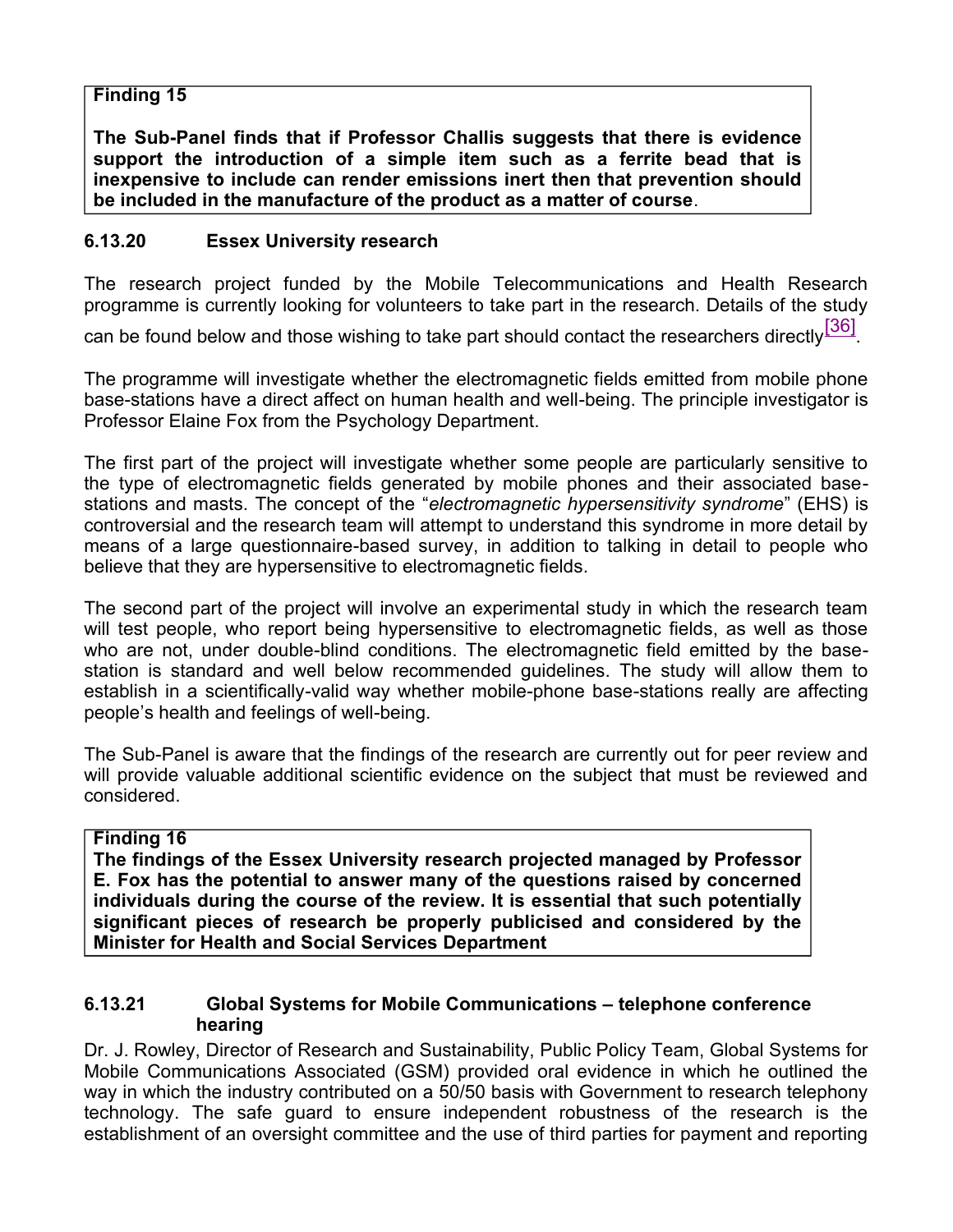**Finding 15**

**The Sub-Panel finds that if Professor Challis suggests that there is evidence support the introduction of a simple item such as a ferrite bead that is inexpensive to include can render emissions inert then that prevention should be included in the manufacture of the product as a matter of course**.

### 6.13.20 Essex University research

The research project funded by the Mobile Telecommunications and Health Research programme is currently looking for volunteers to take part in the research. Details of the study can be found below and those wishing to take part should contact the researchers directly[36].

The programme will investigate whether the electromagnetic fields emitted from mobile phone base-stations have a direct affect on human health and well-being. The principle investigator is Professor Elaine Fox from the Psychology Department.

The first part of the project will investigate whether some people are particularly sensitive to the type of electromagnetic fields generated by mobile phones and their associated base-stations and masts. The concept of the "*electromagnetic hypersensitivity syndrome*" (EHS) is controversial and the research team will attempt to understand this syndrome in more detail by means of a large questionnaire-based survey, in addition to talking in detail to people who believe that they are hypersensitive to electromagnetic fields.

The second part of the project will involve an experimental study in which the research team will test people, who report being hypersensitive to electromagnetic fields, as well as those who are not, under double-blind conditions. The electromagnetic field emitted by the base-station is standard and well below recommended guidelines. The study will allow them to establish in a scientifically-valid way whether mobile-phone base-stations really are affecting people's health and feelings of well-being.

The Sub-Panel is aware that the findings of the research are currently out for peer review and will provide valuable additional scientific evidence on the subject that must be reviewed and considered.

**Finding 16**

**The findings of the Essex University research projected managed by Professor E. Fox has the potential to answer many of the questions raised by concerned individuals during the course of the review. It is essential that such potentially significant pieces of research be properly publicised and considered by the Minister for Health and Social Services Department**

### 6.13.21 Global Systems for Mobile Communications – telephone conference hearing

Dr. J. Rowley, Director of Research and Sustainability, Public Policy Team, Global Systems for Mobile Communications Associated (GSM) provided oral evidence in which he outlined the way in which the industry contributed on a 50/50 basis with Government to research telephony technology. The safe guard to ensure independent robustness of the research is the establishment of an oversight committee and the use of third parties for payment and reporting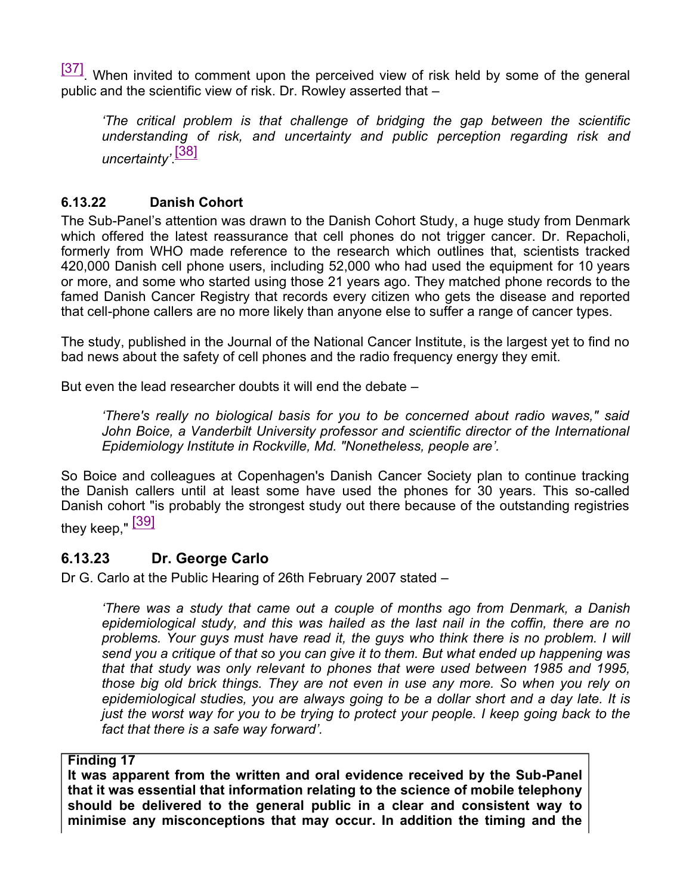[37]. When invited to comment upon the perceived view of risk held by some of the general public and the scientific view of risk. Dr. Rowley asserted that –

> *'The critical problem is that challenge of bridging the gap between the scientific understanding of risk, and uncertainty and public perception regarding risk and uncertainty'.*[38]

### 6.13.22 Danish Cohort

The Sub-Panel's attention was drawn to the Danish Cohort Study, a huge study from Denmark which offered the latest reassurance that cell phones do not trigger cancer. Dr. Repacholi, formerly from WHO made reference to the research which outlines that, scientists tracked 420,000 Danish cell phone users, including 52,000 who had used the equipment for 10 years or more, and some who started using those 21 years ago. They matched phone records to the famed Danish Cancer Registry that records every citizen who gets the disease and reported that cell-phone callers are no more likely than anyone else to suffer a range of cancer types.

The study, published in the Journal of the National Cancer Institute, is the largest yet to find no bad news about the safety of cell phones and the radio frequency energy they emit.

But even the lead researcher doubts it will end the debate –

> *'There's really no biological basis for you to be concerned about radio waves," said John Boice, a Vanderbilt University professor and scientific director of the International Epidemiology Institute in Rockville, Md. "Nonetheless, people are'.*

So Boice and colleagues at Copenhagen's Danish Cancer Society plan to continue tracking the Danish callers until at least some have used the phones for 30 years. This so-called Danish cohort "is probably the strongest study out there because of the outstanding registries they keep," [39]

### 6.13.23 Dr. George Carlo

Dr G. Carlo at the Public Hearing of 26th February 2007 stated –

> *'There was a study that came out a couple of months ago from Denmark, a Danish epidemiological study, and this was hailed as the last nail in the coffin, there are no problems. Your guys must have read it, the guys who think there is no problem. I will send you a critique of that so you can give it to them. But what ended up happening was that that study was only relevant to phones that were used between 1985 and 1995, those big old brick things. They are not even in use any more. So when you rely on epidemiological studies, you are always going to be a dollar short and a day late. It is just the worst way for you to be trying to protect your people. I keep going back to the fact that there is a safe way forward'.*

**Finding 17**
**It was apparent from the written and oral evidence received by the Sub-Panel that it was essential that information relating to the science of mobile telephony should be delivered to the general public in a clear and consistent way to minimise any misconceptions that may occur. In addition the timing and the**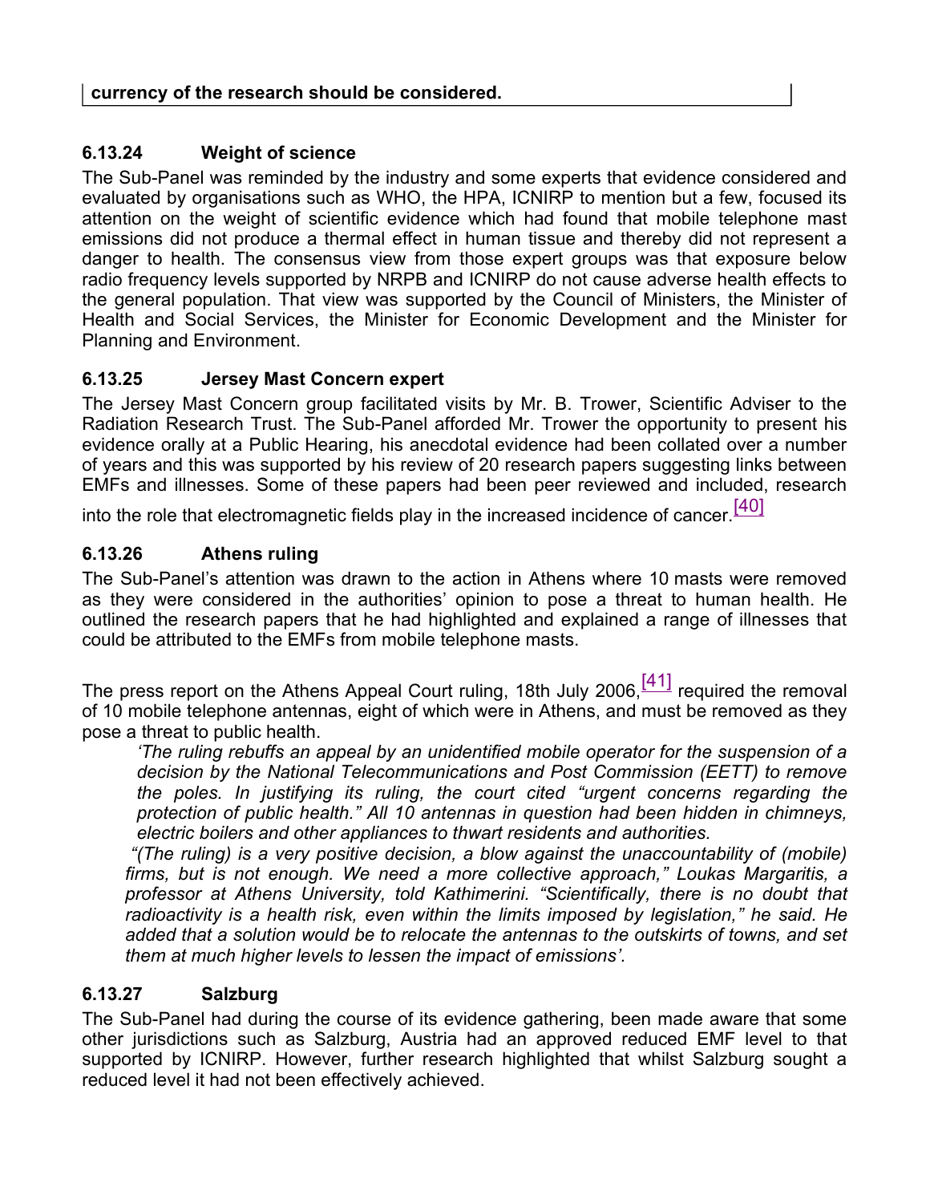**currency of the research should be considered.**

### 6.13.24 Weight of science

The Sub-Panel was reminded by the industry and some experts that evidence considered and evaluated by organisations such as WHO, the HPA, ICNIRP to mention but a few, focused its attention on the weight of scientific evidence which had found that mobile telephone mast emissions did not produce a thermal effect in human tissue and thereby did not represent a danger to health. The consensus view from those expert groups was that exposure below radio frequency levels supported by NRPB and ICNIRP do not cause adverse health effects to the general population. That view was supported by the Council of Ministers, the Minister of Health and Social Services, the Minister for Economic Development and the Minister for Planning and Environment.

### 6.13.25 Jersey Mast Concern expert

The Jersey Mast Concern group facilitated visits by Mr. B. Trower, Scientific Adviser to the Radiation Research Trust. The Sub-Panel afforded Mr. Trower the opportunity to present his evidence orally at a Public Hearing, his anecdotal evidence had been collated over a number of years and this was supported by his review of 20 research papers suggesting links between EMFs and illnesses. Some of these papers had been peer reviewed and included, research into the role that electromagnetic fields play in the increased incidence of cancer.[40]

### 6.13.26 Athens ruling

The Sub-Panel's attention was drawn to the action in Athens where 10 masts were removed as they were considered in the authorities' opinion to pose a threat to human health. He outlined the research papers that he had highlighted and explained a range of illnesses that could be attributed to the EMFs from mobile telephone masts.

The press report on the Athens Appeal Court ruling, 18th July 2006,[41] required the removal of 10 mobile telephone antennas, eight of which were in Athens, and must be removed as they pose a threat to public health.

> *'The ruling rebuffs an appeal by an unidentified mobile operator for the suspension of a decision by the National Telecommunications and Post Commission (EETT) to remove the poles. In justifying its ruling, the court cited "urgent concerns regarding the protection of public health." All 10 antennas in question had been hidden in chimneys, electric boilers and other appliances to thwart residents and authorities.*
>
> *"(The ruling) is a very positive decision, a blow against the unaccountability of (mobile) firms, but is not enough. We need a more collective approach," Loukas Margaritis, a professor at Athens University, told Kathimerini. "Scientifically, there is no doubt that radioactivity is a health risk, even within the limits imposed by legislation," he said. He added that a solution would be to relocate the antennas to the outskirts of towns, and set them at much higher levels to lessen the impact of emissions'.*

### 6.13.27 Salzburg

The Sub-Panel had during the course of its evidence gathering, been made aware that some other jurisdictions such as Salzburg, Austria had an approved reduced EMF level to that supported by ICNIRP. However, further research highlighted that whilst Salzburg sought a reduced level it had not been effectively achieved.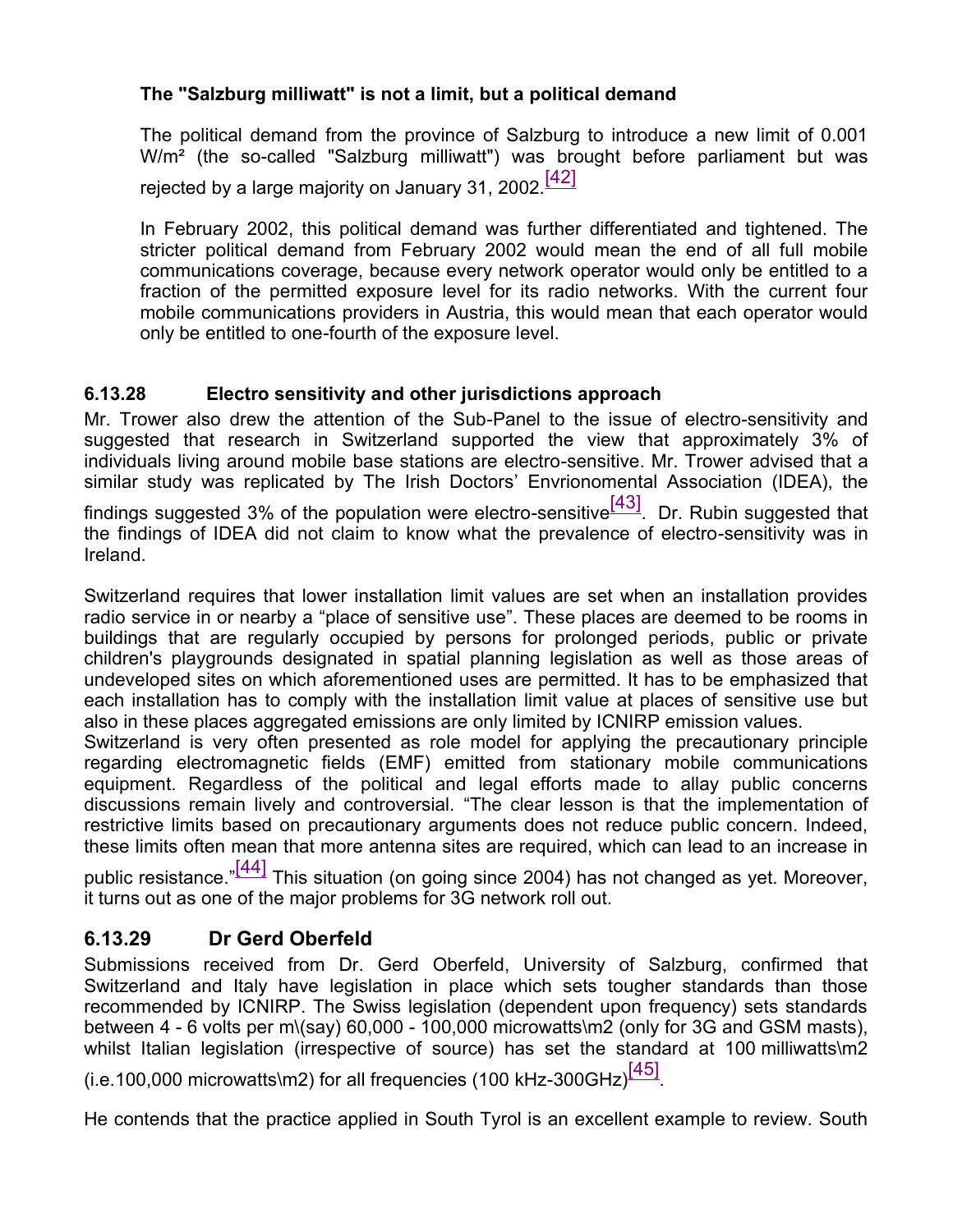**The "Salzburg milliwatt" is not a limit, but a political demand**

The political demand from the province of Salzburg to introduce a new limit of 0.001 W/m² (the so-called "Salzburg milliwatt") was brought before parliament but was rejected by a large majority on January 31, 2002.[42]

In February 2002, this political demand was further differentiated and tightened. The stricter political demand from February 2002 would mean the end of all full mobile communications coverage, because every network operator would only be entitled to a fraction of the permitted exposure level for its radio networks. With the current four mobile communications providers in Austria, this would mean that each operator would only be entitled to one-fourth of the exposure level.

### 6.13.28 Electro sensitivity and other jurisdictions approach

Mr. Trower also drew the attention of the Sub-Panel to the issue of electro-sensitivity and suggested that research in Switzerland supported the view that approximately 3% of individuals living around mobile base stations are electro-sensitive. Mr. Trower advised that a similar study was replicated by The Irish Doctors' Envrionomental Association (IDEA), the findings suggested 3% of the population were electro-sensitive[43]. Dr. Rubin suggested that the findings of IDEA did not claim to know what the prevalence of electro-sensitivity was in Ireland.

Switzerland requires that lower installation limit values are set when an installation provides radio service in or nearby a "place of sensitive use". These places are deemed to be rooms in buildings that are regularly occupied by persons for prolonged periods, public or private children's playgrounds designated in spatial planning legislation as well as those areas of undeveloped sites on which aforementioned uses are permitted. It has to be emphasized that each installation has to comply with the installation limit value at places of sensitive use but also in these places aggregated emissions are only limited by ICNIRP emission values.
Switzerland is very often presented as role model for applying the precautionary principle regarding electromagnetic fields (EMF) emitted from stationary mobile communications equipment. Regardless of the political and legal efforts made to allay public concerns discussions remain lively and controversial. "The clear lesson is that the implementation of restrictive limits based on precautionary arguments does not reduce public concern. Indeed, these limits often mean that more antenna sites are required, which can lead to an increase in public resistance."[44] This situation (on going since 2004) has not changed as yet. Moreover, it turns out as one of the major problems for 3G network roll out.

### 6.13.29 Dr Gerd Oberfeld

Submissions received from Dr. Gerd Oberfeld, University of Salzburg, confirmed that Switzerland and Italy have legislation in place which sets tougher standards than those recommended by ICNIRP. The Swiss legislation (dependent upon frequency) sets standards between 4 - 6 volts per m\(say) 60,000 - 100,000 microwatts\m2 (only for 3G and GSM masts), whilst Italian legislation (irrespective of source) has set the standard at 100 milliwatts\m2 (i.e.100,000 microwatts\m2) for all frequencies (100 kHz-300GHz)[45].

He contends that the practice applied in South Tyrol is an excellent example to review. South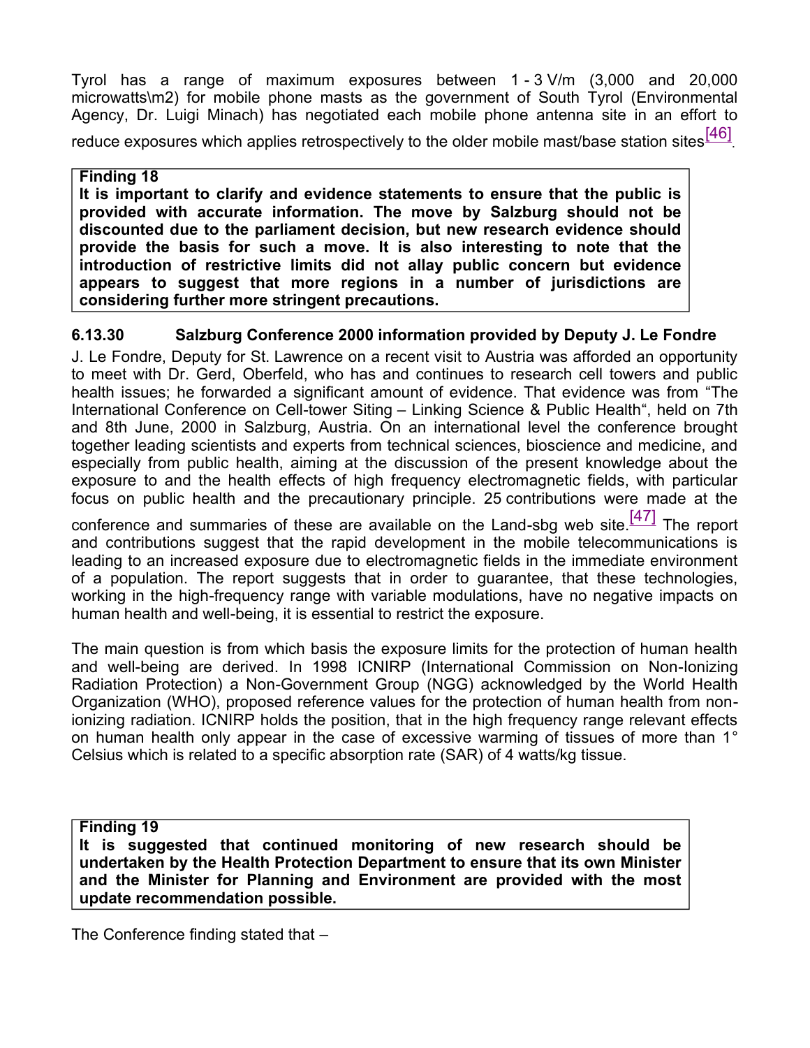Tyrol has a range of maximum exposures between 1 - 3 V/m (3,000 and 20,000 microwatts\m2) for mobile phone masts as the government of South Tyrol (Environmental Agency, Dr. Luigi Minach) has negotiated each mobile phone antenna site in an effort to reduce exposures which applies retrospectively to the older mobile mast/base station sites[46].

> **Finding 18**
> **It is important to clarify and evidence statements to ensure that the public is provided with accurate information. The move by Salzburg should not be discounted due to the parliament decision, but new research evidence should provide the basis for such a move. It is also interesting to note that the introduction of restrictive limits did not allay public concern but evidence appears to suggest that more regions in a number of jurisdictions are considering further more stringent precautions.**

### 6.13.30 Salzburg Conference 2000 information provided by Deputy J. Le Fondre

J. Le Fondre, Deputy for St. Lawrence on a recent visit to Austria was afforded an opportunity to meet with Dr. Gerd, Oberfeld, who has and continues to research cell towers and public health issues; he forwarded a significant amount of evidence. That evidence was from "The International Conference on Cell-tower Siting – Linking Science & Public Health", held on 7th and 8th June, 2000 in Salzburg, Austria. On an international level the conference brought together leading scientists and experts from technical sciences, bioscience and medicine, and especially from public health, aiming at the discussion of the present knowledge about the exposure to and the health effects of high frequency electromagnetic fields, with particular focus on public health and the precautionary principle. 25 contributions were made at the conference and summaries of these are available on the Land-sbg web site.[47] The report and contributions suggest that the rapid development in the mobile telecommunications is leading to an increased exposure due to electromagnetic fields in the immediate environment of a population. The report suggests that in order to guarantee, that these technologies, working in the high-frequency range with variable modulations, have no negative impacts on human health and well-being, it is essential to restrict the exposure.

The main question is from which basis the exposure limits for the protection of human health and well-being are derived. In 1998 ICNIRP (International Commission on Non-Ionizing Radiation Protection) a Non-Government Group (NGG) acknowledged by the World Health Organization (WHO), proposed reference values for the protection of human health from non-ionizing radiation. ICNIRP holds the position, that in the high frequency range relevant effects on human health only appear in the case of excessive warming of tissues of more than 1° Celsius which is related to a specific absorption rate (SAR) of 4 watts/kg tissue.

> **Finding 19**
> **It is suggested that continued monitoring of new research should be undertaken by the Health Protection Department to ensure that its own Minister and the Minister for Planning and Environment are provided with the most update recommendation possible.**

The Conference finding stated that –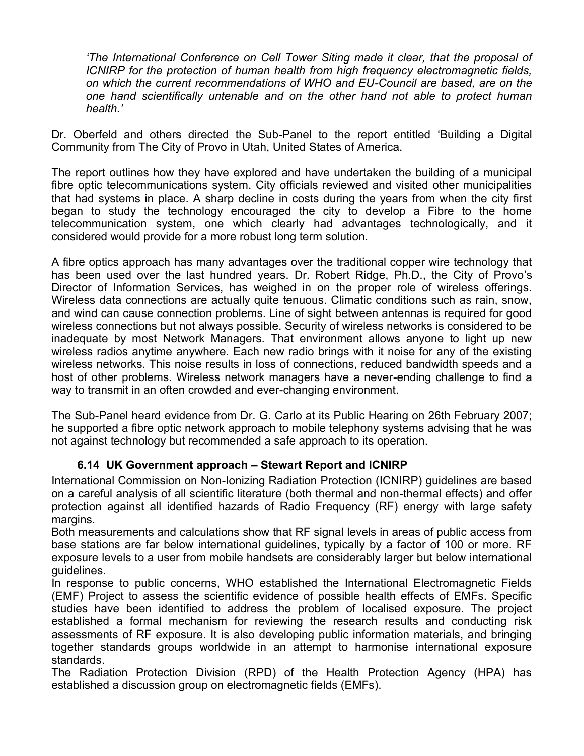*'The International Conference on Cell Tower Siting made it clear, that the proposal of ICNIRP for the protection of human health from high frequency electromagnetic fields, on which the current recommendations of WHO and EU-Council are based, are on the one hand scientifically untenable and on the other hand not able to protect human health.'*

Dr. Oberfeld and others directed the Sub-Panel to the report entitled 'Building a Digital Community from The City of Provo in Utah, United States of America.

The report outlines how they have explored and have undertaken the building of a municipal fibre optic telecommunications system. City officials reviewed and visited other municipalities that had systems in place. A sharp decline in costs during the years from when the city first began to study the technology encouraged the city to develop a Fibre to the home telecommunication system, one which clearly had advantages technologically, and it considered would provide for a more robust long term solution.

A fibre optics approach has many advantages over the traditional copper wire technology that has been used over the last hundred years. Dr. Robert Ridge, Ph.D., the City of Provo's Director of Information Services, has weighed in on the proper role of wireless offerings. Wireless data connections are actually quite tenuous. Climatic conditions such as rain, snow, and wind can cause connection problems. Line of sight between antennas is required for good wireless connections but not always possible. Security of wireless networks is considered to be inadequate by most Network Managers. That environment allows anyone to light up new wireless radios anytime anywhere. Each new radio brings with it noise for any of the existing wireless networks. This noise results in loss of connections, reduced bandwidth speeds and a host of other problems. Wireless network managers have a never-ending challenge to find a way to transmit in an often crowded and ever-changing environment.

The Sub-Panel heard evidence from Dr. G. Carlo at its Public Hearing on 26th February 2007; he supported a fibre optic network approach to mobile telephony systems advising that he was not against technology but recommended a safe approach to its operation.

### 6.14 UK Government approach – Stewart Report and ICNIRP

International Commission on Non-Ionizing Radiation Protection (ICNIRP) guidelines are based on a careful analysis of all scientific literature (both thermal and non-thermal effects) and offer protection against all identified hazards of Radio Frequency (RF) energy with large safety margins.

Both measurements and calculations show that RF signal levels in areas of public access from base stations are far below international guidelines, typically by a factor of 100 or more. RF exposure levels to a user from mobile handsets are considerably larger but below international guidelines.

In response to public concerns, WHO established the International Electromagnetic Fields (EMF) Project to assess the scientific evidence of possible health effects of EMFs. Specific studies have been identified to address the problem of localised exposure. The project established a formal mechanism for reviewing the research results and conducting risk assessments of RF exposure. It is also developing public information materials, and bringing together standards groups worldwide in an attempt to harmonise international exposure standards.

The Radiation Protection Division (RPD) of the Health Protection Agency (HPA) has established a discussion group on electromagnetic fields (EMFs).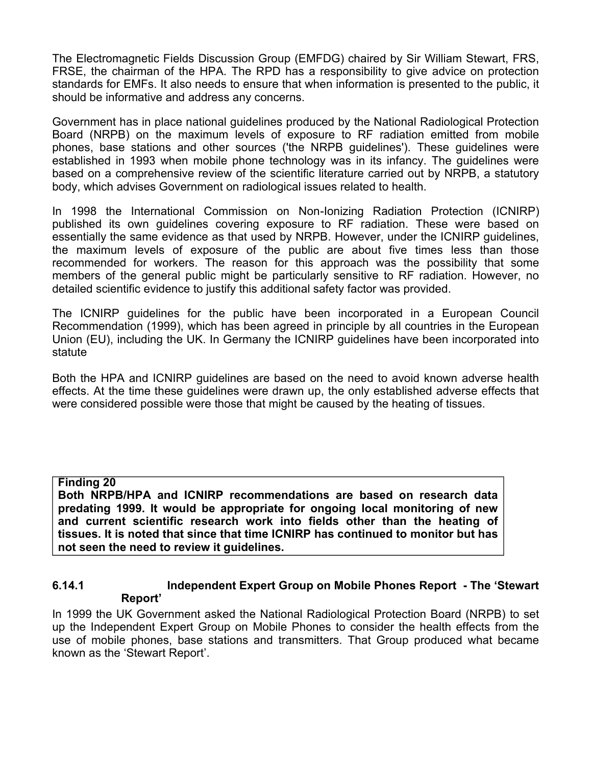The Electromagnetic Fields Discussion Group (EMFDG) chaired by Sir William Stewart, FRS, FRSE, the chairman of the HPA. The RPD has a responsibility to give advice on protection standards for EMFs. It also needs to ensure that when information is presented to the public, it should be informative and address any concerns.

Government has in place national guidelines produced by the National Radiological Protection Board (NRPB) on the maximum levels of exposure to RF radiation emitted from mobile phones, base stations and other sources ('the NRPB guidelines'). These guidelines were established in 1993 when mobile phone technology was in its infancy. The guidelines were based on a comprehensive review of the scientific literature carried out by NRPB, a statutory body, which advises Government on radiological issues related to health.

In 1998 the International Commission on Non-Ionizing Radiation Protection (ICNIRP) published its own guidelines covering exposure to RF radiation. These were based on essentially the same evidence as that used by NRPB. However, under the ICNIRP guidelines, the maximum levels of exposure of the public are about five times less than those recommended for workers. The reason for this approach was the possibility that some members of the general public might be particularly sensitive to RF radiation. However, no detailed scientific evidence to justify this additional safety factor was provided.

The ICNIRP guidelines for the public have been incorporated in a European Council Recommendation (1999), which has been agreed in principle by all countries in the European Union (EU), including the UK. In Germany the ICNIRP guidelines have been incorporated into statute

Both the HPA and ICNIRP guidelines are based on the need to avoid known adverse health effects. At the time these guidelines were drawn up, the only established adverse effects that were considered possible were those that might be caused by the heating of tissues.

> **Finding 20**
> **Both NRPB/HPA and ICNIRP recommendations are based on research data predating 1999. It would be appropriate for ongoing local monitoring of new and current scientific research work into fields other than the heating of tissues. It is noted that since that time ICNIRP has continued to monitor but has not seen the need to review it guidelines.**

### 6.14.1 Independent Expert Group on Mobile Phones Report - The 'Stewart Report'

In 1999 the UK Government asked the National Radiological Protection Board (NRPB) to set up the Independent Expert Group on Mobile Phones to consider the health effects from the use of mobile phones, base stations and transmitters. That Group produced what became known as the 'Stewart Report'.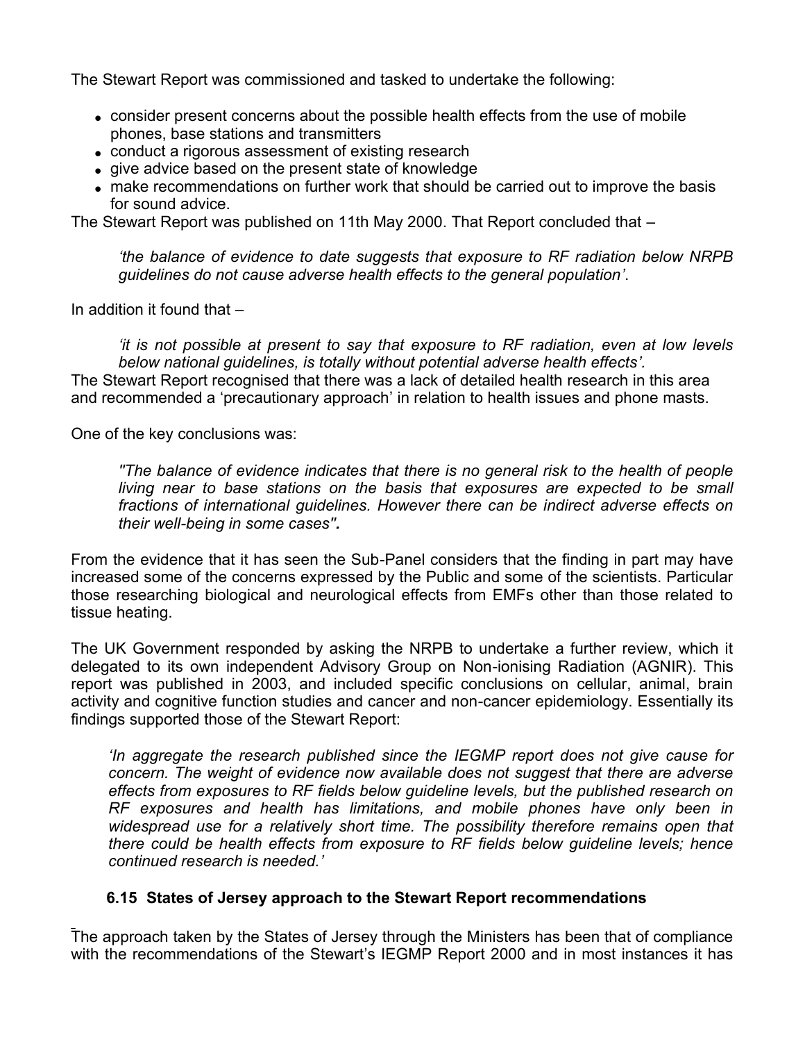The Stewart Report was commissioned and tasked to undertake the following:

- consider present concerns about the possible health effects from the use of mobile phones, base stations and transmitters
- conduct a rigorous assessment of existing research
- give advice based on the present state of knowledge
- make recommendations on further work that should be carried out to improve the basis for sound advice.

The Stewart Report was published on 11th May 2000. That Report concluded that –

> *'the balance of evidence to date suggests that exposure to RF radiation below NRPB guidelines do not cause adverse health effects to the general population'*.

In addition it found that –

> *'it is not possible at present to say that exposure to RF radiation, even at low levels below national guidelines, is totally without potential adverse health effects'.*

The Stewart Report recognised that there was a lack of detailed health research in this area and recommended a 'precautionary approach' in relation to health issues and phone masts.

One of the key conclusions was:

> *"The balance of evidence indicates that there is no general risk to the health of people living near to base stations on the basis that exposures are expected to be small fractions of international guidelines. However there can be indirect adverse effects on their well-being in some cases".*

From the evidence that it has seen the Sub-Panel considers that the finding in part may have increased some of the concerns expressed by the Public and some of the scientists. Particular those researching biological and neurological effects from EMFs other than those related to tissue heating.

The UK Government responded by asking the NRPB to undertake a further review, which it delegated to its own independent Advisory Group on Non-ionising Radiation (AGNIR). This report was published in 2003, and included specific conclusions on cellular, animal, brain activity and cognitive function studies and cancer and non-cancer epidemiology. Essentially its findings supported those of the Stewart Report:

> *'In aggregate the research published since the IEGMP report does not give cause for concern. The weight of evidence now available does not suggest that there are adverse effects from exposures to RF fields below guideline levels, but the published research on RF exposures and health has limitations, and mobile phones have only been in widespread use for a relatively short time. The possibility therefore remains open that there could be health effects from exposure to RF fields below guideline levels; hence continued research is needed.'*

### 6.15 States of Jersey approach to the Stewart Report recommendations

The approach taken by the States of Jersey through the Ministers has been that of compliance with the recommendations of the Stewart's IEGMP Report 2000 and in most instances it has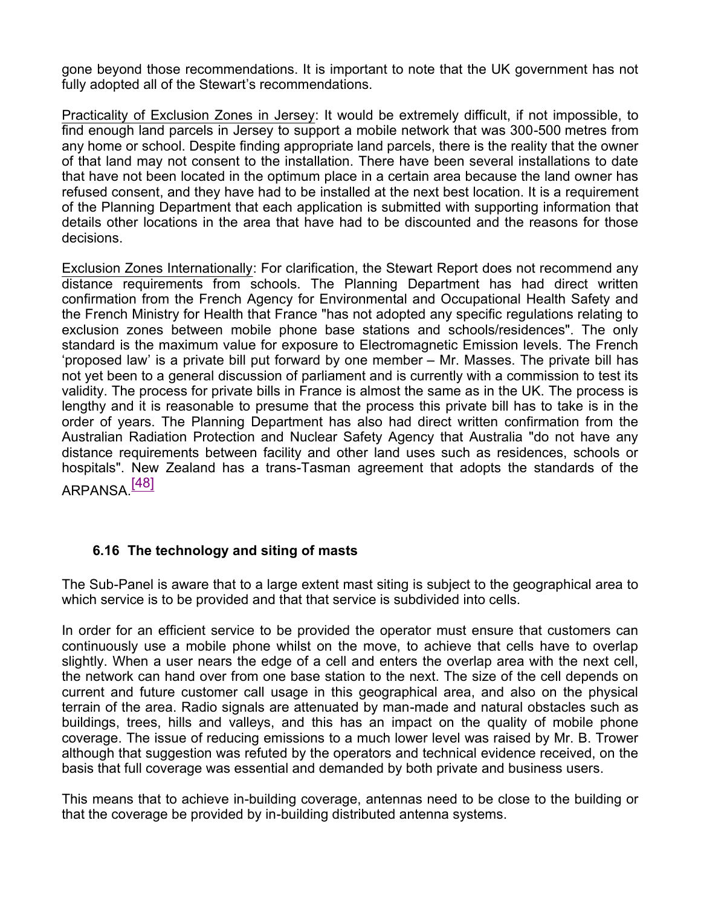gone beyond those recommendations. It is important to note that the UK government has not fully adopted all of the Stewart's recommendations.

Practicality of Exclusion Zones in Jersey: It would be extremely difficult, if not impossible, to find enough land parcels in Jersey to support a mobile network that was 300-500 metres from any home or school. Despite finding appropriate land parcels, there is the reality that the owner of that land may not consent to the installation. There have been several installations to date that have not been located in the optimum place in a certain area because the land owner has refused consent, and they have had to be installed at the next best location. It is a requirement of the Planning Department that each application is submitted with supporting information that details other locations in the area that have had to be discounted and the reasons for those decisions.

Exclusion Zones Internationally: For clarification, the Stewart Report does not recommend any distance requirements from schools. The Planning Department has had direct written confirmation from the French Agency for Environmental and Occupational Health Safety and the French Ministry for Health that France "has not adopted any specific regulations relating to exclusion zones between mobile phone base stations and schools/residences". The only standard is the maximum value for exposure to Electromagnetic Emission levels. The French 'proposed law' is a private bill put forward by one member – Mr. Masses. The private bill has not yet been to a general discussion of parliament and is currently with a commission to test its validity. The process for private bills in France is almost the same as in the UK. The process is lengthy and it is reasonable to presume that the process this private bill has to take is in the order of years. The Planning Department has also had direct written confirmation from the Australian Radiation Protection and Nuclear Safety Agency that Australia "do not have any distance requirements between facility and other land uses such as residences, schools or hospitals". New Zealand has a trans-Tasman agreement that adopts the standards of the ARPANSA.[48]

### 6.16 The technology and siting of masts

The Sub-Panel is aware that to a large extent mast siting is subject to the geographical area to which service is to be provided and that that service is subdivided into cells.

In order for an efficient service to be provided the operator must ensure that customers can continuously use a mobile phone whilst on the move, to achieve that cells have to overlap slightly. When a user nears the edge of a cell and enters the overlap area with the next cell, the network can hand over from one base station to the next. The size of the cell depends on current and future customer call usage in this geographical area, and also on the physical terrain of the area. Radio signals are attenuated by man-made and natural obstacles such as buildings, trees, hills and valleys, and this has an impact on the quality of mobile phone coverage. The issue of reducing emissions to a much lower level was raised by Mr. B. Trower although that suggestion was refuted by the operators and technical evidence received, on the basis that full coverage was essential and demanded by both private and business users.

This means that to achieve in-building coverage, antennas need to be close to the building or that the coverage be provided by in-building distributed antenna systems.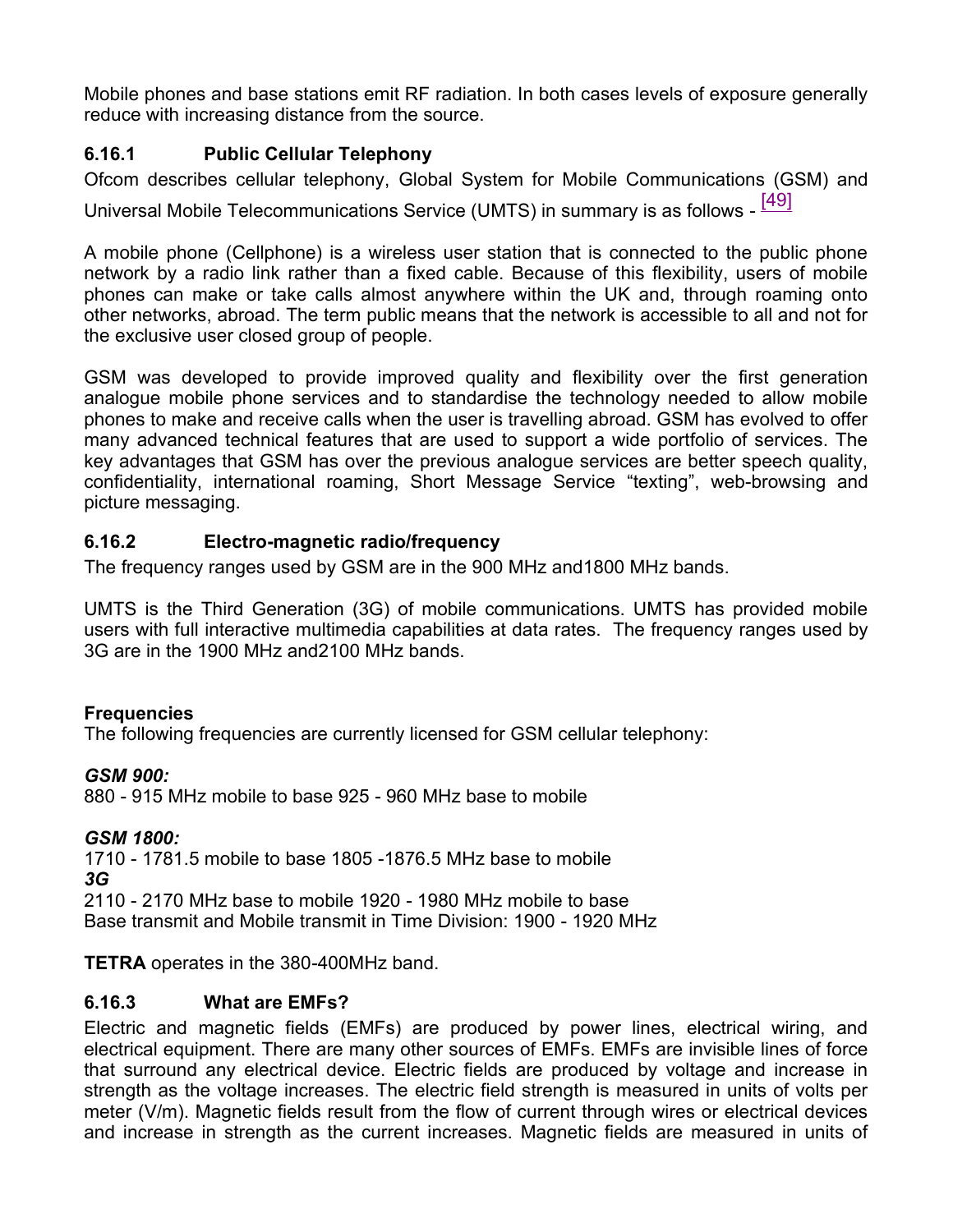Mobile phones and base stations emit RF radiation. In both cases levels of exposure generally reduce with increasing distance from the source.

### 6.16.1 Public Cellular Telephony

Ofcom describes cellular telephony, Global System for Mobile Communications (GSM) and Universal Mobile Telecommunications Service (UMTS) in summary is as follows - [49]

A mobile phone (Cellphone) is a wireless user station that is connected to the public phone network by a radio link rather than a fixed cable. Because of this flexibility, users of mobile phones can make or take calls almost anywhere within the UK and, through roaming onto other networks, abroad. The term public means that the network is accessible to all and not for the exclusive user closed group of people.

GSM was developed to provide improved quality and flexibility over the first generation analogue mobile phone services and to standardise the technology needed to allow mobile phones to make and receive calls when the user is travelling abroad. GSM has evolved to offer many advanced technical features that are used to support a wide portfolio of services. The key advantages that GSM has over the previous analogue services are better speech quality, confidentiality, international roaming, Short Message Service "texting", web-browsing and picture messaging.

### 6.16.2 Electro-magnetic radio/frequency

The frequency ranges used by GSM are in the 900 MHz and1800 MHz bands.

UMTS is the Third Generation (3G) of mobile communications. UMTS has provided mobile users with full interactive multimedia capabilities at data rates. The frequency ranges used by 3G are in the 1900 MHz and2100 MHz bands.

**Frequencies**

The following frequencies are currently licensed for GSM cellular telephony:

***GSM 900:***

880 - 915 MHz mobile to base 925 - 960 MHz base to mobile

***GSM 1800:***

1710 - 1781.5 mobile to base 1805 -1876.5 MHz base to mobile

***3G***

2110 - 2170 MHz base to mobile 1920 - 1980 MHz mobile to base

Base transmit and Mobile transmit in Time Division: 1900 - 1920 MHz

**TETRA** operates in the 380-400MHz band.

### 6.16.3 What are EMFs?

Electric and magnetic fields (EMFs) are produced by power lines, electrical wiring, and electrical equipment. There are many other sources of EMFs. EMFs are invisible lines of force that surround any electrical device. Electric fields are produced by voltage and increase in strength as the voltage increases. The electric field strength is measured in units of volts per meter (V/m). Magnetic fields result from the flow of current through wires or electrical devices and increase in strength as the current increases. Magnetic fields are measured in units of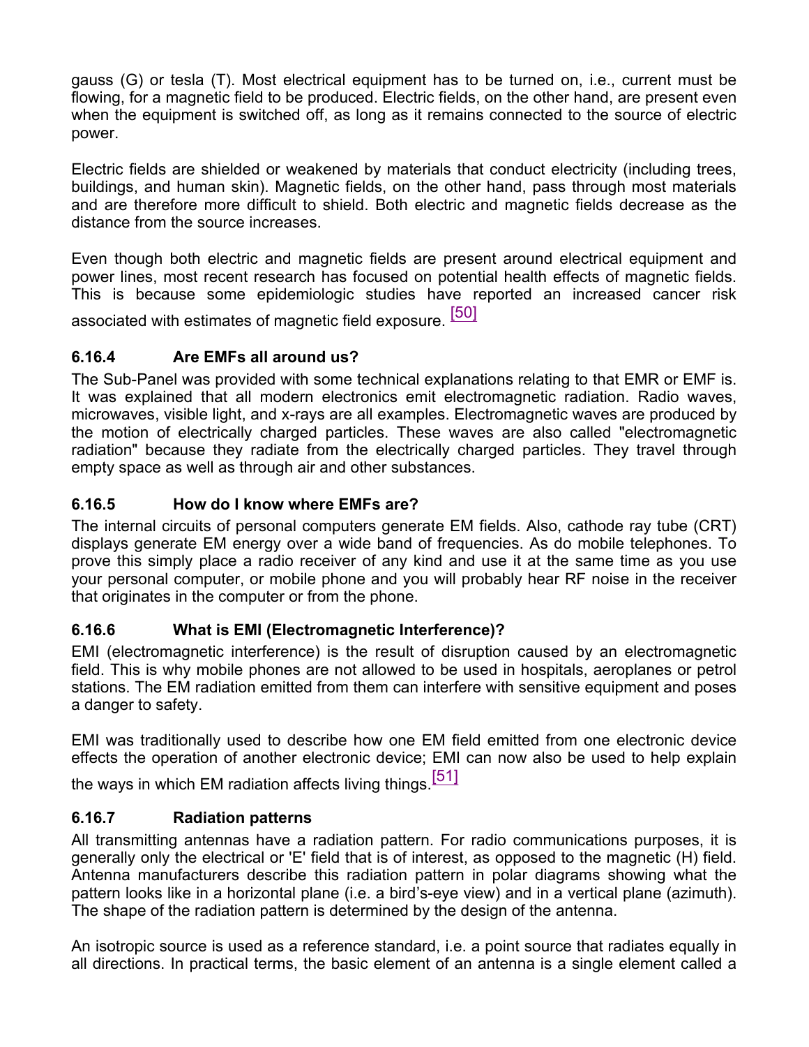gauss (G) or tesla (T). Most electrical equipment has to be turned on, i.e., current must be flowing, for a magnetic field to be produced. Electric fields, on the other hand, are present even when the equipment is switched off, as long as it remains connected to the source of electric power.

Electric fields are shielded or weakened by materials that conduct electricity (including trees, buildings, and human skin). Magnetic fields, on the other hand, pass through most materials and are therefore more difficult to shield. Both electric and magnetic fields decrease as the distance from the source increases.

Even though both electric and magnetic fields are present around electrical equipment and power lines, most recent research has focused on potential health effects of magnetic fields. This is because some epidemiologic studies have reported an increased cancer risk associated with estimates of magnetic field exposure. [50]

### 6.16.4 Are EMFs all around us?

The Sub-Panel was provided with some technical explanations relating to that EMR or EMF is. It was explained that all modern electronics emit electromagnetic radiation. Radio waves, microwaves, visible light, and x-rays are all examples. Electromagnetic waves are produced by the motion of electrically charged particles. These waves are also called "electromagnetic radiation" because they radiate from the electrically charged particles. They travel through empty space as well as through air and other substances.

### 6.16.5 How do I know where EMFs are?

The internal circuits of personal computers generate EM fields. Also, cathode ray tube (CRT) displays generate EM energy over a wide band of frequencies. As do mobile telephones. To prove this simply place a radio receiver of any kind and use it at the same time as you use your personal computer, or mobile phone and you will probably hear RF noise in the receiver that originates in the computer or from the phone.

### 6.16.6 What is EMI (Electromagnetic Interference)?

EMI (electromagnetic interference) is the result of disruption caused by an electromagnetic field. This is why mobile phones are not allowed to be used in hospitals, aeroplanes or petrol stations. The EM radiation emitted from them can interfere with sensitive equipment and poses a danger to safety.

EMI was traditionally used to describe how one EM field emitted from one electronic device effects the operation of another electronic device; EMI can now also be used to help explain the ways in which EM radiation affects living things.[51]

### 6.16.7 Radiation patterns

All transmitting antennas have a radiation pattern. For radio communications purposes, it is generally only the electrical or 'E' field that is of interest, as opposed to the magnetic (H) field. Antenna manufacturers describe this radiation pattern in polar diagrams showing what the pattern looks like in a horizontal plane (i.e. a bird's-eye view) and in a vertical plane (azimuth). The shape of the radiation pattern is determined by the design of the antenna.

An isotropic source is used as a reference standard, i.e. a point source that radiates equally in all directions. In practical terms, the basic element of an antenna is a single element called a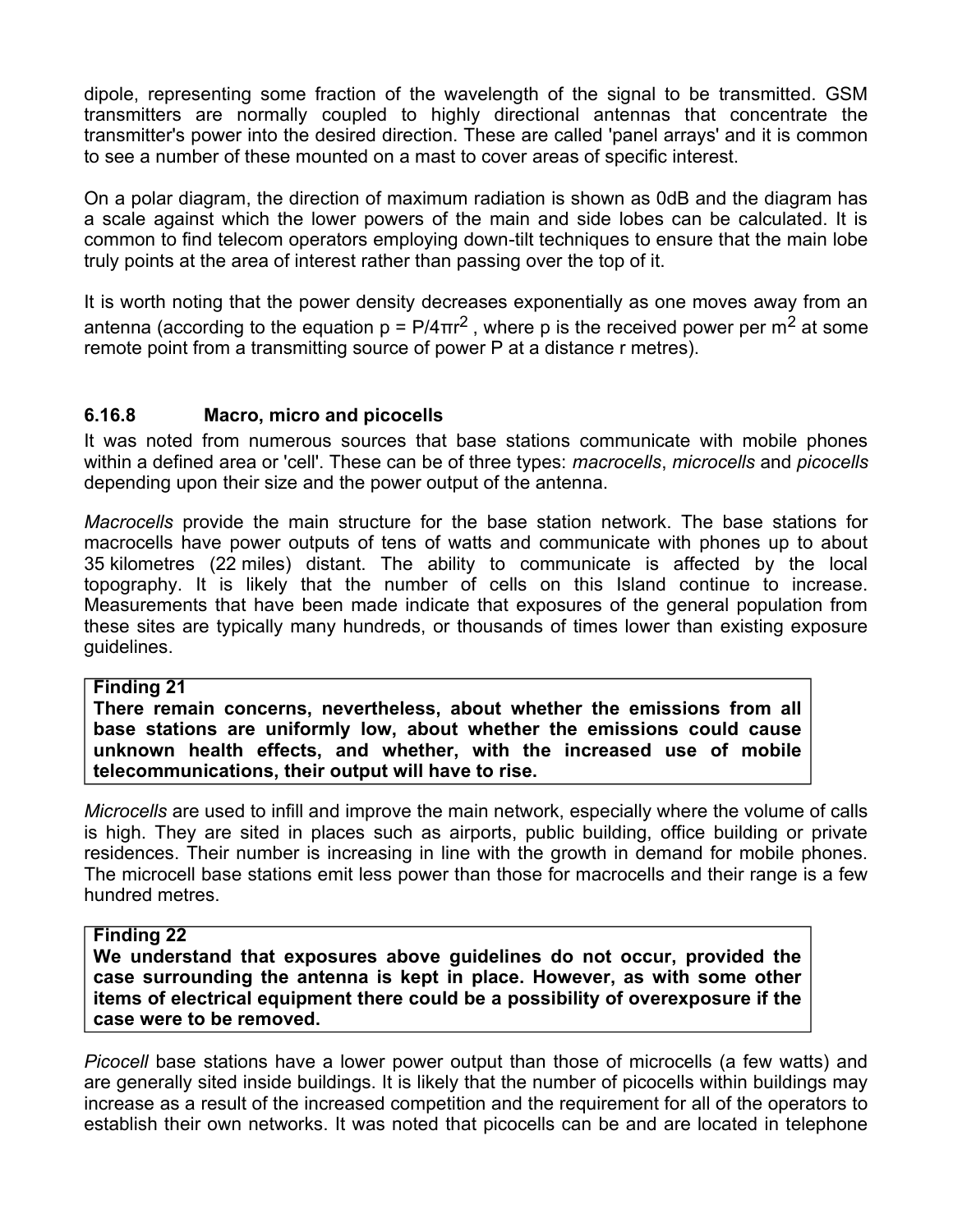dipole, representing some fraction of the wavelength of the signal to be transmitted. GSM transmitters are normally coupled to highly directional antennas that concentrate the transmitter's power into the desired direction. These are called 'panel arrays' and it is common to see a number of these mounted on a mast to cover areas of specific interest.

On a polar diagram, the direction of maximum radiation is shown as 0dB and the diagram has a scale against which the lower powers of the main and side lobes can be calculated. It is common to find telecom operators employing down-tilt techniques to ensure that the main lobe truly points at the area of interest rather than passing over the top of it.

It is worth noting that the power density decreases exponentially as one moves away from an antenna (according to the equation $p = P/4\pi r^2$ , where p is the received power per $m^2$ at some remote point from a transmitting source of power P at a distance r metres).

### 6.16.8 Macro, micro and picocells

It was noted from numerous sources that base stations communicate with mobile phones within a defined area or 'cell'. These can be of three types: *macrocells*, *microcells* and *picocells* depending upon their size and the power output of the antenna.

*Macrocells* provide the main structure for the base station network. The base stations for macrocells have power outputs of tens of watts and communicate with phones up to about 35 kilometres (22 miles) distant. The ability to communicate is affected by the local topography. It is likely that the number of cells on this Island continue to increase. Measurements that have been made indicate that exposures of the general population from these sites are typically many hundreds, or thousands of times lower than existing exposure guidelines.

**Finding 21**
**There remain concerns, nevertheless, about whether the emissions from all base stations are uniformly low, about whether the emissions could cause unknown health effects, and whether, with the increased use of mobile telecommunications, their output will have to rise.**

*Microcells* are used to infill and improve the main network, especially where the volume of calls is high. They are sited in places such as airports, public building, office building or private residences. Their number is increasing in line with the growth in demand for mobile phones. The microcell base stations emit less power than those for macrocells and their range is a few hundred metres.

**Finding 22**
**We understand that exposures above guidelines do not occur, provided the case surrounding the antenna is kept in place. However, as with some other items of electrical equipment there could be a possibility of overexposure if the case were to be removed.**

*Picocell* base stations have a lower power output than those of microcells (a few watts) and are generally sited inside buildings. It is likely that the number of picocells within buildings may increase as a result of the increased competition and the requirement for all of the operators to establish their own networks. It was noted that picocells can be and are located in telephone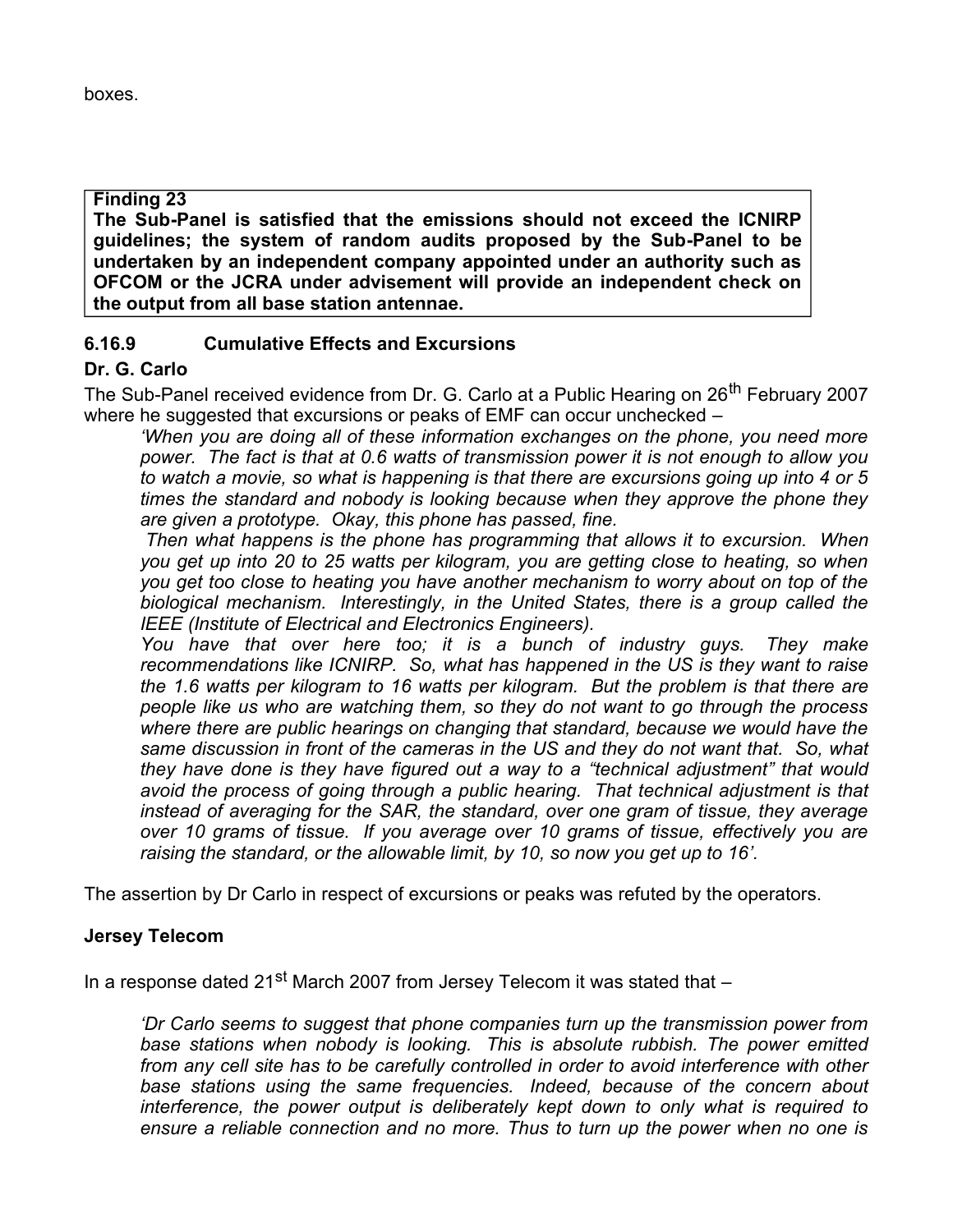boxes.

> **Finding 23**
> **The Sub-Panel is satisfied that the emissions should not exceed the ICNIRP guidelines; the system of random audits proposed by the Sub-Panel to be undertaken by an independent company appointed under an authority such as OFCOM or the JCRA under advisement will provide an independent check on the output from all base station antennae.**

### 6.16.9 Cumulative Effects and Excursions

**Dr. G. Carlo**

The Sub-Panel received evidence from Dr. G. Carlo at a Public Hearing on 26th February 2007 where he suggested that excursions or peaks of EMF can occur unchecked –

> *'When you are doing all of these information exchanges on the phone, you need more power. The fact is that at 0.6 watts of transmission power it is not enough to allow you to watch a movie, so what is happening is that there are excursions going up into 4 or 5 times the standard and nobody is looking because when they approve the phone they are given a prototype. Okay, this phone has passed, fine.*
>
> *Then what happens is the phone has programming that allows it to excursion. When you get up into 20 to 25 watts per kilogram, you are getting close to heating, so when you get too close to heating you have another mechanism to worry about on top of the biological mechanism. Interestingly, in the United States, there is a group called the IEEE (Institute of Electrical and Electronics Engineers).*
>
> *You have that over here too; it is a bunch of industry guys. They make recommendations like ICNIRP. So, what has happened in the US is they want to raise the 1.6 watts per kilogram to 16 watts per kilogram. But the problem is that there are people like us who are watching them, so they do not want to go through the process where there are public hearings on changing that standard, because we would have the same discussion in front of the cameras in the US and they do not want that. So, what they have done is they have figured out a way to a "technical adjustment" that would avoid the process of going through a public hearing. That technical adjustment is that instead of averaging for the SAR, the standard, over one gram of tissue, they average over 10 grams of tissue. If you average over 10 grams of tissue, effectively you are raising the standard, or the allowable limit, by 10, so now you get up to 16'.*

The assertion by Dr Carlo in respect of excursions or peaks was refuted by the operators.

**Jersey Telecom**

In a response dated 21st March 2007 from Jersey Telecom it was stated that –

> *'Dr Carlo seems to suggest that phone companies turn up the transmission power from base stations when nobody is looking. This is absolute rubbish. The power emitted from any cell site has to be carefully controlled in order to avoid interference with other base stations using the same frequencies. Indeed, because of the concern about interference, the power output is deliberately kept down to only what is required to ensure a reliable connection and no more. Thus to turn up the power when no one is*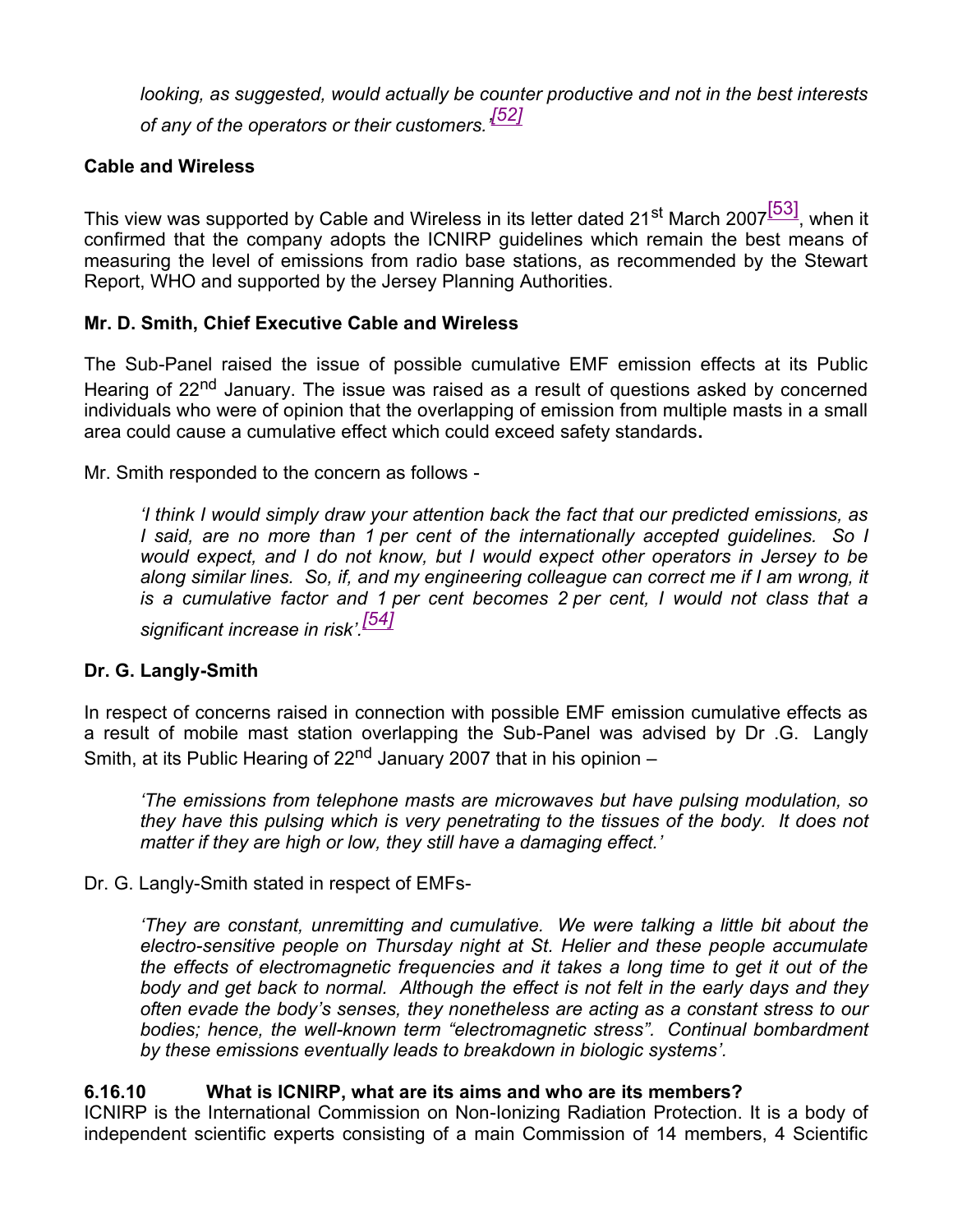*looking, as suggested, would actually be counter productive and not in the best interests of any of the operators or their customers.'*[52]

**Cable and Wireless**

This view was supported by Cable and Wireless in its letter dated 21st March 2007[53], when it confirmed that the company adopts the ICNIRP guidelines which remain the best means of measuring the level of emissions from radio base stations, as recommended by the Stewart Report, WHO and supported by the Jersey Planning Authorities.

**Mr. D. Smith, Chief Executive Cable and Wireless**

The Sub-Panel raised the issue of possible cumulative EMF emission effects at its Public Hearing of 22nd January. The issue was raised as a result of questions asked by concerned individuals who were of opinion that the overlapping of emission from multiple masts in a small area could cause a cumulative effect which could exceed safety standards**.**

Mr. Smith responded to the concern as follows -

> *'I think I would simply draw your attention back the fact that our predicted emissions, as I said, are no more than 1 per cent of the internationally accepted guidelines. So I would expect, and I do not know, but I would expect other operators in Jersey to be along similar lines. So, if, and my engineering colleague can correct me if I am wrong, it is a cumulative factor and 1 per cent becomes 2 per cent, I would not class that a significant increase in risk'.*[54]

**Dr. G. Langly-Smith**

In respect of concerns raised in connection with possible EMF emission cumulative effects as a result of mobile mast station overlapping the Sub-Panel was advised by Dr .G. Langly Smith, at its Public Hearing of 22nd January 2007 that in his opinion –

> *'The emissions from telephone masts are microwaves but have pulsing modulation, so they have this pulsing which is very penetrating to the tissues of the body. It does not matter if they are high or low, they still have a damaging effect.'*

Dr. G. Langly-Smith stated in respect of EMFs-

> *'They are constant, unremitting and cumulative. We were talking a little bit about the electro-sensitive people on Thursday night at St. Helier and these people accumulate the effects of electromagnetic frequencies and it takes a long time to get it out of the body and get back to normal. Although the effect is not felt in the early days and they often evade the body's senses, they nonetheless are acting as a constant stress to our bodies; hence, the well-known term "electromagnetic stress". Continual bombardment by these emissions eventually leads to breakdown in biologic systems'.*

**6.16.10 What is ICNIRP, what are its aims and who are its members?**

ICNIRP is the International Commission on Non-Ionizing Radiation Protection. It is a body of independent scientific experts consisting of a main Commission of 14 members, 4 Scientific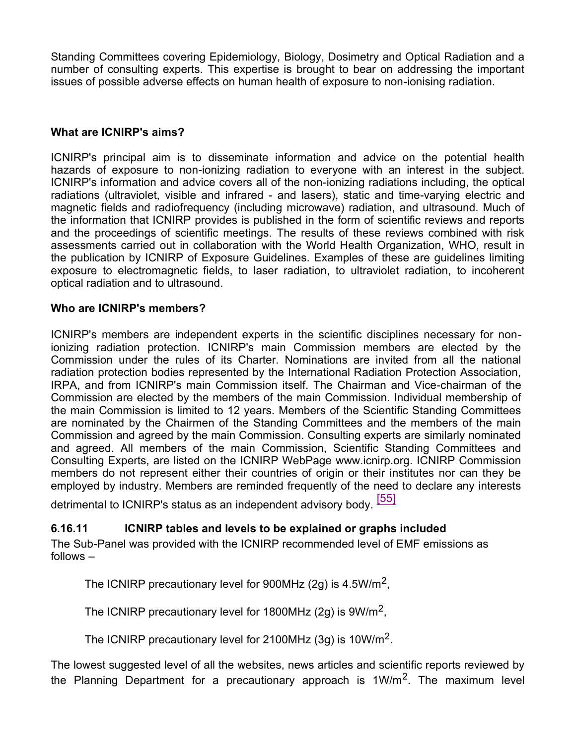Standing Committees covering Epidemiology, Biology, Dosimetry and Optical Radiation and a number of consulting experts. This expertise is brought to bear on addressing the important issues of possible adverse effects on human health of exposure to non-ionising radiation.

**What are ICNIRP's aims?**

ICNIRP's principal aim is to disseminate information and advice on the potential health hazards of exposure to non-ionizing radiation to everyone with an interest in the subject. ICNIRP's information and advice covers all of the non-ionizing radiations including, the optical radiations (ultraviolet, visible and infrared - and lasers), static and time-varying electric and magnetic fields and radiofrequency (including microwave) radiation, and ultrasound. Much of the information that ICNIRP provides is published in the form of scientific reviews and reports and the proceedings of scientific meetings. The results of these reviews combined with risk assessments carried out in collaboration with the World Health Organization, WHO, result in the publication by ICNIRP of Exposure Guidelines. Examples of these are guidelines limiting exposure to electromagnetic fields, to laser radiation, to ultraviolet radiation, to incoherent optical radiation and to ultrasound.

**Who are ICNIRP's members?**

ICNIRP's members are independent experts in the scientific disciplines necessary for non-ionizing radiation protection. ICNIRP's main Commission members are elected by the Commission under the rules of its Charter. Nominations are invited from all the national radiation protection bodies represented by the International Radiation Protection Association, IRPA, and from ICNIRP's main Commission itself. The Chairman and Vice-chairman of the Commission are elected by the members of the main Commission. Individual membership of the main Commission is limited to 12 years. Members of the Scientific Standing Committees are nominated by the Chairmen of the Standing Committees and the members of the main Commission and agreed by the main Commission. Consulting experts are similarly nominated and agreed. All members of the main Commission, Scientific Standing Committees and Consulting Experts, are listed on the ICNIRP WebPage www.icnirp.org. ICNIRP Commission members do not represent either their countries of origin or their institutes nor can they be employed by industry. Members are reminded frequently of the need to declare any interests detrimental to ICNIRP's status as an independent advisory body. [55]

### 6.16.11 ICNIRP tables and levels to be explained or graphs included

The Sub-Panel was provided with the ICNIRP recommended level of EMF emissions as follows –

The ICNIRP precautionary level for 900MHz (2g) is 4.5W/m$^2$,

The ICNIRP precautionary level for 1800MHz (2g) is 9W/m$^2$,

The ICNIRP precautionary level for 2100MHz (3g) is 10W/m$^2$.

The lowest suggested level of all the websites, news articles and scientific reports reviewed by the Planning Department for a precautionary approach is 1W/m$^2$. The maximum level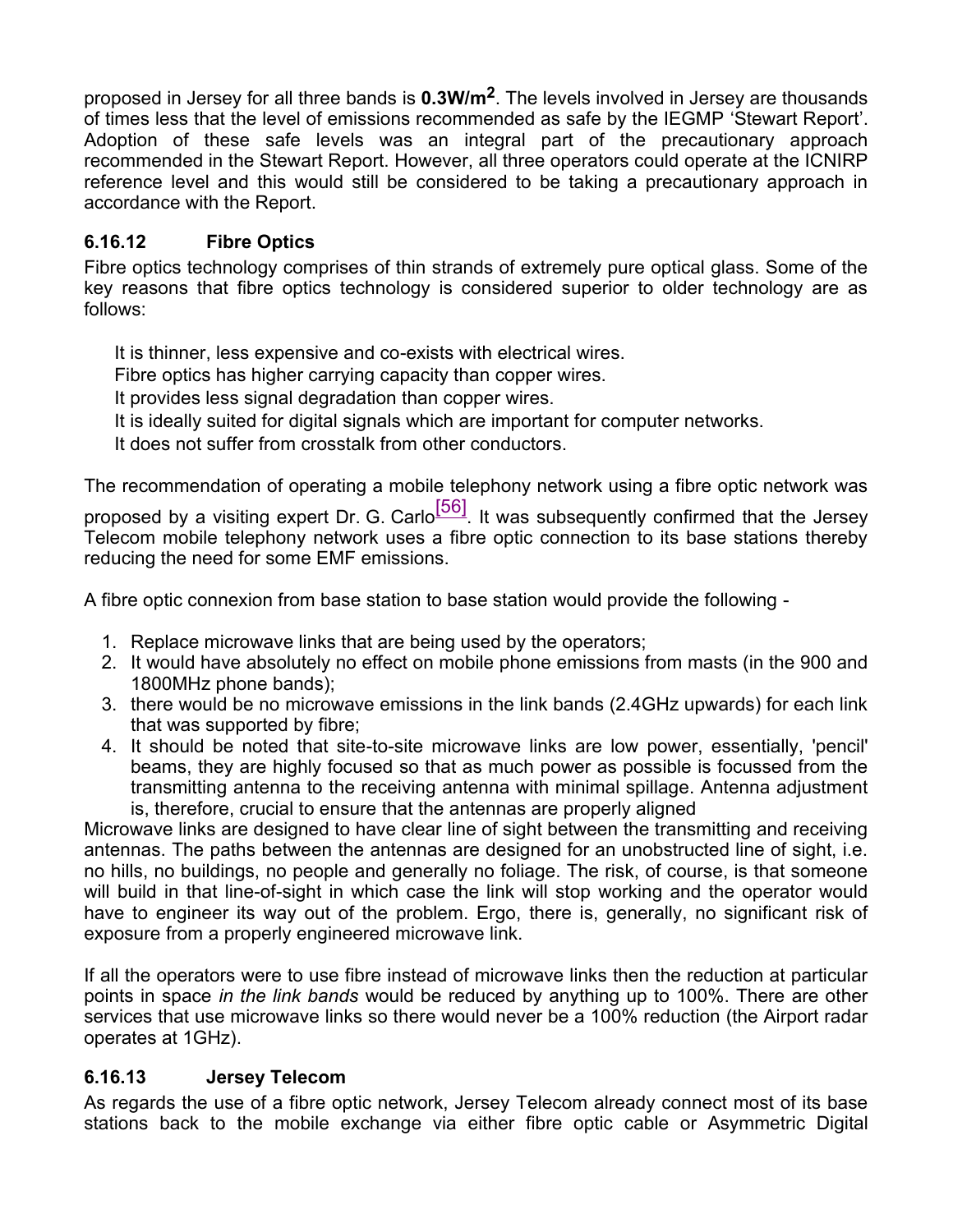proposed in Jersey for all three bands is **0.3W/m$^2$**. The levels involved in Jersey are thousands of times less that the level of emissions recommended as safe by the IEGMP 'Stewart Report'. Adoption of these safe levels was an integral part of the precautionary approach recommended in the Stewart Report. However, all three operators could operate at the ICNIRP reference level and this would still be considered to be taking a precautionary approach in accordance with the Report.

### 6.16.12 Fibre Optics

Fibre optics technology comprises of thin strands of extremely pure optical glass. Some of the key reasons that fibre optics technology is considered superior to older technology are as follows:

- It is thinner, less expensive and co-exists with electrical wires.
- Fibre optics has higher carrying capacity than copper wires.
- It provides less signal degradation than copper wires.
- It is ideally suited for digital signals which are important for computer networks.
- It does not suffer from crosstalk from other conductors.

The recommendation of operating a mobile telephony network using a fibre optic network was proposed by a visiting expert Dr. G. Carlo[56]. It was subsequently confirmed that the Jersey Telecom mobile telephony network uses a fibre optic connection to its base stations thereby reducing the need for some EMF emissions.

A fibre optic connexion from base station to base station would provide the following -

1. Replace microwave links that are being used by the operators;
2. It would have absolutely no effect on mobile phone emissions from masts (in the 900 and 1800MHz phone bands);
3. there would be no microwave emissions in the link bands (2.4GHz upwards) for each link that was supported by fibre;
4. It should be noted that site-to-site microwave links are low power, essentially, 'pencil' beams, they are highly focused so that as much power as possible is focussed from the transmitting antenna to the receiving antenna with minimal spillage. Antenna adjustment is, therefore, crucial to ensure that the antennas are properly aligned

Microwave links are designed to have clear line of sight between the transmitting and receiving antennas. The paths between the antennas are designed for an unobstructed line of sight, i.e. no hills, no buildings, no people and generally no foliage. The risk, of course, is that someone will build in that line-of-sight in which case the link will stop working and the operator would have to engineer its way out of the problem. Ergo, there is, generally, no significant risk of exposure from a properly engineered microwave link.

If all the operators were to use fibre instead of microwave links then the reduction at particular points in space *in the link bands* would be reduced by anything up to 100%. There are other services that use microwave links so there would never be a 100% reduction (the Airport radar operates at 1GHz).

### 6.16.13 Jersey Telecom

As regards the use of a fibre optic network, Jersey Telecom already connect most of its base stations back to the mobile exchange via either fibre optic cable or Asymmetric Digital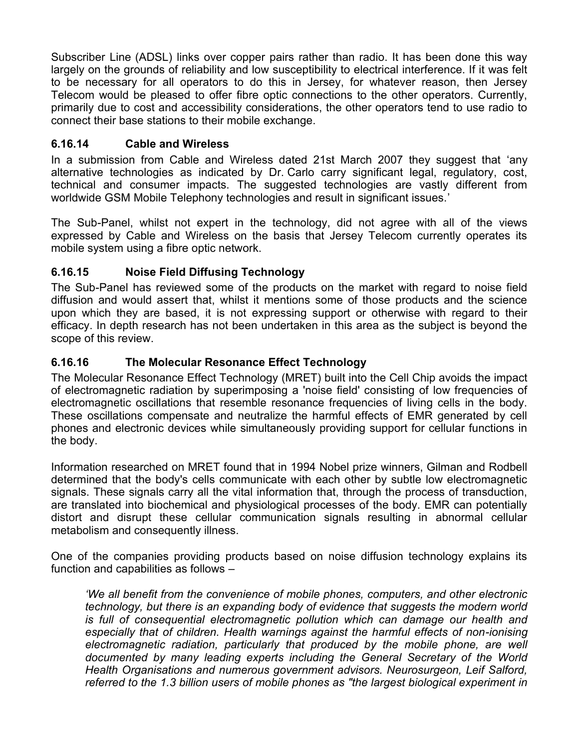Subscriber Line (ADSL) links over copper pairs rather than radio. It has been done this way largely on the grounds of reliability and low susceptibility to electrical interference. If it was felt to be necessary for all operators to do this in Jersey, for whatever reason, then Jersey Telecom would be pleased to offer fibre optic connections to the other operators. Currently, primarily due to cost and accessibility considerations, the other operators tend to use radio to connect their base stations to their mobile exchange.

### 6.16.14 Cable and Wireless

In a submission from Cable and Wireless dated 21st March 2007 they suggest that 'any alternative technologies as indicated by Dr. Carlo carry significant legal, regulatory, cost, technical and consumer impacts. The suggested technologies are vastly different from worldwide GSM Mobile Telephony technologies and result in significant issues.'

The Sub-Panel, whilst not expert in the technology, did not agree with all of the views expressed by Cable and Wireless on the basis that Jersey Telecom currently operates its mobile system using a fibre optic network.

### 6.16.15 Noise Field Diffusing Technology

The Sub-Panel has reviewed some of the products on the market with regard to noise field diffusion and would assert that, whilst it mentions some of those products and the science upon which they are based, it is not expressing support or otherwise with regard to their efficacy. In depth research has not been undertaken in this area as the subject is beyond the scope of this review.

### 6.16.16 The Molecular Resonance Effect Technology

The Molecular Resonance Effect Technology (MRET) built into the Cell Chip avoids the impact of electromagnetic radiation by superimposing a 'noise field' consisting of low frequencies of electromagnetic oscillations that resemble resonance frequencies of living cells in the body. These oscillations compensate and neutralize the harmful effects of EMR generated by cell phones and electronic devices while simultaneously providing support for cellular functions in the body.

Information researched on MRET found that in 1994 Nobel prize winners, Gilman and Rodbell determined that the body's cells communicate with each other by subtle low electromagnetic signals. These signals carry all the vital information that, through the process of transduction, are translated into biochemical and physiological processes of the body. EMR can potentially distort and disrupt these cellular communication signals resulting in abnormal cellular metabolism and consequently illness.

One of the companies providing products based on noise diffusion technology explains its function and capabilities as follows –

> *'We all benefit from the convenience of mobile phones, computers, and other electronic technology, but there is an expanding body of evidence that suggests the modern world is full of consequential electromagnetic pollution which can damage our health and especially that of children. Health warnings against the harmful effects of non-ionising electromagnetic radiation, particularly that produced by the mobile phone, are well documented by many leading experts including the General Secretary of the World Health Organisations and numerous government advisors. Neurosurgeon, Leif Salford, referred to the 1.3 billion users of mobile phones as "the largest biological experiment in*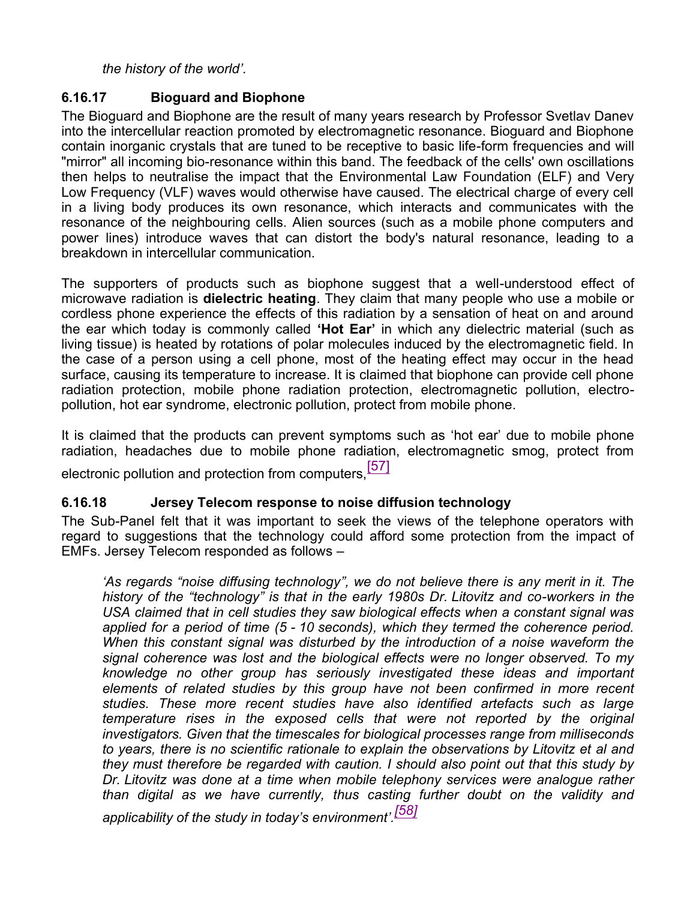*the history of the world'.*

### 6.16.17 Bioguard and Biophone

The Bioguard and Biophone are the result of many years research by Professor Svetlav Danev into the intercellular reaction promoted by electromagnetic resonance. Bioguard and Biophone contain inorganic crystals that are tuned to be receptive to basic life-form frequencies and will "mirror" all incoming bio-resonance within this band. The feedback of the cells' own oscillations then helps to neutralise the impact that the Environmental Law Foundation (ELF) and Very Low Frequency (VLF) waves would otherwise have caused. The electrical charge of every cell in a living body produces its own resonance, which interacts and communicates with the resonance of the neighbouring cells. Alien sources (such as a mobile phone computers and power lines) introduce waves that can distort the body's natural resonance, leading to a breakdown in intercellular communication.

The supporters of products such as biophone suggest that a well-understood effect of microwave radiation is **dielectric heating**. They claim that many people who use a mobile or cordless phone experience the effects of this radiation by a sensation of heat on and around the ear which today is commonly called **'Hot Ear'** in which any dielectric material (such as living tissue) is heated by rotations of polar molecules induced by the electromagnetic field. In the case of a person using a cell phone, most of the heating effect may occur in the head surface, causing its temperature to increase. It is claimed that biophone can provide cell phone radiation protection, mobile phone radiation protection, electromagnetic pollution, electro-pollution, hot ear syndrome, electronic pollution, protect from mobile phone.

It is claimed that the products can prevent symptoms such as 'hot ear' due to mobile phone radiation, headaches due to mobile phone radiation, electromagnetic smog, protect from electronic pollution and protection from computers,[57]

### 6.16.18 Jersey Telecom response to noise diffusion technology

The Sub-Panel felt that it was important to seek the views of the telephone operators with regard to suggestions that the technology could afford some protection from the impact of EMFs. Jersey Telecom responded as follows –

> *'As regards "noise diffusing technology", we do not believe there is any merit in it. The history of the "technology" is that in the early 1980s Dr. Litovitz and co-workers in the USA claimed that in cell studies they saw biological effects when a constant signal was applied for a period of time (5 - 10 seconds), which they termed the coherence period. When this constant signal was disturbed by the introduction of a noise waveform the signal coherence was lost and the biological effects were no longer observed. To my knowledge no other group has seriously investigated these ideas and important elements of related studies by this group have not been confirmed in more recent studies. These more recent studies have also identified artefacts such as large temperature rises in the exposed cells that were not reported by the original investigators. Given that the timescales for biological processes range from milliseconds to years, there is no scientific rationale to explain the observations by Litovitz et al and they must therefore be regarded with caution. I should also point out that this study by Dr. Litovitz was done at a time when mobile telephony services were analogue rather than digital as we have currently, thus casting further doubt on the validity and applicability of the study in today's environment'.*[58]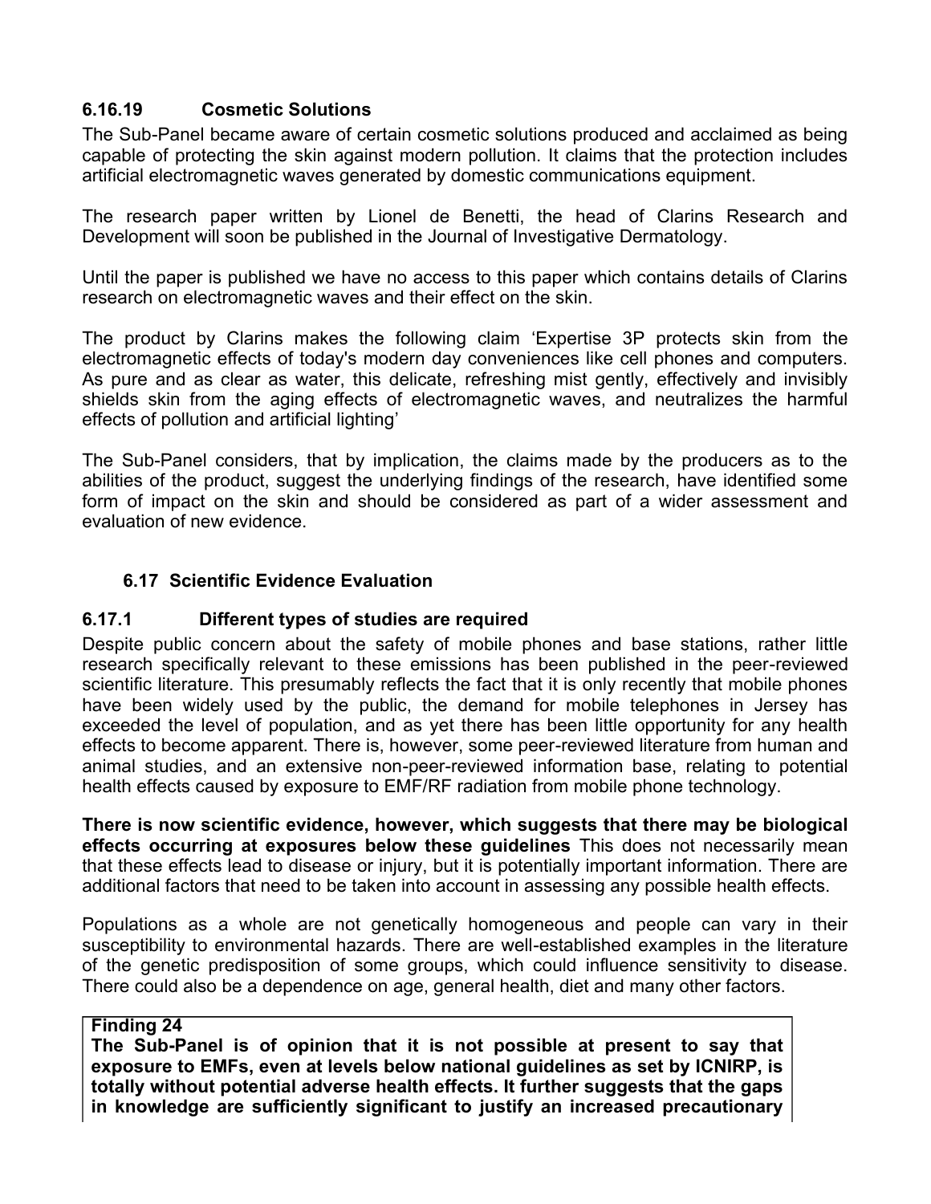### 6.16.19 Cosmetic Solutions

The Sub-Panel became aware of certain cosmetic solutions produced and acclaimed as being capable of protecting the skin against modern pollution. It claims that the protection includes artificial electromagnetic waves generated by domestic communications equipment.

The research paper written by Lionel de Benetti, the head of Clarins Research and Development will soon be published in the Journal of Investigative Dermatology.

Until the paper is published we have no access to this paper which contains details of Clarins research on electromagnetic waves and their effect on the skin.

The product by Clarins makes the following claim 'Expertise 3P protects skin from the electromagnetic effects of today's modern day conveniences like cell phones and computers. As pure and as clear as water, this delicate, refreshing mist gently, effectively and invisibly shields skin from the aging effects of electromagnetic waves, and neutralizes the harmful effects of pollution and artificial lighting'

The Sub-Panel considers, that by implication, the claims made by the producers as to the abilities of the product, suggest the underlying findings of the research, have identified some form of impact on the skin and should be considered as part of a wider assessment and evaluation of new evidence.

## 6.17 Scientific Evidence Evaluation

### 6.17.1 Different types of studies are required

Despite public concern about the safety of mobile phones and base stations, rather little research specifically relevant to these emissions has been published in the peer-reviewed scientific literature. This presumably reflects the fact that it is only recently that mobile phones have been widely used by the public, the demand for mobile telephones in Jersey has exceeded the level of population, and as yet there has been little opportunity for any health effects to become apparent. There is, however, some peer-reviewed literature from human and animal studies, and an extensive non-peer-reviewed information base, relating to potential health effects caused by exposure to EMF/RF radiation from mobile phone technology.

**There is now scientific evidence, however, which suggests that there may be biological effects occurring at exposures below these guidelines** This does not necessarily mean that these effects lead to disease or injury, but it is potentially important information. There are additional factors that need to be taken into account in assessing any possible health effects.

Populations as a whole are not genetically homogeneous and people can vary in their susceptibility to environmental hazards. There are well-established examples in the literature of the genetic predisposition of some groups, which could influence sensitivity to disease. There could also be a dependence on age, general health, diet and many other factors.

**Finding 24**
**The Sub-Panel is of opinion that it is not possible at present to say that exposure to EMFs, even at levels below national guidelines as set by ICNIRP, is totally without potential adverse health effects. It further suggests that the gaps in knowledge are sufficiently significant to justify an increased precautionary**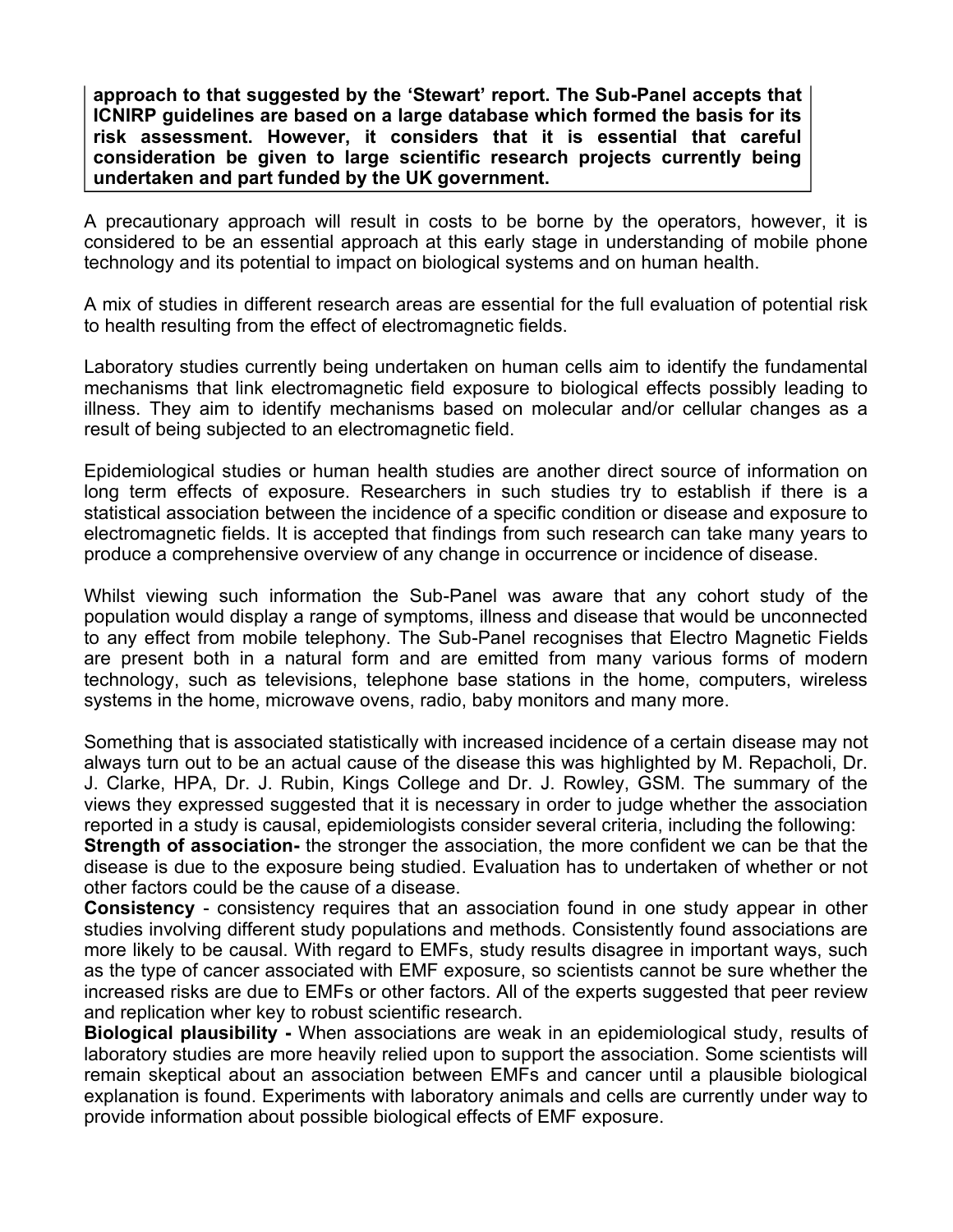**approach to that suggested by the 'Stewart' report. The Sub-Panel accepts that ICNIRP guidelines are based on a large database which formed the basis for its risk assessment. However, it considers that it is essential that careful consideration be given to large scientific research projects currently being undertaken and part funded by the UK government.**

A precautionary approach will result in costs to be borne by the operators, however, it is considered to be an essential approach at this early stage in understanding of mobile phone technology and its potential to impact on biological systems and on human health.

A mix of studies in different research areas are essential for the full evaluation of potential risk to health resulting from the effect of electromagnetic fields.

Laboratory studies currently being undertaken on human cells aim to identify the fundamental mechanisms that link electromagnetic field exposure to biological effects possibly leading to illness. They aim to identify mechanisms based on molecular and/or cellular changes as a result of being subjected to an electromagnetic field.

Epidemiological studies or human health studies are another direct source of information on long term effects of exposure. Researchers in such studies try to establish if there is a statistical association between the incidence of a specific condition or disease and exposure to electromagnetic fields. It is accepted that findings from such research can take many years to produce a comprehensive overview of any change in occurrence or incidence of disease.

Whilst viewing such information the Sub-Panel was aware that any cohort study of the population would display a range of symptoms, illness and disease that would be unconnected to any effect from mobile telephony. The Sub-Panel recognises that Electro Magnetic Fields are present both in a natural form and are emitted from many various forms of modern technology, such as televisions, telephone base stations in the home, computers, wireless systems in the home, microwave ovens, radio, baby monitors and many more.

Something that is associated statistically with increased incidence of a certain disease may not always turn out to be an actual cause of the disease this was highlighted by M. Repacholi, Dr. J. Clarke, HPA, Dr. J. Rubin, Kings College and Dr. J. Rowley, GSM. The summary of the views they expressed suggested that it is necessary in order to judge whether the association reported in a study is causal, epidemiologists consider several criteria, including the following:

**Strength of association-** the stronger the association, the more confident we can be that the disease is due to the exposure being studied. Evaluation has to undertaken of whether or not other factors could be the cause of a disease.

**Consistency** - consistency requires that an association found in one study appear in other studies involving different study populations and methods. Consistently found associations are more likely to be causal. With regard to EMFs, study results disagree in important ways, such as the type of cancer associated with EMF exposure, so scientists cannot be sure whether the increased risks are due to EMFs or other factors. All of the experts suggested that peer review and replication wher key to robust scientific research.

**Biological plausibility -** When associations are weak in an epidemiological study, results of laboratory studies are more heavily relied upon to support the association. Some scientists will remain skeptical about an association between EMFs and cancer until a plausible biological explanation is found. Experiments with laboratory animals and cells are currently under way to provide information about possible biological effects of EMF exposure.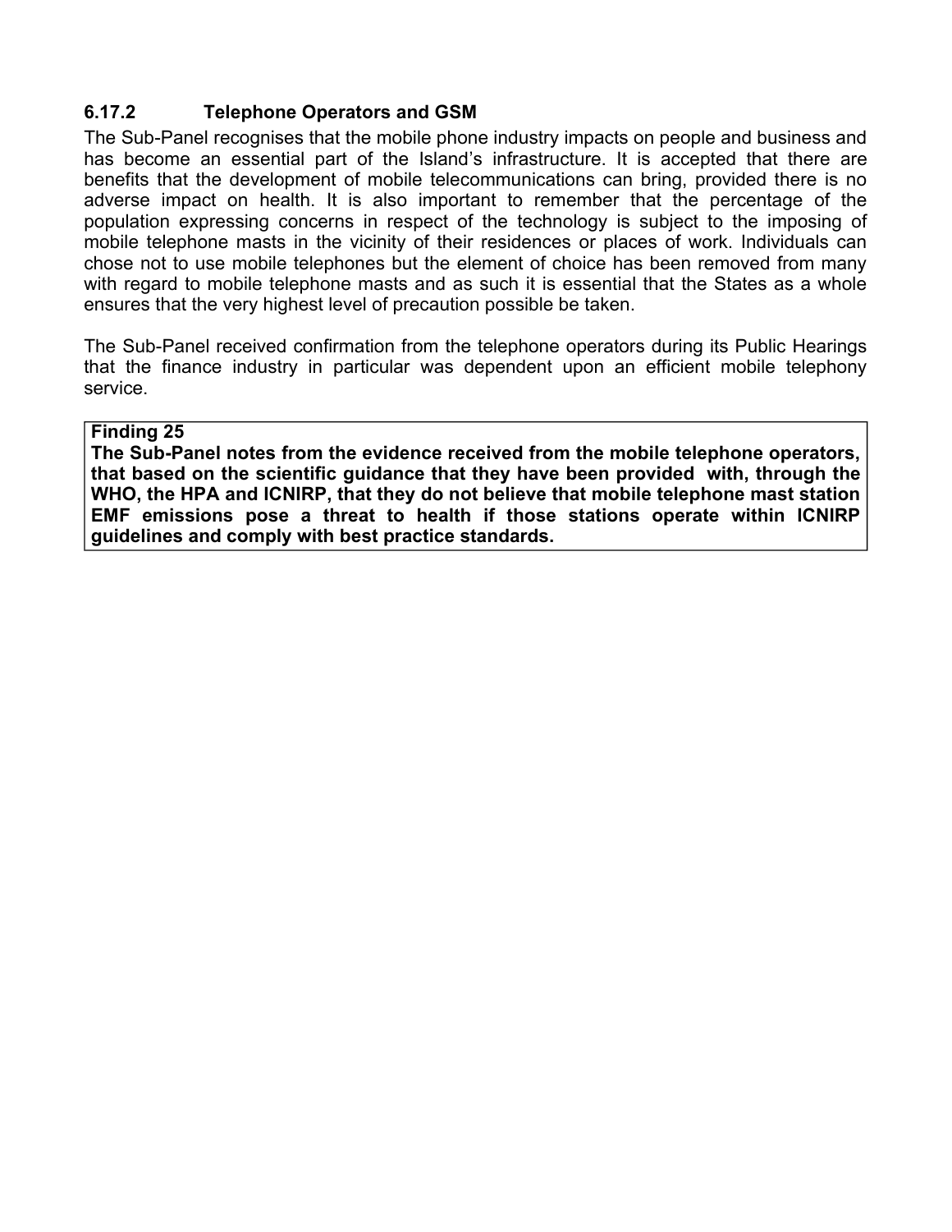### 6.17.2 Telephone Operators and GSM

The Sub-Panel recognises that the mobile phone industry impacts on people and business and has become an essential part of the Island's infrastructure. It is accepted that there are benefits that the development of mobile telecommunications can bring, provided there is no adverse impact on health. It is also important to remember that the percentage of the population expressing concerns in respect of the technology is subject to the imposing of mobile telephone masts in the vicinity of their residences or places of work. Individuals can chose not to use mobile telephones but the element of choice has been removed from many with regard to mobile telephone masts and as such it is essential that the States as a whole ensures that the very highest level of precaution possible be taken.

The Sub-Panel received confirmation from the telephone operators during its Public Hearings that the finance industry in particular was dependent upon an efficient mobile telephony service.

| **Finding 25** |
|---|
| **The Sub-Panel notes from the evidence received from the mobile telephone operators, that based on the scientific guidance that they have been provided with, through the WHO, the HPA and ICNIRP, that they do not believe that mobile telephone mast station EMF emissions pose a threat to health if those stations operate within ICNIRP guidelines and comply with best practice standards.** |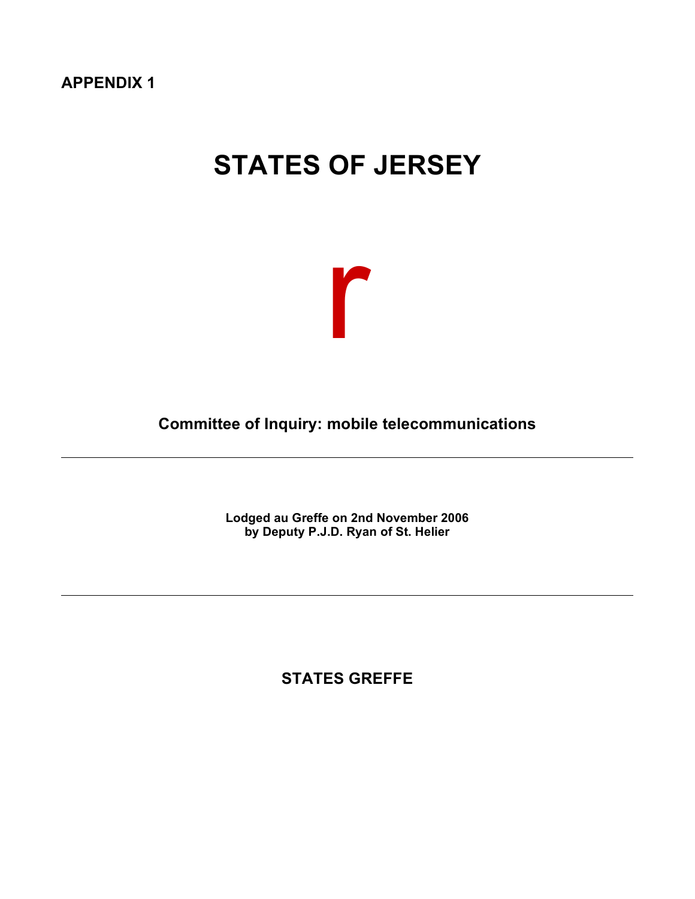**APPENDIX 1**

# STATES OF JERSEY

r

**Committee of Inquiry: mobile telecommunications**

---

**Lodged au Greffe on 2nd November 2006**
**by Deputy P.J.D. Ryan of St. Helier**

---

**STATES GREFFE**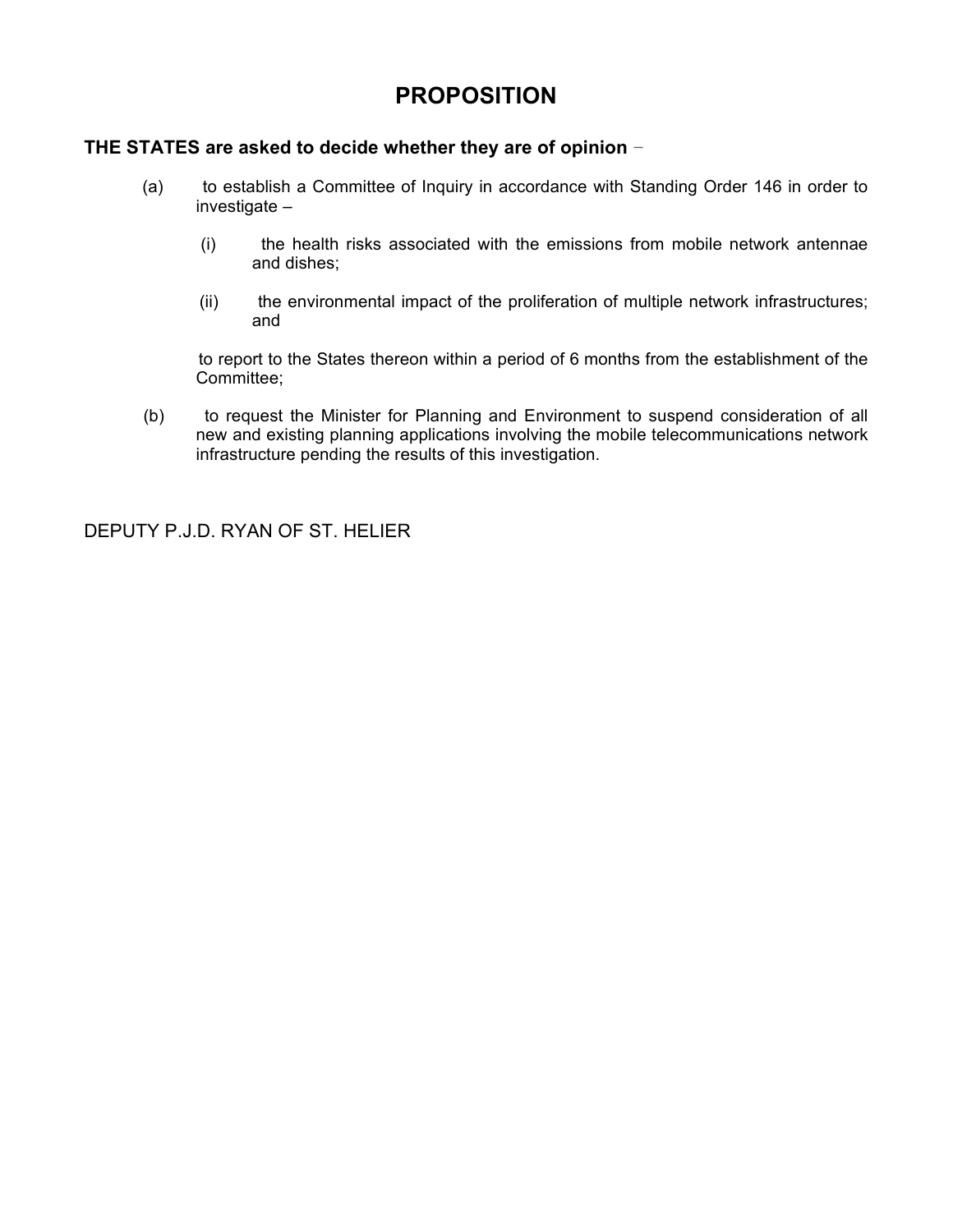# PROPOSITION

**THE STATES are asked to decide whether they are of opinion** −

(a) to establish a Committee of Inquiry in accordance with Standing Order 146 in order to investigate –

  (i) the health risks associated with the emissions from mobile network antennae and dishes;

  (ii) the environmental impact of the proliferation of multiple network infrastructures; and

to report to the States thereon within a period of 6 months from the establishment of the Committee;

(b) to request the Minister for Planning and Environment to suspend consideration of all new and existing planning applications involving the mobile telecommunications network infrastructure pending the results of this investigation.

DEPUTY P.J.D. RYAN OF ST. HELIER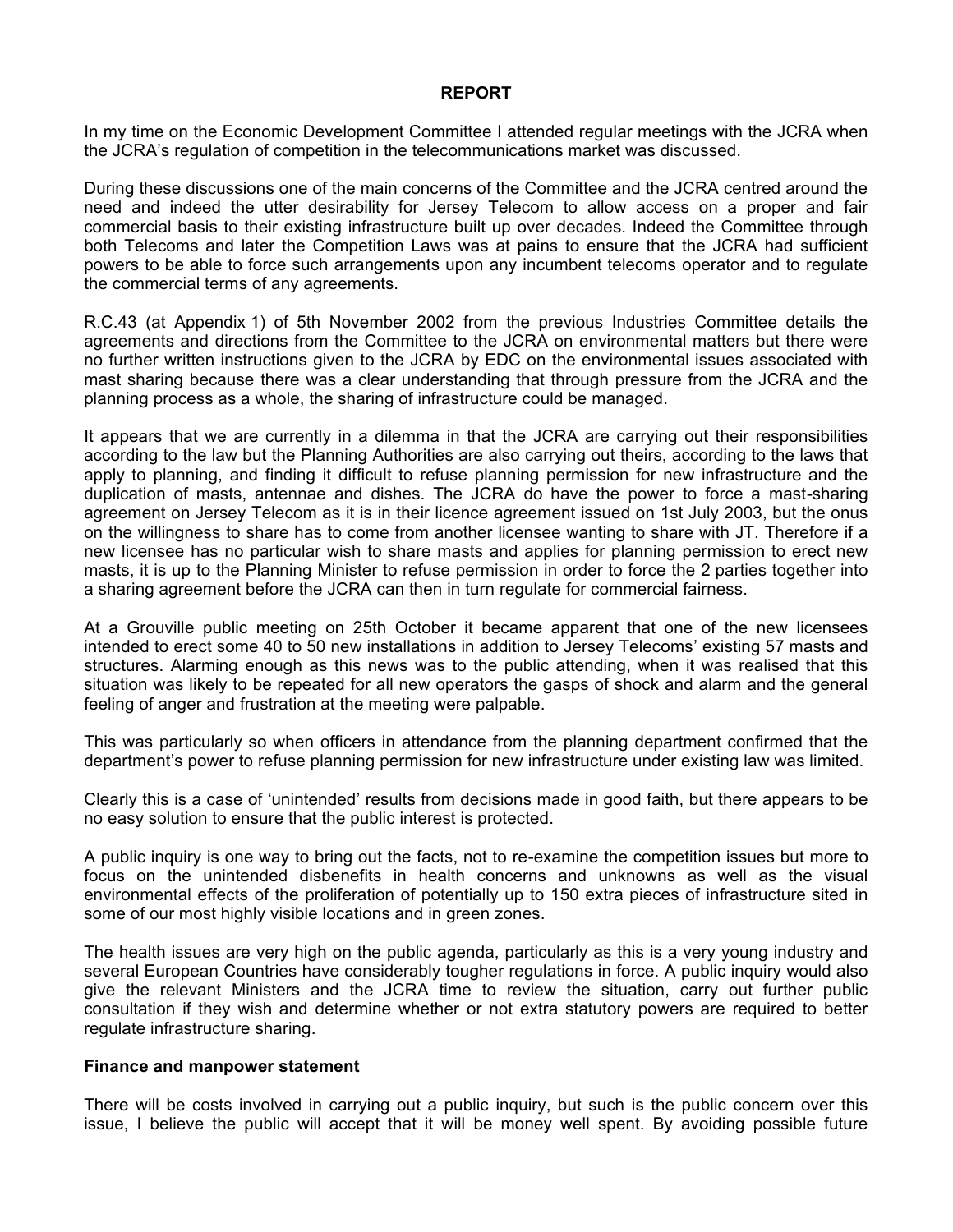**REPORT**

In my time on the Economic Development Committee I attended regular meetings with the JCRA when the JCRA's regulation of competition in the telecommunications market was discussed.

During these discussions one of the main concerns of the Committee and the JCRA centred around the need and indeed the utter desirability for Jersey Telecom to allow access on a proper and fair commercial basis to their existing infrastructure built up over decades. Indeed the Committee through both Telecoms and later the Competition Laws was at pains to ensure that the JCRA had sufficient powers to be able to force such arrangements upon any incumbent telecoms operator and to regulate the commercial terms of any agreements.

R.C.43 (at Appendix 1) of 5th November 2002 from the previous Industries Committee details the agreements and directions from the Committee to the JCRA on environmental matters but there were no further written instructions given to the JCRA by EDC on the environmental issues associated with mast sharing because there was a clear understanding that through pressure from the JCRA and the planning process as a whole, the sharing of infrastructure could be managed.

It appears that we are currently in a dilemma in that the JCRA are carrying out their responsibilities according to the law but the Planning Authorities are also carrying out theirs, according to the laws that apply to planning, and finding it difficult to refuse planning permission for new infrastructure and the duplication of masts, antennae and dishes. The JCRA do have the power to force a mast-sharing agreement on Jersey Telecom as it is in their licence agreement issued on 1st July 2003, but the onus on the willingness to share has to come from another licensee wanting to share with JT. Therefore if a new licensee has no particular wish to share masts and applies for planning permission to erect new masts, it is up to the Planning Minister to refuse permission in order to force the 2 parties together into a sharing agreement before the JCRA can then in turn regulate for commercial fairness.

At a Grouville public meeting on 25th October it became apparent that one of the new licensees intended to erect some 40 to 50 new installations in addition to Jersey Telecoms' existing 57 masts and structures. Alarming enough as this news was to the public attending, when it was realised that this situation was likely to be repeated for all new operators the gasps of shock and alarm and the general feeling of anger and frustration at the meeting were palpable.

This was particularly so when officers in attendance from the planning department confirmed that the department's power to refuse planning permission for new infrastructure under existing law was limited.

Clearly this is a case of 'unintended' results from decisions made in good faith, but there appears to be no easy solution to ensure that the public interest is protected.

A public inquiry is one way to bring out the facts, not to re-examine the competition issues but more to focus on the unintended disbenefits in health concerns and unknowns as well as the visual environmental effects of the proliferation of potentially up to 150 extra pieces of infrastructure sited in some of our most highly visible locations and in green zones.

The health issues are very high on the public agenda, particularly as this is a very young industry and several European Countries have considerably tougher regulations in force. A public inquiry would also give the relevant Ministers and the JCRA time to review the situation, carry out further public consultation if they wish and determine whether or not extra statutory powers are required to better regulate infrastructure sharing.

**Finance and manpower statement**

There will be costs involved in carrying out a public inquiry, but such is the public concern over this issue, I believe the public will accept that it will be money well spent. By avoiding possible future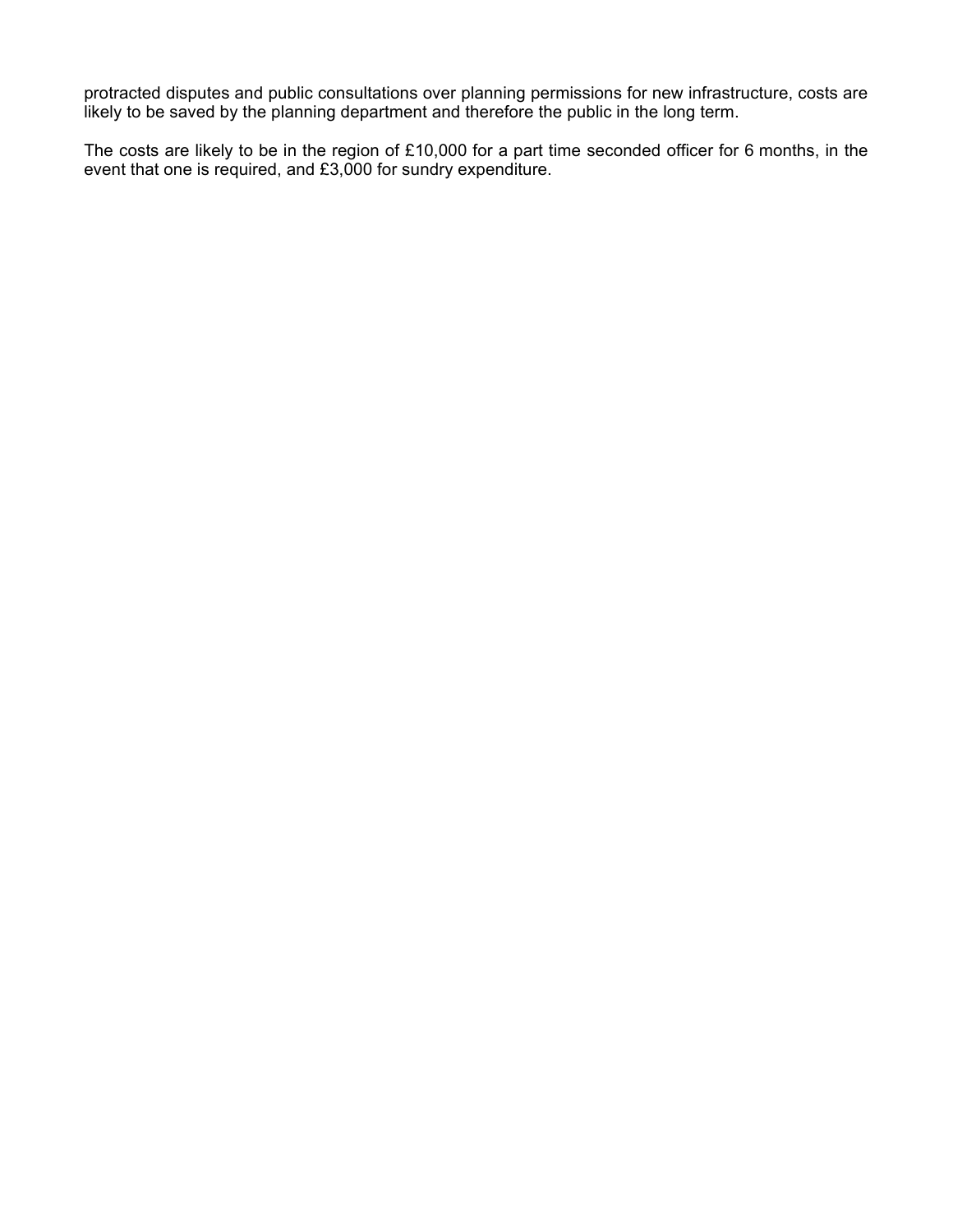protracted disputes and public consultations over planning permissions for new infrastructure, costs are likely to be saved by the planning department and therefore the public in the long term.

The costs are likely to be in the region of £10,000 for a part time seconded officer for 6 months, in the event that one is required, and £3,000 for sundry expenditure.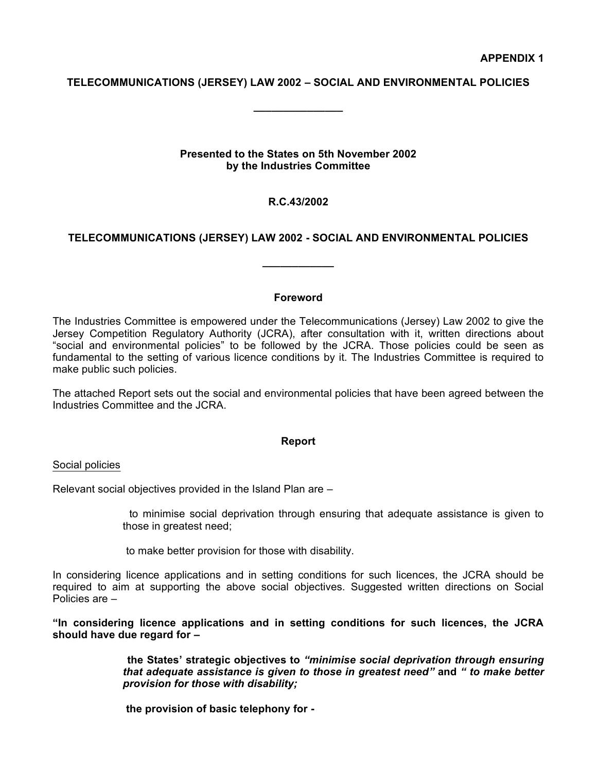**APPENDIX 1**

**TELECOMMUNICATIONS (JERSEY) LAW 2002 – SOCIAL AND ENVIRONMENTAL POLICIES**

---

**Presented to the States on 5th November 2002**
**by the Industries Committee**

**R.C.43/2002**

**TELECOMMUNICATIONS (JERSEY) LAW 2002 - SOCIAL AND ENVIRONMENTAL POLICIES**

---

**Foreword**

The Industries Committee is empowered under the Telecommunications (Jersey) Law 2002 to give the Jersey Competition Regulatory Authority (JCRA), after consultation with it, written directions about "social and environmental policies" to be followed by the JCRA. Those policies could be seen as fundamental to the setting of various licence conditions by it. The Industries Committee is required to make public such policies.

The attached Report sets out the social and environmental policies that have been agreed between the Industries Committee and the JCRA.

**Report**

Social policies

Relevant social objectives provided in the Island Plan are –

> to minimise social deprivation through ensuring that adequate assistance is given to those in greatest need;
>
> to make better provision for those with disability.

In considering licence applications and in setting conditions for such licences, the JCRA should be required to aim at supporting the above social objectives. Suggested written directions on Social Policies are –

**"In considering licence applications and in setting conditions for such licences, the JCRA should have due regard for –**

> **the States' strategic objectives to *"minimise social deprivation through ensuring that adequate assistance is given to those in greatest need"* and *" to make better provision for those with disability;***
>
> **the provision of basic telephony for -**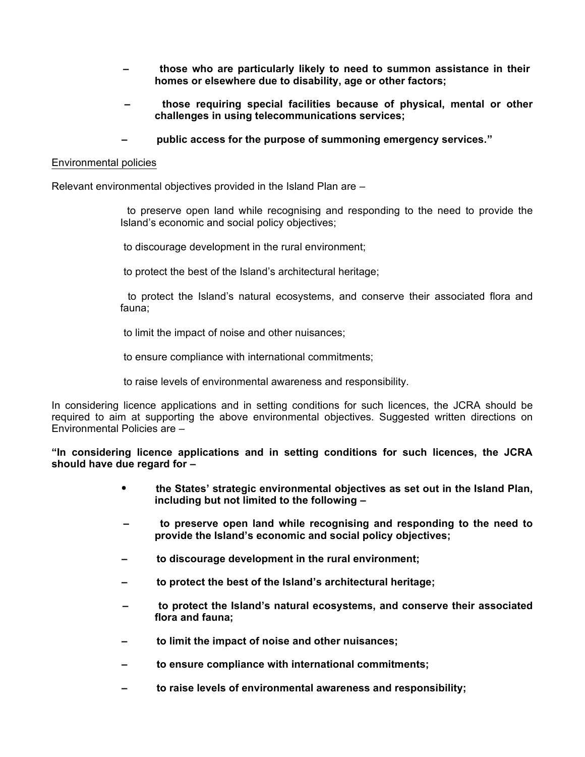- **those who are particularly likely to need to summon assistance in their homes or elsewhere due to disability, age or other factors;**

- **those requiring special facilities because of physical, mental or other challenges in using telecommunications services;**

- **public access for the purpose of summoning emergency services."**

<u>Environmental policies</u>

Relevant environmental objectives provided in the Island Plan are –

to preserve open land while recognising and responding to the need to provide the Island's economic and social policy objectives;

to discourage development in the rural environment;

to protect the best of the Island's architectural heritage;

to protect the Island's natural ecosystems, and conserve their associated flora and fauna;

to limit the impact of noise and other nuisances;

to ensure compliance with international commitments;

to raise levels of environmental awareness and responsibility.

In considering licence applications and in setting conditions for such licences, the JCRA should be required to aim at supporting the above environmental objectives. Suggested written directions on Environmental Policies are –

**"In considering licence applications and in setting conditions for such licences, the JCRA should have due regard for –**

- **the States' strategic environmental objectives as set out in the Island Plan, including but not limited to the following –**

  - **to preserve open land while recognising and responding to the need to provide the Island's economic and social policy objectives;**

  - **to discourage development in the rural environment;**

  - **to protect the best of the Island's architectural heritage;**

  - **to protect the Island's natural ecosystems, and conserve their associated flora and fauna;**

  - **to limit the impact of noise and other nuisances;**

  - **to ensure compliance with international commitments;**

  - **to raise levels of environmental awareness and responsibility;**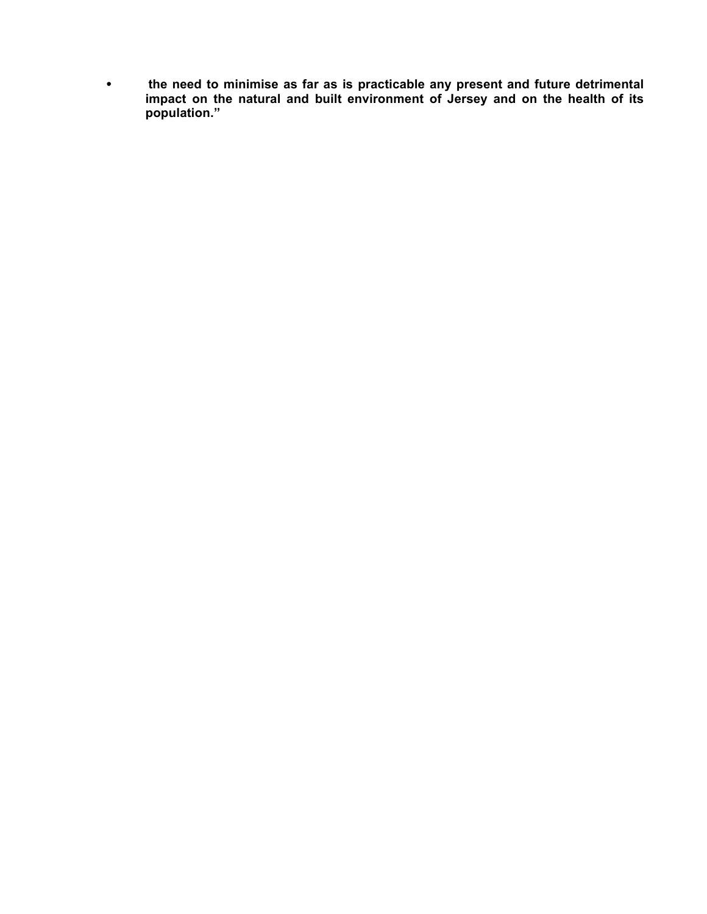- **the need to minimise as far as is practicable any present and future detrimental impact on the natural and built environment of Jersey and on the health of its population."**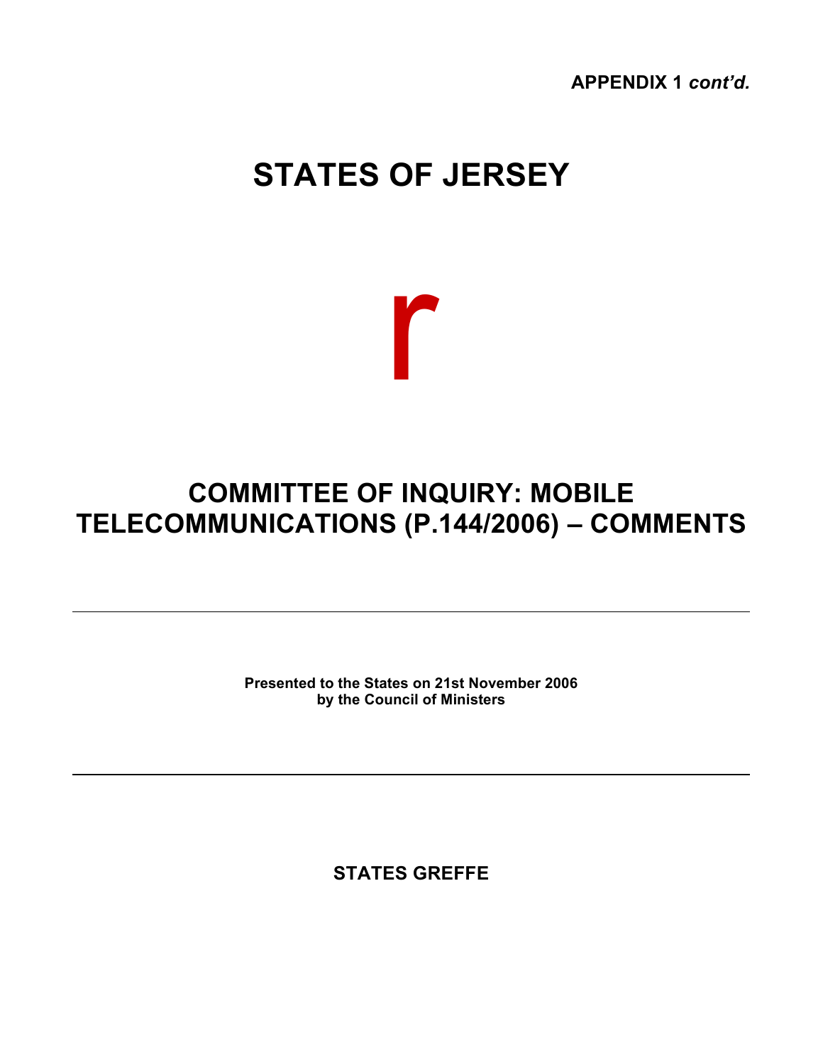**APPENDIX 1** ***cont'd.***

# STATES OF JERSEY

r

## COMMITTEE OF INQUIRY: MOBILE TELECOMMUNICATIONS (P.144/2006) – COMMENTS

---

**Presented to the States on 21st November 2006**
**by the Council of Ministers**

---

**STATES GREFFE**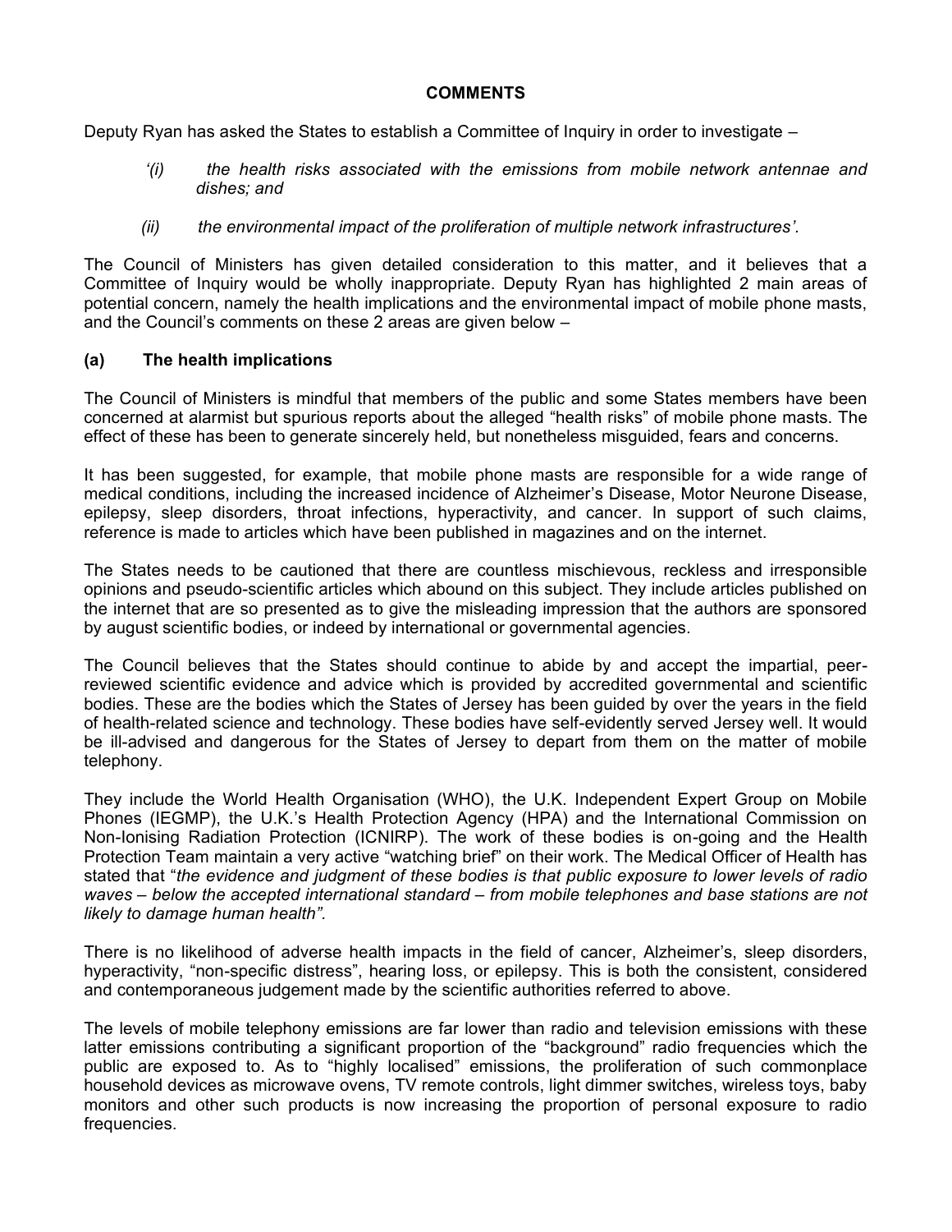**COMMENTS**

Deputy Ryan has asked the States to establish a Committee of Inquiry in order to investigate –

> *'(i) the health risks associated with the emissions from mobile network antennae and dishes; and*
>
> *(ii) the environmental impact of the proliferation of multiple network infrastructures'.*

The Council of Ministers has given detailed consideration to this matter, and it believes that a Committee of Inquiry would be wholly inappropriate. Deputy Ryan has highlighted 2 main areas of potential concern, namely the health implications and the environmental impact of mobile phone masts, and the Council's comments on these 2 areas are given below –

**(a) The health implications**

The Council of Ministers is mindful that members of the public and some States members have been concerned at alarmist but spurious reports about the alleged "health risks" of mobile phone masts. The effect of these has been to generate sincerely held, but nonetheless misguided, fears and concerns.

It has been suggested, for example, that mobile phone masts are responsible for a wide range of medical conditions, including the increased incidence of Alzheimer's Disease, Motor Neurone Disease, epilepsy, sleep disorders, throat infections, hyperactivity, and cancer. In support of such claims, reference is made to articles which have been published in magazines and on the internet.

The States needs to be cautioned that there are countless mischievous, reckless and irresponsible opinions and pseudo-scientific articles which abound on this subject. They include articles published on the internet that are so presented as to give the misleading impression that the authors are sponsored by august scientific bodies, or indeed by international or governmental agencies.

The Council believes that the States should continue to abide by and accept the impartial, peer-reviewed scientific evidence and advice which is provided by accredited governmental and scientific bodies. These are the bodies which the States of Jersey has been guided by over the years in the field of health-related science and technology. These bodies have self-evidently served Jersey well. It would be ill-advised and dangerous for the States of Jersey to depart from them on the matter of mobile telephony.

They include the World Health Organisation (WHO), the U.K. Independent Expert Group on Mobile Phones (IEGMP), the U.K.'s Health Protection Agency (HPA) and the International Commission on Non-Ionising Radiation Protection (ICNIRP). The work of these bodies is on-going and the Health Protection Team maintain a very active "watching brief" on their work. The Medical Officer of Health has stated that "*the evidence and judgment of these bodies is that public exposure to lower levels of radio waves – below the accepted international standard – from mobile telephones and base stations are not likely to damage human health".*

There is no likelihood of adverse health impacts in the field of cancer, Alzheimer's, sleep disorders, hyperactivity, "non-specific distress", hearing loss, or epilepsy. This is both the consistent, considered and contemporaneous judgement made by the scientific authorities referred to above.

The levels of mobile telephony emissions are far lower than radio and television emissions with these latter emissions contributing a significant proportion of the "background" radio frequencies which the public are exposed to. As to "highly localised" emissions, the proliferation of such commonplace household devices as microwave ovens, TV remote controls, light dimmer switches, wireless toys, baby monitors and other such products is now increasing the proportion of personal exposure to radio frequencies.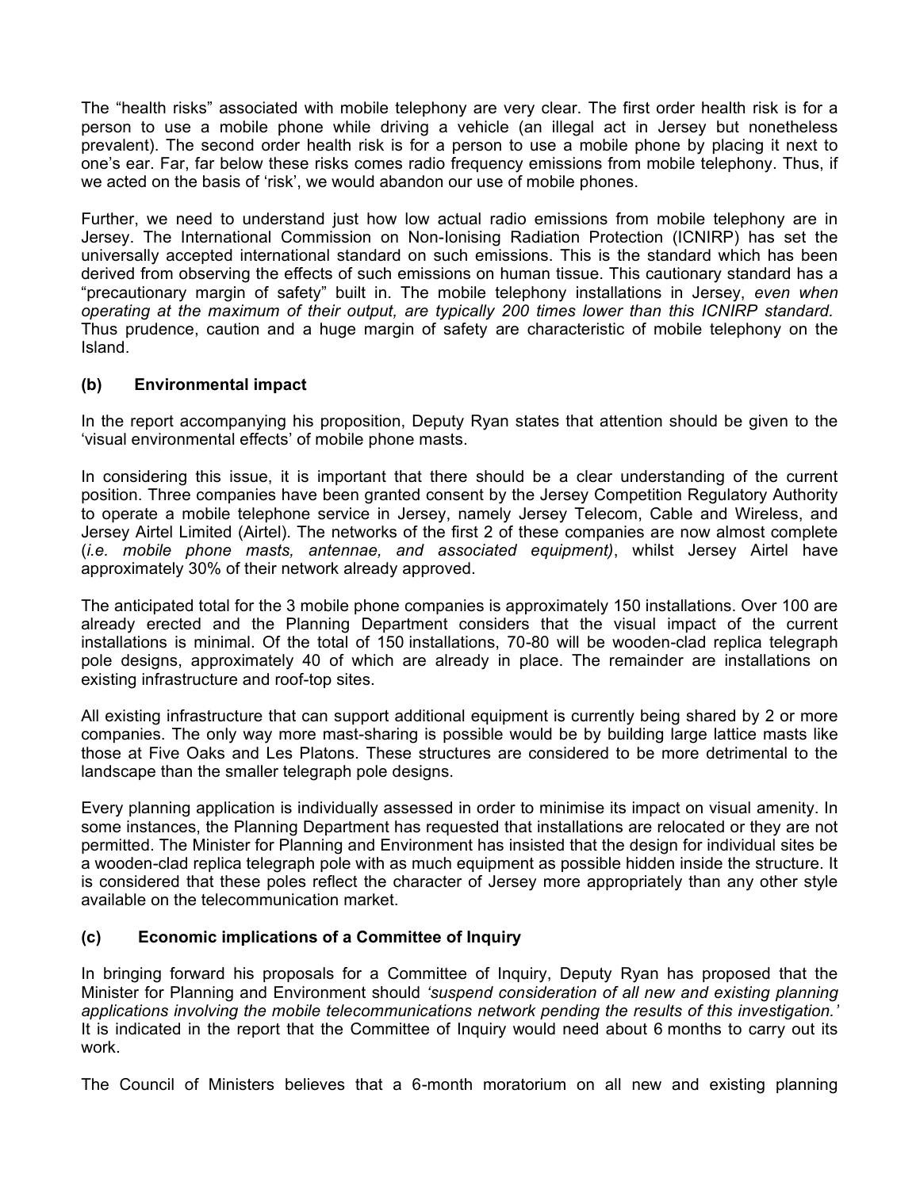The "health risks" associated with mobile telephony are very clear. The first order health risk is for a person to use a mobile phone while driving a vehicle (an illegal act in Jersey but nonetheless prevalent). The second order health risk is for a person to use a mobile phone by placing it next to one's ear. Far, far below these risks comes radio frequency emissions from mobile telephony. Thus, if we acted on the basis of 'risk', we would abandon our use of mobile phones.

Further, we need to understand just how low actual radio emissions from mobile telephony are in Jersey. The International Commission on Non-Ionising Radiation Protection (ICNIRP) has set the universally accepted international standard on such emissions. This is the standard which has been derived from observing the effects of such emissions on human tissue. This cautionary standard has a "precautionary margin of safety" built in. The mobile telephony installations in Jersey, *even when operating at the maximum of their output, are typically 200 times lower than this ICNIRP standard.* Thus prudence, caution and a huge margin of safety are characteristic of mobile telephony on the Island.

### (b) Environmental impact

In the report accompanying his proposition, Deputy Ryan states that attention should be given to the 'visual environmental effects' of mobile phone masts.

In considering this issue, it is important that there should be a clear understanding of the current position. Three companies have been granted consent by the Jersey Competition Regulatory Authority to operate a mobile telephone service in Jersey, namely Jersey Telecom, Cable and Wireless, and Jersey Airtel Limited (Airtel). The networks of the first 2 of these companies are now almost complete (*i.e. mobile phone masts, antennae, and associated equipment)*, whilst Jersey Airtel have approximately 30% of their network already approved.

The anticipated total for the 3 mobile phone companies is approximately 150 installations. Over 100 are already erected and the Planning Department considers that the visual impact of the current installations is minimal. Of the total of 150 installations, 70-80 will be wooden-clad replica telegraph pole designs, approximately 40 of which are already in place. The remainder are installations on existing infrastructure and roof-top sites.

All existing infrastructure that can support additional equipment is currently being shared by 2 or more companies. The only way more mast-sharing is possible would be by building large lattice masts like those at Five Oaks and Les Platons. These structures are considered to be more detrimental to the landscape than the smaller telegraph pole designs.

Every planning application is individually assessed in order to minimise its impact on visual amenity. In some instances, the Planning Department has requested that installations are relocated or they are not permitted. The Minister for Planning and Environment has insisted that the design for individual sites be a wooden-clad replica telegraph pole with as much equipment as possible hidden inside the structure. It is considered that these poles reflect the character of Jersey more appropriately than any other style available on the telecommunication market.

### (c) Economic implications of a Committee of Inquiry

In bringing forward his proposals for a Committee of Inquiry, Deputy Ryan has proposed that the Minister for Planning and Environment should *'suspend consideration of all new and existing planning applications involving the mobile telecommunications network pending the results of this investigation.'* It is indicated in the report that the Committee of Inquiry would need about 6 months to carry out its work.

The Council of Ministers believes that a 6-month moratorium on all new and existing planning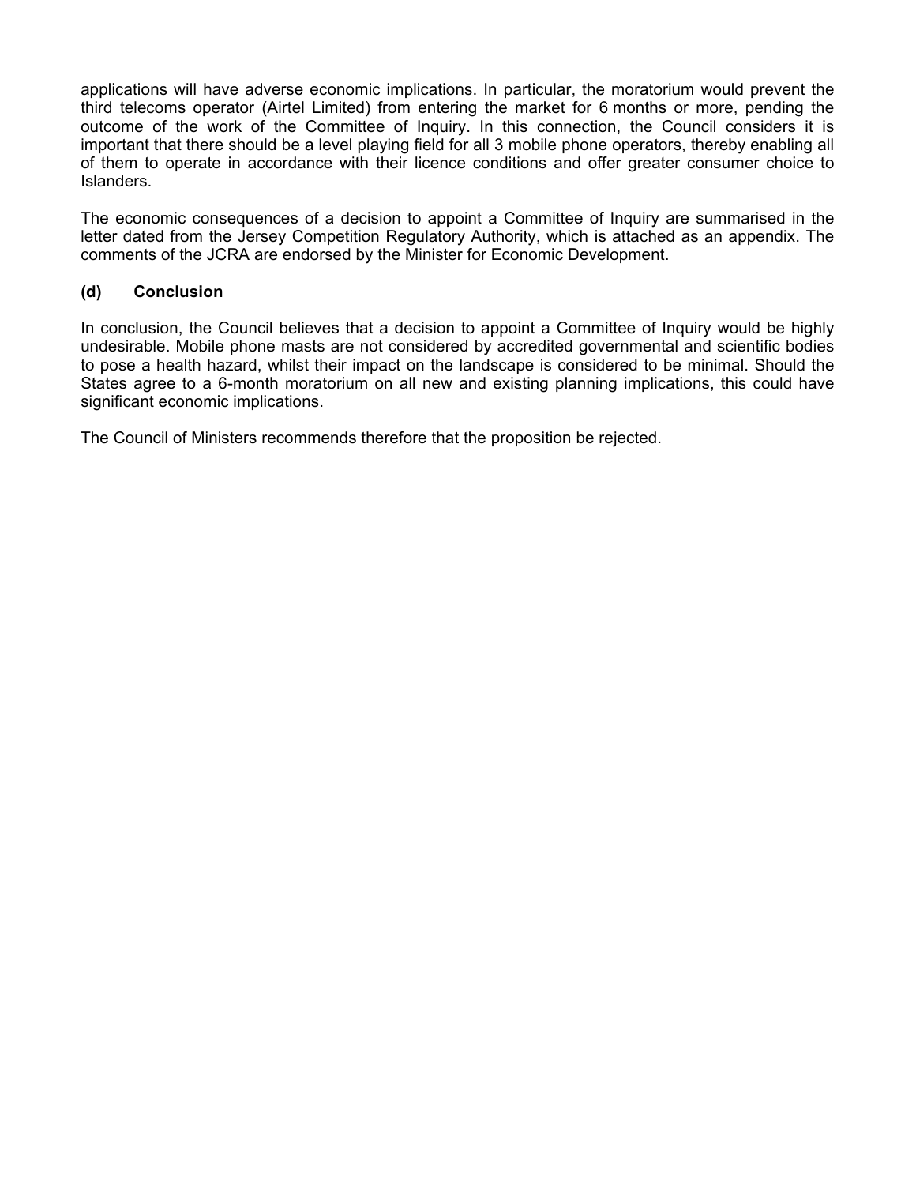applications will have adverse economic implications. In particular, the moratorium would prevent the third telecoms operator (Airtel Limited) from entering the market for 6 months or more, pending the outcome of the work of the Committee of Inquiry. In this connection, the Council considers it is important that there should be a level playing field for all 3 mobile phone operators, thereby enabling all of them to operate in accordance with their licence conditions and offer greater consumer choice to Islanders.

The economic consequences of a decision to appoint a Committee of Inquiry are summarised in the letter dated from the Jersey Competition Regulatory Authority, which is attached as an appendix. The comments of the JCRA are endorsed by the Minister for Economic Development.

### (d) Conclusion

In conclusion, the Council believes that a decision to appoint a Committee of Inquiry would be highly undesirable. Mobile phone masts are not considered by accredited governmental and scientific bodies to pose a health hazard, whilst their impact on the landscape is considered to be minimal. Should the States agree to a 6-month moratorium on all new and existing planning implications, this could have significant economic implications.

The Council of Ministers recommends therefore that the proposition be rejected.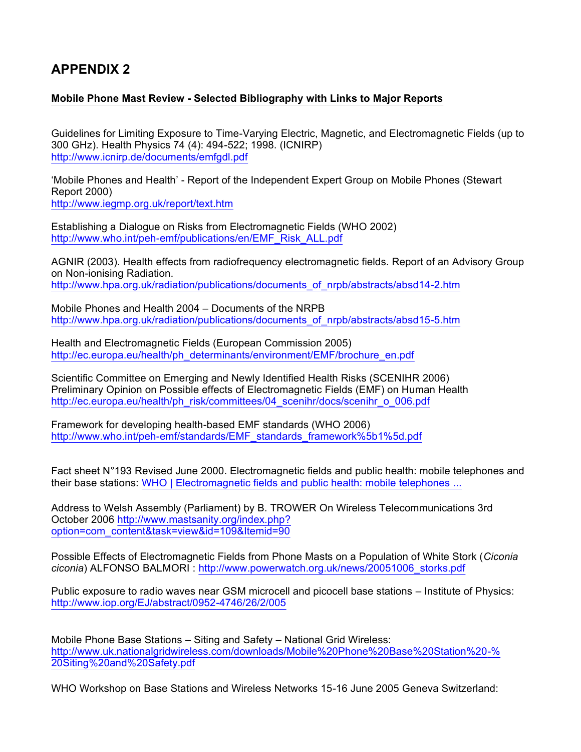# APPENDIX 2

**Mobile Phone Mast Review - Selected Bibliography with Links to Major Reports**

Guidelines for Limiting Exposure to Time-Varying Electric, Magnetic, and Electromagnetic Fields (up to 300 GHz). Health Physics 74 (4): 494-522; 1998. (ICNIRP)
http://www.icnirp.de/documents/emfgdl.pdf

'Mobile Phones and Health' - Report of the Independent Expert Group on Mobile Phones (Stewart Report 2000)
http://www.iegmp.org.uk/report/text.htm

Establishing a Dialogue on Risks from Electromagnetic Fields (WHO 2002)
http://www.who.int/peh-emf/publications/en/EMF_Risk_ALL.pdf

AGNIR (2003). Health effects from radiofrequency electromagnetic fields. Report of an Advisory Group on Non-ionising Radiation.
http://www.hpa.org.uk/radiation/publications/documents_of_nrpb/abstracts/absd14-2.htm

Mobile Phones and Health 2004 – Documents of the NRPB
http://www.hpa.org.uk/radiation/publications/documents_of_nrpb/abstracts/absd15-5.htm

Health and Electromagnetic Fields (European Commission 2005)
http://ec.europa.eu/health/ph_determinants/environment/EMF/brochure_en.pdf

Scientific Committee on Emerging and Newly Identified Health Risks (SCENIHR 2006) Preliminary Opinion on Possible effects of Electromagnetic Fields (EMF) on Human Health
http://ec.europa.eu/health/ph_risk/committees/04_scenihr/docs/scenihr_o_006.pdf

Framework for developing health-based EMF standards (WHO 2006)
http://www.who.int/peh-emf/standards/EMF_standards_framework%5b1%5d.pdf

Fact sheet N°193 Revised June 2000. Electromagnetic fields and public health: mobile telephones and their base stations: WHO | Electromagnetic fields and public health: mobile telephones ...

Address to Welsh Assembly (Parliament) by B. TROWER On Wireless Telecommunications 3rd October 2006 http://www.mastsanity.org/index.php?option=com_content&task=view&id=109&Itemid=90

Possible Effects of Electromagnetic Fields from Phone Masts on a Population of White Stork (*Ciconia ciconia*) ALFONSO BALMORI : http://www.powerwatch.org.uk/news/20051006_storks.pdf

Public exposure to radio waves near GSM microcell and picocell base stations – Institute of Physics: http://www.iop.org/EJ/abstract/0952-4746/26/2/005

Mobile Phone Base Stations – Siting and Safety – National Grid Wireless:
http://www.uk.nationalgridwireless.com/downloads/Mobile%20Phone%20Base%20Station%20-%20Siting%20and%20Safety.pdf

WHO Workshop on Base Stations and Wireless Networks 15-16 June 2005 Geneva Switzerland: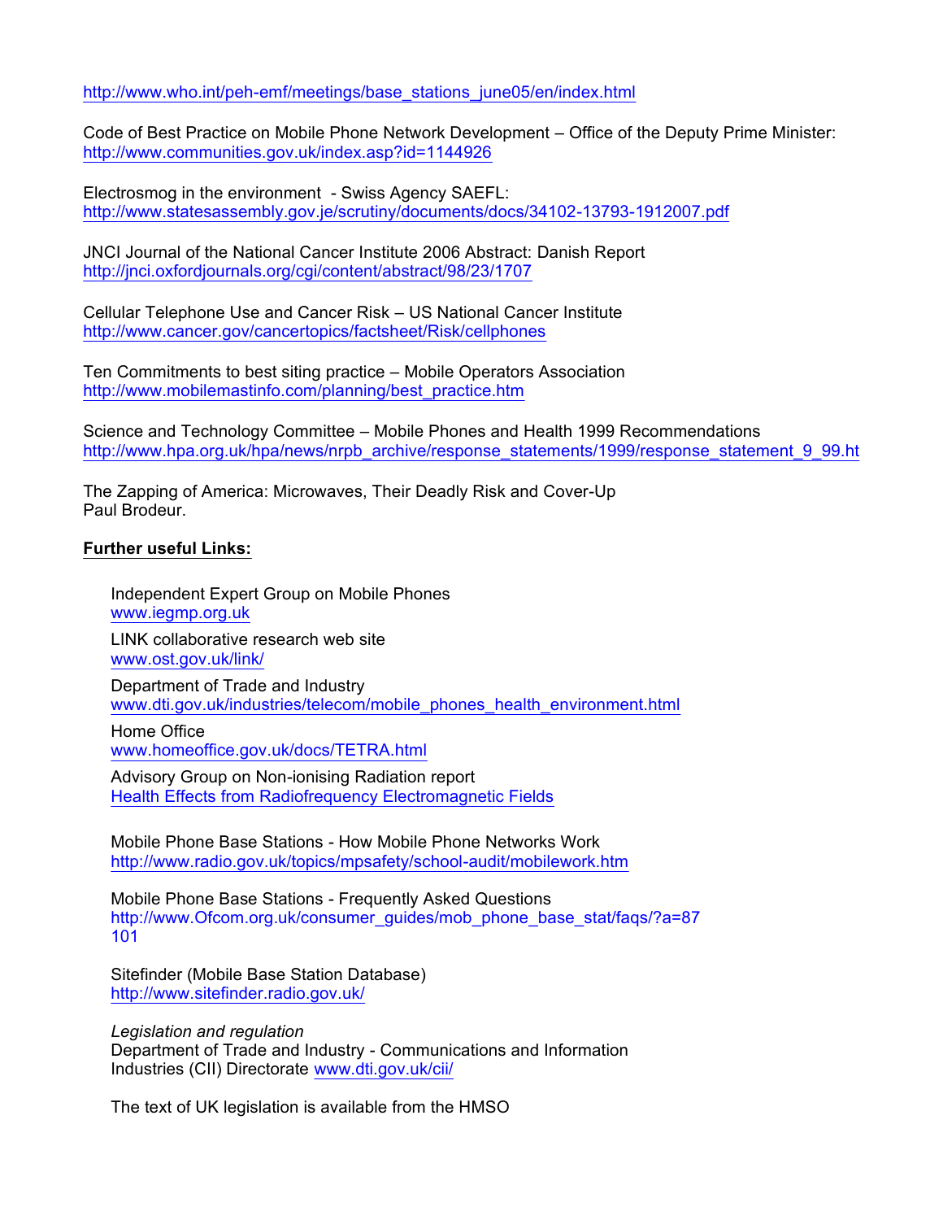http://www.who.int/peh-emf/meetings/base_stations_june05/en/index.html

Code of Best Practice on Mobile Phone Network Development – Office of the Deputy Prime Minister:
http://www.communities.gov.uk/index.asp?id=1144926

Electrosmog in the environment - Swiss Agency SAEFL:
http://www.statesassembly.gov.je/scrutiny/documents/docs/34102-13793-1912007.pdf

JNCI Journal of the National Cancer Institute 2006 Abstract: Danish Report
http://jnci.oxfordjournals.org/cgi/content/abstract/98/23/1707

Cellular Telephone Use and Cancer Risk – US National Cancer Institute
http://www.cancer.gov/cancertopics/factsheet/Risk/cellphones

Ten Commitments to best siting practice – Mobile Operators Association
http://www.mobilemastinfo.com/planning/best_practice.htm

Science and Technology Committee – Mobile Phones and Health 1999 Recommendations
http://www.hpa.org.uk/hpa/news/nrpb_archive/response_statements/1999/response_statement_9_99.ht

The Zapping of America: Microwaves, Their Deadly Risk and Cover-Up
Paul Brodeur.

**Further useful Links:**

Independent Expert Group on Mobile Phones
www.iegmp.org.uk

LINK collaborative research web site
www.ost.gov.uk/link/

Department of Trade and Industry
www.dti.gov.uk/industries/telecom/mobile_phones_health_environment.html

Home Office
www.homeoffice.gov.uk/docs/TETRA.html

Advisory Group on Non-ionising Radiation report
Health Effects from Radiofrequency Electromagnetic Fields

Mobile Phone Base Stations - How Mobile Phone Networks Work
http://www.radio.gov.uk/topics/mpsafety/school-audit/mobilework.htm

Mobile Phone Base Stations - Frequently Asked Questions
http://www.Ofcom.org.uk/consumer_guides/mob_phone_base_stat/faqs/?a=87101

Sitefinder (Mobile Base Station Database)
http://www.sitefinder.radio.gov.uk/

*Legislation and regulation*
Department of Trade and Industry - Communications and Information Industries (CII) Directorate www.dti.gov.uk/cii/

The text of UK legislation is available from the HMSO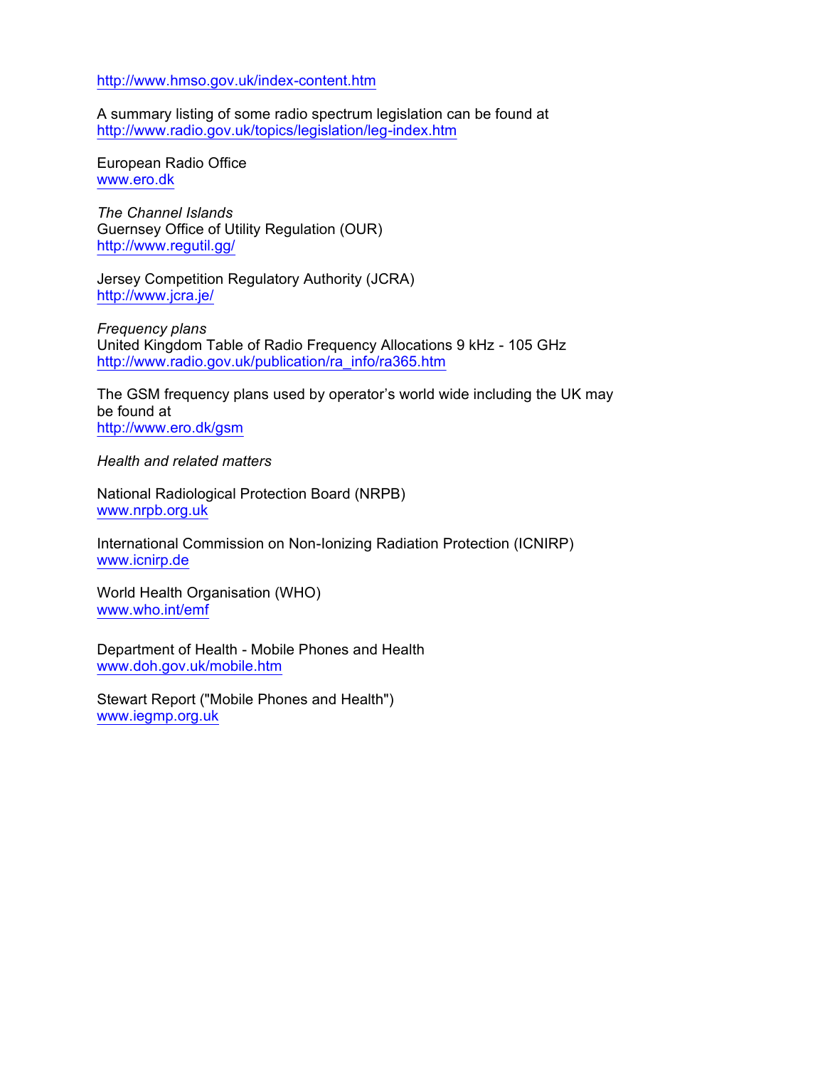http://www.hmso.gov.uk/index-content.htm

A summary listing of some radio spectrum legislation can be found at
http://www.radio.gov.uk/topics/legislation/leg-index.htm

European Radio Office
www.ero.dk

*The Channel Islands*
Guernsey Office of Utility Regulation (OUR)
http://www.regutil.gg/

Jersey Competition Regulatory Authority (JCRA)
http://www.jcra.je/

*Frequency plans*
United Kingdom Table of Radio Frequency Allocations 9 kHz - 105 GHz
http://www.radio.gov.uk/publication/ra_info/ra365.htm

The GSM frequency plans used by operator's world wide including the UK may be found at
http://www.ero.dk/gsm

*Health and related matters*

National Radiological Protection Board (NRPB)
www.nrpb.org.uk

International Commission on Non-Ionizing Radiation Protection (ICNIRP)
www.icnirp.de

World Health Organisation (WHO)
www.who.int/emf

Department of Health - Mobile Phones and Health
www.doh.gov.uk/mobile.htm

Stewart Report ("Mobile Phones and Health")
www.iegmp.org.uk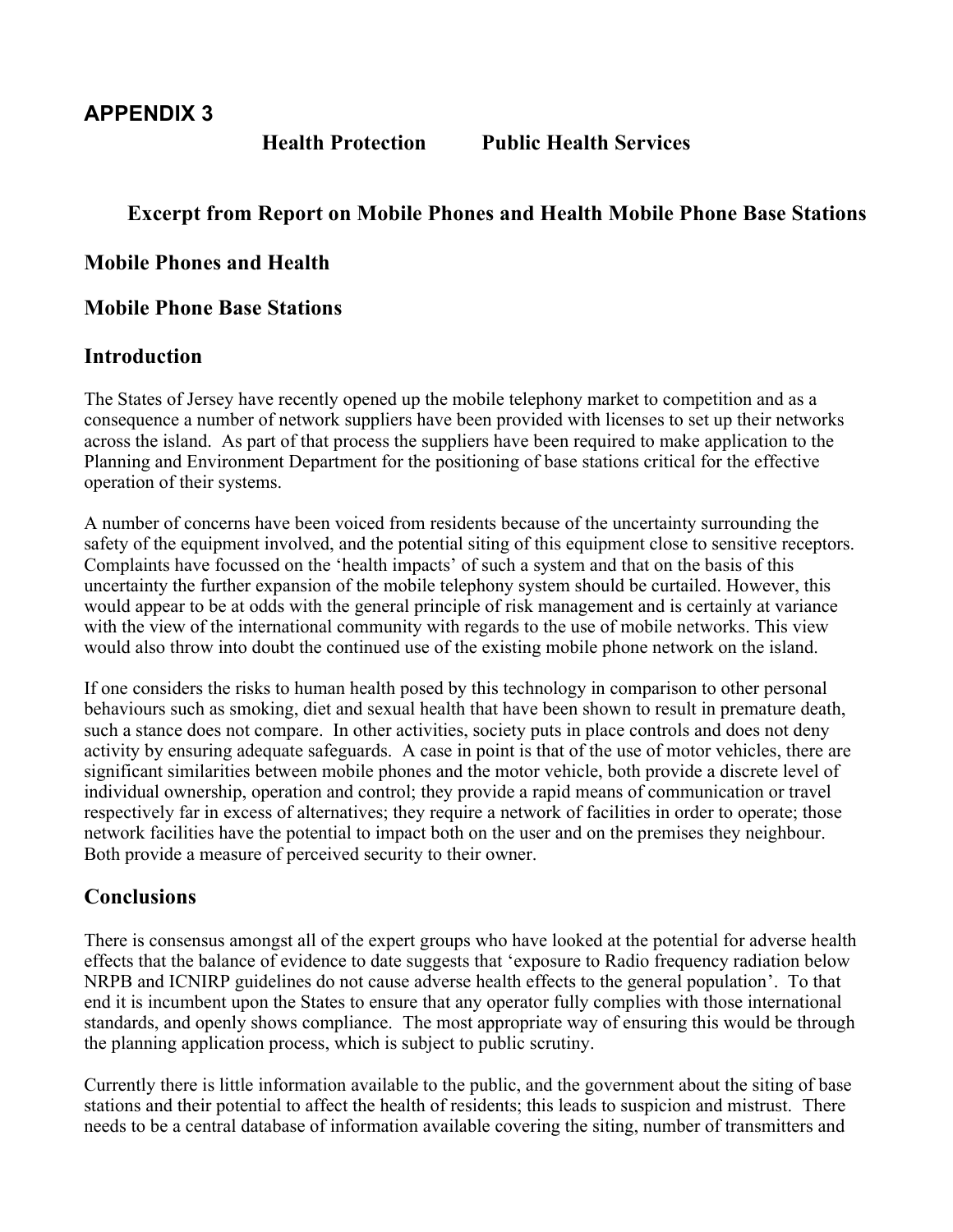## APPENDIX 3

**Health Protection Public Health Services**

### Excerpt from Report on Mobile Phones and Health Mobile Phone Base Stations

### Mobile Phones and Health

### Mobile Phone Base Stations

### Introduction

The States of Jersey have recently opened up the mobile telephony market to competition and as a consequence a number of network suppliers have been provided with licenses to set up their networks across the island. As part of that process the suppliers have been required to make application to the Planning and Environment Department for the positioning of base stations critical for the effective operation of their systems.

A number of concerns have been voiced from residents because of the uncertainty surrounding the safety of the equipment involved, and the potential siting of this equipment close to sensitive receptors. Complaints have focussed on the 'health impacts' of such a system and that on the basis of this uncertainty the further expansion of the mobile telephony system should be curtailed. However, this would appear to be at odds with the general principle of risk management and is certainly at variance with the view of the international community with regards to the use of mobile networks. This view would also throw into doubt the continued use of the existing mobile phone network on the island.

If one considers the risks to human health posed by this technology in comparison to other personal behaviours such as smoking, diet and sexual health that have been shown to result in premature death, such a stance does not compare. In other activities, society puts in place controls and does not deny activity by ensuring adequate safeguards. A case in point is that of the use of motor vehicles, there are significant similarities between mobile phones and the motor vehicle, both provide a discrete level of individual ownership, operation and control; they provide a rapid means of communication or travel respectively far in excess of alternatives; they require a network of facilities in order to operate; those network facilities have the potential to impact both on the user and on the premises they neighbour. Both provide a measure of perceived security to their owner.

### Conclusions

There is consensus amongst all of the expert groups who have looked at the potential for adverse health effects that the balance of evidence to date suggests that 'exposure to Radio frequency radiation below NRPB and ICNIRP guidelines do not cause adverse health effects to the general population'. To that end it is incumbent upon the States to ensure that any operator fully complies with those international standards, and openly shows compliance. The most appropriate way of ensuring this would be through the planning application process, which is subject to public scrutiny.

Currently there is little information available to the public, and the government about the siting of base stations and their potential to affect the health of residents; this leads to suspicion and mistrust. There needs to be a central database of information available covering the siting, number of transmitters and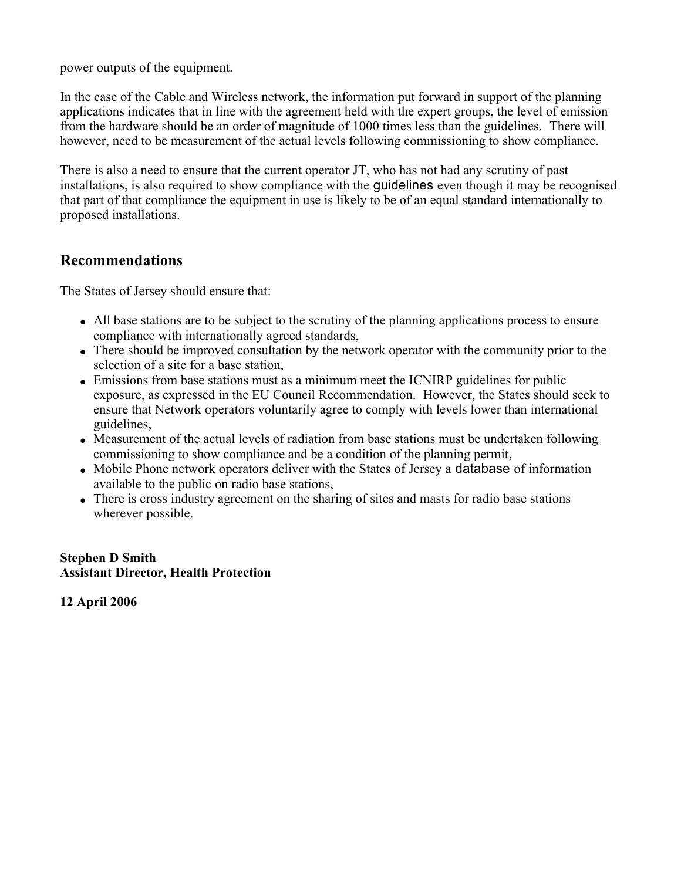power outputs of the equipment.

In the case of the Cable and Wireless network, the information put forward in support of the planning applications indicates that in line with the agreement held with the expert groups, the level of emission from the hardware should be an order of magnitude of 1000 times less than the guidelines. There will however, need to be measurement of the actual levels following commissioning to show compliance.

There is also a need to ensure that the current operator JT, who has not had any scrutiny of past installations, is also required to show compliance with the guidelines even though it may be recognised that part of that compliance the equipment in use is likely to be of an equal standard internationally to proposed installations.

## Recommendations

The States of Jersey should ensure that:

- All base stations are to be subject to the scrutiny of the planning applications process to ensure compliance with internationally agreed standards,
- There should be improved consultation by the network operator with the community prior to the selection of a site for a base station,
- Emissions from base stations must as a minimum meet the ICNIRP guidelines for public exposure, as expressed in the EU Council Recommendation. However, the States should seek to ensure that Network operators voluntarily agree to comply with levels lower than international guidelines,
- Measurement of the actual levels of radiation from base stations must be undertaken following commissioning to show compliance and be a condition of the planning permit,
- Mobile Phone network operators deliver with the States of Jersey a database of information available to the public on radio base stations,
- There is cross industry agreement on the sharing of sites and masts for radio base stations wherever possible.

**Stephen D Smith**
**Assistant Director, Health Protection**

**12 April 2006**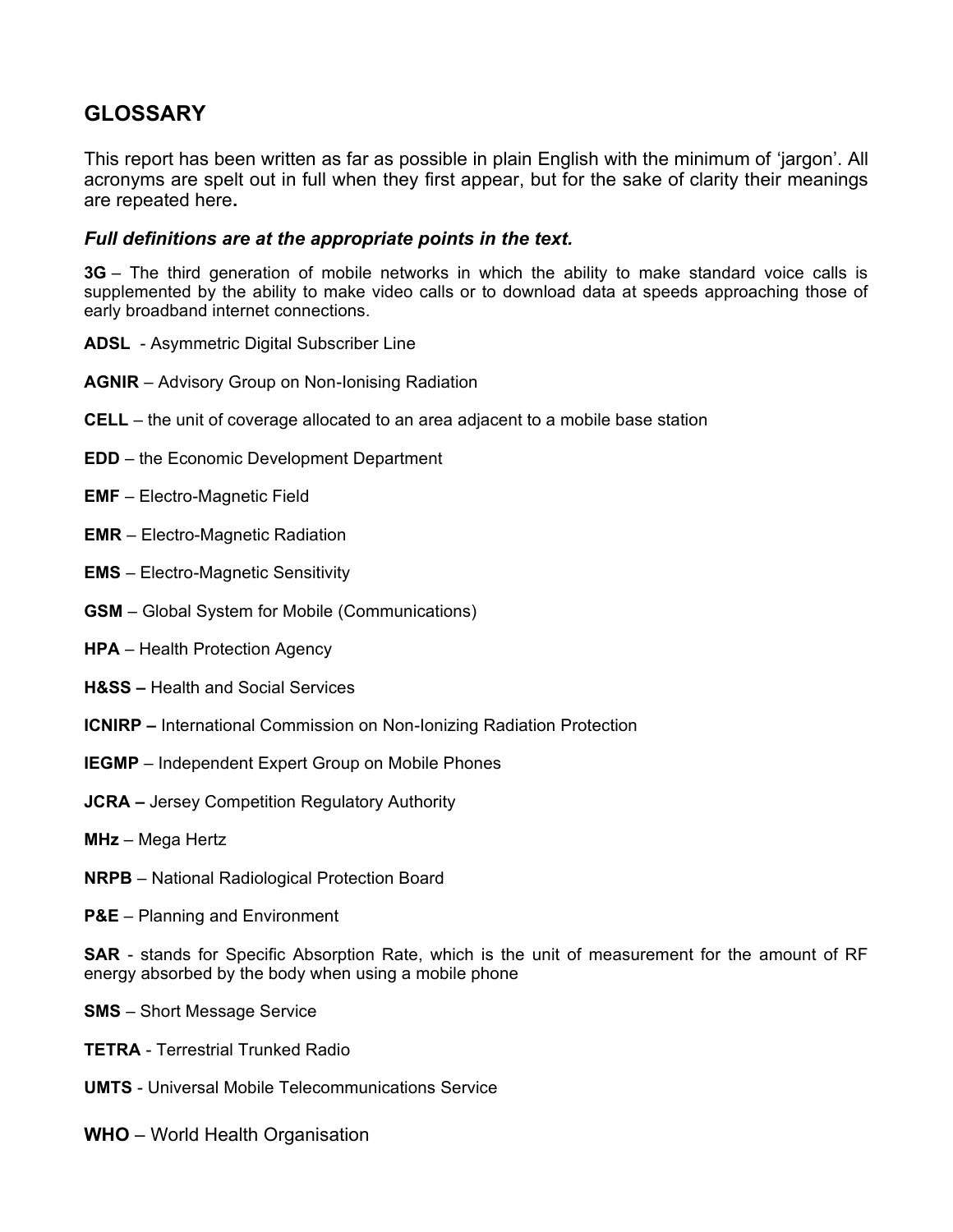## GLOSSARY

This report has been written as far as possible in plain English with the minimum of 'jargon'. All acronyms are spelt out in full when they first appear, but for the sake of clarity their meanings are repeated here**.**

***Full definitions are at the appropriate points in the text.***

**3G** – The third generation of mobile networks in which the ability to make standard voice calls is supplemented by the ability to make video calls or to download data at speeds approaching those of early broadband internet connections.

**ADSL** - Asymmetric Digital Subscriber Line

**AGNIR** – Advisory Group on Non-Ionising Radiation

**CELL** – the unit of coverage allocated to an area adjacent to a mobile base station

**EDD** – the Economic Development Department

**EMF** – Electro-Magnetic Field

**EMR** – Electro-Magnetic Radiation

**EMS** – Electro-Magnetic Sensitivity

**GSM** – Global System for Mobile (Communications)

**HPA** – Health Protection Agency

**H&SS –** Health and Social Services

**ICNIRP –** International Commission on Non-Ionizing Radiation Protection

**IEGMP** – Independent Expert Group on Mobile Phones

**JCRA –** Jersey Competition Regulatory Authority

**MHz** – Mega Hertz

**NRPB** – National Radiological Protection Board

**P&E** – Planning and Environment

**SAR** - stands for Specific Absorption Rate, which is the unit of measurement for the amount of RF energy absorbed by the body when using a mobile phone

**SMS** – Short Message Service

**TETRA** - Terrestrial Trunked Radio

**UMTS** - Universal Mobile Telecommunications Service

**WHO** – World Health Organisation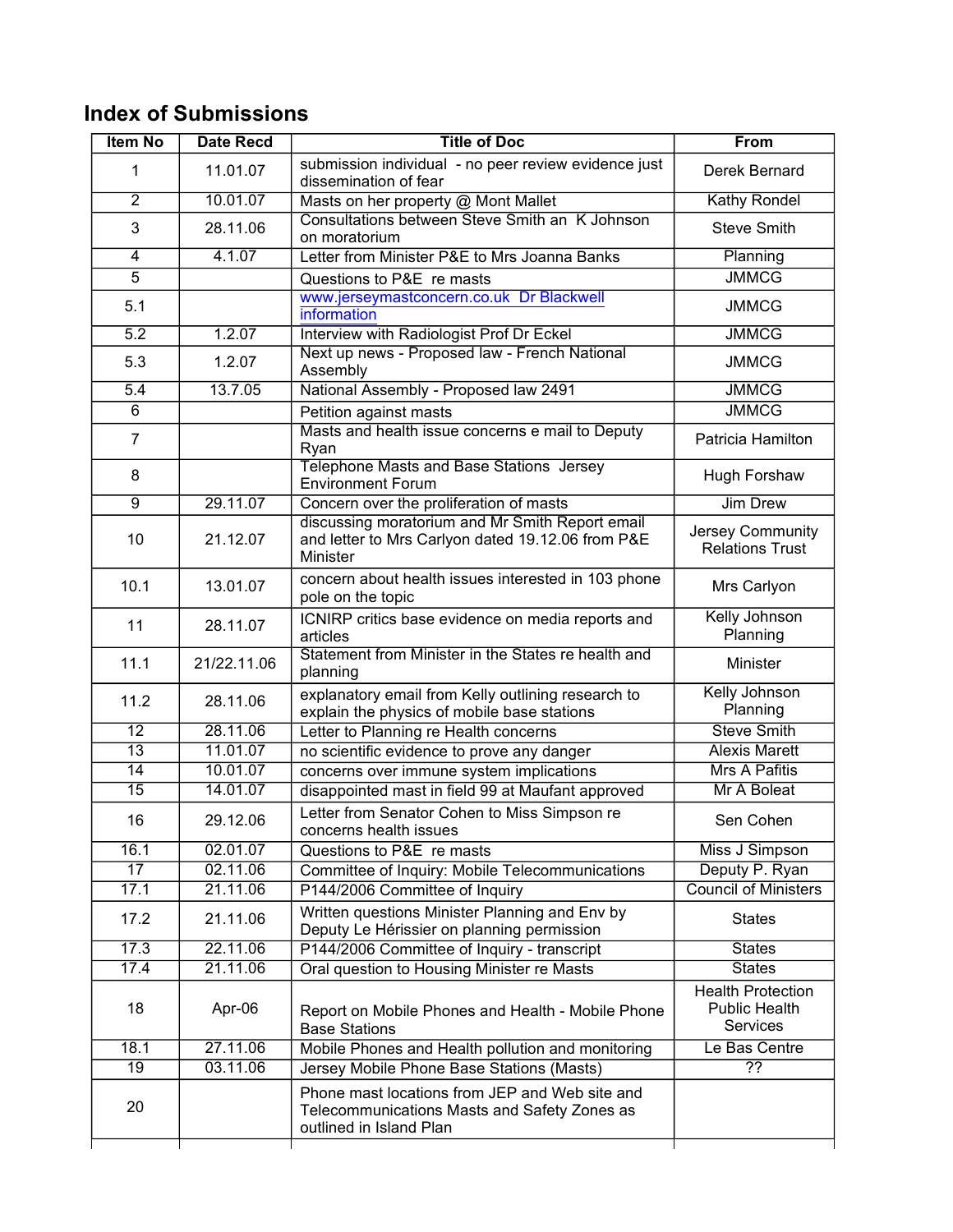## Index of Submissions

| Item No | Date Recd | Title of Doc | From |
|---|---|---|---|
| 1 | 11.01.07 | submission individual - no peer review evidence just dissemination of fear | Derek Bernard |
| 2 | 10.01.07 | Masts on her property @ Mont Mallet | Kathy Rondel |
| 3 | 28.11.06 | Consultations between Steve Smith an K Johnson on moratorium | Steve Smith |
| 4 | 4.1.07 | Letter from Minister P&E to Mrs Joanna Banks | Planning |
| 5 | | Questions to P&E re masts | JMMCG |
| 5.1 | | www.jerseymastconcern.co.uk Dr Blackwell information | JMMCG |
| 5.2 | 1.2.07 | Interview with Radiologist Prof Dr Eckel | JMMCG |
| 5.3 | 1.2.07 | Next up news - Proposed law - French National Assembly | JMMCG |
| 5.4 | 13.7.05 | National Assembly - Proposed law 2491 | JMMCG |
| 6 | | Petition against masts | JMMCG |
| 7 | | Masts and health issue concerns e mail to Deputy Ryan | Patricia Hamilton |
| 8 | | Telephone Masts and Base Stations Jersey Environment Forum | Hugh Forshaw |
| 9 | 29.11.07 | Concern over the proliferation of masts | Jim Drew |
| 10 | 21.12.07 | discussing moratorium and Mr Smith Report email and letter to Mrs Carlyon dated 19.12.06 from P&E Minister | Jersey Community Relations Trust |
| 10.1 | 13.01.07 | concern about health issues interested in 103 phone pole on the topic | Mrs Carlyon |
| 11 | 28.11.07 | ICNIRP critics base evidence on media reports and articles | Kelly Johnson Planning |
| 11.1 | 21/22.11.06 | Statement from Minister in the States re health and planning | Minister |
| 11.2 | 28.11.06 | explanatory email from Kelly outlining research to explain the physics of mobile base stations | Kelly Johnson Planning |
| 12 | 28.11.06 | Letter to Planning re Health concerns | Steve Smith |
| 13 | 11.01.07 | no scientific evidence to prove any danger | Alexis Marett |
| 14 | 10.01.07 | concerns over immune system implications | Mrs A Pafitis |
| 15 | 14.01.07 | disappointed mast in field 99 at Maufant approved | Mr A Boleat |
| 16 | 29.12.06 | Letter from Senator Cohen to Miss Simpson re concerns health issues | Sen Cohen |
| 16.1 | 02.01.07 | Questions to P&E re masts | Miss J Simpson |
| 17 | 02.11.06 | Committee of Inquiry: Mobile Telecommunications | Deputy P. Ryan |
| 17.1 | 21.11.06 | P144/2006 Committee of Inquiry | Council of Ministers |
| 17.2 | 21.11.06 | Written questions Minister Planning and Env by Deputy Le Hérissier on planning permission | States |
| 17.3 | 22.11.06 | P144/2006 Committee of Inquiry - transcript | States |
| 17.4 | 21.11.06 | Oral question to Housing Minister re Masts | States |
| 18 | Apr-06 | Report on Mobile Phones and Health - Mobile Phone Base Stations | Health Protection Public Health Services |
| 18.1 | 27.11.06 | Mobile Phones and Health pollution and monitoring | Le Bas Centre |
| 19 | 03.11.06 | Jersey Mobile Phone Base Stations (Masts) | ?? |
| 20 | | Phone mast locations from JEP and Web site and Telecommunications Masts and Safety Zones as outlined in Island Plan | |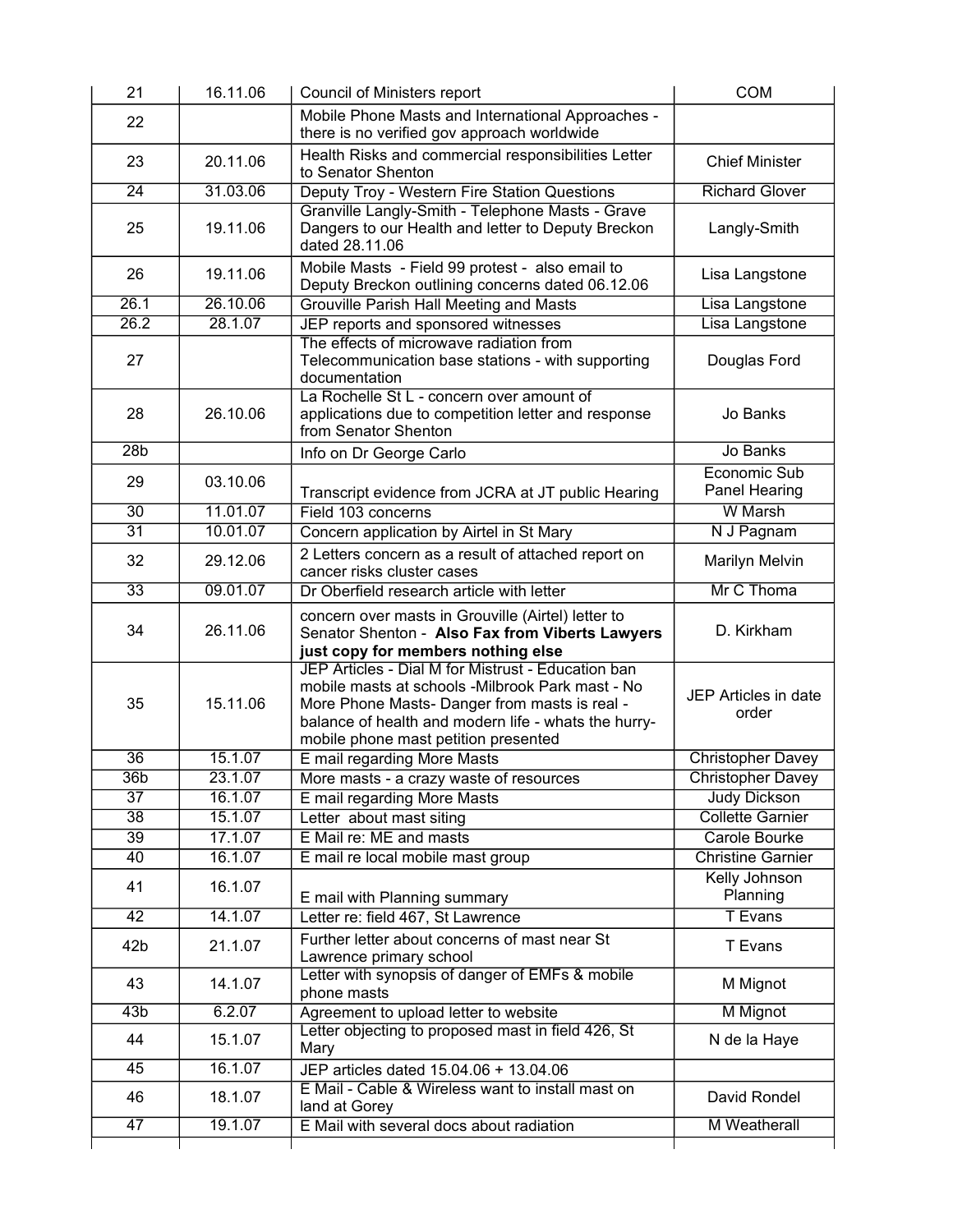| | | | |
|---|---|---|---|
| 21 | 16.11.06 | Council of Ministers report | COM |
| 22 | | Mobile Phone Masts and International Approaches - there is no verified gov approach worldwide | |
| 23 | 20.11.06 | Health Risks and commercial responsibilities Letter to Senator Shenton | Chief Minister |
| 24 | 31.03.06 | Deputy Troy - Western Fire Station Questions | Richard Glover |
| 25 | 19.11.06 | Granville Langly-Smith - Telephone Masts - Grave Dangers to our Health and letter to Deputy Breckon dated 28.11.06 | Langly-Smith |
| 26 | 19.11.06 | Mobile Masts - Field 99 protest - also email to Deputy Breckon outlining concerns dated 06.12.06 | Lisa Langstone |
| 26.1 | 26.10.06 | Grouville Parish Hall Meeting and Masts | Lisa Langstone |
| 26.2 | 28.1.07 | JEP reports and sponsored witnesses | Lisa Langstone |
| 27 | | The effects of microwave radiation from Telecommunication base stations - with supporting documentation | Douglas Ford |
| 28 | 26.10.06 | La Rochelle St L - concern over amount of applications due to competition letter and response from Senator Shenton | Jo Banks |
| 28b | | Info on Dr George Carlo | Jo Banks |
| 29 | 03.10.06 | Transcript evidence from JCRA at JT public Hearing | Economic Sub Panel Hearing |
| 30 | 11.01.07 | Field 103 concerns | W Marsh |
| 31 | 10.01.07 | Concern application by Airtel in St Mary | N J Pagnam |
| 32 | 29.12.06 | 2 Letters concern as a result of attached report on cancer risks cluster cases | Marilyn Melvin |
| 33 | 09.01.07 | Dr Oberfield research article with letter | Mr C Thoma |
| 34 | 26.11.06 | concern over masts in Grouville (Airtel) letter to Senator Shenton - **Also Fax from Viberts Lawyers just copy for members nothing else** | D. Kirkham |
| 35 | 15.11.06 | JEP Articles - Dial M for Mistrust - Education ban mobile masts at schools -Milbrook Park mast - No More Phone Masts- Danger from masts is real - balance of health and modern life - whats the hurry- mobile phone mast petition presented | JEP Articles in date order |
| 36 | 15.1.07 | E mail regarding More Masts | Christopher Davey |
| 36b | 23.1.07 | More masts - a crazy waste of resources | Christopher Davey |
| 37 | 16.1.07 | E mail regarding More Masts | Judy Dickson |
| 38 | 15.1.07 | Letter about mast siting | Collette Garnier |
| 39 | 17.1.07 | E Mail re: ME and masts | Carole Bourke |
| 40 | 16.1.07 | E mail re local mobile mast group | Christine Garnier |
| 41 | 16.1.07 | E mail with Planning summary | Kelly Johnson Planning |
| 42 | 14.1.07 | Letter re: field 467, St Lawrence | T Evans |
| 42b | 21.1.07 | Further letter about concerns of mast near St Lawrence primary school | T Evans |
| 43 | 14.1.07 | Letter with synopsis of danger of EMFs & mobile phone masts | M Mignot |
| 43b | 6.2.07 | Agreement to upload letter to website | M Mignot |
| 44 | 15.1.07 | Letter objecting to proposed mast in field 426, St Mary | N de la Haye |
| 45 | 16.1.07 | JEP articles dated 15.04.06 + 13.04.06 | |
| 46 | 18.1.07 | E Mail - Cable & Wireless want to install mast on land at Gorey | David Rondel |
| 47 | 19.1.07 | E Mail with several docs about radiation | M Weatherall |
| | | | |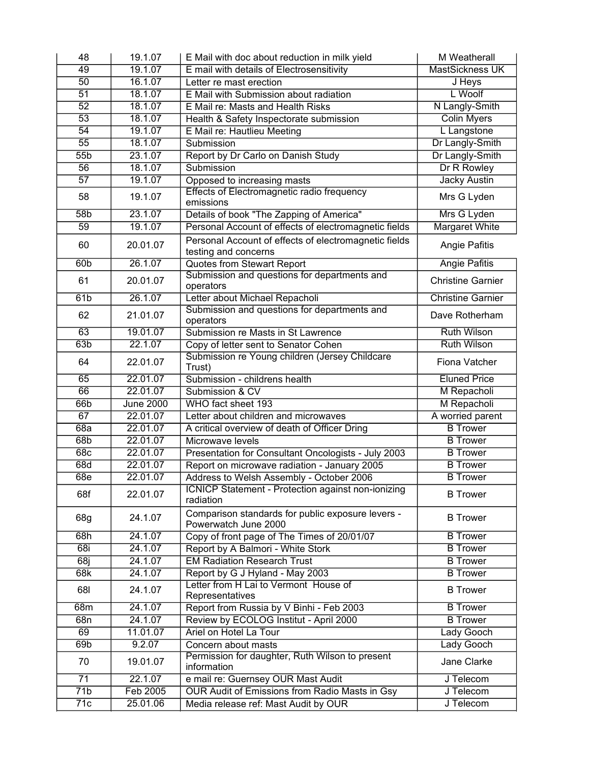| 48 | 19.1.07 | E Mail with doc about reduction in milk yield | M Weatherall |
|---|---|---|---|
| 49 | 19.1.07 | E mail with details of Electrosensitivity | MastSickness UK |
| 50 | 16.1.07 | Letter re mast erection | J Heys |
| 51 | 18.1.07 | E Mail with Submission about radiation | L Woolf |
| 52 | 18.1.07 | E Mail re: Masts and Health Risks | N Langly-Smith |
| 53 | 18.1.07 | Health & Safety Inspectorate submission | Colin Myers |
| 54 | 19.1.07 | E Mail re: Hautlieu Meeting | L Langstone |
| 55 | 18.1.07 | Submission | Dr Langly-Smith |
| 55b | 23.1.07 | Report by Dr Carlo on Danish Study | Dr Langly-Smith |
| 56 | 18.1.07 | Submission | Dr R Rowley |
| 57 | 19.1.07 | Opposed to increasing masts | Jacky Austin |
| 58 | 19.1.07 | Effects of Electromagnetic radio frequency emissions | Mrs G Lyden |
| 58b | 23.1.07 | Details of book "The Zapping of America" | Mrs G Lyden |
| 59 | 19.1.07 | Personal Account of effects of electromagnetic fields | Margaret White |
| 60 | 20.01.07 | Personal Account of effects of electromagnetic fields testing and concerns | Angie Pafitis |
| 60b | 26.1.07 | Quotes from Stewart Report | Angie Pafitis |
| 61 | 20.01.07 | Submission and questions for departments and operators | Christine Garnier |
| 61b | 26.1.07 | Letter about Michael Repacholi | Christine Garnier |
| 62 | 21.01.07 | Submission and questions for departments and operators | Dave Rotherham |
| 63 | 19.01.07 | Submission re Masts in St Lawrence | Ruth Wilson |
| 63b | 22.1.07 | Copy of letter sent to Senator Cohen | Ruth Wilson |
| 64 | 22.01.07 | Submission re Young children (Jersey Childcare Trust) | Fiona Vatcher |
| 65 | 22.01.07 | Submission - childrens health | Eluned Price |
| 66 | 22.01.07 | Submission & CV | M Repacholi |
| 66b | June 2000 | WHO fact sheet 193 | M Repacholi |
| 67 | 22.01.07 | Letter about children and microwaves | A worried parent |
| 68a | 22.01.07 | A critical overview of death of Officer Dring | B Trower |
| 68b | 22.01.07 | Microwave levels | B Trower |
| 68c | 22.01.07 | Presentation for Consultant Oncologists - July 2003 | B Trower |
| 68d | 22.01.07 | Report on microwave radiation - January 2005 | B Trower |
| 68e | 22.01.07 | Address to Welsh Assembly - October 2006 | B Trower |
| 68f | 22.01.07 | ICNICP Statement - Protection against non-ionizing radiation | B Trower |
| 68g | 24.1.07 | Comparison standards for public exposure levers - Powerwatch June 2000 | B Trower |
| 68h | 24.1.07 | Copy of front page of The Times of 20/01/07 | B Trower |
| 68i | 24.1.07 | Report by A Balmori - White Stork | B Trower |
| 68j | 24.1.07 | EM Radiation Research Trust | B Trower |
| 68k | 24.1.07 | Report by G J Hyland - May 2003 | B Trower |
| 68l | 24.1.07 | Letter from H Lai to Vermont House of Representatives | B Trower |
| 68m | 24.1.07 | Report from Russia by V Binhi - Feb 2003 | B Trower |
| 68n | 24.1.07 | Review by ECOLOG Institut - April 2000 | B Trower |
| 69 | 11.01.07 | Ariel on Hotel La Tour | Lady Gooch |
| 69b | 9.2.07 | Concern about masts | Lady Gooch |
| 70 | 19.01.07 | Permission for daughter, Ruth Wilson to present information | Jane Clarke |
| 71 | 22.1.07 | e mail re: Guernsey OUR Mast Audit | J Telecom |
| 71b | Feb 2005 | OUR Audit of Emissions from Radio Masts in Gsy | J Telecom |
| 71c | 25.01.06 | Media release ref: Mast Audit by OUR | J Telecom |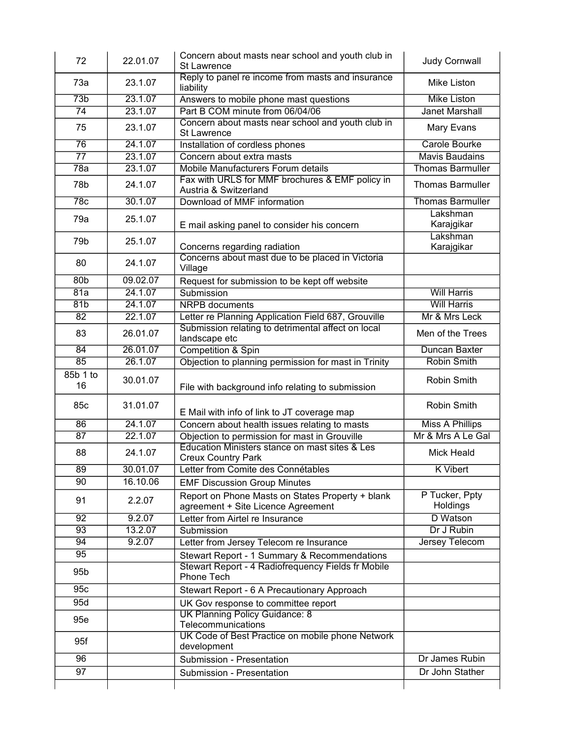| | | | |
|---|---|---|---|
| 72 | 22.01.07 | Concern about masts near school and youth club in St Lawrence | Judy Cornwall |
| 73a | 23.1.07 | Reply to panel re income from masts and insurance liability | Mike Liston |
| 73b | 23.1.07 | Answers to mobile phone mast questions | Mike Liston |
| 74 | 23.1.07 | Part B COM minute from 06/04/06 | Janet Marshall |
| 75 | 23.1.07 | Concern about masts near school and youth club in St Lawrence | Mary Evans |
| 76 | 24.1.07 | Installation of cordless phones | Carole Bourke |
| 77 | 23.1.07 | Concern about extra masts | Mavis Baudains |
| 78a | 23.1.07 | Mobile Manufacturers Forum details | Thomas Barmuller |
| 78b | 24.1.07 | Fax with URLS for MMF brochures & EMF policy in Austria & Switzerland | Thomas Barmuller |
| 78c | 30.1.07 | Download of MMF information | Thomas Barmuller |
| 79a | 25.1.07 | E mail asking panel to consider his concern | Lakshman Karajgikar |
| 79b | 25.1.07 | Concerns regarding radiation | Lakshman Karajgikar |
| 80 | 24.1.07 | Concerns about mast due to be placed in Victoria Village | |
| 80b | 09.02.07 | Request for submission to be kept off website | |
| 81a | 24.1.07 | Submission | Will Harris |
| 81b | 24.1.07 | NRPB documents | Will Harris |
| 82 | 22.1.07 | Letter re Planning Application Field 687, Grouville | Mr & Mrs Leck |
| 83 | 26.01.07 | Submission relating to detrimental affect on local landscape etc | Men of the Trees |
| 84 | 26.01.07 | Competition & Spin | Duncan Baxter |
| 85 | 26.1.07 | Objection to planning permission for mast in Trinity | Robin Smith |
| 85b 1 to 16 | 30.01.07 | File with background info relating to submission | Robin Smith |
| 85c | 31.01.07 | E Mail with info of link to JT coverage map | Robin Smith |
| 86 | 24.1.07 | Concern about health issues relating to masts | Miss A Phillips |
| 87 | 22.1.07 | Objection to permission for mast in Grouville | Mr & Mrs A Le Gal |
| 88 | 24.1.07 | Education Ministers stance on mast sites & Les Creux Country Park | Mick Heald |
| 89 | 30.01.07 | Letter from Comite des Connétables | K Vibert |
| 90 | 16.10.06 | EMF Discussion Group Minutes | |
| 91 | 2.2.07 | Report on Phone Masts on States Property + blank agreement + Site Licence Agreement | P Tucker, Ppty Holdings |
| 92 | 9.2.07 | Letter from Airtel re Insurance | D Watson |
| 93 | 13.2.07 | Submission | Dr J Rubin |
| 94 | 9.2.07 | Letter from Jersey Telecom re Insurance | Jersey Telecom |
| 95 | | Stewart Report - 1 Summary & Recommendations | |
| 95b | | Stewart Report - 4 Radiofrequency Fields fr Mobile Phone Tech | |
| 95c | | Stewart Report - 6 A Precautionary Approach | |
| 95d | | UK Gov response to committee report | |
| 95e | | UK Planning Policy Guidance: 8 Telecommunications | |
| 95f | | UK Code of Best Practice on mobile phone Network development | |
| 96 | | Submission - Presentation | Dr James Rubin |
| 97 | | Submission - Presentation | Dr John Stather |
| | | | |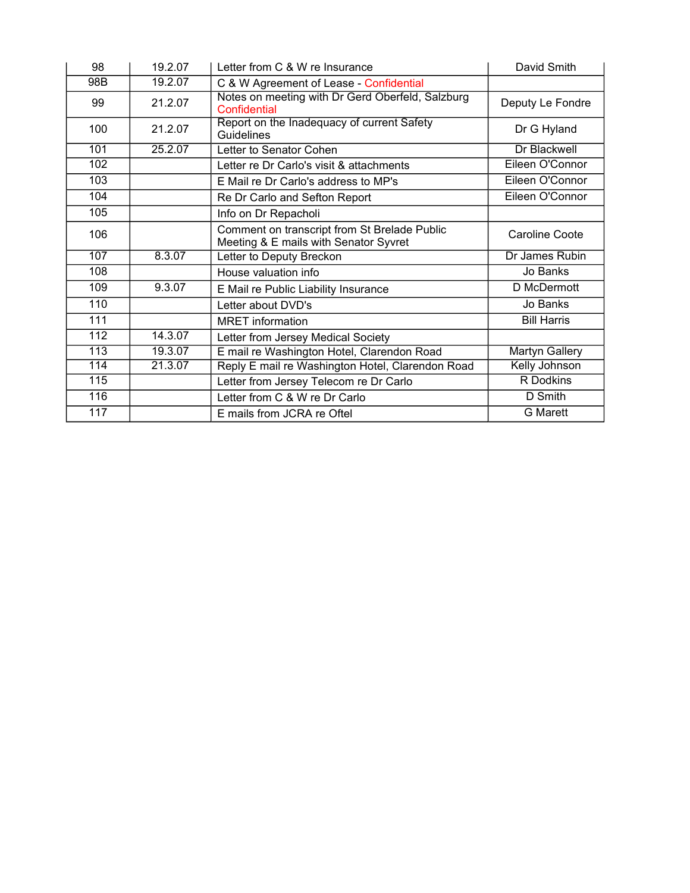| 98 | 19.2.07 | Letter from C & W re Insurance | David Smith |
|---|---|---|---|
| 98B | 19.2.07 | C & W Agreement of Lease - Confidential | |
| 99 | 21.2.07 | Notes on meeting with Dr Gerd Oberfeld, Salzburg Confidential | Deputy Le Fondre |
| 100 | 21.2.07 | Report on the Inadequacy of current Safety Guidelines | Dr G Hyland |
| 101 | 25.2.07 | Letter to Senator Cohen | Dr Blackwell |
| 102 | | Letter re Dr Carlo's visit & attachments | Eileen O'Connor |
| 103 | | E Mail re Dr Carlo's address to MP's | Eileen O'Connor |
| 104 | | Re Dr Carlo and Sefton Report | Eileen O'Connor |
| 105 | | Info on Dr Repacholi | |
| 106 | | Comment on transcript from St Brelade Public Meeting & E mails with Senator Syvret | Caroline Coote |
| 107 | 8.3.07 | Letter to Deputy Breckon | Dr James Rubin |
| 108 | | House valuation info | Jo Banks |
| 109 | 9.3.07 | E Mail re Public Liability Insurance | D McDermott |
| 110 | | Letter about DVD's | Jo Banks |
| 111 | | MRET information | Bill Harris |
| 112 | 14.3.07 | Letter from Jersey Medical Society | |
| 113 | 19.3.07 | E mail re Washington Hotel, Clarendon Road | Martyn Gallery |
| 114 | 21.3.07 | Reply E mail re Washington Hotel, Clarendon Road | Kelly Johnson |
| 115 | | Letter from Jersey Telecom re Dr Carlo | R Dodkins |
| 116 | | Letter from C & W re Dr Carlo | D Smith |
| 117 | | E mails from JCRA re Oftel | G Marett |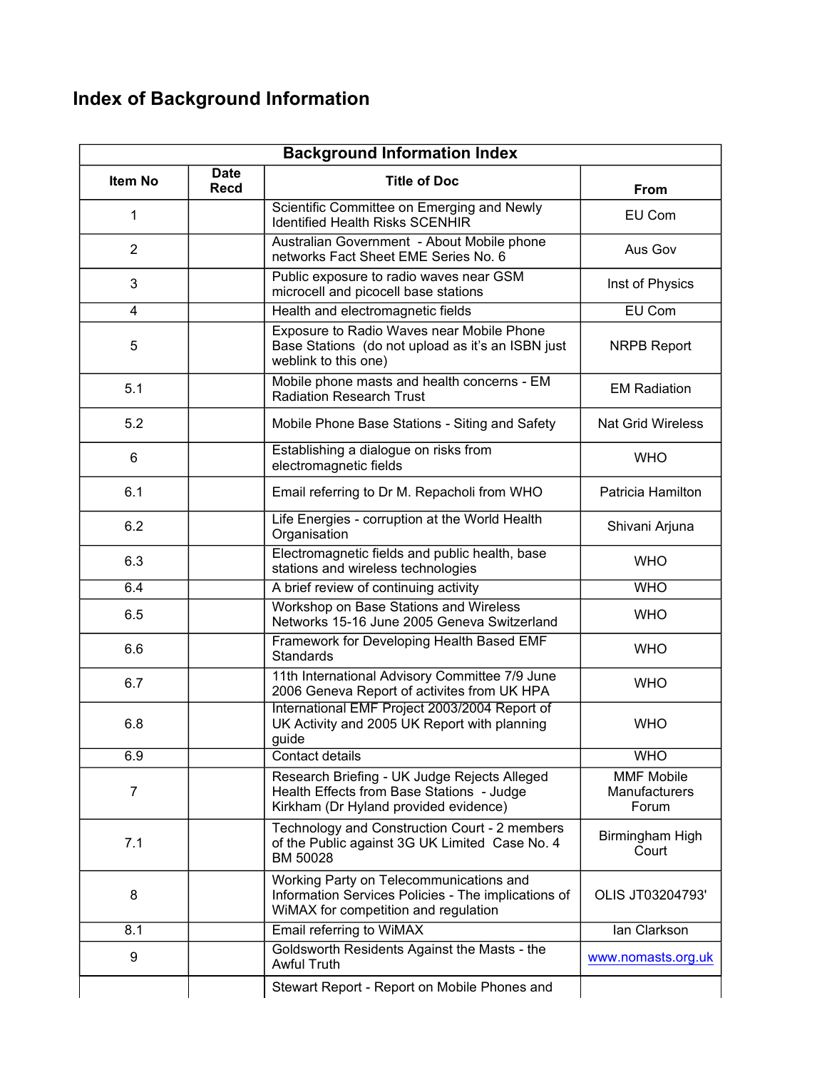# Index of Background Information

| Background Information Index | | | |
|---|---|---|---|
| Item No | Date Recd | Title of Doc | From |
| 1 | | Scientific Committee on Emerging and Newly Identified Health Risks SCENHIR | EU Com |
| 2 | | Australian Government - About Mobile phone networks Fact Sheet EME Series No. 6 | Aus Gov |
| 3 | | Public exposure to radio waves near GSM microcell and picocell base stations | Inst of Physics |
| 4 | | Health and electromagnetic fields | EU Com |
| 5 | | Exposure to Radio Waves near Mobile Phone Base Stations (do not upload as it's an ISBN just weblink to this one) | NRPB Report |
| 5.1 | | Mobile phone masts and health concerns - EM Radiation Research Trust | EM Radiation |
| 5.2 | | Mobile Phone Base Stations - Siting and Safety | Nat Grid Wireless |
| 6 | | Establishing a dialogue on risks from electromagnetic fields | WHO |
| 6.1 | | Email referring to Dr M. Repacholi from WHO | Patricia Hamilton |
| 6.2 | | Life Energies - corruption at the World Health Organisation | Shivani Arjuna |
| 6.3 | | Electromagnetic fields and public health, base stations and wireless technologies | WHO |
| 6.4 | | A brief review of continuing activity | WHO |
| 6.5 | | Workshop on Base Stations and Wireless Networks 15-16 June 2005 Geneva Switzerland | WHO |
| 6.6 | | Framework for Developing Health Based EMF Standards | WHO |
| 6.7 | | 11th International Advisory Committee 7/9 June 2006 Geneva Report of activites from UK HPA | WHO |
| 6.8 | | International EMF Project 2003/2004 Report of UK Activity and 2005 UK Report with planning guide | WHO |
| 6.9 | | Contact details | WHO |
| 7 | | Research Briefing - UK Judge Rejects Alleged Health Effects from Base Stations - Judge Kirkham (Dr Hyland provided evidence) | MMF Mobile Manufacturers Forum |
| 7.1 | | Technology and Construction Court - 2 members of the Public against 3G UK Limited Case No. 4 BM 50028 | Birmingham High Court |
| 8 | | Working Party on Telecommunications and Information Services Policies - The implications of WiMAX for competition and regulation | OLIS JT03204793' |
| 8.1 | | Email referring to WiMAX | Ian Clarkson |
| 9 | | Goldsworth Residents Against the Masts - the Awful Truth | www.nomasts.org.uk |
| | | Stewart Report - Report on Mobile Phones and | |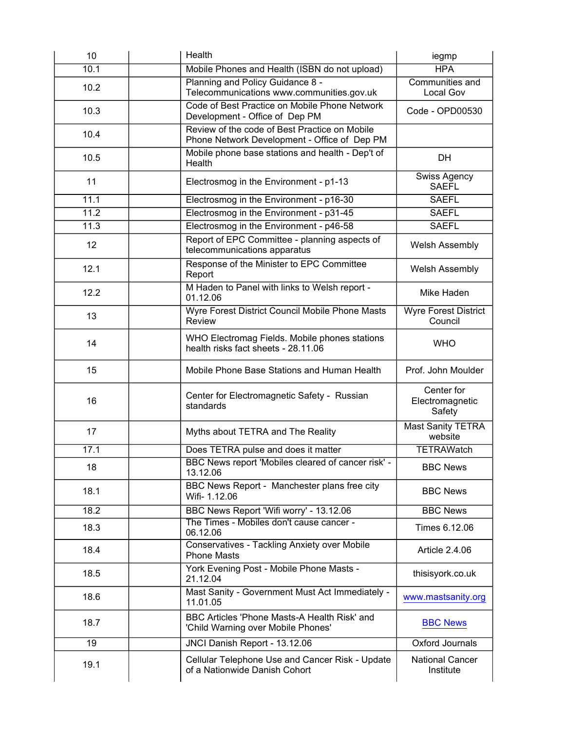| | | | |
|---|---|---|---|
| 10 | | Health | iegmp |
| 10.1 | | Mobile Phones and Health (ISBN do not upload) | HPA |
| 10.2 | | Planning and Policy Guidance 8 - Telecommunications www.communities.gov.uk | Communities and Local Gov |
| 10.3 | | Code of Best Practice on Mobile Phone Network Development - Office of Dep PM | Code - OPD00530 |
| 10.4 | | Review of the code of Best Practice on Mobile Phone Network Development - Office of Dep PM | |
| 10.5 | | Mobile phone base stations and health - Dep't of Health | DH |
| 11 | | Electrosmog in the Environment - p1-13 | Swiss Agency SAEFL |
| 11.1 | | Electrosmog in the Environment - p16-30 | SAEFL |
| 11.2 | | Electrosmog in the Environment - p31-45 | SAEFL |
| 11.3 | | Electrosmog in the Environment - p46-58 | SAEFL |
| 12 | | Report of EPC Committee - planning aspects of telecommunications apparatus | Welsh Assembly |
| 12.1 | | Response of the Minister to EPC Committee Report | Welsh Assembly |
| 12.2 | | M Haden to Panel with links to Welsh report - 01.12.06 | Mike Haden |
| 13 | | Wyre Forest District Council Mobile Phone Masts Review | Wyre Forest District Council |
| 14 | | WHO Electromag Fields. Mobile phones stations health risks fact sheets - 28.11.06 | WHO |
| 15 | | Mobile Phone Base Stations and Human Health | Prof. John Moulder |
| 16 | | Center for Electromagnetic Safety - Russian standards | Center for Electromagnetic Safety |
| 17 | | Myths about TETRA and The Reality | Mast Sanity TETRA website |
| 17.1 | | Does TETRA pulse and does it matter | TETRAWatch |
| 18 | | BBC News report 'Mobiles cleared of cancer risk' - 13.12.06 | BBC News |
| 18.1 | | BBC News Report - Manchester plans free city Wifi- 1.12.06 | BBC News |
| 18.2 | | BBC News Report 'Wifi worry' - 13.12.06 | BBC News |
| 18.3 | | The Times - Mobiles don't cause cancer - 06.12.06 | Times 6.12.06 |
| 18.4 | | Conservatives - Tackling Anxiety over Mobile Phone Masts | Article 2.4.06 |
| 18.5 | | York Evening Post - Mobile Phone Masts - 21.12.04 | thisisyork.co.uk |
| 18.6 | | Mast Sanity - Government Must Act Immediately - 11.01.05 | www.mastsanity.org |
| 18.7 | | BBC Articles 'Phone Masts-A Health Risk' and 'Child Warning over Mobile Phones' | BBC News |
| 19 | | JNCI Danish Report - 13.12.06 | Oxford Journals |
| 19.1 | | Cellular Telephone Use and Cancer Risk - Update of a Nationwide Danish Cohort | National Cancer Institute |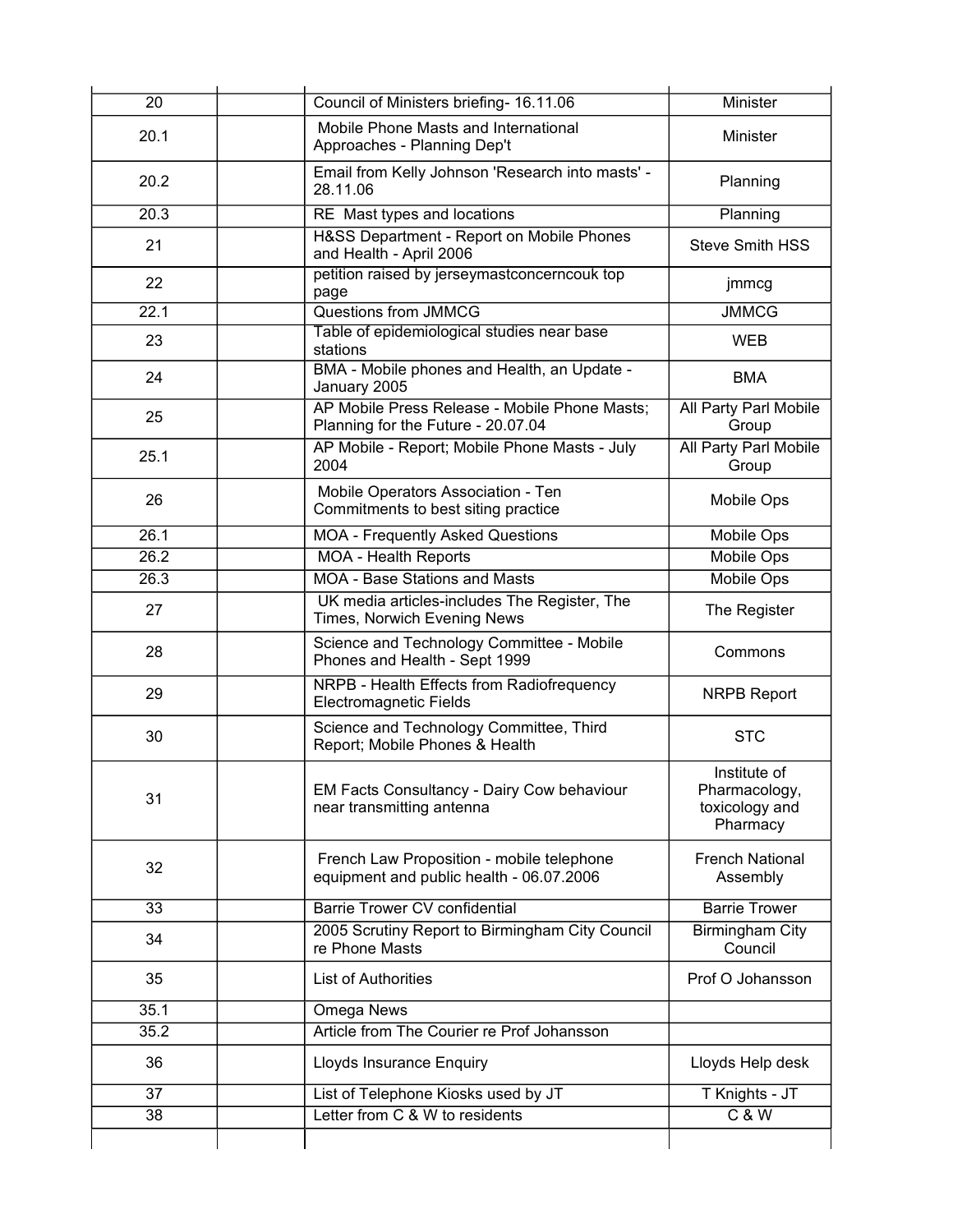| | | | |
|---|---|---|---|
| 20 | | Council of Ministers briefing- 16.11.06 | Minister |
| 20.1 | | Mobile Phone Masts and International Approaches - Planning Dep't | Minister |
| 20.2 | | Email from Kelly Johnson 'Research into masts' - 28.11.06 | Planning |
| 20.3 | | RE Mast types and locations | Planning |
| 21 | | H&SS Department - Report on Mobile Phones and Health - April 2006 | Steve Smith HSS |
| 22 | | petition raised by jerseymastconcerncouk top page | jmmcg |
| 22.1 | | Questions from JMMCG | JMMCG |
| 23 | | Table of epidemiological studies near base stations | WEB |
| 24 | | BMA - Mobile phones and Health, an Update - January 2005 | BMA |
| 25 | | AP Mobile Press Release - Mobile Phone Masts; Planning for the Future - 20.07.04 | All Party Parl Mobile Group |
| 25.1 | | AP Mobile - Report; Mobile Phone Masts - July 2004 | All Party Parl Mobile Group |
| 26 | | Mobile Operators Association - Ten Commitments to best siting practice | Mobile Ops |
| 26.1 | | MOA - Frequently Asked Questions | Mobile Ops |
| 26.2 | | MOA - Health Reports | Mobile Ops |
| 26.3 | | MOA - Base Stations and Masts | Mobile Ops |
| 27 | | UK media articles-includes The Register, The Times, Norwich Evening News | The Register |
| 28 | | Science and Technology Committee - Mobile Phones and Health - Sept 1999 | Commons |
| 29 | | NRPB - Health Effects from Radiofrequency Electromagnetic Fields | NRPB Report |
| 30 | | Science and Technology Committee, Third Report; Mobile Phones & Health | STC |
| 31 | | EM Facts Consultancy - Dairy Cow behaviour near transmitting antenna | Institute of Pharmacology, toxicology and Pharmacy |
| 32 | | French Law Proposition - mobile telephone equipment and public health - 06.07.2006 | French National Assembly |
| 33 | | Barrie Trower CV confidential | Barrie Trower |
| 34 | | 2005 Scrutiny Report to Birmingham City Council re Phone Masts | Birmingham City Council |
| 35 | | List of Authorities | Prof O Johansson |
| 35.1 | | Omega News | |
| 35.2 | | Article from The Courier re Prof Johansson | |
| 36 | | Lloyds Insurance Enquiry | Lloyds Help desk |
| 37 | | List of Telephone Kiosks used by JT | T Knights - JT |
| 38 | | Letter from C & W to residents | C & W |
| | | | |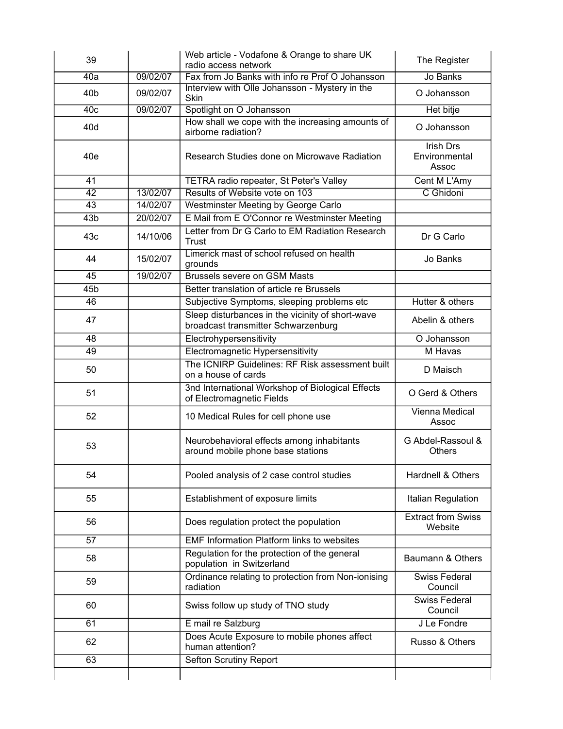| | | | |
|---|---|---|---|
| 39 | | Web article - Vodafone & Orange to share UK radio access network | The Register |
| 40a | 09/02/07 | Fax from Jo Banks with info re Prof O Johansson | Jo Banks |
| 40b | 09/02/07 | Interview with Olle Johansson - Mystery in the Skin | O Johansson |
| 40c | 09/02/07 | Spotlight on O Johansson | Het bitje |
| 40d | | How shall we cope with the increasing amounts of airborne radiation? | O Johansson |
| 40e | | Research Studies done on Microwave Radiation | Irish Drs Environmental Assoc |
| 41 | | TETRA radio repeater, St Peter's Valley | Cent M L'Amy |
| 42 | 13/02/07 | Results of Website vote on 103 | C Ghidoni |
| 43 | 14/02/07 | Westminster Meeting by George Carlo | |
| 43b | 20/02/07 | E Mail from E O'Connor re Westminster Meeting | |
| 43c | 14/10/06 | Letter from Dr G Carlo to EM Radiation Research Trust | Dr G Carlo |
| 44 | 15/02/07 | Limerick mast of school refused on health grounds | Jo Banks |
| 45 | 19/02/07 | Brussels severe on GSM Masts | |
| 45b | | Better translation of article re Brussels | |
| 46 | | Subjective Symptoms, sleeping problems etc | Hutter & others |
| 47 | | Sleep disturbances in the vicinity of short-wave broadcast transmitter Schwarzenburg | Abelin & others |
| 48 | | Electrohypersensitivity | O Johansson |
| 49 | | Electromagnetic Hypersensitivity | M Havas |
| 50 | | The ICNIRP Guidelines: RF Risk assessment built on a house of cards | D Maisch |
| 51 | | 3nd International Workshop of Biological Effects of Electromagnetic Fields | O Gerd & Others |
| 52 | | 10 Medical Rules for cell phone use | Vienna Medical Assoc |
| 53 | | Neurobehavioral effects among inhabitants around mobile phone base stations | G Abdel-Rassoul & Others |
| 54 | | Pooled analysis of 2 case control studies | Hardnell & Others |
| 55 | | Establishment of exposure limits | Italian Regulation |
| 56 | | Does regulation protect the population | Extract from Swiss Website |
| 57 | | EMF Information Platform links to websites | |
| 58 | | Regulation for the protection of the general population in Switzerland | Baumann & Others |
| 59 | | Ordinance relating to protection from Non-ionising radiation | Swiss Federal Council |
| 60 | | Swiss follow up study of TNO study | Swiss Federal Council |
| 61 | | E mail re Salzburg | J Le Fondre |
| 62 | | Does Acute Exposure to mobile phones affect human attention? | Russo & Others |
| 63 | | Sefton Scrutiny Report | |
| | | | |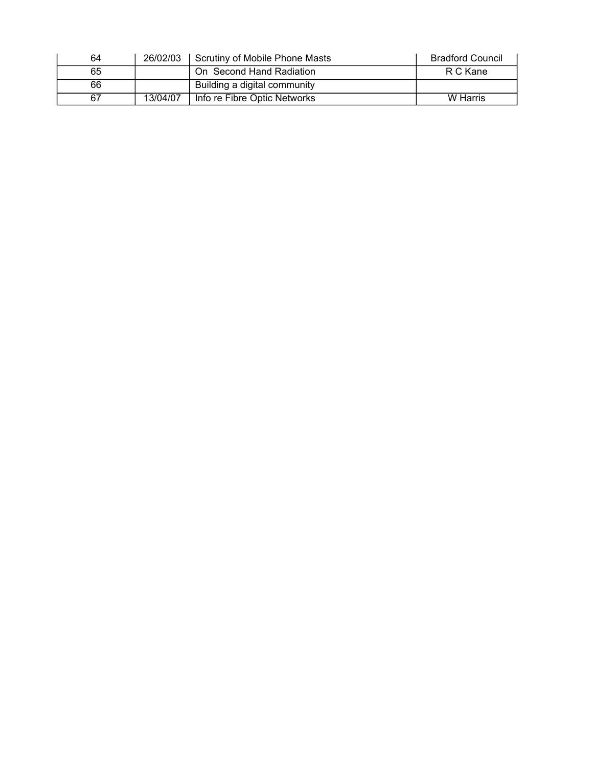| | | | |
|---|---|---|---|
| 64 | 26/02/03 | Scrutiny of Mobile Phone Masts | Bradford Council |
| 65 | | On Second Hand Radiation | R C Kane |
| 66 | | Building a digital community | |
| 67 | 13/04/07 | Info re Fibre Optic Networks | W Harris |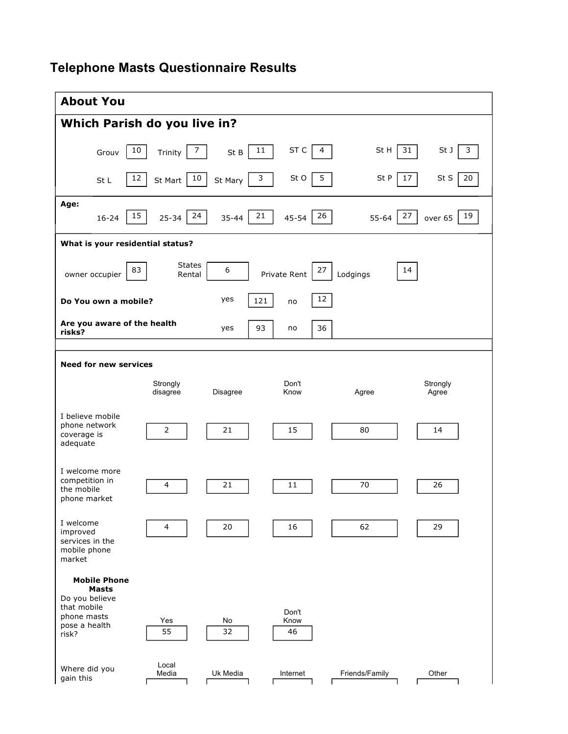# Telephone Masts Questionnaire Results

## About You

### Which Parish do you live in?

| Parish | Count | Parish | Count | Parish | Count | Parish | Count | Parish | Count | Parish | Count |
|---|---|---|---|---|---|---|---|---|---|---|---|
| Grouv | 10 | Trinity | 7 | St B | 11 | ST C | 4 | St H | 31 | St J | 3 |
| St L | 12 | St Mart | 10 | St Mary | 3 | St O | 5 | St P | 17 | St S | 20 |

**Age:**

| 16-24 | 25-34 | 35-44 | 45-54 | 55-64 | over 65 |
|---|---|---|---|---|---|
| 15 | 24 | 21 | 26 | 27 | 19 |

**What is your residential status?**

| owner occupier | States Rental | Private Rent | Lodgings |
|---|---|---|---|
| 83 | 6 | 27 | 14 |

| | yes | no |
|---|---|---|
| **Do You own a mobile?** | 121 | 12 |
| **Are you aware of the health risks?** | 93 | 36 |

**Need for new services**

| | Strongly disagree | Disagree | Don't Know | Agree | Strongly Agree |
|---|---|---|---|---|---|
| I believe mobile phone network coverage is adequate | 2 | 21 | 15 | 80 | 14 |
| I welcome more competition in the mobile phone market | 4 | 21 | 11 | 70 | 26 |
| I welcome improved services in the mobile phone market | 4 | 20 | 16 | 62 | 29 |

**Mobile Phone Masts**

| | Yes | No | Don't Know |
|---|---|---|---|
| Do you believe that mobile phone masts pose a health risk? | 55 | 32 | 46 |

| | Local Media | Uk Media | Internet | Friends/Family | Other |
|---|---|---|---|---|---|
| Where did you gain this | | | | | |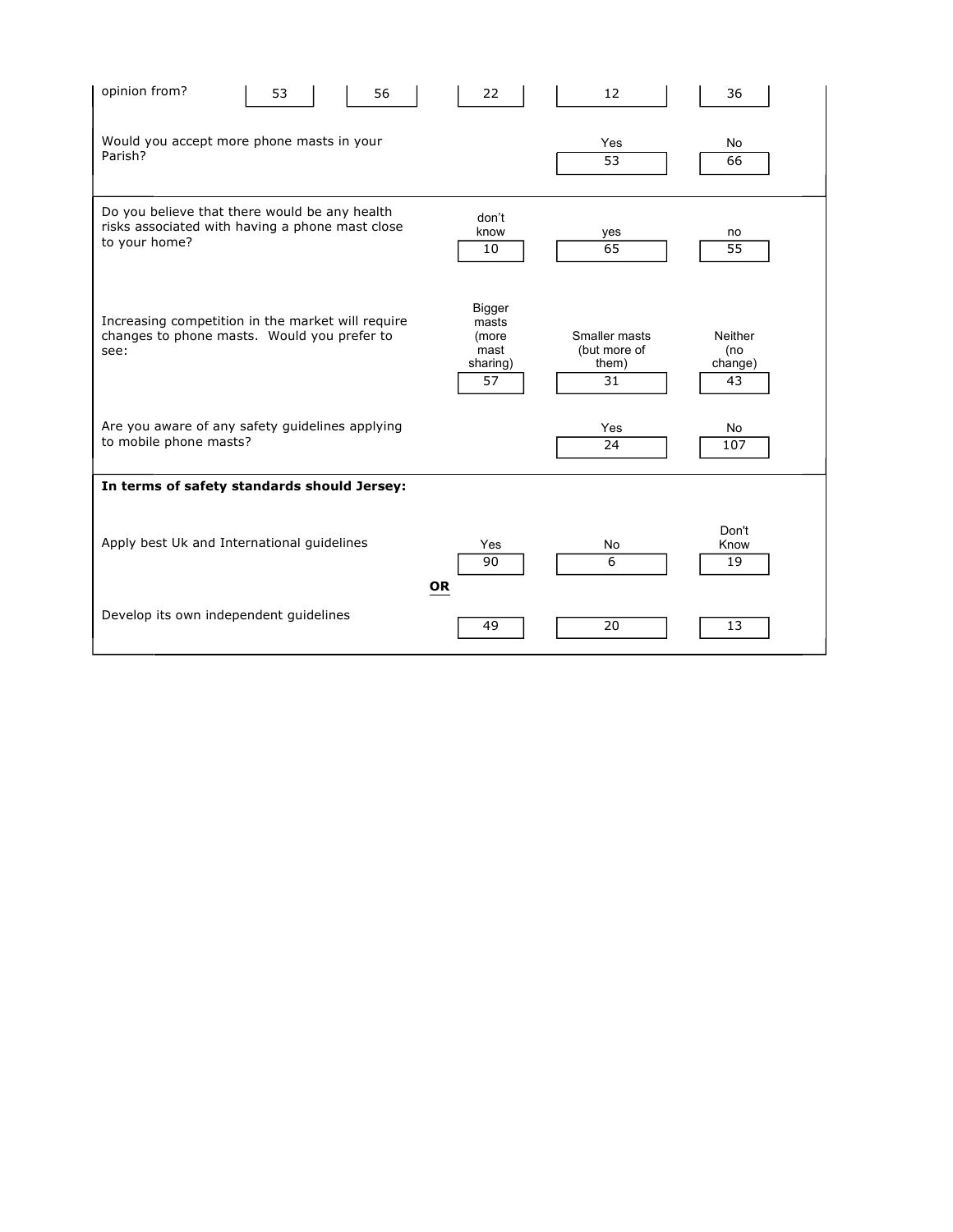| | | | | | |
|---|---|---|---|---|---|
| opinion from? | 53 | 56 | 22 | 12 | 36 |

| | | | |
|---|---|---|---|
| Would you accept more phone masts in your Parish? | | Yes | No |
| | | 53 | 66 |

| | | | |
|---|---|---|---|
| Do you believe that there would be any health risks associated with having a phone mast close to your home? | don't know | yes | no |
| | 10 | 65 | 55 |
| Increasing competition in the market will require changes to phone masts. Would you prefer to see: | Bigger masts (more mast sharing) | Smaller masts (but more of them) | Neither (no change) |
| | 57 | 31 | 43 |
| Are you aware of any safety guidelines applying to mobile phone masts? | | Yes | No |
| | | 24 | 107 |

**In terms of safety standards should Jersey:**

| | Yes | No | Don't Know |
|---|---|---|---|
| Apply best Uk and International guidelines | 90 | 6 | 19 |
| **OR** | | | |
| Develop its own independent guidelines | 49 | 20 | 13 |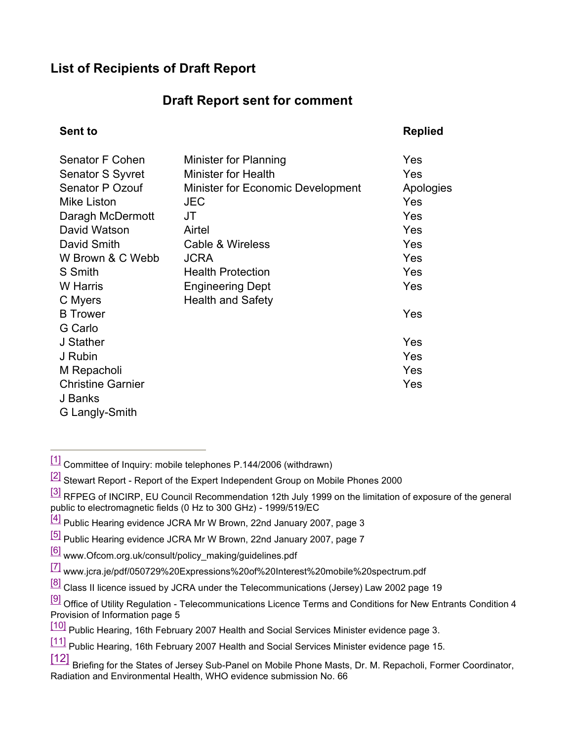## List of Recipients of Draft Report

### Draft Report sent for comment

| Sent to | | Replied |
|---|---|---|
| Senator F Cohen | Minister for Planning | Yes |
| Senator S Syvret | Minister for Health | Yes |
| Senator P Ozouf | Minister for Economic Development | Apologies |
| Mike Liston | JEC | Yes |
| Daragh McDermott | JT | Yes |
| David Watson | Airtel | Yes |
| David Smith | Cable & Wireless | Yes |
| W Brown & C Webb | JCRA | Yes |
| S Smith | Health Protection | Yes |
| W Harris | Engineering Dept | Yes |
| C Myers | Health and Safety | |
| B Trower | | Yes |
| G Carlo | | |
| J Stather | | Yes |
| J Rubin | | Yes |
| M Repacholi | | Yes |
| Christine Garnier | | Yes |
| J Banks | | |
| G Langly-Smith | | |

---

[1] Committee of Inquiry: mobile telephones P.144/2006 (withdrawn)

[2] Stewart Report - Report of the Expert Independent Group on Mobile Phones 2000

[3] RFPEG of INCIRP, EU Council Recommendation 12th July 1999 on the limitation of exposure of the general public to electromagnetic fields (0 Hz to 300 GHz) - 1999/519/EC

[4] Public Hearing evidence JCRA Mr W Brown, 22nd January 2007, page 3

[5] Public Hearing evidence JCRA Mr W Brown, 22nd January 2007, page 7

[6] www.Ofcom.org.uk/consult/policy_making/guidelines.pdf

[7] www.jcra.je/pdf/050729%20Expressions%20of%20Interest%20mobile%20spectrum.pdf

[8] Class II licence issued by JCRA under the Telecommunications (Jersey) Law 2002 page 19

[9] Office of Utility Regulation - Telecommunications Licence Terms and Conditions for New Entrants Condition 4 Provision of Information page 5

[10] Public Hearing, 16th February 2007 Health and Social Services Minister evidence page 3.

[11] Public Hearing, 16th February 2007 Health and Social Services Minister evidence page 15.

[12] Briefing for the States of Jersey Sub-Panel on Mobile Phone Masts, Dr. M. Repacholi, Former Coordinator, Radiation and Environmental Health, WHO evidence submission No. 66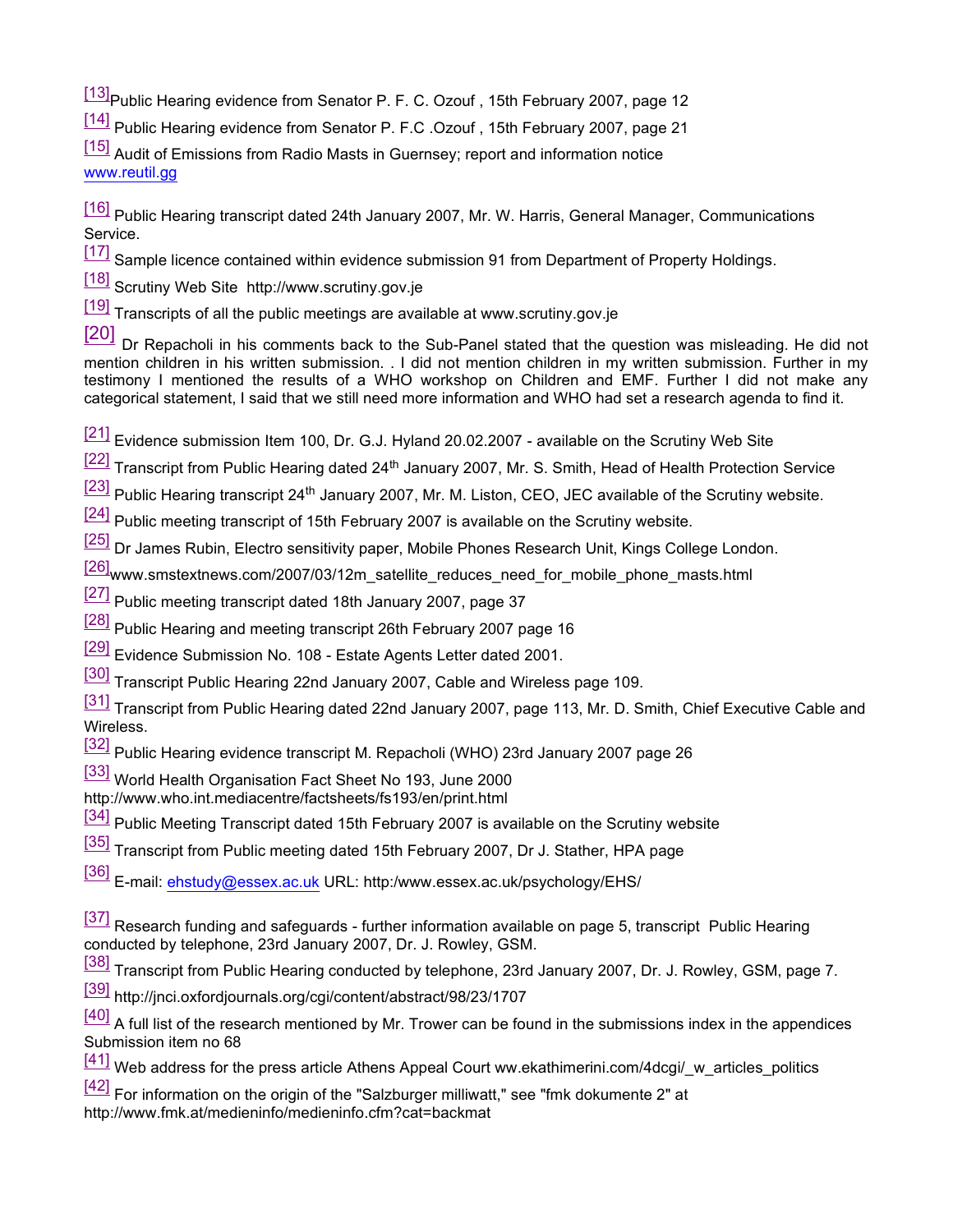[13]Public Hearing evidence from Senator P. F. C. Ozouf , 15th February 2007, page 12

[14] Public Hearing evidence from Senator P. F.C .Ozouf , 15th February 2007, page 21

[15] Audit of Emissions from Radio Masts in Guernsey; report and information notice www.reutil.gg

[16] Public Hearing transcript dated 24th January 2007, Mr. W. Harris, General Manager, Communications Service.

[17] Sample licence contained within evidence submission 91 from Department of Property Holdings.

[18] Scrutiny Web Site http://www.scrutiny.gov.je

[19] Transcripts of all the public meetings are available at www.scrutiny.gov.je

[20] Dr Repacholi in his comments back to the Sub-Panel stated that the question was misleading. He did not mention children in his written submission. . I did not mention children in my written submission. Further in my testimony I mentioned the results of a WHO workshop on Children and EMF. Further I did not make any categorical statement, I said that we still need more information and WHO had set a research agenda to find it.

[21] Evidence submission Item 100, Dr. G.J. Hyland 20.02.2007 - available on the Scrutiny Web Site

[22] Transcript from Public Hearing dated 24th January 2007, Mr. S. Smith, Head of Health Protection Service

[23] Public Hearing transcript 24th January 2007, Mr. M. Liston, CEO, JEC available of the Scrutiny website.

[24] Public meeting transcript of 15th February 2007 is available on the Scrutiny website.

[25] Dr James Rubin, Electro sensitivity paper, Mobile Phones Research Unit, Kings College London.

[26]www.smstextnews.com/2007/03/12m_satellite_reduces_need_for_mobile_phone_masts.html

[27] Public meeting transcript dated 18th January 2007, page 37

[28] Public Hearing and meeting transcript 26th February 2007 page 16

[29] Evidence Submission No. 108 - Estate Agents Letter dated 2001.

[30] Transcript Public Hearing 22nd January 2007, Cable and Wireless page 109.

[31] Transcript from Public Hearing dated 22nd January 2007, page 113, Mr. D. Smith, Chief Executive Cable and Wireless.

[32] Public Hearing evidence transcript M. Repacholi (WHO) 23rd January 2007 page 26

[33] World Health Organisation Fact Sheet No 193, June 2000 http://www.who.int.mediacentre/factsheets/fs193/en/print.html

[34] Public Meeting Transcript dated 15th February 2007 is available on the Scrutiny website

[35] Transcript from Public meeting dated 15th February 2007, Dr J. Stather, HPA page

[36] E-mail: ehstudy@essex.ac.uk URL: http:/www.essex.ac.uk/psychology/EHS/

[37] Research funding and safeguards - further information available on page 5, transcript Public Hearing conducted by telephone, 23rd January 2007, Dr. J. Rowley, GSM.

[38] Transcript from Public Hearing conducted by telephone, 23rd January 2007, Dr. J. Rowley, GSM, page 7.

[39] http://jnci.oxfordjournals.org/cgi/content/abstract/98/23/1707

[40] A full list of the research mentioned by Mr. Trower can be found in the submissions index in the appendices Submission item no 68

[41] Web address for the press article Athens Appeal Court ww.ekathimerini.com/4dcgi/_w_articles_politics

[42] For information on the origin of the "Salzburger milliwatt," see "fmk dokumente 2" at http://www.fmk.at/medieninfo/medieninfo.cfm?cat=backmat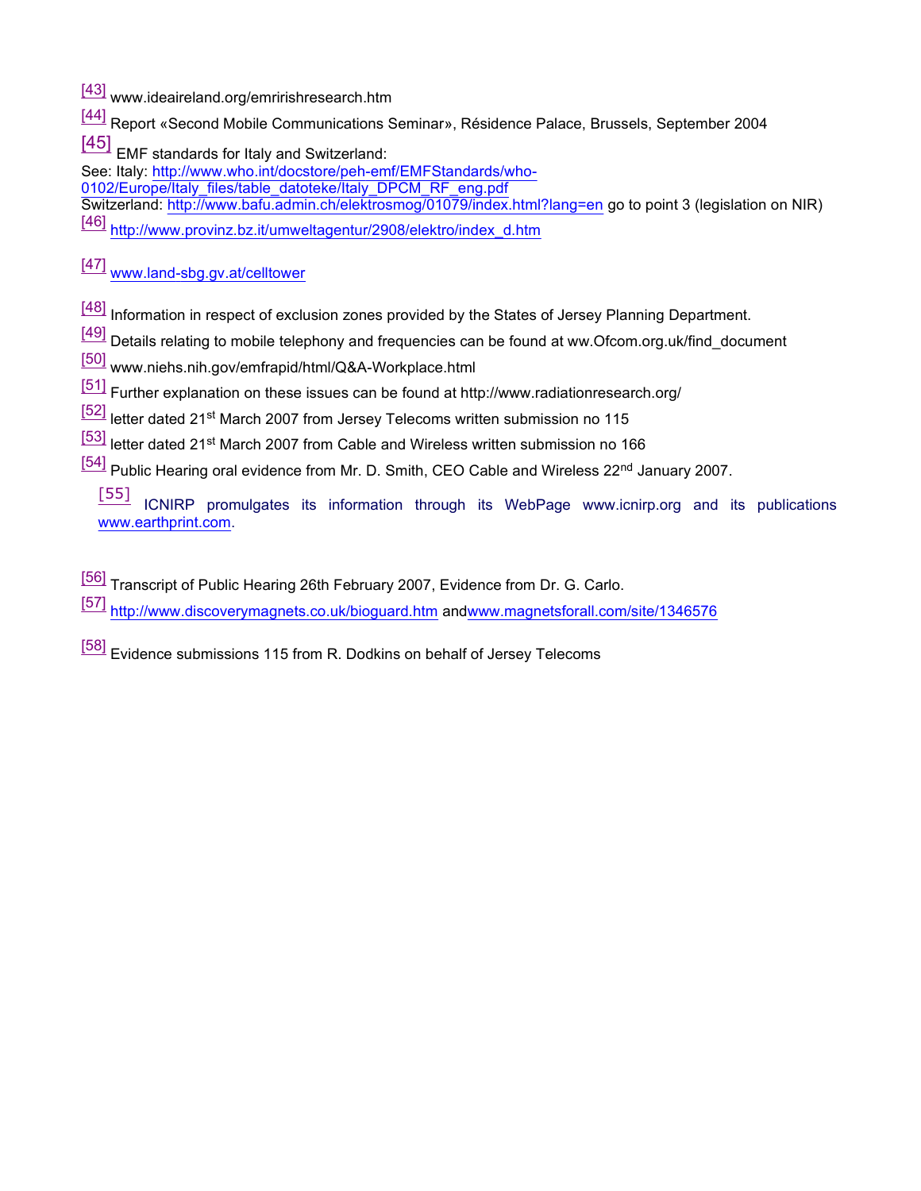[43] www.ideaireland.org/emririshresearch.htm

[44] Report «Second Mobile Communications Seminar», Résidence Palace, Brussels, September 2004

[45] EMF standards for Italy and Switzerland:
See: Italy: http://www.who.int/docstore/peh-emf/EMFStandards/who-0102/Europe/Italy_files/table_datoteke/Italy_DPCM_RF_eng.pdf
Switzerland: http://www.bafu.admin.ch/elektrosmog/01079/index.html?lang=en go to point 3 (legislation on NIR)

[46] http://www.provinz.bz.it/umweltagentur/2908/elektro/index_d.htm

[47] www.land-sbg.gv.at/celltower

[48] Information in respect of exclusion zones provided by the States of Jersey Planning Department.

[49] Details relating to mobile telephony and frequencies can be found at ww.Ofcom.org.uk/find_document

[50] www.niehs.nih.gov/emfrapid/html/Q&A-Workplace.html

[51] Further explanation on these issues can be found at http://www.radiationresearch.org/

[52] letter dated 21st March 2007 from Jersey Telecoms written submission no 115

[53] letter dated 21st March 2007 from Cable and Wireless written submission no 166

[54] Public Hearing oral evidence from Mr. D. Smith, CEO Cable and Wireless 22nd January 2007.

[55] ICNIRP promulgates its information through its WebPage www.icnirp.org and its publications www.earthprint.com.

[56] Transcript of Public Hearing 26th February 2007, Evidence from Dr. G. Carlo.

[57] http://www.discoverymagnets.co.uk/bioguard.htm andwww.magnetsforall.com/site/1346576

[58] Evidence submissions 115 from R. Dodkins on behalf of Jersey Telecoms